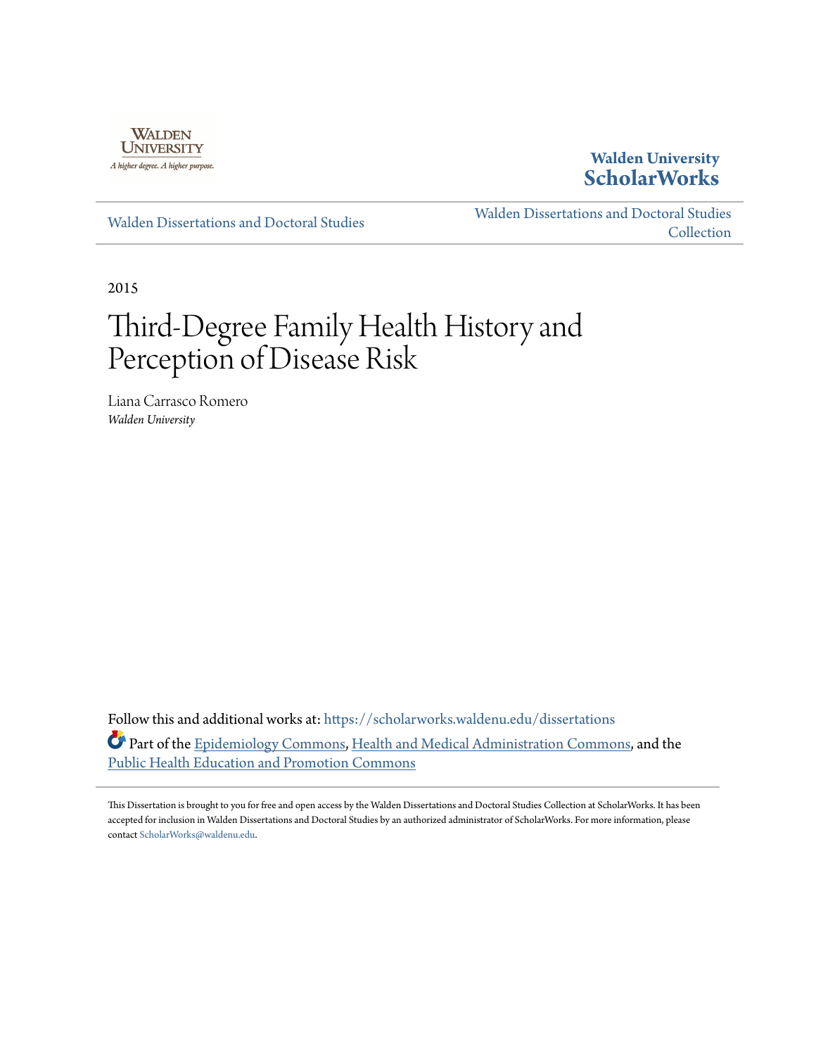Walden University

A higher degree. A higher purpose.

**Walden University ScholarWorks**

Walden Dissertations and Doctoral Studies

Walden Dissertations and Doctoral Studies Collection

2015

# Third-Degree Family Health History and Perception of Disease Risk

Liana Carrasco Romero

*Walden University*

Follow this and additional works at: https://scholarworks.waldenu.edu/dissertations

Part of the Epidemiology Commons, Health and Medical Administration Commons, and the Public Health Education and Promotion Commons

This Dissertation is brought to you for free and open access by the Walden Dissertations and Doctoral Studies Collection at ScholarWorks. It has been accepted for inclusion in Walden Dissertations and Doctoral Studies by an authorized administrator of ScholarWorks. For more information, please contact ScholarWorks@waldenu.edu.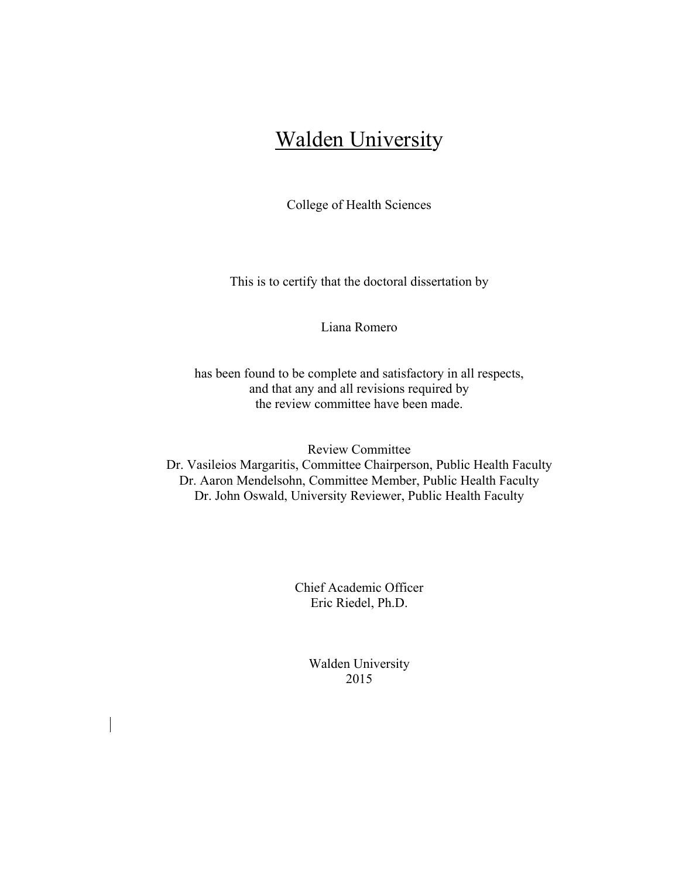# Walden University

College of Health Sciences

This is to certify that the doctoral dissertation by

Liana Romero

has been found to be complete and satisfactory in all respects,
and that any and all revisions required by
the review committee have been made.

Review Committee
Dr. Vasileios Margaritis, Committee Chairperson, Public Health Faculty
Dr. Aaron Mendelsohn, Committee Member, Public Health Faculty
Dr. John Oswald, University Reviewer, Public Health Faculty

Chief Academic Officer
Eric Riedel, Ph.D.

Walden University
2015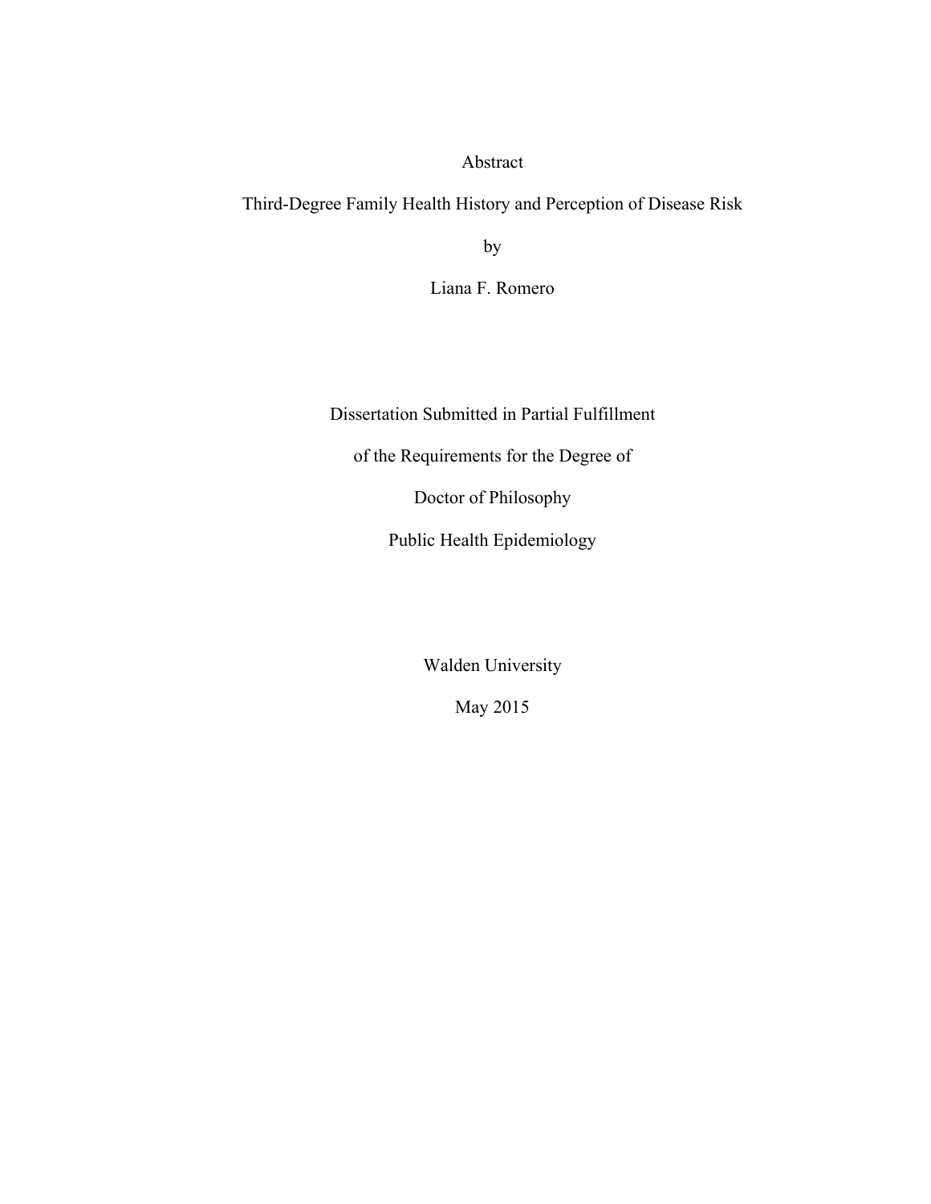# Abstract

## Third-Degree Family Health History and Perception of Disease Risk

by

Liana F. Romero

Dissertation Submitted in Partial Fulfillment

of the Requirements for the Degree of

Doctor of Philosophy

Public Health Epidemiology

Walden University

May 2015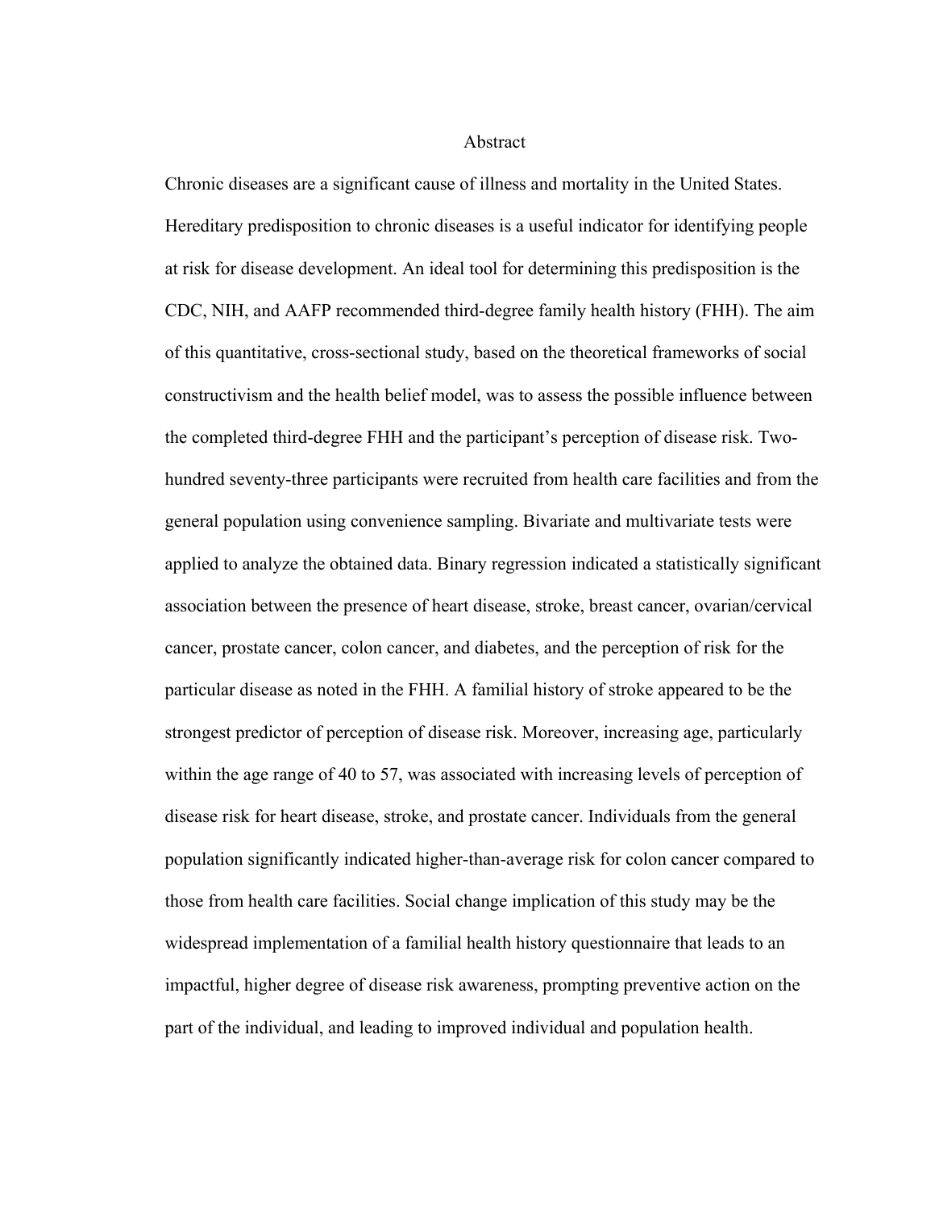# Abstract

Chronic diseases are a significant cause of illness and mortality in the United States. Hereditary predisposition to chronic diseases is a useful indicator for identifying people at risk for disease development. An ideal tool for determining this predisposition is the CDC, NIH, and AAFP recommended third-degree family health history (FHH). The aim of this quantitative, cross-sectional study, based on the theoretical frameworks of social constructivism and the health belief model, was to assess the possible influence between the completed third-degree FHH and the participant's perception of disease risk. Two-hundred seventy-three participants were recruited from health care facilities and from the general population using convenience sampling. Bivariate and multivariate tests were applied to analyze the obtained data. Binary regression indicated a statistically significant association between the presence of heart disease, stroke, breast cancer, ovarian/cervical cancer, prostate cancer, colon cancer, and diabetes, and the perception of risk for the particular disease as noted in the FHH. A familial history of stroke appeared to be the strongest predictor of perception of disease risk. Moreover, increasing age, particularly within the age range of 40 to 57, was associated with increasing levels of perception of disease risk for heart disease, stroke, and prostate cancer. Individuals from the general population significantly indicated higher-than-average risk for colon cancer compared to those from health care facilities. Social change implication of this study may be the widespread implementation of a familial health history questionnaire that leads to an impactful, higher degree of disease risk awareness, prompting preventive action on the part of the individual, and leading to improved individual and population health.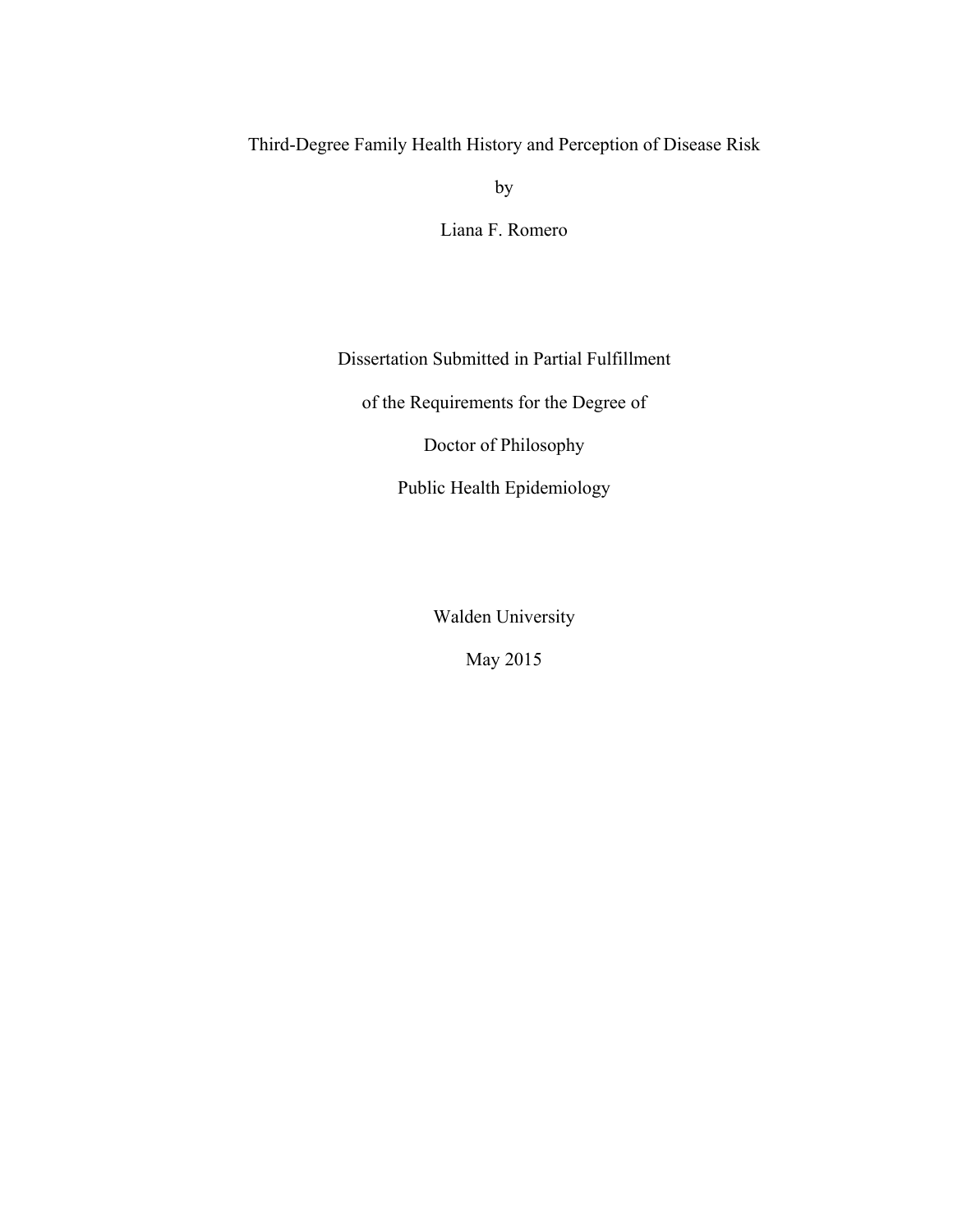Third-Degree Family Health History and Perception of Disease Risk

by

Liana F. Romero

Dissertation Submitted in Partial Fulfillment

of the Requirements for the Degree of

Doctor of Philosophy

Public Health Epidemiology

Walden University

May 2015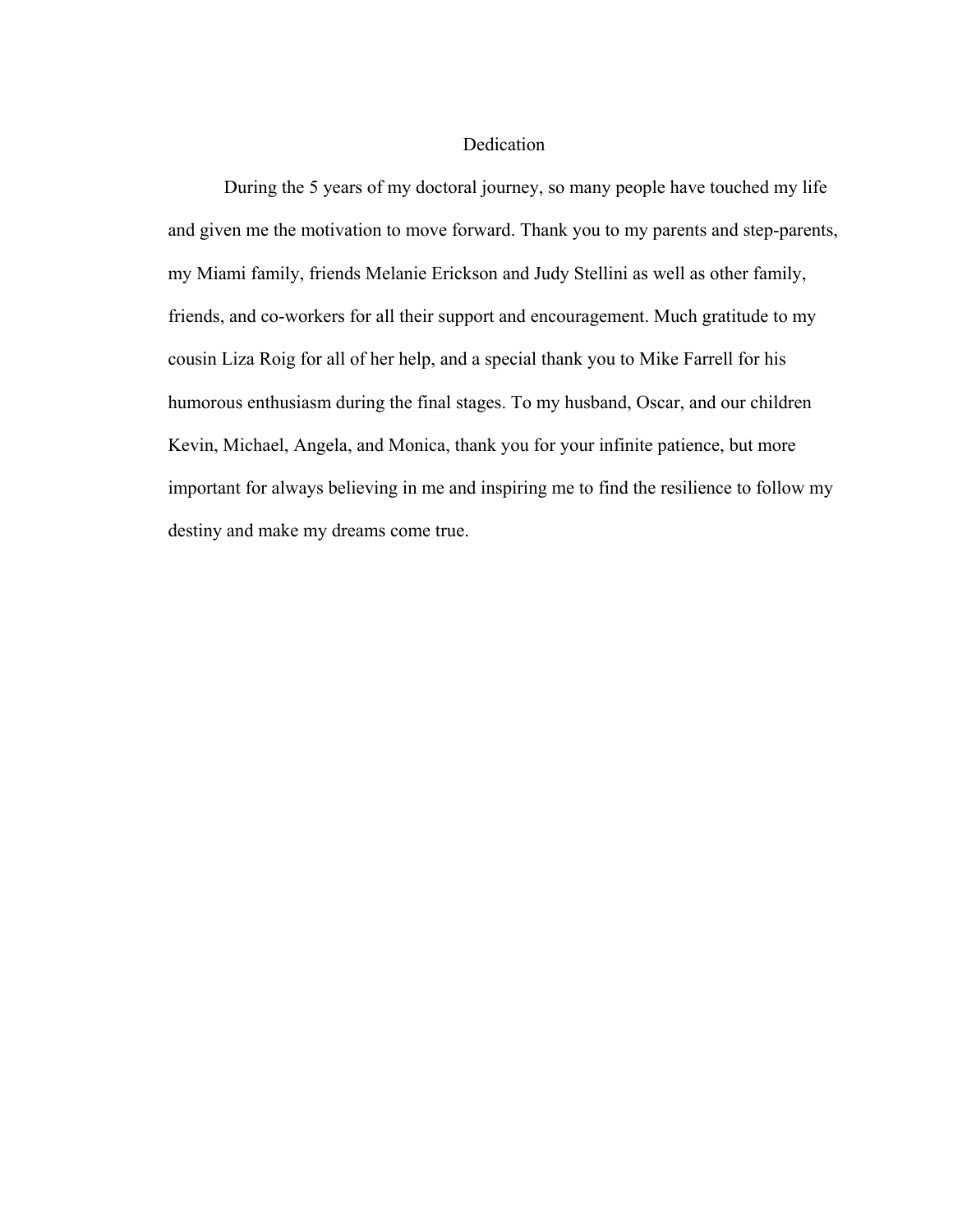# Dedication

During the 5 years of my doctoral journey, so many people have touched my life and given me the motivation to move forward. Thank you to my parents and step-parents, my Miami family, friends Melanie Erickson and Judy Stellini as well as other family, friends, and co-workers for all their support and encouragement. Much gratitude to my cousin Liza Roig for all of her help, and a special thank you to Mike Farrell for his humorous enthusiasm during the final stages. To my husband, Oscar, and our children Kevin, Michael, Angela, and Monica, thank you for your infinite patience, but more important for always believing in me and inspiring me to find the resilience to follow my destiny and make my dreams come true.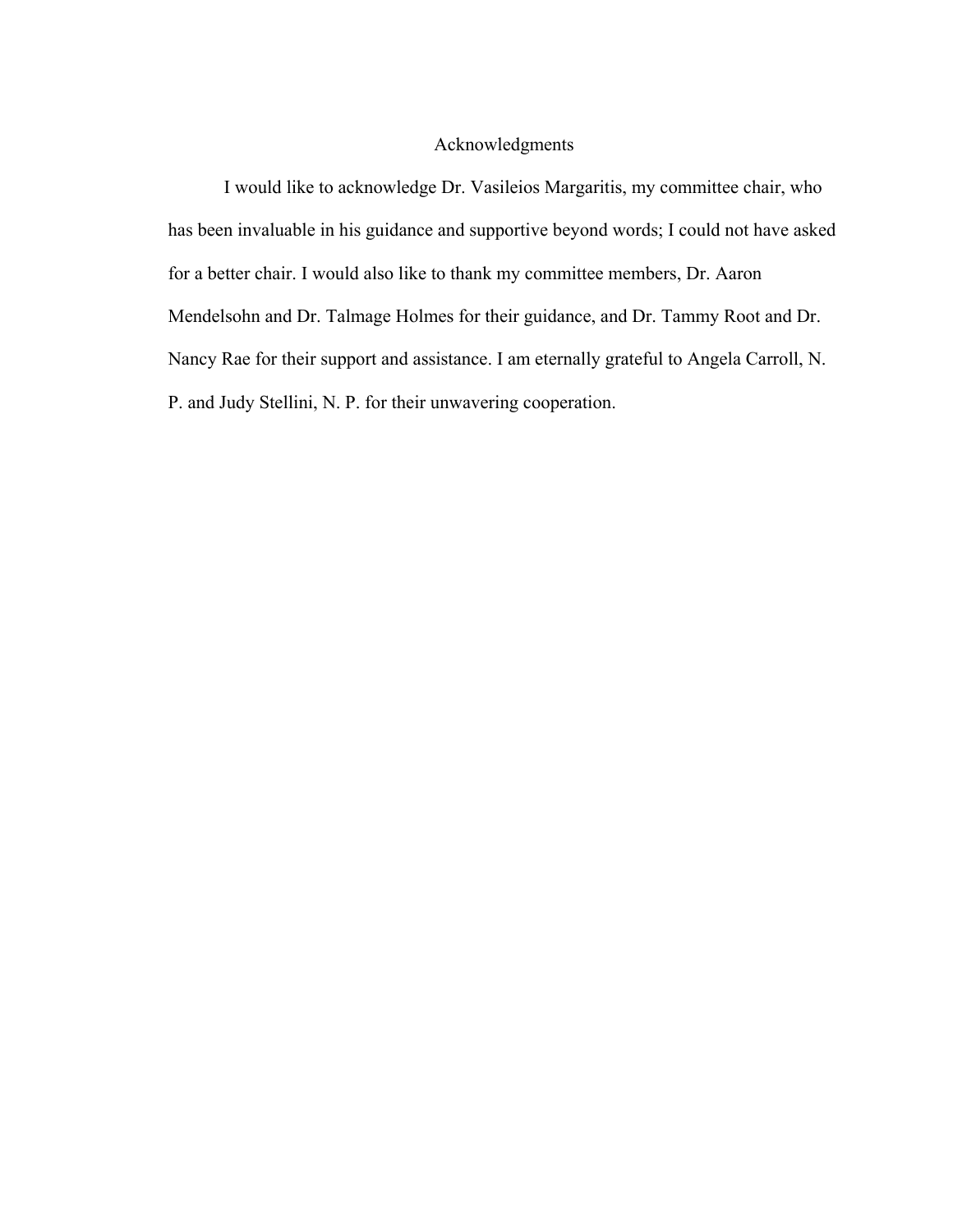# Acknowledgments

I would like to acknowledge Dr. Vasileios Margaritis, my committee chair, who has been invaluable in his guidance and supportive beyond words; I could not have asked for a better chair. I would also like to thank my committee members, Dr. Aaron Mendelsohn and Dr. Talmage Holmes for their guidance, and Dr. Tammy Root and Dr. Nancy Rae for their support and assistance. I am eternally grateful to Angela Carroll, N. P. and Judy Stellini, N. P. for their unwavering cooperation.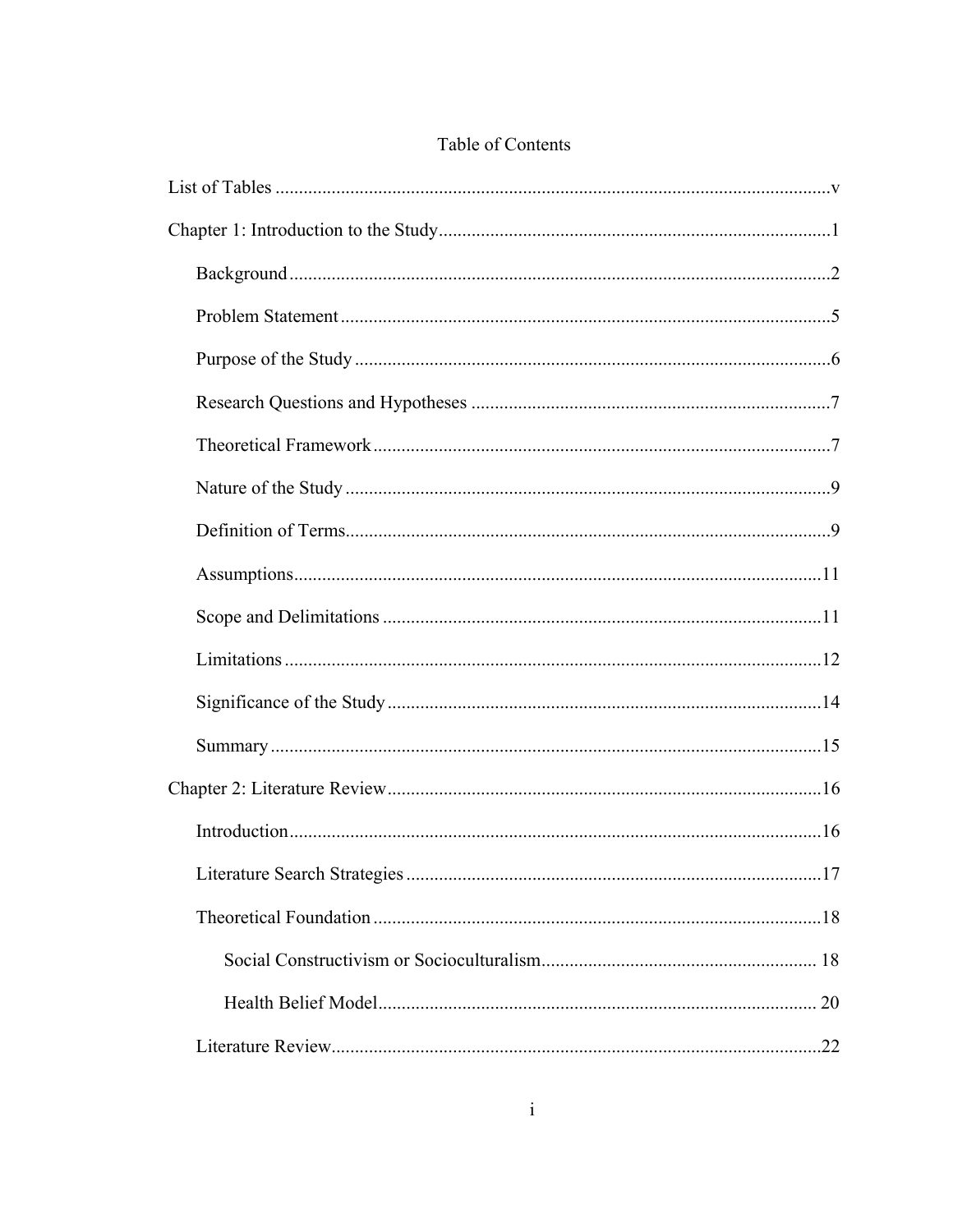# Table of Contents

List of Tables ....................................................................................................................v

Chapter 1: Introduction to the Study....................................................................................1

- Background ...................................................................................................................2
- Problem Statement .........................................................................................................5
- Purpose of the Study ......................................................................................................6
- Research Questions and Hypotheses .............................................................................7
- Theoretical Framework ..................................................................................................7
- Nature of the Study ........................................................................................................9
- Definition of Terms........................................................................................................9
- Assumptions.................................................................................................................11
- Scope and Delimitations ..............................................................................................11
- Limitations ...................................................................................................................12
- Significance of the Study .............................................................................................14
- Summary ......................................................................................................................15

Chapter 2: Literature Review.............................................................................................16

- Introduction..................................................................................................................16
- Literature Search Strategies .........................................................................................17
- Theoretical Foundation ................................................................................................18
  - Social Constructivism or Socioculturalism........................................................... 18
  - Health Belief Model.............................................................................................. 20
- Literature Review.........................................................................................................22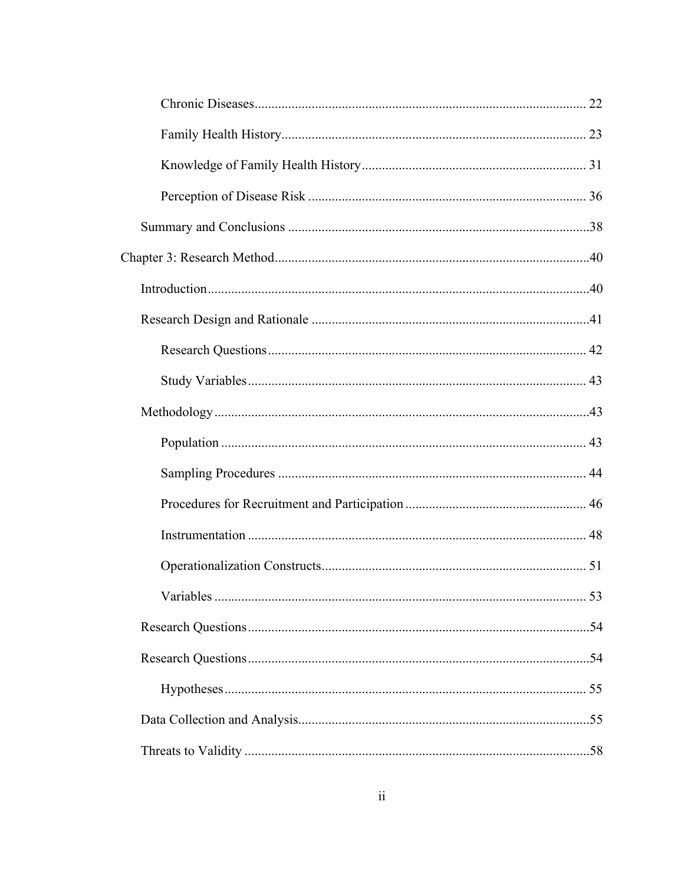Chronic Diseases ........................................................................................ 22

Family Health History .................................................................................. 23

Knowledge of Family Health History .......................................................... 31

Perception of Disease Risk .......................................................................... 36

Summary and Conclusions ................................................................................38

Chapter 3: Research Method ..................................................................................40

Introduction .......................................................................................................40

Research Design and Rationale .........................................................................41

Research Questions ...................................................................................... 42

Study Variables ............................................................................................ 43

Methodology ......................................................................................................43

Population .................................................................................................... 43

Sampling Procedures ................................................................................... 44

Procedures for Recruitment and Participation ............................................. 46

Instrumentation ............................................................................................ 48

Operationalization Constructs ...................................................................... 51

Variables ...................................................................................................... 53

Research Questions ............................................................................................54

Research Questions ............................................................................................54

Hypotheses ................................................................................................... 55

Data Collection and Analysis .............................................................................55

Threats to Validity ..............................................................................................58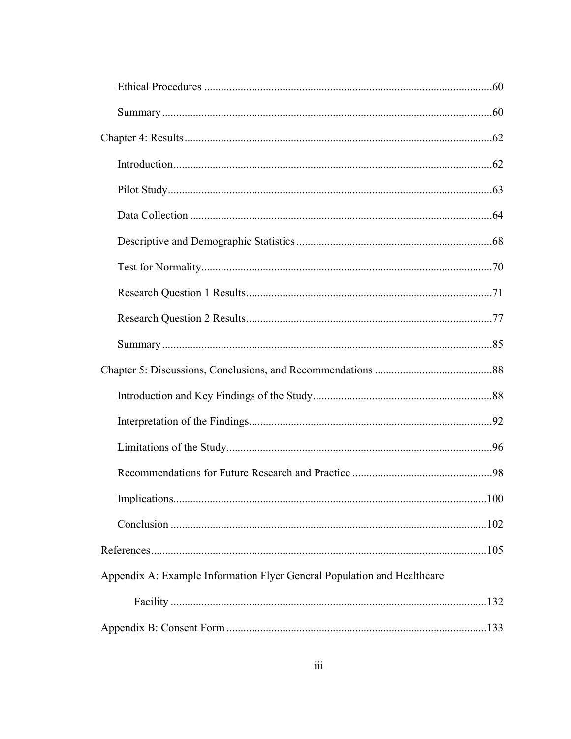Ethical Procedures .....60

Summary .....60

Chapter 4: Results .....62

Introduction .....62

Pilot Study .....63

Data Collection .....64

Descriptive and Demographic Statistics .....68

Test for Normality .....70

Research Question 1 Results .....71

Research Question 2 Results .....77

Summary .....85

Chapter 5: Discussions, Conclusions, and Recommendations .....88

Introduction and Key Findings of the Study .....88

Interpretation of the Findings .....92

Limitations of the Study .....96

Recommendations for Future Research and Practice .....98

Implications .....100

Conclusion .....102

References .....105

Appendix A: Example Information Flyer General Population and Healthcare Facility .....132

Appendix B: Consent Form .....133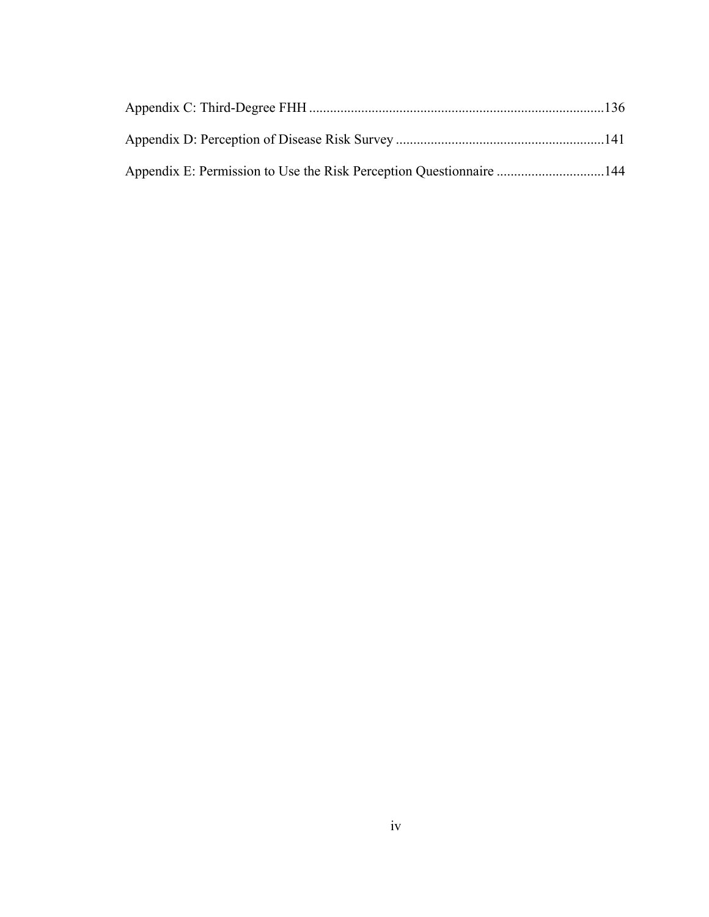Appendix C: Third-Degree FHH ....................................................................................136

Appendix D: Perception of Disease Risk Survey ............................................................141

Appendix E: Permission to Use the Risk Perception Questionnaire ...............................144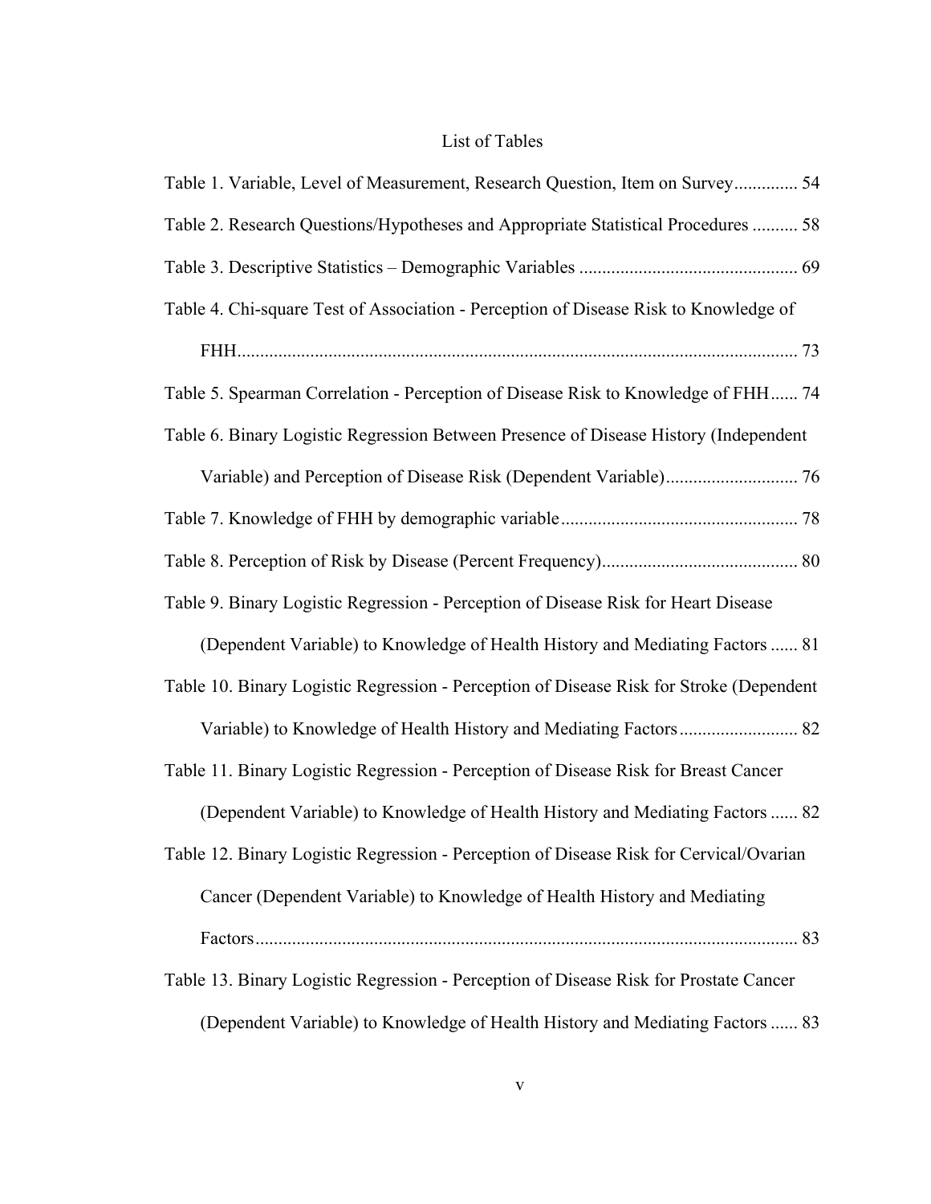# List of Tables

Table 1. Variable, Level of Measurement, Research Question, Item on Survey .............. 54

Table 2. Research Questions/Hypotheses and Appropriate Statistical Procedures .......... 58

Table 3. Descriptive Statistics – Demographic Variables ............................................... 69

Table 4. Chi-square Test of Association - Perception of Disease Risk to Knowledge of FHH.......................................................................................................................... 73

Table 5. Spearman Correlation - Perception of Disease Risk to Knowledge of FHH...... 74

Table 6. Binary Logistic Regression Between Presence of Disease History (Independent Variable) and Perception of Disease Risk (Dependent Variable)............................ 76

Table 7. Knowledge of FHH by demographic variable.................................................... 78

Table 8. Perception of Risk by Disease (Percent Frequency)........................................... 80

Table 9. Binary Logistic Regression - Perception of Disease Risk for Heart Disease (Dependent Variable) to Knowledge of Health History and Mediating Factors ...... 81

Table 10. Binary Logistic Regression - Perception of Disease Risk for Stroke (Dependent Variable) to Knowledge of Health History and Mediating Factors.......................... 82

Table 11. Binary Logistic Regression - Perception of Disease Risk for Breast Cancer (Dependent Variable) to Knowledge of Health History and Mediating Factors ...... 82

Table 12. Binary Logistic Regression - Perception of Disease Risk for Cervical/Ovarian Cancer (Dependent Variable) to Knowledge of Health History and Mediating Factors...................................................................................................................... 83

Table 13. Binary Logistic Regression - Perception of Disease Risk for Prostate Cancer (Dependent Variable) to Knowledge of Health History and Mediating Factors ...... 83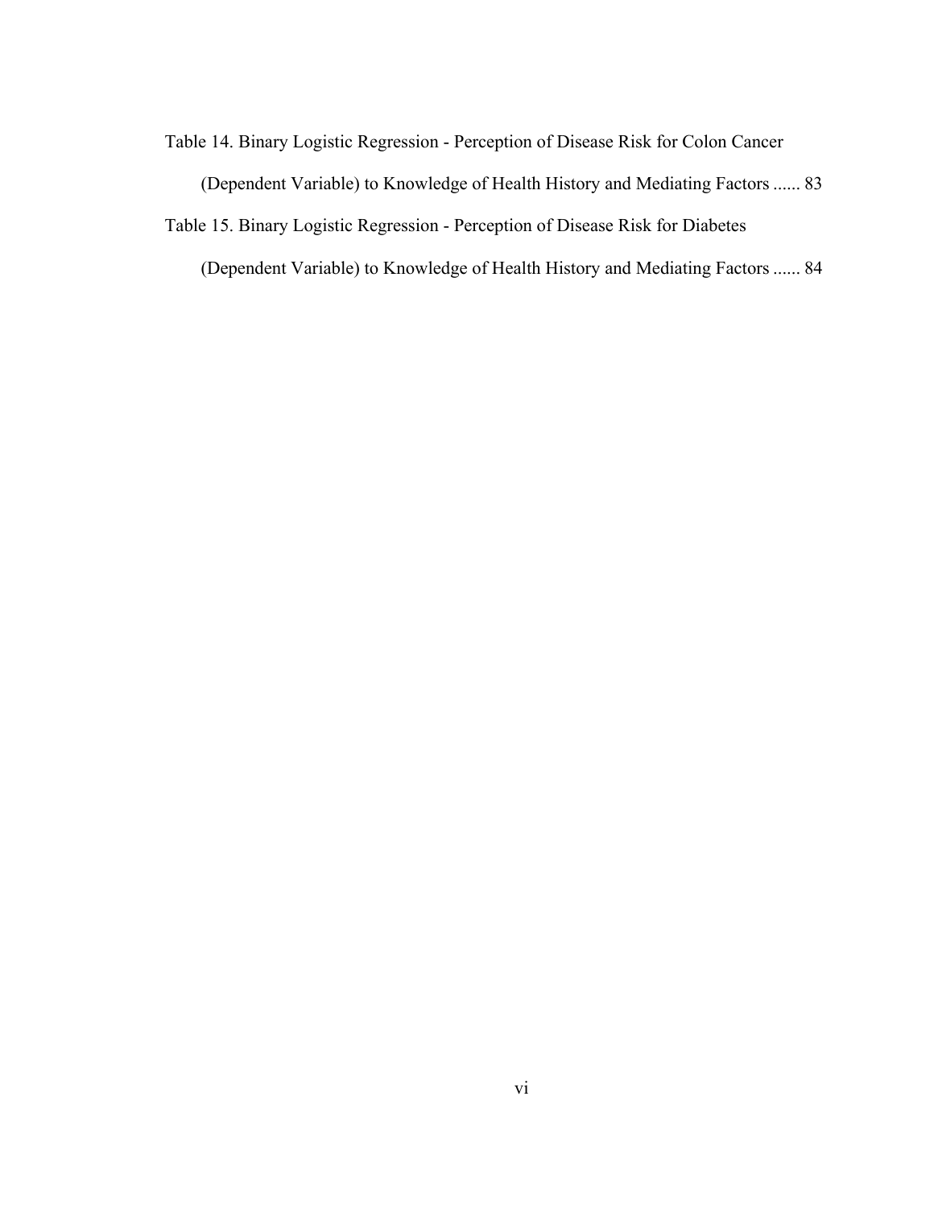Table 14. Binary Logistic Regression - Perception of Disease Risk for Colon Cancer (Dependent Variable) to Knowledge of Health History and Mediating Factors ...... 83

Table 15. Binary Logistic Regression - Perception of Disease Risk for Diabetes (Dependent Variable) to Knowledge of Health History and Mediating Factors ...... 84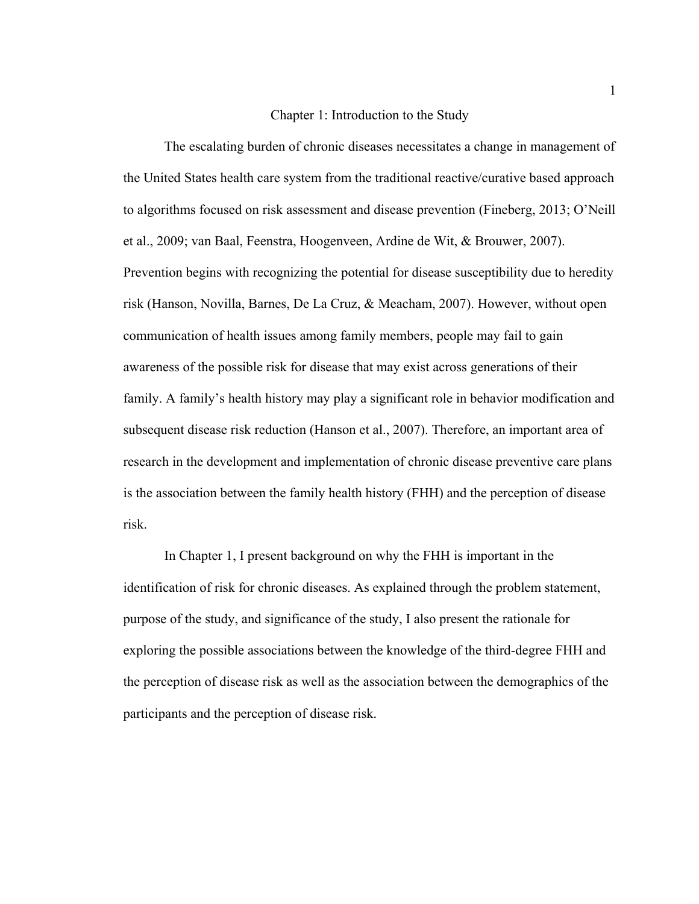# Chapter 1: Introduction to the Study

The escalating burden of chronic diseases necessitates a change in management of the United States health care system from the traditional reactive/curative based approach to algorithms focused on risk assessment and disease prevention (Fineberg, 2013; O'Neill et al., 2009; van Baal, Feenstra, Hoogenveen, Ardine de Wit, & Brouwer, 2007). Prevention begins with recognizing the potential for disease susceptibility due to heredity risk (Hanson, Novilla, Barnes, De La Cruz, & Meacham, 2007). However, without open communication of health issues among family members, people may fail to gain awareness of the possible risk for disease that may exist across generations of their family. A family's health history may play a significant role in behavior modification and subsequent disease risk reduction (Hanson et al., 2007). Therefore, an important area of research in the development and implementation of chronic disease preventive care plans is the association between the family health history (FHH) and the perception of disease risk.

In Chapter 1, I present background on why the FHH is important in the identification of risk for chronic diseases. As explained through the problem statement, purpose of the study, and significance of the study, I also present the rationale for exploring the possible associations between the knowledge of the third-degree FHH and the perception of disease risk as well as the association between the demographics of the participants and the perception of disease risk.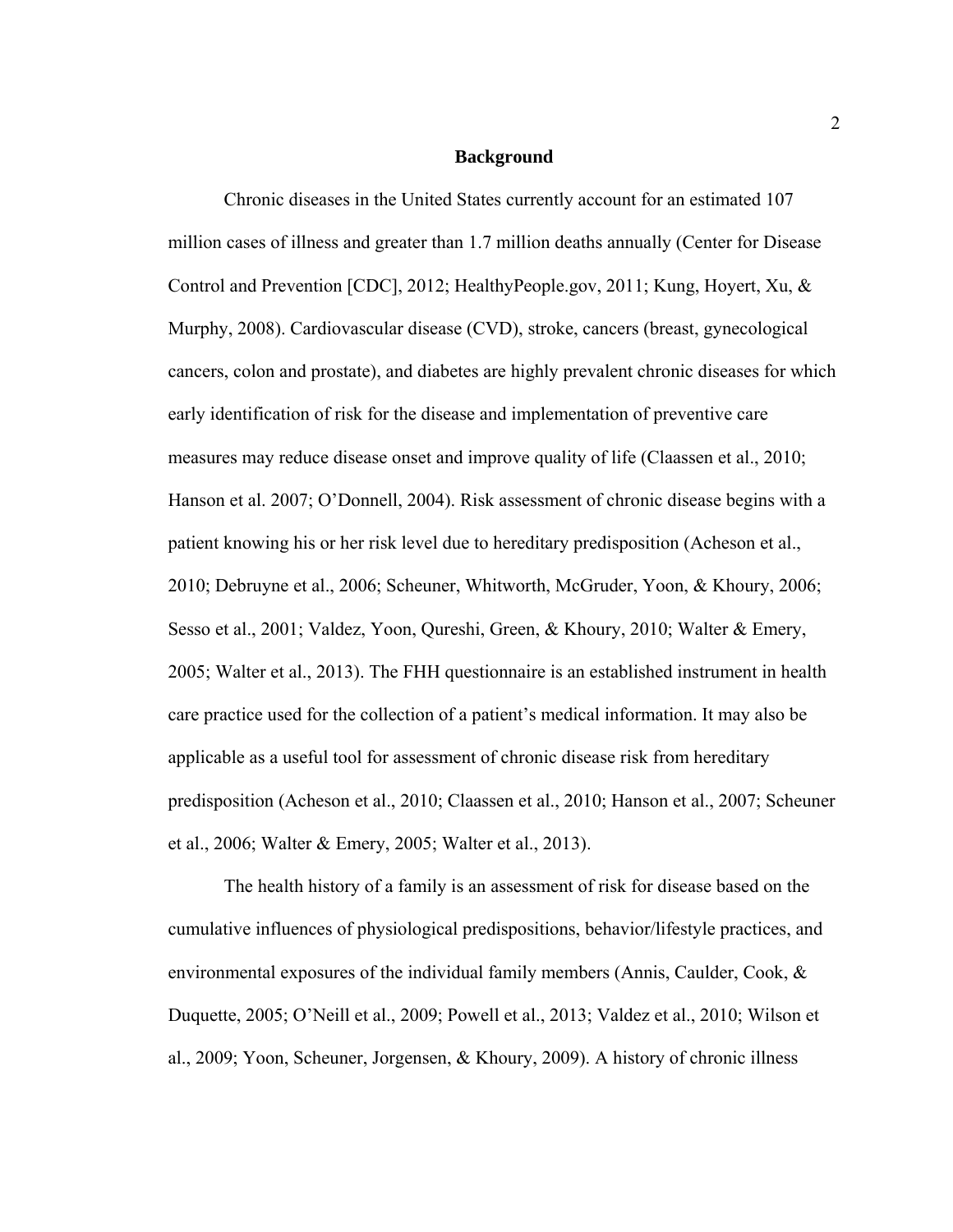## Background

Chronic diseases in the United States currently account for an estimated 107 million cases of illness and greater than 1.7 million deaths annually (Center for Disease Control and Prevention [CDC], 2012; HealthyPeople.gov, 2011; Kung, Hoyert, Xu, & Murphy, 2008). Cardiovascular disease (CVD), stroke, cancers (breast, gynecological cancers, colon and prostate), and diabetes are highly prevalent chronic diseases for which early identification of risk for the disease and implementation of preventive care measures may reduce disease onset and improve quality of life (Claassen et al., 2010; Hanson et al. 2007; O'Donnell, 2004). Risk assessment of chronic disease begins with a patient knowing his or her risk level due to hereditary predisposition (Acheson et al., 2010; Debruyne et al., 2006; Scheuner, Whitworth, McGruder, Yoon, & Khoury, 2006; Sesso et al., 2001; Valdez, Yoon, Qureshi, Green, & Khoury, 2010; Walter & Emery, 2005; Walter et al., 2013). The FHH questionnaire is an established instrument in health care practice used for the collection of a patient's medical information. It may also be applicable as a useful tool for assessment of chronic disease risk from hereditary predisposition (Acheson et al., 2010; Claassen et al., 2010; Hanson et al., 2007; Scheuner et al., 2006; Walter & Emery, 2005; Walter et al., 2013).

The health history of a family is an assessment of risk for disease based on the cumulative influences of physiological predispositions, behavior/lifestyle practices, and environmental exposures of the individual family members (Annis, Caulder, Cook, & Duquette, 2005; O'Neill et al., 2009; Powell et al., 2013; Valdez et al., 2010; Wilson et al., 2009; Yoon, Scheuner, Jorgensen, & Khoury, 2009). A history of chronic illness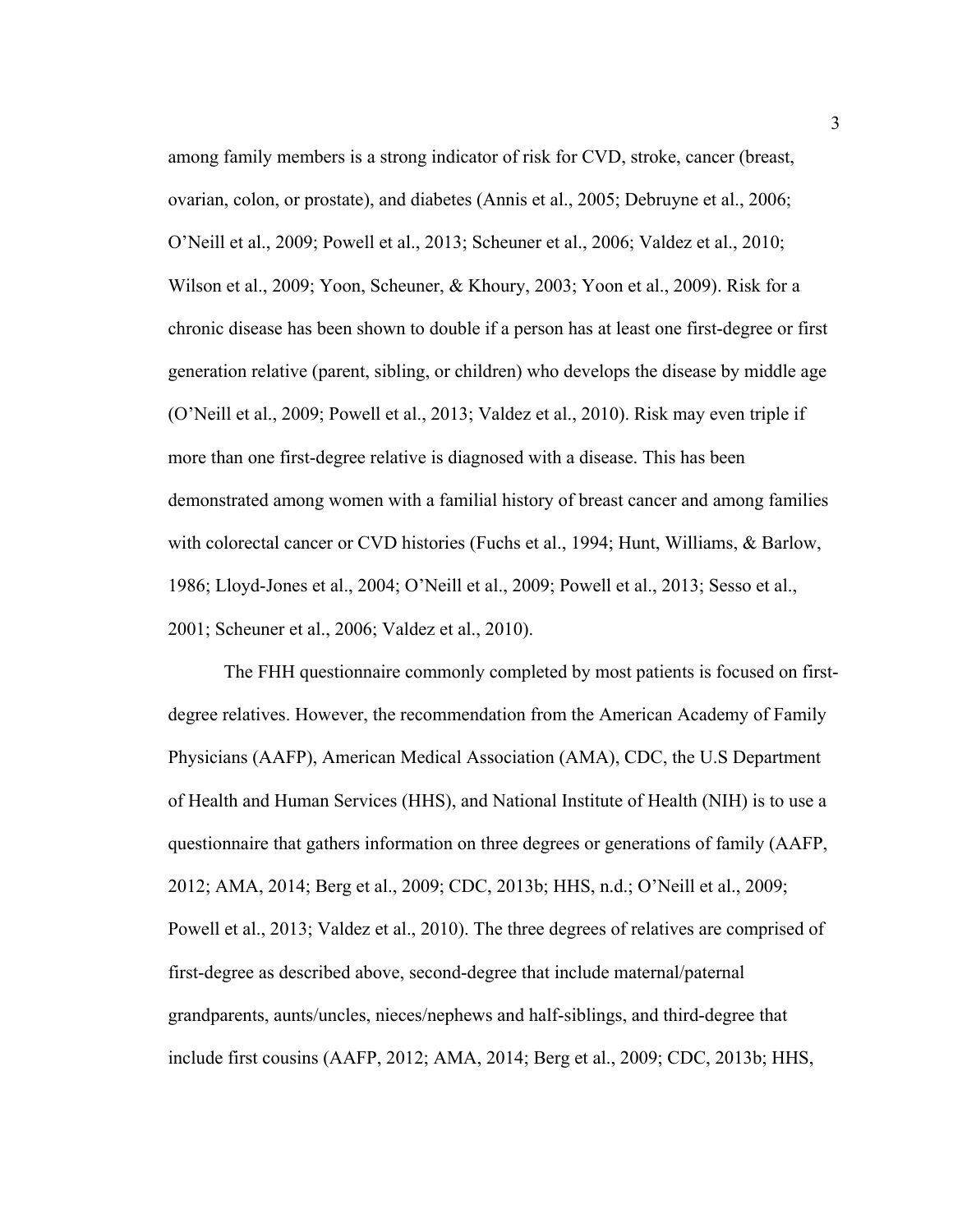among family members is a strong indicator of risk for CVD, stroke, cancer (breast, ovarian, colon, or prostate), and diabetes (Annis et al., 2005; Debruyne et al., 2006; O'Neill et al., 2009; Powell et al., 2013; Scheuner et al., 2006; Valdez et al., 2010; Wilson et al., 2009; Yoon, Scheuner, & Khoury, 2003; Yoon et al., 2009). Risk for a chronic disease has been shown to double if a person has at least one first-degree or first generation relative (parent, sibling, or children) who develops the disease by middle age (O'Neill et al., 2009; Powell et al., 2013; Valdez et al., 2010). Risk may even triple if more than one first-degree relative is diagnosed with a disease. This has been demonstrated among women with a familial history of breast cancer and among families with colorectal cancer or CVD histories (Fuchs et al., 1994; Hunt, Williams, & Barlow, 1986; Lloyd-Jones et al., 2004; O'Neill et al., 2009; Powell et al., 2013; Sesso et al., 2001; Scheuner et al., 2006; Valdez et al., 2010).

The FHH questionnaire commonly completed by most patients is focused on first-degree relatives. However, the recommendation from the American Academy of Family Physicians (AAFP), American Medical Association (AMA), CDC, the U.S Department of Health and Human Services (HHS), and National Institute of Health (NIH) is to use a questionnaire that gathers information on three degrees or generations of family (AAFP, 2012; AMA, 2014; Berg et al., 2009; CDC, 2013b; HHS, n.d.; O'Neill et al., 2009; Powell et al., 2013; Valdez et al., 2010). The three degrees of relatives are comprised of first-degree as described above, second-degree that include maternal/paternal grandparents, aunts/uncles, nieces/nephews and half-siblings, and third-degree that include first cousins (AAFP, 2012; AMA, 2014; Berg et al., 2009; CDC, 2013b; HHS,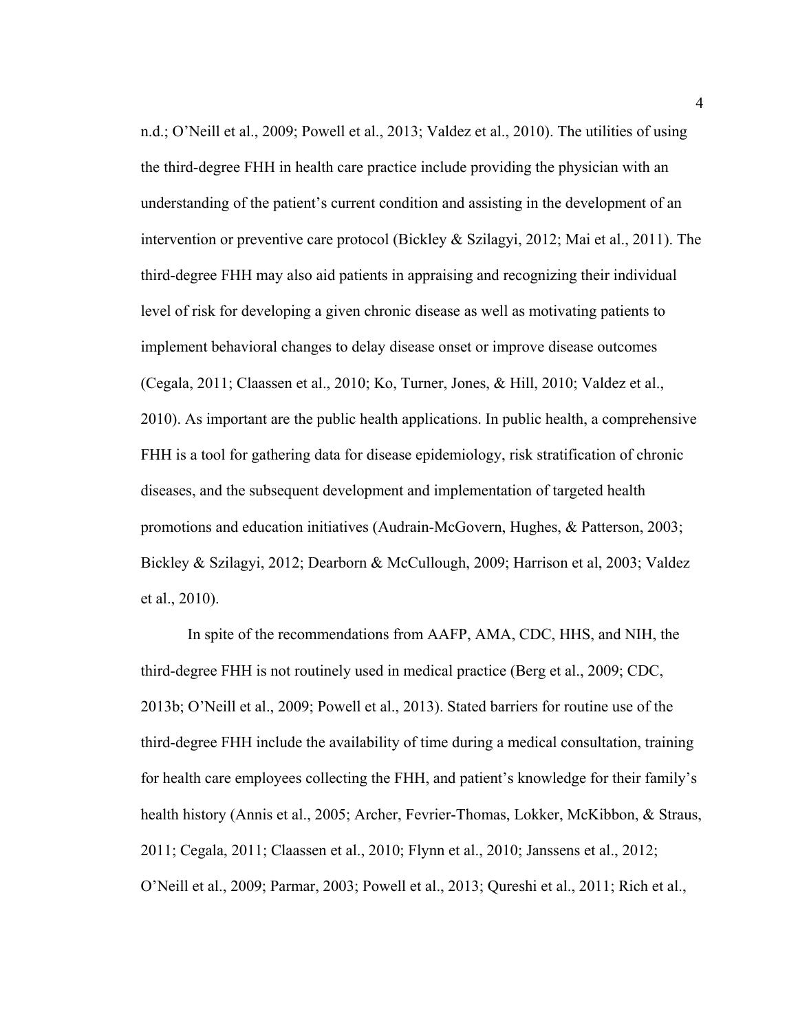n.d.; O'Neill et al., 2009; Powell et al., 2013; Valdez et al., 2010). The utilities of using the third-degree FHH in health care practice include providing the physician with an understanding of the patient's current condition and assisting in the development of an intervention or preventive care protocol (Bickley & Szilagyi, 2012; Mai et al., 2011). The third-degree FHH may also aid patients in appraising and recognizing their individual level of risk for developing a given chronic disease as well as motivating patients to implement behavioral changes to delay disease onset or improve disease outcomes (Cegala, 2011; Claassen et al., 2010; Ko, Turner, Jones, & Hill, 2010; Valdez et al., 2010). As important are the public health applications. In public health, a comprehensive FHH is a tool for gathering data for disease epidemiology, risk stratification of chronic diseases, and the subsequent development and implementation of targeted health promotions and education initiatives (Audrain-McGovern, Hughes, & Patterson, 2003; Bickley & Szilagyi, 2012; Dearborn & McCullough, 2009; Harrison et al, 2003; Valdez et al., 2010).

In spite of the recommendations from AAFP, AMA, CDC, HHS, and NIH, the third-degree FHH is not routinely used in medical practice (Berg et al., 2009; CDC, 2013b; O'Neill et al., 2009; Powell et al., 2013). Stated barriers for routine use of the third-degree FHH include the availability of time during a medical consultation, training for health care employees collecting the FHH, and patient's knowledge for their family's health history (Annis et al., 2005; Archer, Fevrier-Thomas, Lokker, McKibbon, & Straus, 2011; Cegala, 2011; Claassen et al., 2010; Flynn et al., 2010; Janssens et al., 2012; O'Neill et al., 2009; Parmar, 2003; Powell et al., 2013; Qureshi et al., 2011; Rich et al.,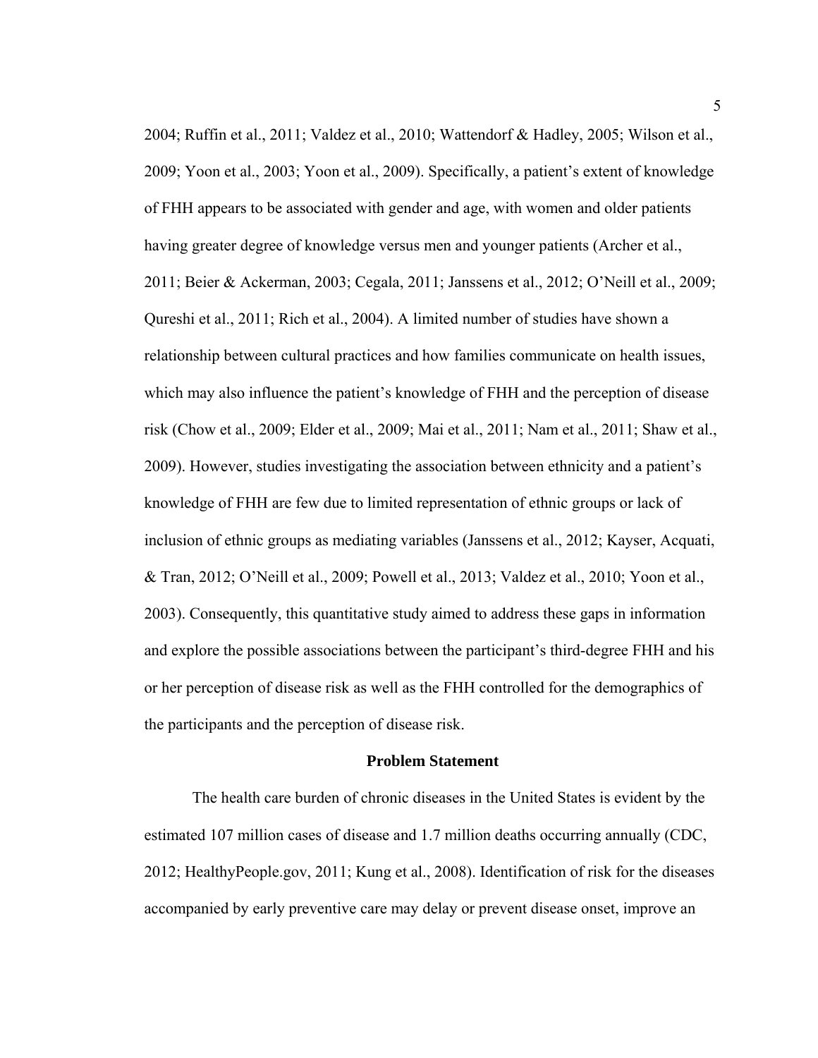2004; Ruffin et al., 2011; Valdez et al., 2010; Wattendorf & Hadley, 2005; Wilson et al., 2009; Yoon et al., 2003; Yoon et al., 2009). Specifically, a patient's extent of knowledge of FHH appears to be associated with gender and age, with women and older patients having greater degree of knowledge versus men and younger patients (Archer et al., 2011; Beier & Ackerman, 2003; Cegala, 2011; Janssens et al., 2012; O'Neill et al., 2009; Qureshi et al., 2011; Rich et al., 2004). A limited number of studies have shown a relationship between cultural practices and how families communicate on health issues, which may also influence the patient's knowledge of FHH and the perception of disease risk (Chow et al., 2009; Elder et al., 2009; Mai et al., 2011; Nam et al., 2011; Shaw et al., 2009). However, studies investigating the association between ethnicity and a patient's knowledge of FHH are few due to limited representation of ethnic groups or lack of inclusion of ethnic groups as mediating variables (Janssens et al., 2012; Kayser, Acquati, & Tran, 2012; O'Neill et al., 2009; Powell et al., 2013; Valdez et al., 2010; Yoon et al., 2003). Consequently, this quantitative study aimed to address these gaps in information and explore the possible associations between the participant's third-degree FHH and his or her perception of disease risk as well as the FHH controlled for the demographics of the participants and the perception of disease risk.

## Problem Statement

The health care burden of chronic diseases in the United States is evident by the estimated 107 million cases of disease and 1.7 million deaths occurring annually (CDC, 2012; HealthyPeople.gov, 2011; Kung et al., 2008). Identification of risk for the diseases accompanied by early preventive care may delay or prevent disease onset, improve an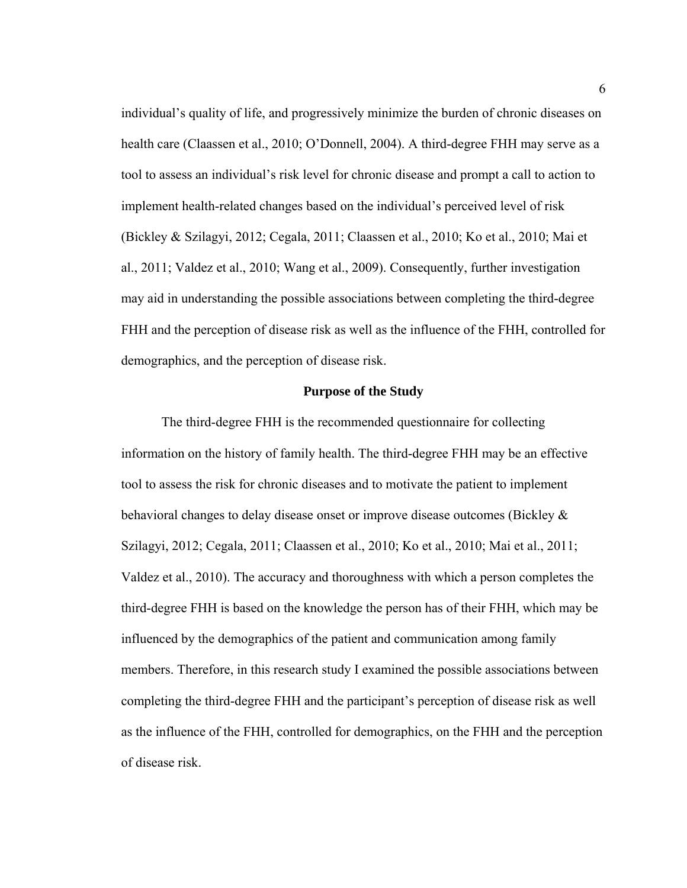individual's quality of life, and progressively minimize the burden of chronic diseases on health care (Claassen et al., 2010; O'Donnell, 2004). A third-degree FHH may serve as a tool to assess an individual's risk level for chronic disease and prompt a call to action to implement health-related changes based on the individual's perceived level of risk (Bickley & Szilagyi, 2012; Cegala, 2011; Claassen et al., 2010; Ko et al., 2010; Mai et al., 2011; Valdez et al., 2010; Wang et al., 2009). Consequently, further investigation may aid in understanding the possible associations between completing the third-degree FHH and the perception of disease risk as well as the influence of the FHH, controlled for demographics, and the perception of disease risk.

## Purpose of the Study

The third-degree FHH is the recommended questionnaire for collecting information on the history of family health. The third-degree FHH may be an effective tool to assess the risk for chronic diseases and to motivate the patient to implement behavioral changes to delay disease onset or improve disease outcomes (Bickley & Szilagyi, 2012; Cegala, 2011; Claassen et al., 2010; Ko et al., 2010; Mai et al., 2011; Valdez et al., 2010). The accuracy and thoroughness with which a person completes the third-degree FHH is based on the knowledge the person has of their FHH, which may be influenced by the demographics of the patient and communication among family members. Therefore, in this research study I examined the possible associations between completing the third-degree FHH and the participant's perception of disease risk as well as the influence of the FHH, controlled for demographics, on the FHH and the perception of disease risk.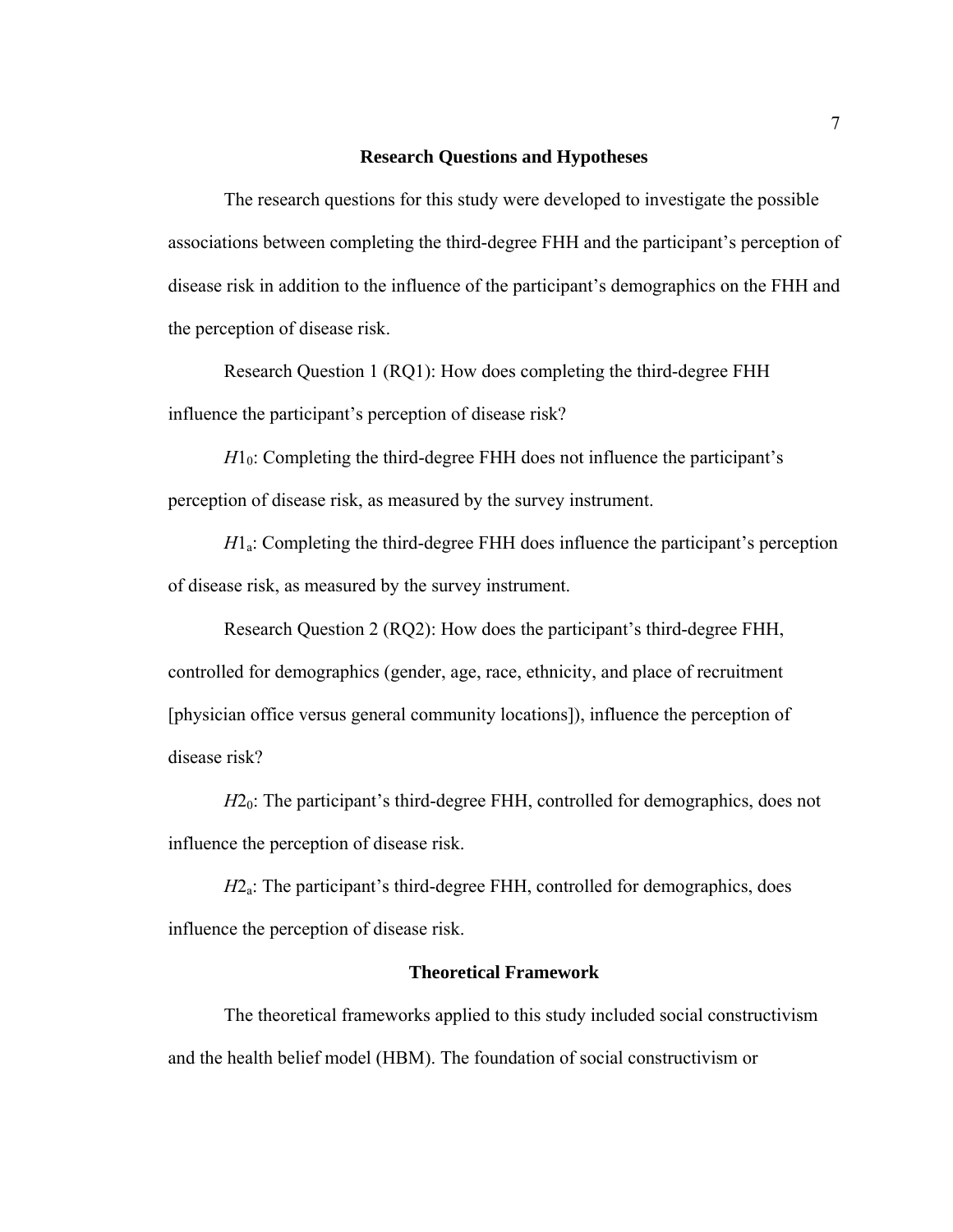## Research Questions and Hypotheses

The research questions for this study were developed to investigate the possible associations between completing the third-degree FHH and the participant's perception of disease risk in addition to the influence of the participant's demographics on the FHH and the perception of disease risk.

Research Question 1 (RQ1): How does completing the third-degree FHH influence the participant's perception of disease risk?

$H1_0$: Completing the third-degree FHH does not influence the participant's perception of disease risk, as measured by the survey instrument.

$H1_a$: Completing the third-degree FHH does influence the participant's perception of disease risk, as measured by the survey instrument.

Research Question 2 (RQ2): How does the participant's third-degree FHH, controlled for demographics (gender, age, race, ethnicity, and place of recruitment [physician office versus general community locations]), influence the perception of disease risk?

$H2_0$: The participant's third-degree FHH, controlled for demographics, does not influence the perception of disease risk.

$H2_a$: The participant's third-degree FHH, controlled for demographics, does influence the perception of disease risk.

## Theoretical Framework

The theoretical frameworks applied to this study included social constructivism and the health belief model (HBM). The foundation of social constructivism or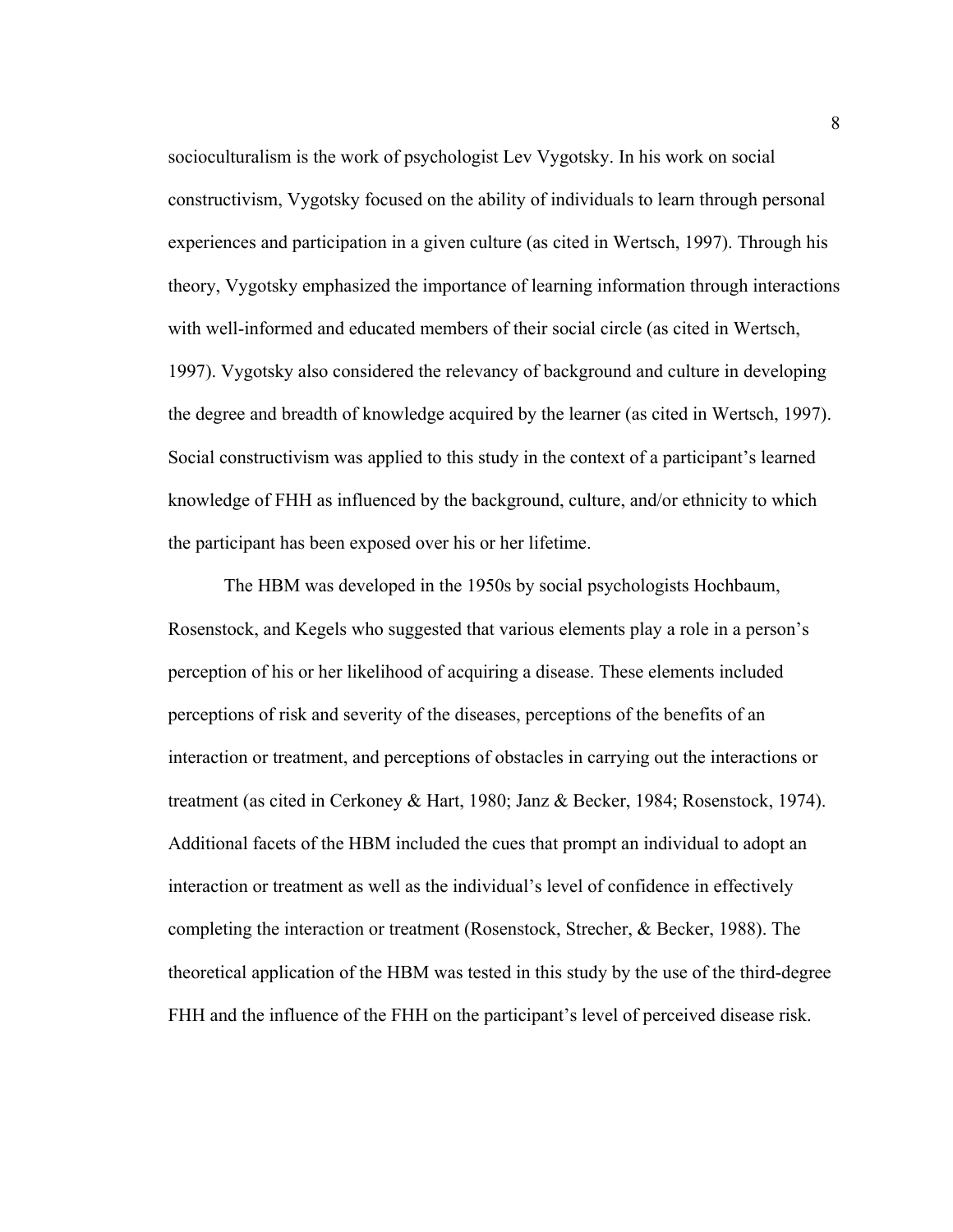socioculturalism is the work of psychologist Lev Vygotsky. In his work on social constructivism, Vygotsky focused on the ability of individuals to learn through personal experiences and participation in a given culture (as cited in Wertsch, 1997). Through his theory, Vygotsky emphasized the importance of learning information through interactions with well-informed and educated members of their social circle (as cited in Wertsch, 1997). Vygotsky also considered the relevancy of background and culture in developing the degree and breadth of knowledge acquired by the learner (as cited in Wertsch, 1997). Social constructivism was applied to this study in the context of a participant's learned knowledge of FHH as influenced by the background, culture, and/or ethnicity to which the participant has been exposed over his or her lifetime.

The HBM was developed in the 1950s by social psychologists Hochbaum, Rosenstock, and Kegels who suggested that various elements play a role in a person's perception of his or her likelihood of acquiring a disease. These elements included perceptions of risk and severity of the diseases, perceptions of the benefits of an interaction or treatment, and perceptions of obstacles in carrying out the interactions or treatment (as cited in Cerkoney & Hart, 1980; Janz & Becker, 1984; Rosenstock, 1974). Additional facets of the HBM included the cues that prompt an individual to adopt an interaction or treatment as well as the individual's level of confidence in effectively completing the interaction or treatment (Rosenstock, Strecher, & Becker, 1988). The theoretical application of the HBM was tested in this study by the use of the third-degree FHH and the influence of the FHH on the participant's level of perceived disease risk.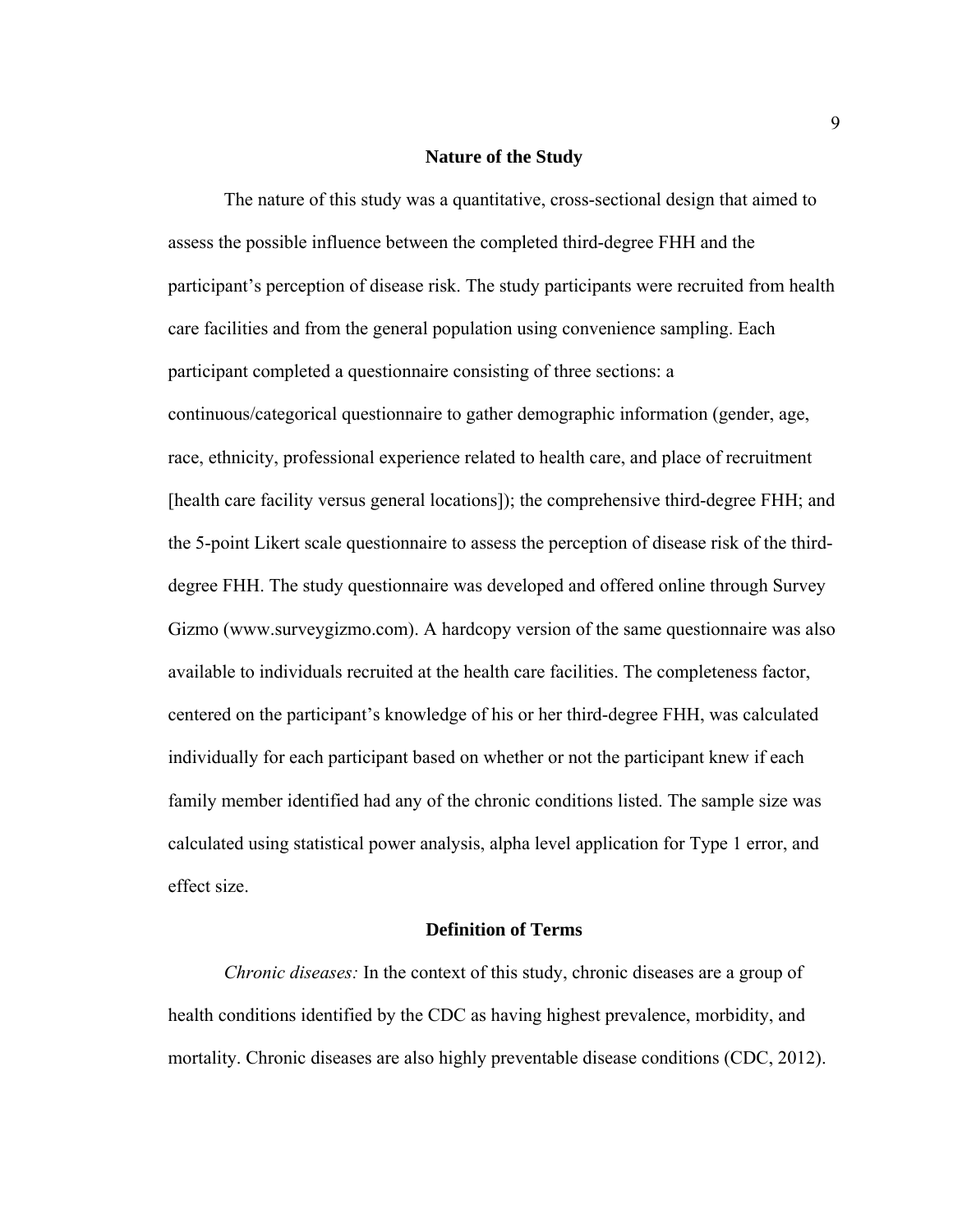## Nature of the Study

The nature of this study was a quantitative, cross-sectional design that aimed to assess the possible influence between the completed third-degree FHH and the participant's perception of disease risk. The study participants were recruited from health care facilities and from the general population using convenience sampling. Each participant completed a questionnaire consisting of three sections: a continuous/categorical questionnaire to gather demographic information (gender, age, race, ethnicity, professional experience related to health care, and place of recruitment [health care facility versus general locations]); the comprehensive third-degree FHH; and the 5-point Likert scale questionnaire to assess the perception of disease risk of the third-degree FHH. The study questionnaire was developed and offered online through Survey Gizmo (www.surveygizmo.com). A hardcopy version of the same questionnaire was also available to individuals recruited at the health care facilities. The completeness factor, centered on the participant's knowledge of his or her third-degree FHH, was calculated individually for each participant based on whether or not the participant knew if each family member identified had any of the chronic conditions listed. The sample size was calculated using statistical power analysis, alpha level application for Type 1 error, and effect size.

## Definition of Terms

*Chronic diseases:* In the context of this study, chronic diseases are a group of health conditions identified by the CDC as having highest prevalence, morbidity, and mortality. Chronic diseases are also highly preventable disease conditions (CDC, 2012).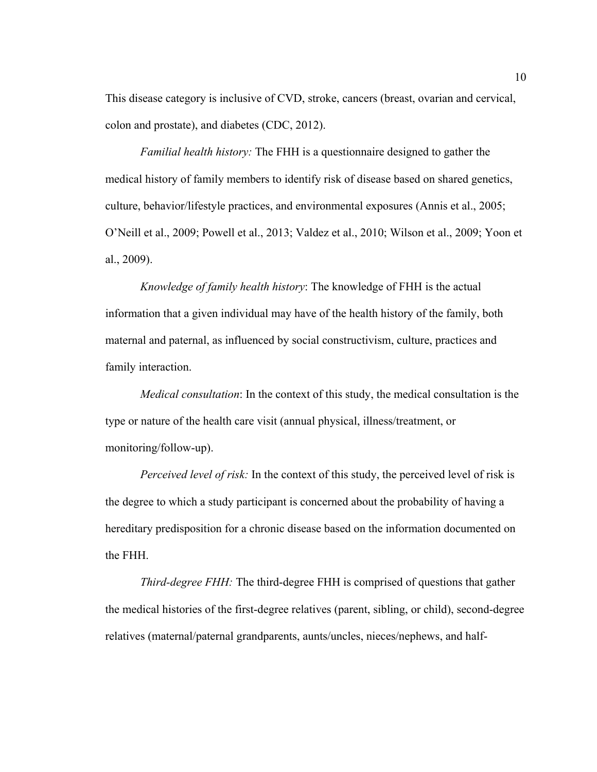This disease category is inclusive of CVD, stroke, cancers (breast, ovarian and cervical, colon and prostate), and diabetes (CDC, 2012).

*Familial health history:* The FHH is a questionnaire designed to gather the medical history of family members to identify risk of disease based on shared genetics, culture, behavior/lifestyle practices, and environmental exposures (Annis et al., 2005; O'Neill et al., 2009; Powell et al., 2013; Valdez et al., 2010; Wilson et al., 2009; Yoon et al., 2009).

*Knowledge of family health history*: The knowledge of FHH is the actual information that a given individual may have of the health history of the family, both maternal and paternal, as influenced by social constructivism, culture, practices and family interaction.

*Medical consultation*: In the context of this study, the medical consultation is the type or nature of the health care visit (annual physical, illness/treatment, or monitoring/follow-up).

*Perceived level of risk:* In the context of this study, the perceived level of risk is the degree to which a study participant is concerned about the probability of having a hereditary predisposition for a chronic disease based on the information documented on the FHH.

*Third-degree FHH:* The third-degree FHH is comprised of questions that gather the medical histories of the first-degree relatives (parent, sibling, or child), second-degree relatives (maternal/paternal grandparents, aunts/uncles, nieces/nephews, and half-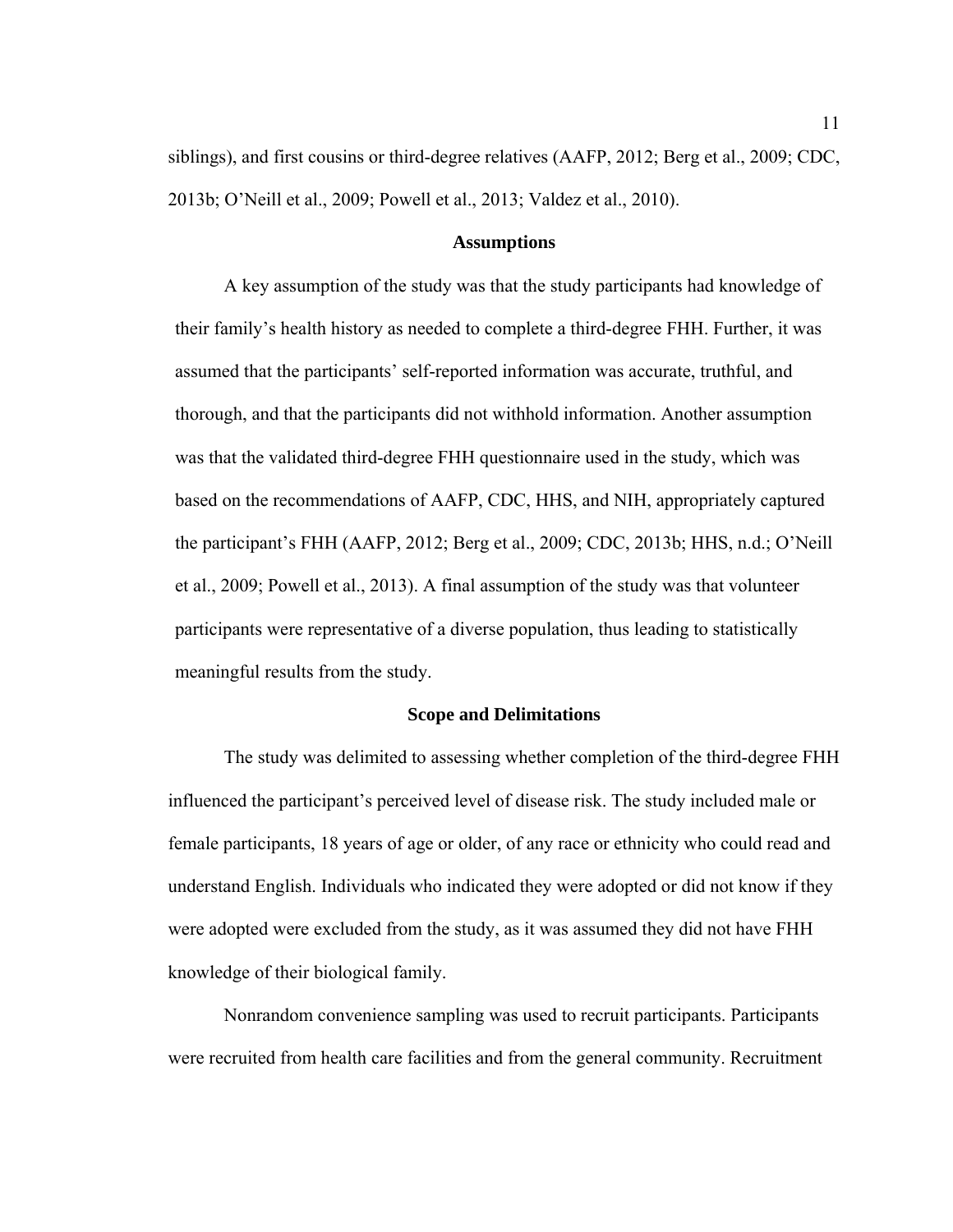siblings), and first cousins or third-degree relatives (AAFP, 2012; Berg et al., 2009; CDC, 2013b; O'Neill et al., 2009; Powell et al., 2013; Valdez et al., 2010).

## Assumptions

A key assumption of the study was that the study participants had knowledge of their family's health history as needed to complete a third-degree FHH. Further, it was assumed that the participants' self-reported information was accurate, truthful, and thorough, and that the participants did not withhold information. Another assumption was that the validated third-degree FHH questionnaire used in the study, which was based on the recommendations of AAFP, CDC, HHS, and NIH, appropriately captured the participant's FHH (AAFP, 2012; Berg et al., 2009; CDC, 2013b; HHS, n.d.; O'Neill et al., 2009; Powell et al., 2013). A final assumption of the study was that volunteer participants were representative of a diverse population, thus leading to statistically meaningful results from the study.

## Scope and Delimitations

The study was delimited to assessing whether completion of the third-degree FHH influenced the participant's perceived level of disease risk. The study included male or female participants, 18 years of age or older, of any race or ethnicity who could read and understand English. Individuals who indicated they were adopted or did not know if they were adopted were excluded from the study, as it was assumed they did not have FHH knowledge of their biological family.

Nonrandom convenience sampling was used to recruit participants. Participants were recruited from health care facilities and from the general community. Recruitment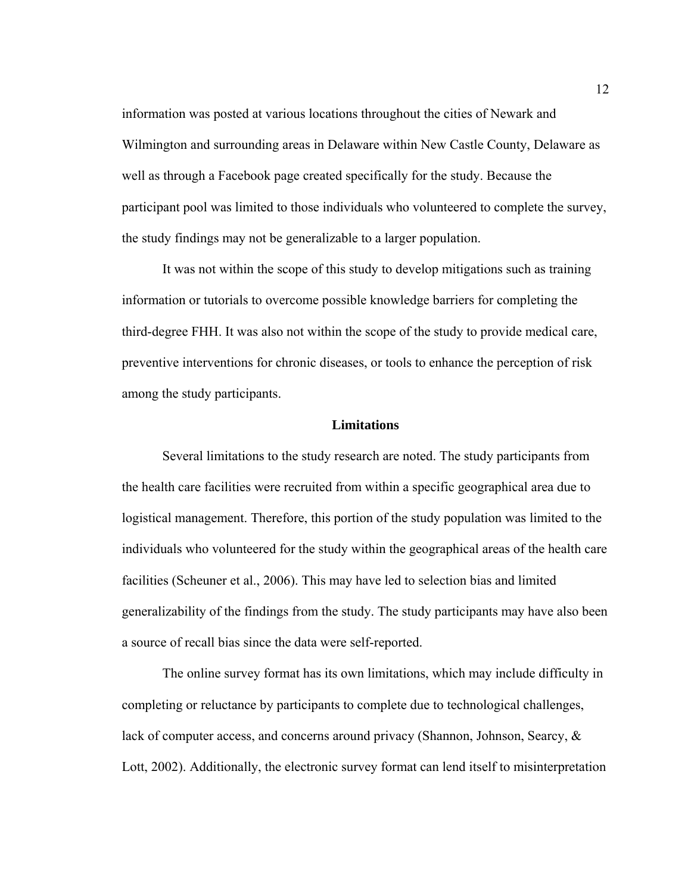information was posted at various locations throughout the cities of Newark and Wilmington and surrounding areas in Delaware within New Castle County, Delaware as well as through a Facebook page created specifically for the study. Because the participant pool was limited to those individuals who volunteered to complete the survey, the study findings may not be generalizable to a larger population.

It was not within the scope of this study to develop mitigations such as training information or tutorials to overcome possible knowledge barriers for completing the third-degree FHH. It was also not within the scope of the study to provide medical care, preventive interventions for chronic diseases, or tools to enhance the perception of risk among the study participants.

## Limitations

Several limitations to the study research are noted. The study participants from the health care facilities were recruited from within a specific geographical area due to logistical management. Therefore, this portion of the study population was limited to the individuals who volunteered for the study within the geographical areas of the health care facilities (Scheuner et al., 2006). This may have led to selection bias and limited generalizability of the findings from the study. The study participants may have also been a source of recall bias since the data were self-reported.

The online survey format has its own limitations, which may include difficulty in completing or reluctance by participants to complete due to technological challenges, lack of computer access, and concerns around privacy (Shannon, Johnson, Searcy, & Lott, 2002). Additionally, the electronic survey format can lend itself to misinterpretation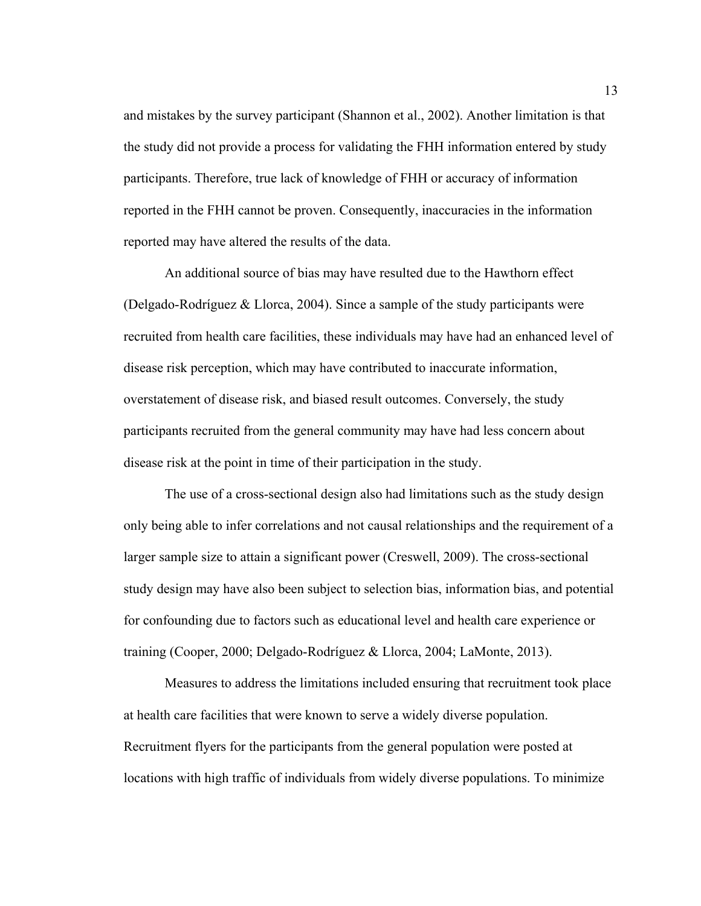and mistakes by the survey participant (Shannon et al., 2002). Another limitation is that the study did not provide a process for validating the FHH information entered by study participants. Therefore, true lack of knowledge of FHH or accuracy of information reported in the FHH cannot be proven. Consequently, inaccuracies in the information reported may have altered the results of the data.

An additional source of bias may have resulted due to the Hawthorn effect (Delgado-Rodríguez & Llorca, 2004). Since a sample of the study participants were recruited from health care facilities, these individuals may have had an enhanced level of disease risk perception, which may have contributed to inaccurate information, overstatement of disease risk, and biased result outcomes. Conversely, the study participants recruited from the general community may have had less concern about disease risk at the point in time of their participation in the study.

The use of a cross-sectional design also had limitations such as the study design only being able to infer correlations and not causal relationships and the requirement of a larger sample size to attain a significant power (Creswell, 2009). The cross-sectional study design may have also been subject to selection bias, information bias, and potential for confounding due to factors such as educational level and health care experience or training (Cooper, 2000; Delgado-Rodríguez & Llorca, 2004; LaMonte, 2013).

Measures to address the limitations included ensuring that recruitment took place at health care facilities that were known to serve a widely diverse population. Recruitment flyers for the participants from the general population were posted at locations with high traffic of individuals from widely diverse populations. To minimize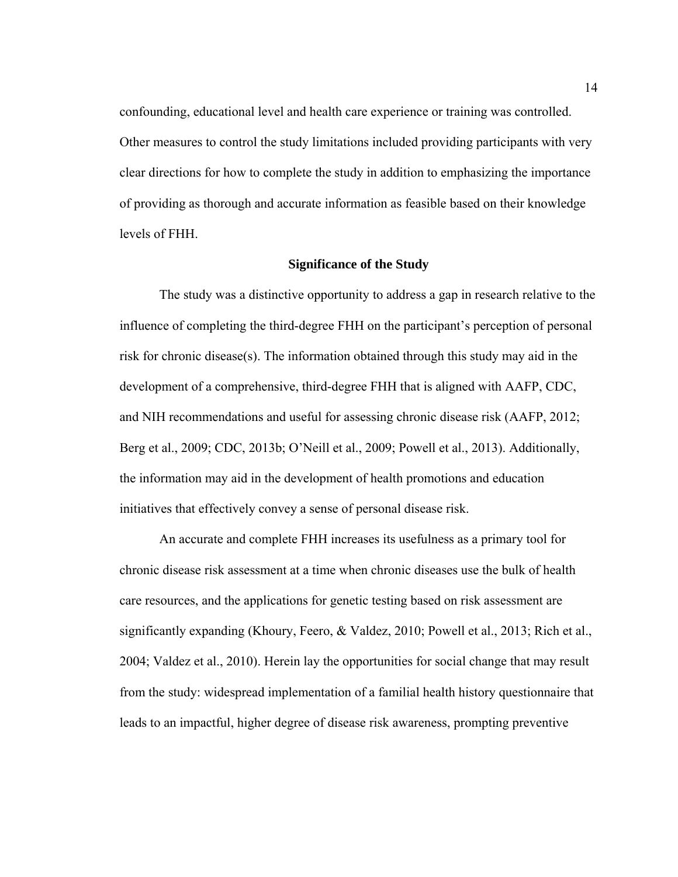confounding, educational level and health care experience or training was controlled. Other measures to control the study limitations included providing participants with very clear directions for how to complete the study in addition to emphasizing the importance of providing as thorough and accurate information as feasible based on their knowledge levels of FHH.

## Significance of the Study

The study was a distinctive opportunity to address a gap in research relative to the influence of completing the third-degree FHH on the participant's perception of personal risk for chronic disease(s). The information obtained through this study may aid in the development of a comprehensive, third-degree FHH that is aligned with AAFP, CDC, and NIH recommendations and useful for assessing chronic disease risk (AAFP, 2012; Berg et al., 2009; CDC, 2013b; O'Neill et al., 2009; Powell et al., 2013). Additionally, the information may aid in the development of health promotions and education initiatives that effectively convey a sense of personal disease risk.

An accurate and complete FHH increases its usefulness as a primary tool for chronic disease risk assessment at a time when chronic diseases use the bulk of health care resources, and the applications for genetic testing based on risk assessment are significantly expanding (Khoury, Feero, & Valdez, 2010; Powell et al., 2013; Rich et al., 2004; Valdez et al., 2010). Herein lay the opportunities for social change that may result from the study: widespread implementation of a familial health history questionnaire that leads to an impactful, higher degree of disease risk awareness, prompting preventive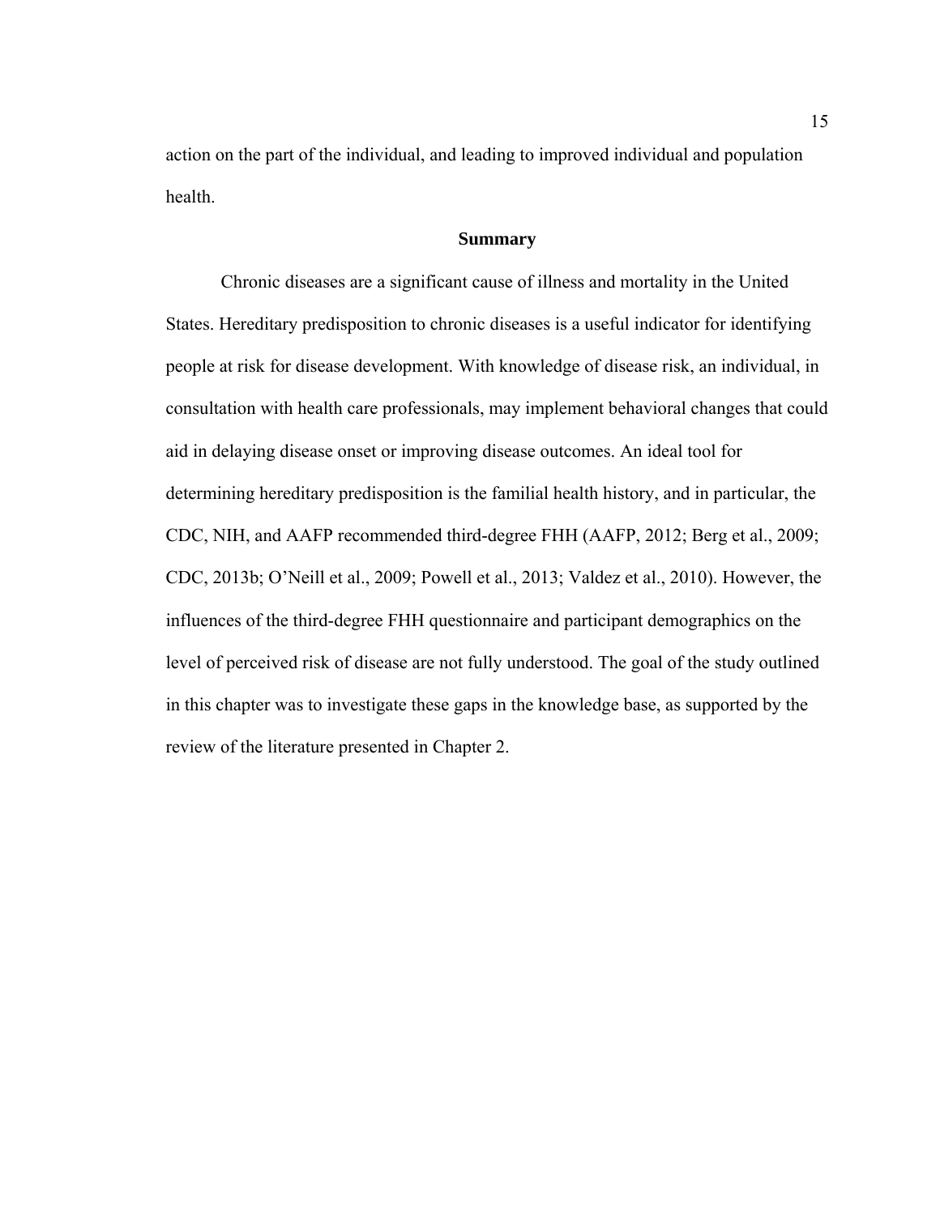action on the part of the individual, and leading to improved individual and population health.

## Summary

Chronic diseases are a significant cause of illness and mortality in the United States. Hereditary predisposition to chronic diseases is a useful indicator for identifying people at risk for disease development. With knowledge of disease risk, an individual, in consultation with health care professionals, may implement behavioral changes that could aid in delaying disease onset or improving disease outcomes. An ideal tool for determining hereditary predisposition is the familial health history, and in particular, the CDC, NIH, and AAFP recommended third-degree FHH (AAFP, 2012; Berg et al., 2009; CDC, 2013b; O'Neill et al., 2009; Powell et al., 2013; Valdez et al., 2010). However, the influences of the third-degree FHH questionnaire and participant demographics on the level of perceived risk of disease are not fully understood. The goal of the study outlined in this chapter was to investigate these gaps in the knowledge base, as supported by the review of the literature presented in Chapter 2.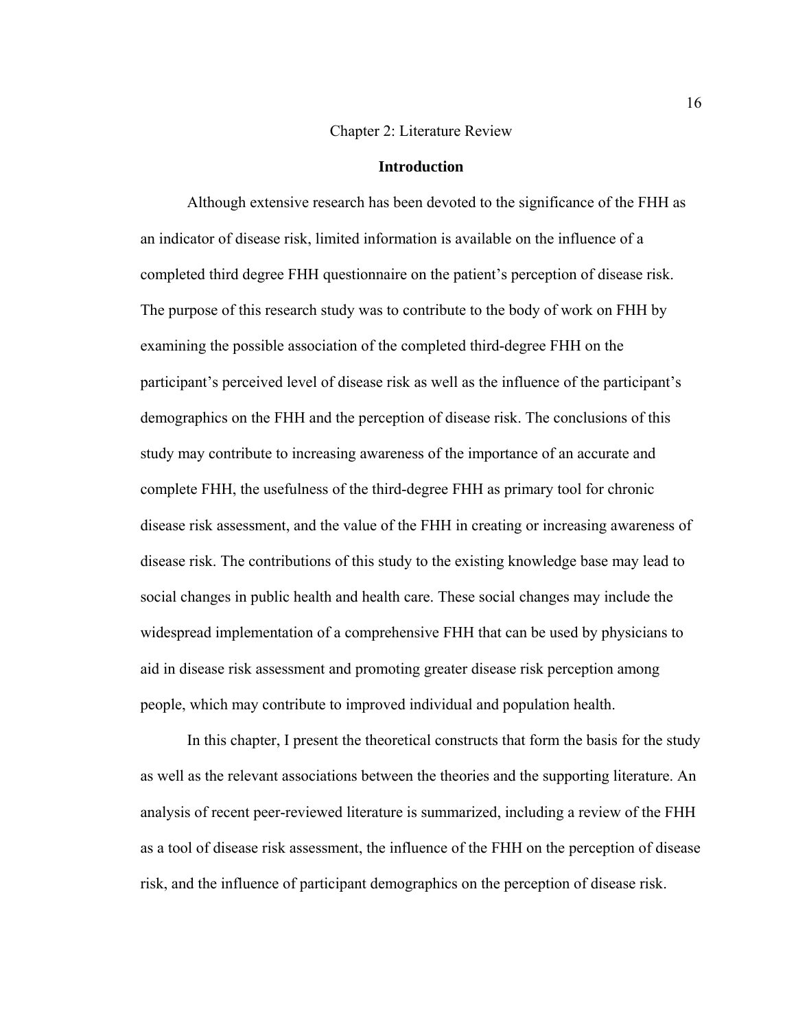# Chapter 2: Literature Review

## Introduction

Although extensive research has been devoted to the significance of the FHH as an indicator of disease risk, limited information is available on the influence of a completed third degree FHH questionnaire on the patient's perception of disease risk. The purpose of this research study was to contribute to the body of work on FHH by examining the possible association of the completed third-degree FHH on the participant's perceived level of disease risk as well as the influence of the participant's demographics on the FHH and the perception of disease risk. The conclusions of this study may contribute to increasing awareness of the importance of an accurate and complete FHH, the usefulness of the third-degree FHH as primary tool for chronic disease risk assessment, and the value of the FHH in creating or increasing awareness of disease risk. The contributions of this study to the existing knowledge base may lead to social changes in public health and health care. These social changes may include the widespread implementation of a comprehensive FHH that can be used by physicians to aid in disease risk assessment and promoting greater disease risk perception among people, which may contribute to improved individual and population health.

In this chapter, I present the theoretical constructs that form the basis for the study as well as the relevant associations between the theories and the supporting literature. An analysis of recent peer-reviewed literature is summarized, including a review of the FHH as a tool of disease risk assessment, the influence of the FHH on the perception of disease risk, and the influence of participant demographics on the perception of disease risk.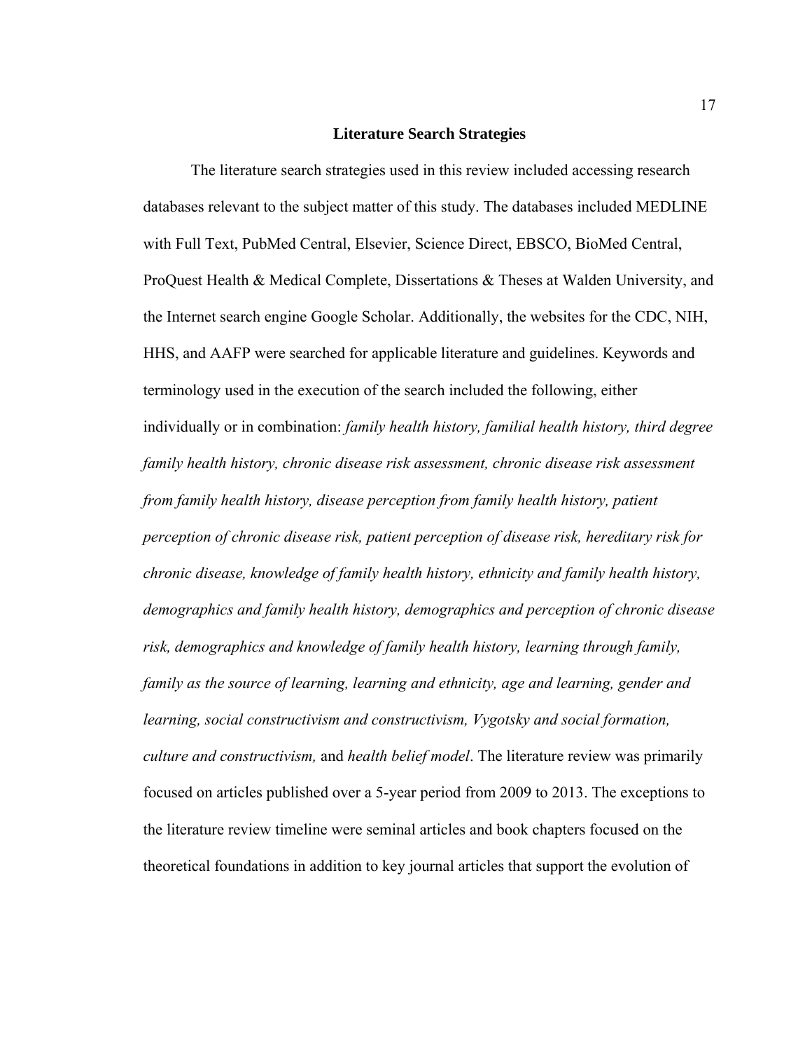## Literature Search Strategies

The literature search strategies used in this review included accessing research databases relevant to the subject matter of this study. The databases included MEDLINE with Full Text, PubMed Central, Elsevier, Science Direct, EBSCO, BioMed Central, ProQuest Health & Medical Complete, Dissertations & Theses at Walden University, and the Internet search engine Google Scholar. Additionally, the websites for the CDC, NIH, HHS, and AAFP were searched for applicable literature and guidelines. Keywords and terminology used in the execution of the search included the following, either individually or in combination: *family health history, familial health history, third degree family health history, chronic disease risk assessment, chronic disease risk assessment from family health history, disease perception from family health history, patient perception of chronic disease risk, patient perception of disease risk, hereditary risk for chronic disease, knowledge of family health history, ethnicity and family health history, demographics and family health history, demographics and perception of chronic disease risk, demographics and knowledge of family health history, learning through family, family as the source of learning, learning and ethnicity, age and learning, gender and learning, social constructivism and constructivism, Vygotsky and social formation, culture and constructivism,* and *health belief model*. The literature review was primarily focused on articles published over a 5-year period from 2009 to 2013. The exceptions to the literature review timeline were seminal articles and book chapters focused on the theoretical foundations in addition to key journal articles that support the evolution of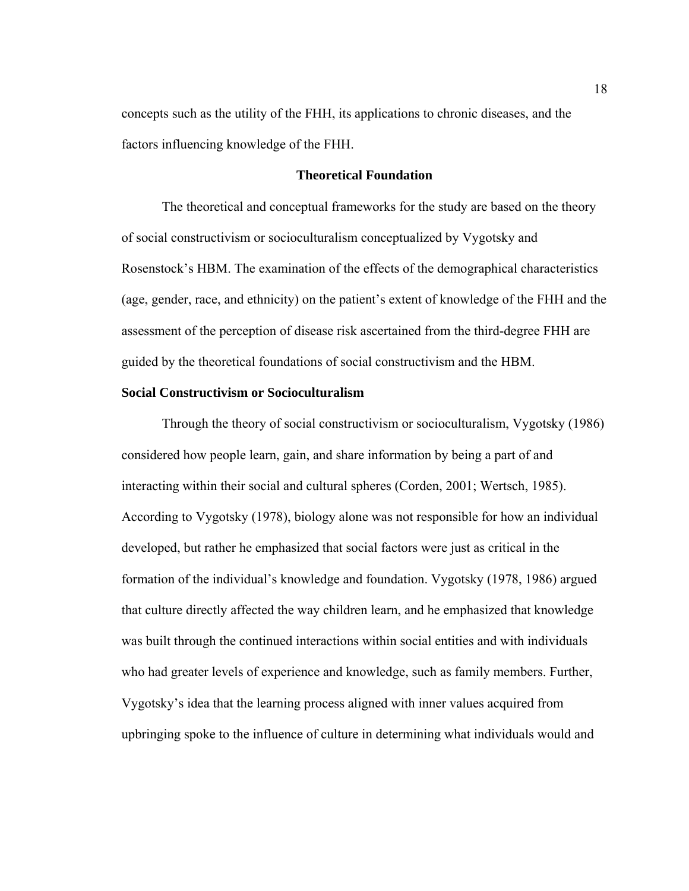concepts such as the utility of the FHH, its applications to chronic diseases, and the factors influencing knowledge of the FHH.

## Theoretical Foundation

The theoretical and conceptual frameworks for the study are based on the theory of social constructivism or socioculturalism conceptualized by Vygotsky and Rosenstock's HBM. The examination of the effects of the demographical characteristics (age, gender, race, and ethnicity) on the patient's extent of knowledge of the FHH and the assessment of the perception of disease risk ascertained from the third-degree FHH are guided by the theoretical foundations of social constructivism and the HBM.

### Social Constructivism or Socioculturalism

Through the theory of social constructivism or socioculturalism, Vygotsky (1986) considered how people learn, gain, and share information by being a part of and interacting within their social and cultural spheres (Corden, 2001; Wertsch, 1985). According to Vygotsky (1978), biology alone was not responsible for how an individual developed, but rather he emphasized that social factors were just as critical in the formation of the individual's knowledge and foundation. Vygotsky (1978, 1986) argued that culture directly affected the way children learn, and he emphasized that knowledge was built through the continued interactions within social entities and with individuals who had greater levels of experience and knowledge, such as family members. Further, Vygotsky's idea that the learning process aligned with inner values acquired from upbringing spoke to the influence of culture in determining what individuals would and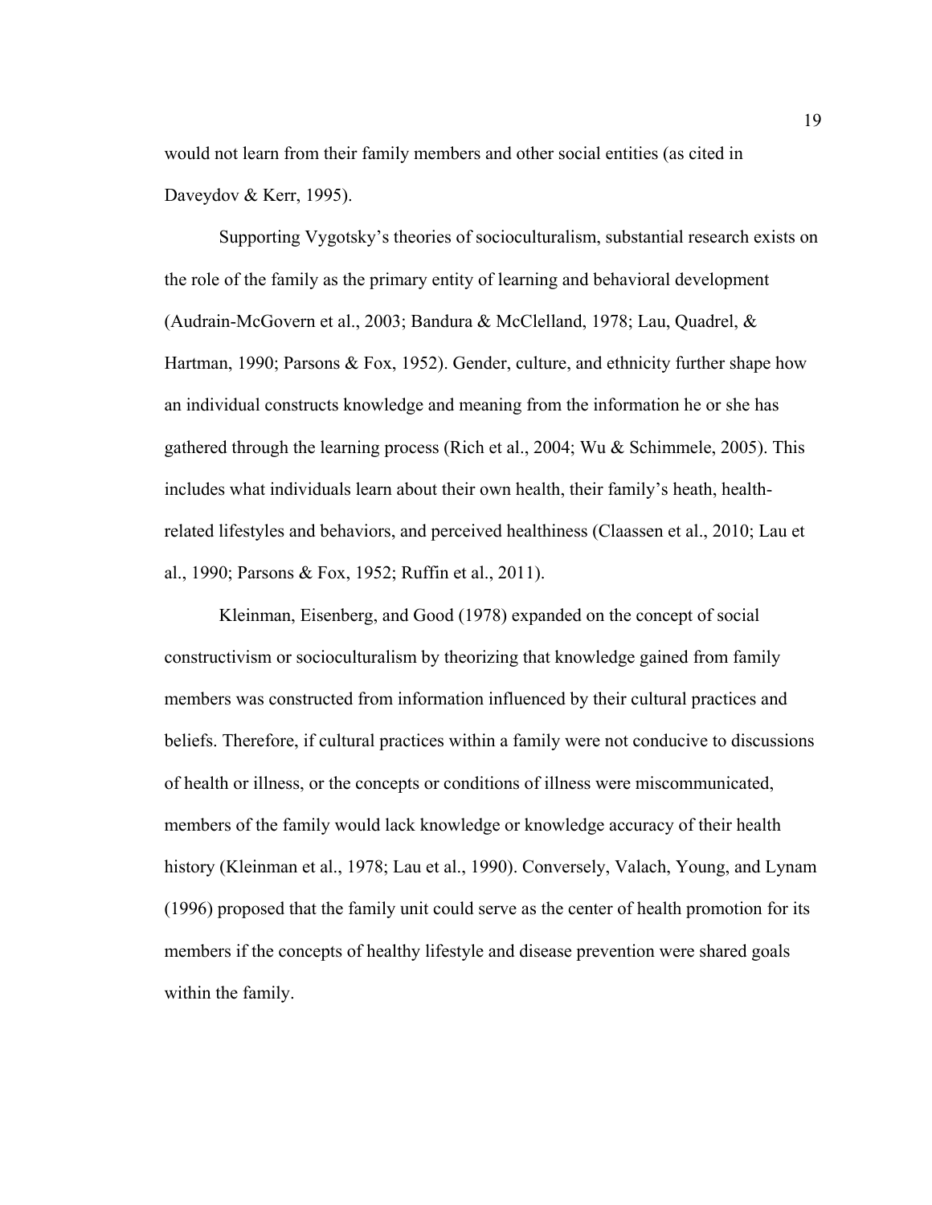would not learn from their family members and other social entities (as cited in Daveydov & Kerr, 1995).

Supporting Vygotsky's theories of socioculturalism, substantial research exists on the role of the family as the primary entity of learning and behavioral development (Audrain-McGovern et al., 2003; Bandura & McClelland, 1978; Lau, Quadrel, & Hartman, 1990; Parsons & Fox, 1952). Gender, culture, and ethnicity further shape how an individual constructs knowledge and meaning from the information he or she has gathered through the learning process (Rich et al., 2004; Wu & Schimmele, 2005). This includes what individuals learn about their own health, their family's heath, health-related lifestyles and behaviors, and perceived healthiness (Claassen et al., 2010; Lau et al., 1990; Parsons & Fox, 1952; Ruffin et al., 2011).

Kleinman, Eisenberg, and Good (1978) expanded on the concept of social constructivism or socioculturalism by theorizing that knowledge gained from family members was constructed from information influenced by their cultural practices and beliefs. Therefore, if cultural practices within a family were not conducive to discussions of health or illness, or the concepts or conditions of illness were miscommunicated, members of the family would lack knowledge or knowledge accuracy of their health history (Kleinman et al., 1978; Lau et al., 1990). Conversely, Valach, Young, and Lynam (1996) proposed that the family unit could serve as the center of health promotion for its members if the concepts of healthy lifestyle and disease prevention were shared goals within the family.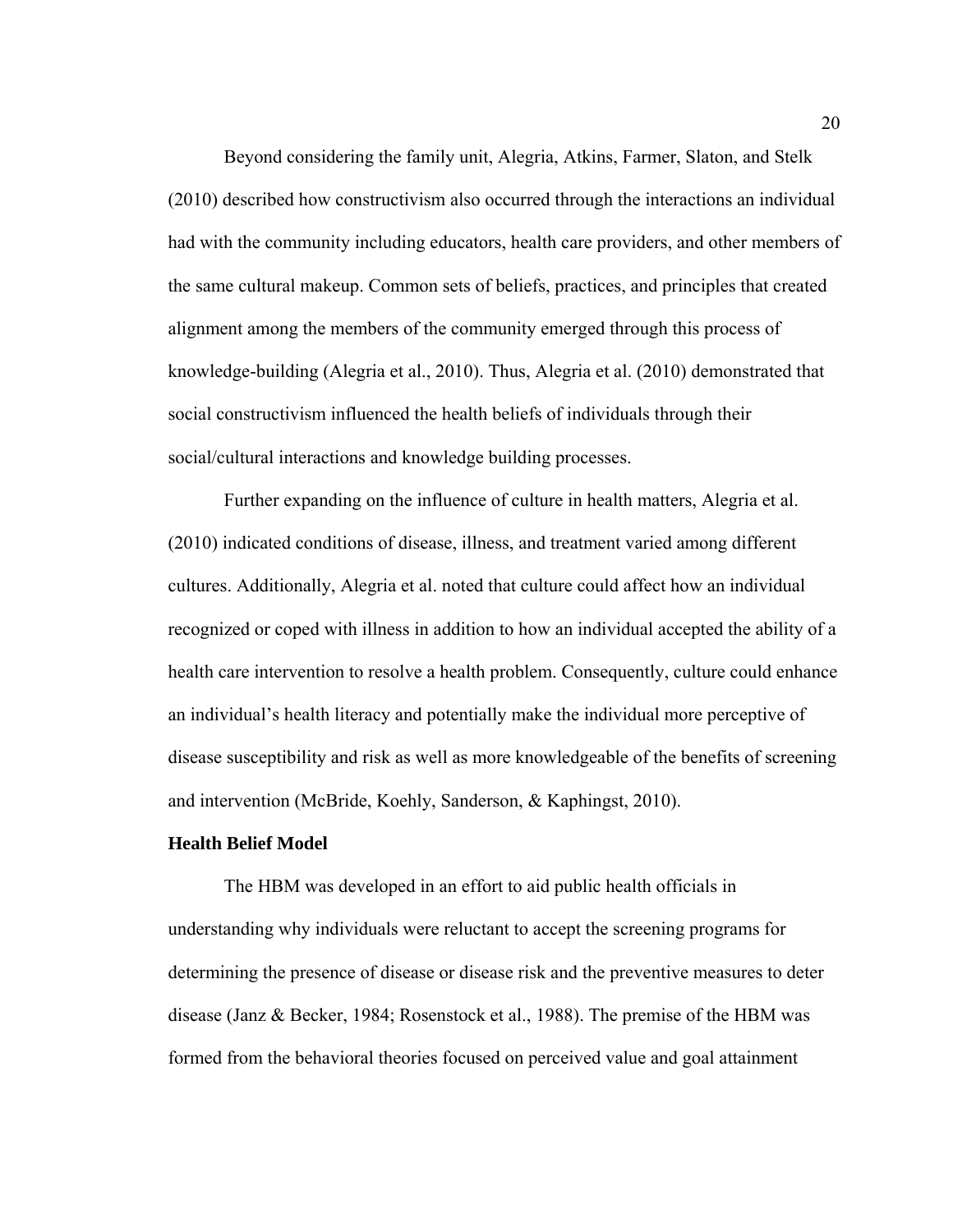Beyond considering the family unit, Alegria, Atkins, Farmer, Slaton, and Stelk (2010) described how constructivism also occurred through the interactions an individual had with the community including educators, health care providers, and other members of the same cultural makeup. Common sets of beliefs, practices, and principles that created alignment among the members of the community emerged through this process of knowledge-building (Alegria et al., 2010). Thus, Alegria et al. (2010) demonstrated that social constructivism influenced the health beliefs of individuals through their social/cultural interactions and knowledge building processes.

Further expanding on the influence of culture in health matters, Alegria et al. (2010) indicated conditions of disease, illness, and treatment varied among different cultures. Additionally, Alegria et al. noted that culture could affect how an individual recognized or coped with illness in addition to how an individual accepted the ability of a health care intervention to resolve a health problem. Consequently, culture could enhance an individual's health literacy and potentially make the individual more perceptive of disease susceptibility and risk as well as more knowledgeable of the benefits of screening and intervention (McBride, Koehly, Sanderson, & Kaphingst, 2010).

**Health Belief Model**

The HBM was developed in an effort to aid public health officials in understanding why individuals were reluctant to accept the screening programs for determining the presence of disease or disease risk and the preventive measures to deter disease (Janz & Becker, 1984; Rosenstock et al., 1988). The premise of the HBM was formed from the behavioral theories focused on perceived value and goal attainment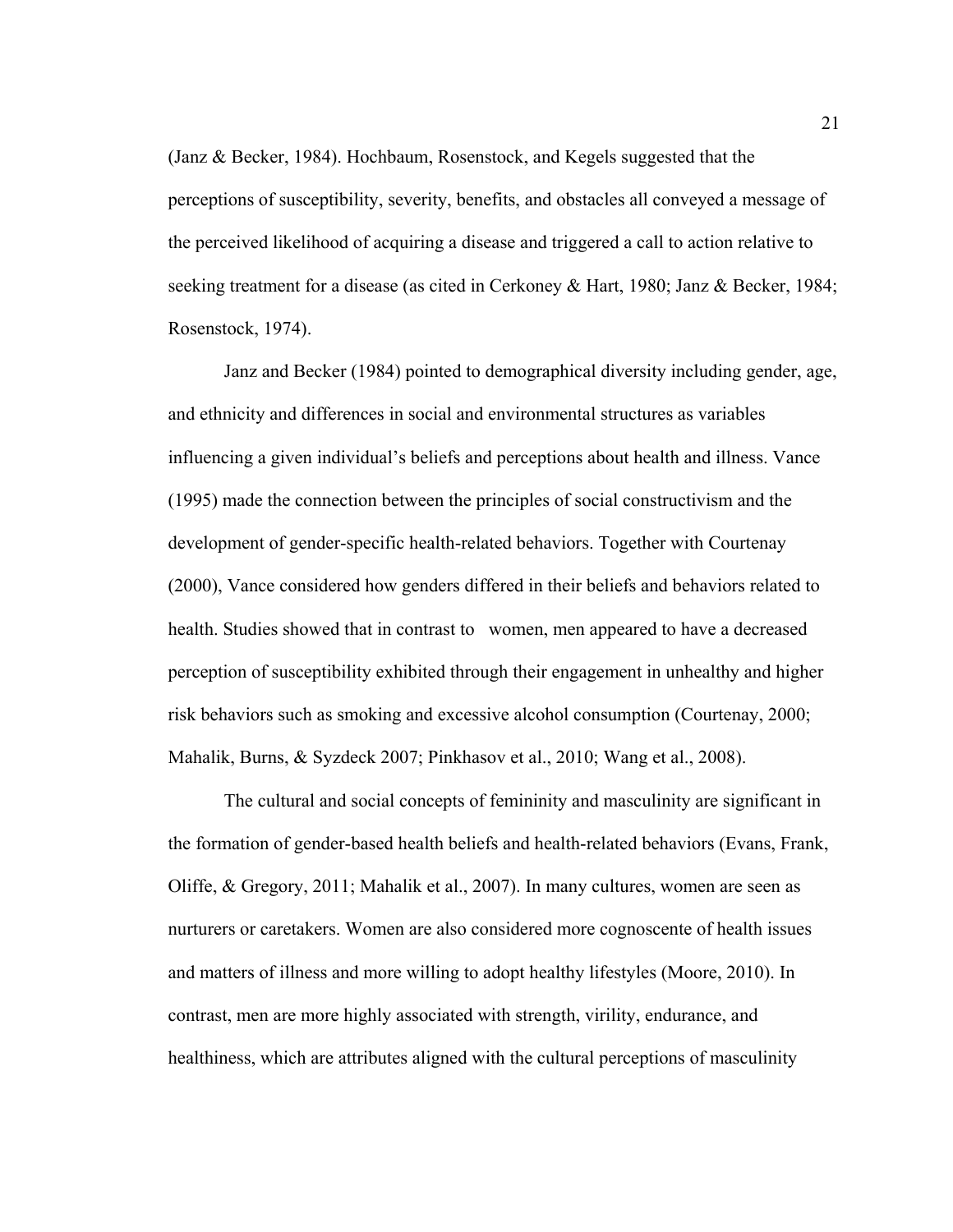(Janz & Becker, 1984). Hochbaum, Rosenstock, and Kegels suggested that the perceptions of susceptibility, severity, benefits, and obstacles all conveyed a message of the perceived likelihood of acquiring a disease and triggered a call to action relative to seeking treatment for a disease (as cited in Cerkoney & Hart, 1980; Janz & Becker, 1984; Rosenstock, 1974).

Janz and Becker (1984) pointed to demographical diversity including gender, age, and ethnicity and differences in social and environmental structures as variables influencing a given individual's beliefs and perceptions about health and illness. Vance (1995) made the connection between the principles of social constructivism and the development of gender-specific health-related behaviors. Together with Courtenay (2000), Vance considered how genders differed in their beliefs and behaviors related to health. Studies showed that in contrast to women, men appeared to have a decreased perception of susceptibility exhibited through their engagement in unhealthy and higher risk behaviors such as smoking and excessive alcohol consumption (Courtenay, 2000; Mahalik, Burns, & Syzdeck 2007; Pinkhasov et al., 2010; Wang et al., 2008).

The cultural and social concepts of femininity and masculinity are significant in the formation of gender-based health beliefs and health-related behaviors (Evans, Frank, Oliffe, & Gregory, 2011; Mahalik et al., 2007). In many cultures, women are seen as nurturers or caretakers. Women are also considered more cognoscente of health issues and matters of illness and more willing to adopt healthy lifestyles (Moore, 2010). In contrast, men are more highly associated with strength, virility, endurance, and healthiness, which are attributes aligned with the cultural perceptions of masculinity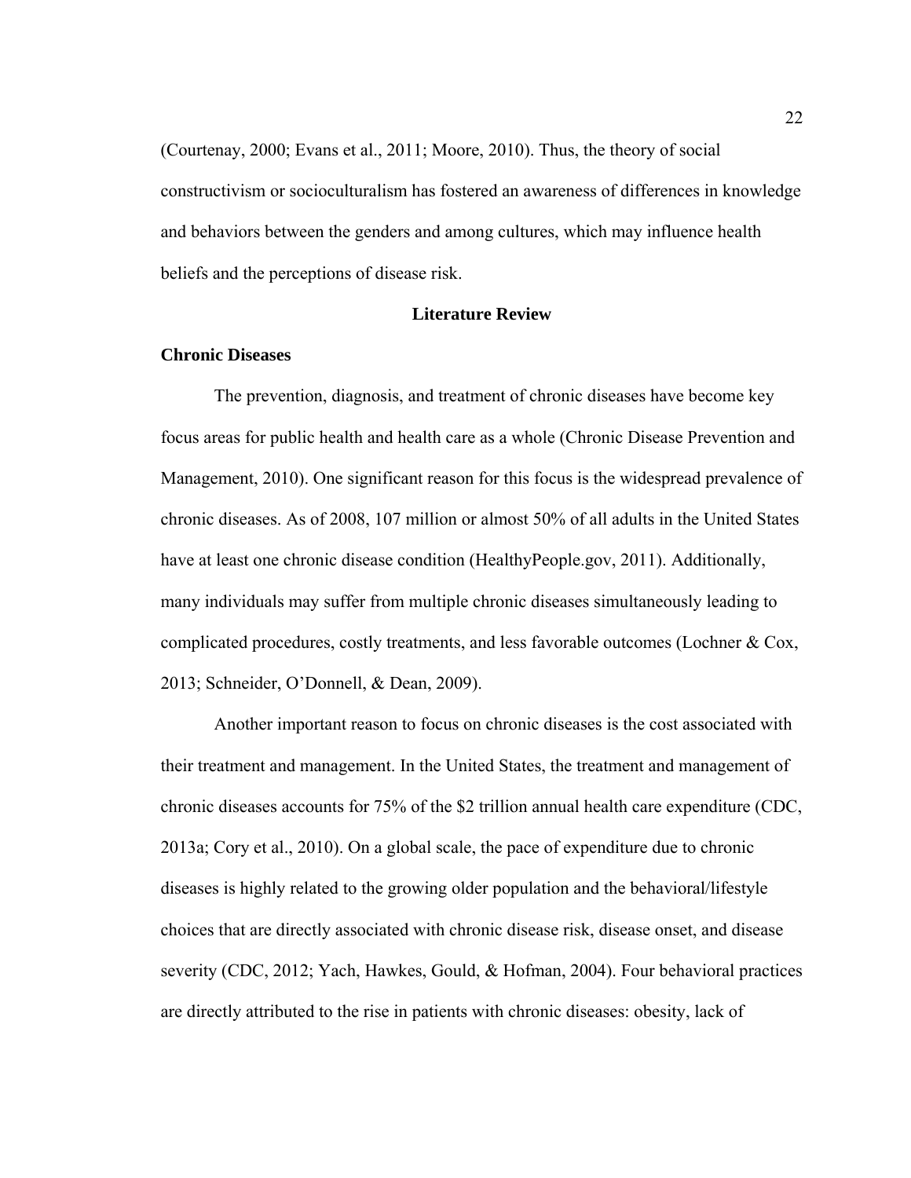(Courtenay, 2000; Evans et al., 2011; Moore, 2010). Thus, the theory of social constructivism or socioculturalism has fostered an awareness of differences in knowledge and behaviors between the genders and among cultures, which may influence health beliefs and the perceptions of disease risk.

## Literature Review

### Chronic Diseases

The prevention, diagnosis, and treatment of chronic diseases have become key focus areas for public health and health care as a whole (Chronic Disease Prevention and Management, 2010). One significant reason for this focus is the widespread prevalence of chronic diseases. As of 2008, 107 million or almost 50% of all adults in the United States have at least one chronic disease condition (HealthyPeople.gov, 2011). Additionally, many individuals may suffer from multiple chronic diseases simultaneously leading to complicated procedures, costly treatments, and less favorable outcomes (Lochner & Cox, 2013; Schneider, O'Donnell, & Dean, 2009).

Another important reason to focus on chronic diseases is the cost associated with their treatment and management. In the United States, the treatment and management of chronic diseases accounts for 75% of the $2 trillion annual health care expenditure (CDC, 2013a; Cory et al., 2010). On a global scale, the pace of expenditure due to chronic diseases is highly related to the growing older population and the behavioral/lifestyle choices that are directly associated with chronic disease risk, disease onset, and disease severity (CDC, 2012; Yach, Hawkes, Gould, & Hofman, 2004). Four behavioral practices are directly attributed to the rise in patients with chronic diseases: obesity, lack of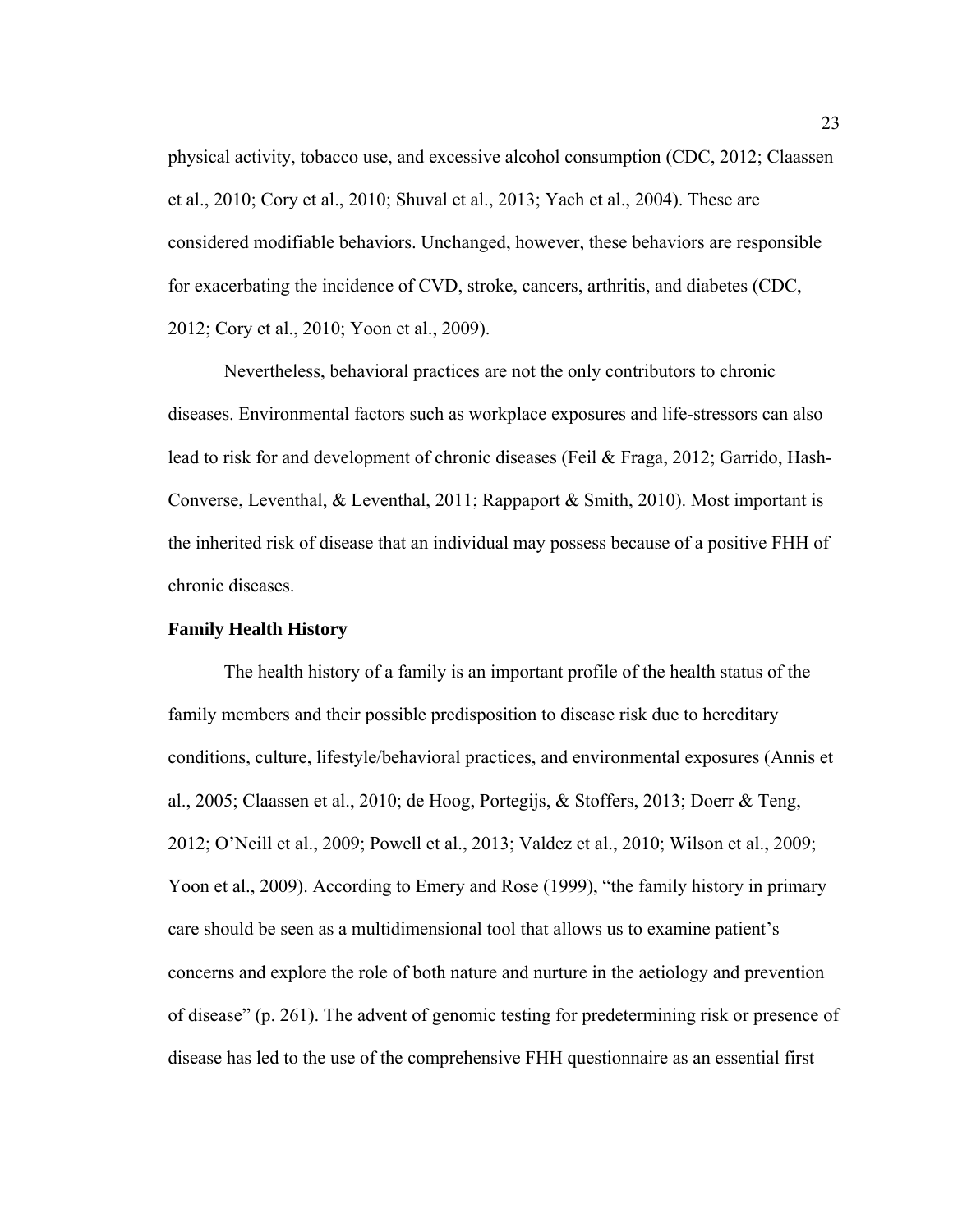physical activity, tobacco use, and excessive alcohol consumption (CDC, 2012; Claassen et al., 2010; Cory et al., 2010; Shuval et al., 2013; Yach et al., 2004). These are considered modifiable behaviors. Unchanged, however, these behaviors are responsible for exacerbating the incidence of CVD, stroke, cancers, arthritis, and diabetes (CDC, 2012; Cory et al., 2010; Yoon et al., 2009).

Nevertheless, behavioral practices are not the only contributors to chronic diseases. Environmental factors such as workplace exposures and life-stressors can also lead to risk for and development of chronic diseases (Feil & Fraga, 2012; Garrido, Hash-Converse, Leventhal, & Leventhal, 2011; Rappaport & Smith, 2010). Most important is the inherited risk of disease that an individual may possess because of a positive FHH of chronic diseases.

**Family Health History**

The health history of a family is an important profile of the health status of the family members and their possible predisposition to disease risk due to hereditary conditions, culture, lifestyle/behavioral practices, and environmental exposures (Annis et al., 2005; Claassen et al., 2010; de Hoog, Portegijs, & Stoffers, 2013; Doerr & Teng, 2012; O'Neill et al., 2009; Powell et al., 2013; Valdez et al., 2010; Wilson et al., 2009; Yoon et al., 2009). According to Emery and Rose (1999), "the family history in primary care should be seen as a multidimensional tool that allows us to examine patient's concerns and explore the role of both nature and nurture in the aetiology and prevention of disease" (p. 261). The advent of genomic testing for predetermining risk or presence of disease has led to the use of the comprehensive FHH questionnaire as an essential first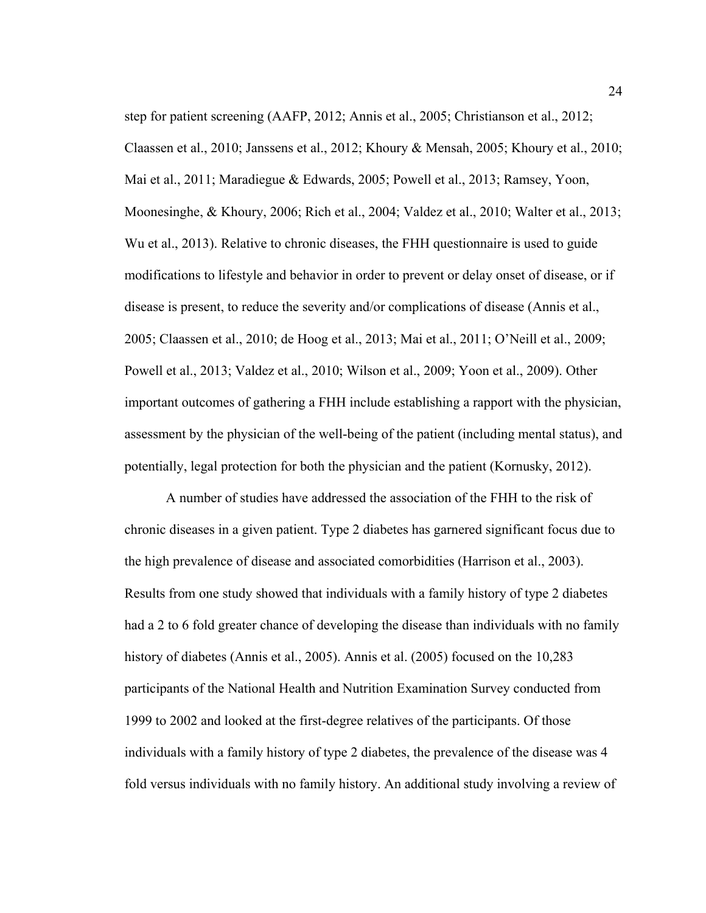step for patient screening (AAFP, 2012; Annis et al., 2005; Christianson et al., 2012; Claassen et al., 2010; Janssens et al., 2012; Khoury & Mensah, 2005; Khoury et al., 2010; Mai et al., 2011; Maradiegue & Edwards, 2005; Powell et al., 2013; Ramsey, Yoon, Moonesinghe, & Khoury, 2006; Rich et al., 2004; Valdez et al., 2010; Walter et al., 2013; Wu et al., 2013). Relative to chronic diseases, the FHH questionnaire is used to guide modifications to lifestyle and behavior in order to prevent or delay onset of disease, or if disease is present, to reduce the severity and/or complications of disease (Annis et al., 2005; Claassen et al., 2010; de Hoog et al., 2013; Mai et al., 2011; O'Neill et al., 2009; Powell et al., 2013; Valdez et al., 2010; Wilson et al., 2009; Yoon et al., 2009). Other important outcomes of gathering a FHH include establishing a rapport with the physician, assessment by the physician of the well-being of the patient (including mental status), and potentially, legal protection for both the physician and the patient (Kornusky, 2012).

A number of studies have addressed the association of the FHH to the risk of chronic diseases in a given patient. Type 2 diabetes has garnered significant focus due to the high prevalence of disease and associated comorbidities (Harrison et al., 2003). Results from one study showed that individuals with a family history of type 2 diabetes had a 2 to 6 fold greater chance of developing the disease than individuals with no family history of diabetes (Annis et al., 2005). Annis et al. (2005) focused on the 10,283 participants of the National Health and Nutrition Examination Survey conducted from 1999 to 2002 and looked at the first-degree relatives of the participants. Of those individuals with a family history of type 2 diabetes, the prevalence of the disease was 4 fold versus individuals with no family history. An additional study involving a review of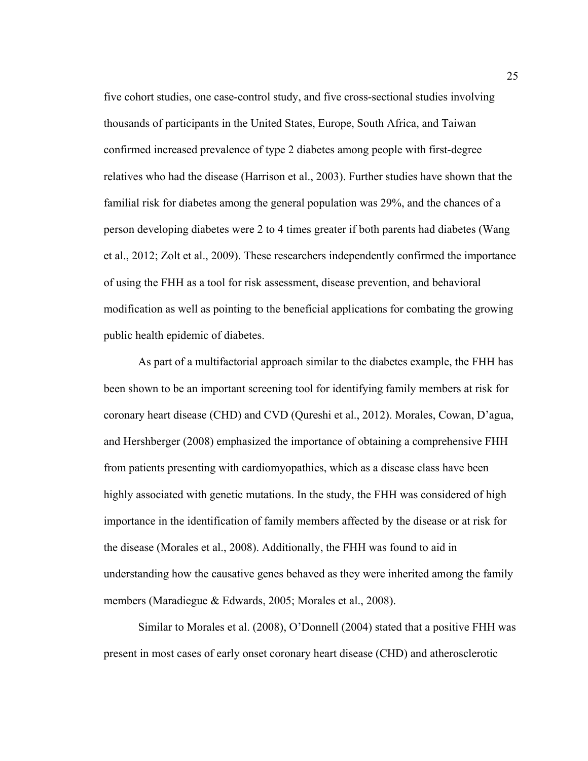five cohort studies, one case-control study, and five cross-sectional studies involving thousands of participants in the United States, Europe, South Africa, and Taiwan confirmed increased prevalence of type 2 diabetes among people with first-degree relatives who had the disease (Harrison et al., 2003). Further studies have shown that the familial risk for diabetes among the general population was 29%, and the chances of a person developing diabetes were 2 to 4 times greater if both parents had diabetes (Wang et al., 2012; Zolt et al., 2009). These researchers independently confirmed the importance of using the FHH as a tool for risk assessment, disease prevention, and behavioral modification as well as pointing to the beneficial applications for combating the growing public health epidemic of diabetes.

As part of a multifactorial approach similar to the diabetes example, the FHH has been shown to be an important screening tool for identifying family members at risk for coronary heart disease (CHD) and CVD (Qureshi et al., 2012). Morales, Cowan, D'agua, and Hershberger (2008) emphasized the importance of obtaining a comprehensive FHH from patients presenting with cardiomyopathies, which as a disease class have been highly associated with genetic mutations. In the study, the FHH was considered of high importance in the identification of family members affected by the disease or at risk for the disease (Morales et al., 2008). Additionally, the FHH was found to aid in understanding how the causative genes behaved as they were inherited among the family members (Maradiegue & Edwards, 2005; Morales et al., 2008).

Similar to Morales et al. (2008), O'Donnell (2004) stated that a positive FHH was present in most cases of early onset coronary heart disease (CHD) and atherosclerotic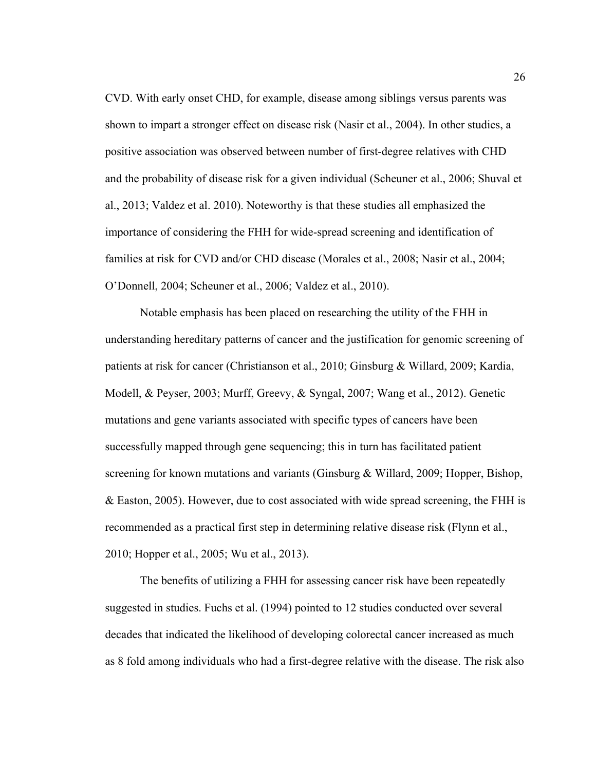CVD. With early onset CHD, for example, disease among siblings versus parents was shown to impart a stronger effect on disease risk (Nasir et al., 2004). In other studies, a positive association was observed between number of first-degree relatives with CHD and the probability of disease risk for a given individual (Scheuner et al., 2006; Shuval et al., 2013; Valdez et al. 2010). Noteworthy is that these studies all emphasized the importance of considering the FHH for wide-spread screening and identification of families at risk for CVD and/or CHD disease (Morales et al., 2008; Nasir et al., 2004; O'Donnell, 2004; Scheuner et al., 2006; Valdez et al., 2010).

Notable emphasis has been placed on researching the utility of the FHH in understanding hereditary patterns of cancer and the justification for genomic screening of patients at risk for cancer (Christianson et al., 2010; Ginsburg & Willard, 2009; Kardia, Modell, & Peyser, 2003; Murff, Greevy, & Syngal, 2007; Wang et al., 2012). Genetic mutations and gene variants associated with specific types of cancers have been successfully mapped through gene sequencing; this in turn has facilitated patient screening for known mutations and variants (Ginsburg & Willard, 2009; Hopper, Bishop, & Easton, 2005). However, due to cost associated with wide spread screening, the FHH is recommended as a practical first step in determining relative disease risk (Flynn et al., 2010; Hopper et al., 2005; Wu et al., 2013).

The benefits of utilizing a FHH for assessing cancer risk have been repeatedly suggested in studies. Fuchs et al. (1994) pointed to 12 studies conducted over several decades that indicated the likelihood of developing colorectal cancer increased as much as 8 fold among individuals who had a first-degree relative with the disease. The risk also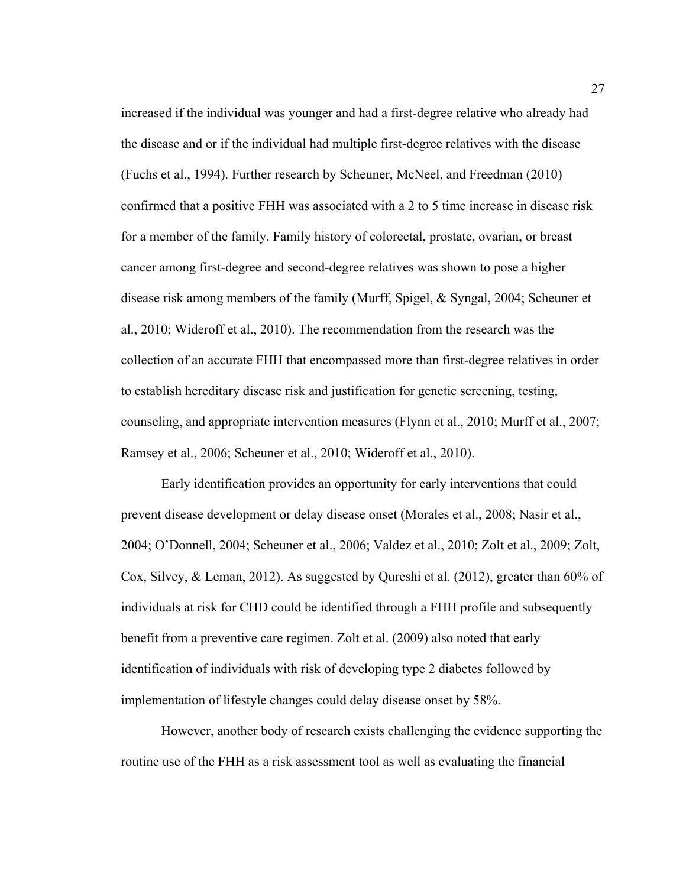increased if the individual was younger and had a first-degree relative who already had the disease and or if the individual had multiple first-degree relatives with the disease (Fuchs et al., 1994). Further research by Scheuner, McNeel, and Freedman (2010) confirmed that a positive FHH was associated with a 2 to 5 time increase in disease risk for a member of the family. Family history of colorectal, prostate, ovarian, or breast cancer among first-degree and second-degree relatives was shown to pose a higher disease risk among members of the family (Murff, Spigel, & Syngal, 2004; Scheuner et al., 2010; Wideroff et al., 2010). The recommendation from the research was the collection of an accurate FHH that encompassed more than first-degree relatives in order to establish hereditary disease risk and justification for genetic screening, testing, counseling, and appropriate intervention measures (Flynn et al., 2010; Murff et al., 2007; Ramsey et al., 2006; Scheuner et al., 2010; Wideroff et al., 2010).

Early identification provides an opportunity for early interventions that could prevent disease development or delay disease onset (Morales et al., 2008; Nasir et al., 2004; O'Donnell, 2004; Scheuner et al., 2006; Valdez et al., 2010; Zolt et al., 2009; Zolt, Cox, Silvey, & Leman, 2012). As suggested by Qureshi et al. (2012), greater than 60% of individuals at risk for CHD could be identified through a FHH profile and subsequently benefit from a preventive care regimen. Zolt et al. (2009) also noted that early identification of individuals with risk of developing type 2 diabetes followed by implementation of lifestyle changes could delay disease onset by 58%.

However, another body of research exists challenging the evidence supporting the routine use of the FHH as a risk assessment tool as well as evaluating the financial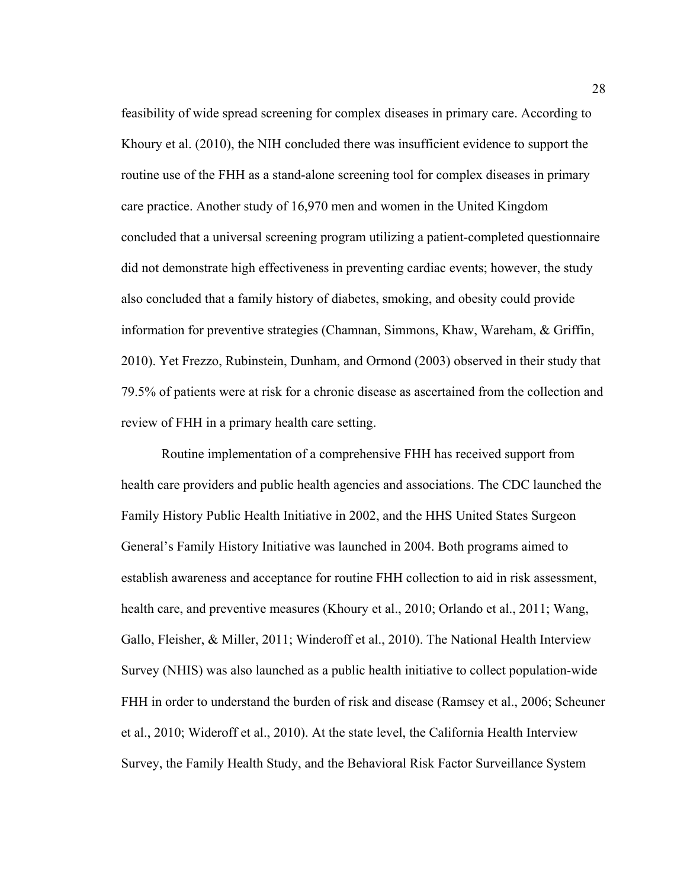feasibility of wide spread screening for complex diseases in primary care. According to Khoury et al. (2010), the NIH concluded there was insufficient evidence to support the routine use of the FHH as a stand-alone screening tool for complex diseases in primary care practice. Another study of 16,970 men and women in the United Kingdom concluded that a universal screening program utilizing a patient-completed questionnaire did not demonstrate high effectiveness in preventing cardiac events; however, the study also concluded that a family history of diabetes, smoking, and obesity could provide information for preventive strategies (Chamnan, Simmons, Khaw, Wareham, & Griffin, 2010). Yet Frezzo, Rubinstein, Dunham, and Ormond (2003) observed in their study that 79.5% of patients were at risk for a chronic disease as ascertained from the collection and review of FHH in a primary health care setting.

Routine implementation of a comprehensive FHH has received support from health care providers and public health agencies and associations. The CDC launched the Family History Public Health Initiative in 2002, and the HHS United States Surgeon General's Family History Initiative was launched in 2004. Both programs aimed to establish awareness and acceptance for routine FHH collection to aid in risk assessment, health care, and preventive measures (Khoury et al., 2010; Orlando et al., 2011; Wang, Gallo, Fleisher, & Miller, 2011; Winderoff et al., 2010). The National Health Interview Survey (NHIS) was also launched as a public health initiative to collect population-wide FHH in order to understand the burden of risk and disease (Ramsey et al., 2006; Scheuner et al., 2010; Wideroff et al., 2010). At the state level, the California Health Interview Survey, the Family Health Study, and the Behavioral Risk Factor Surveillance System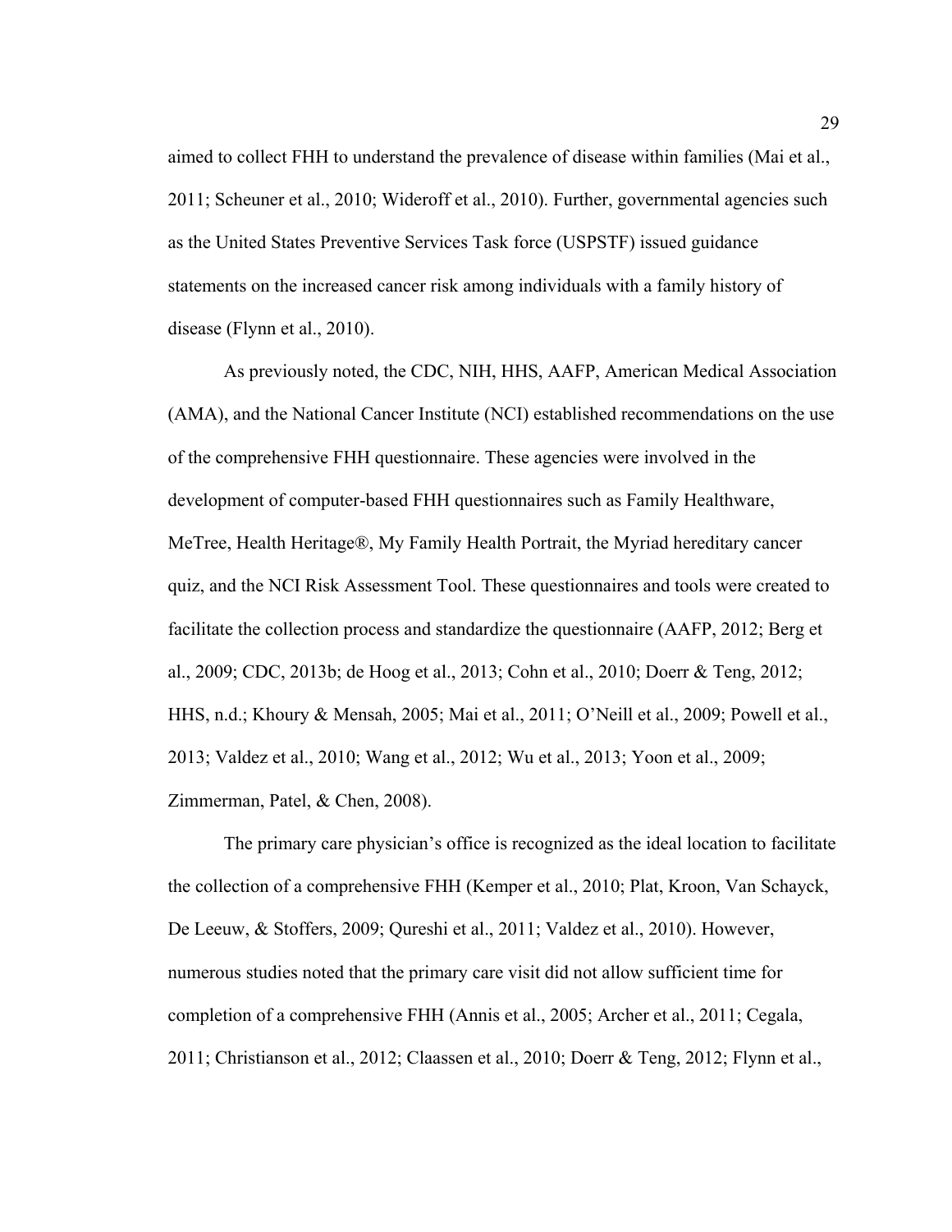aimed to collect FHH to understand the prevalence of disease within families (Mai et al., 2011; Scheuner et al., 2010; Wideroff et al., 2010). Further, governmental agencies such as the United States Preventive Services Task force (USPSTF) issued guidance statements on the increased cancer risk among individuals with a family history of disease (Flynn et al., 2010).

As previously noted, the CDC, NIH, HHS, AAFP, American Medical Association (AMA), and the National Cancer Institute (NCI) established recommendations on the use of the comprehensive FHH questionnaire. These agencies were involved in the development of computer-based FHH questionnaires such as Family Healthware, MeTree, Health Heritage®, My Family Health Portrait, the Myriad hereditary cancer quiz, and the NCI Risk Assessment Tool. These questionnaires and tools were created to facilitate the collection process and standardize the questionnaire (AAFP, 2012; Berg et al., 2009; CDC, 2013b; de Hoog et al., 2013; Cohn et al., 2010; Doerr & Teng, 2012; HHS, n.d.; Khoury & Mensah, 2005; Mai et al., 2011; O'Neill et al., 2009; Powell et al., 2013; Valdez et al., 2010; Wang et al., 2012; Wu et al., 2013; Yoon et al., 2009; Zimmerman, Patel, & Chen, 2008).

The primary care physician's office is recognized as the ideal location to facilitate the collection of a comprehensive FHH (Kemper et al., 2010; Plat, Kroon, Van Schayck, De Leeuw, & Stoffers, 2009; Qureshi et al., 2011; Valdez et al., 2010). However, numerous studies noted that the primary care visit did not allow sufficient time for completion of a comprehensive FHH (Annis et al., 2005; Archer et al., 2011; Cegala, 2011; Christianson et al., 2012; Claassen et al., 2010; Doerr & Teng, 2012; Flynn et al.,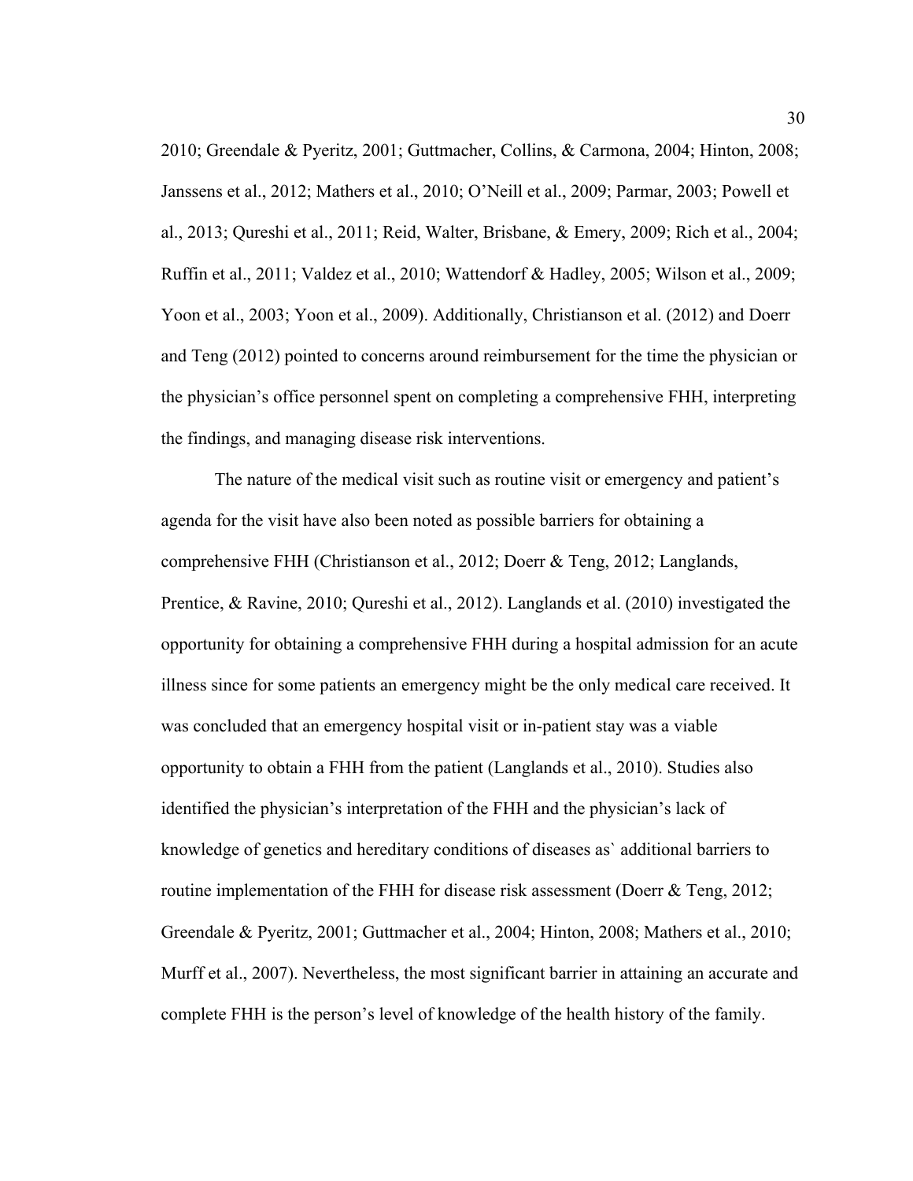2010; Greendale & Pyeritz, 2001; Guttmacher, Collins, & Carmona, 2004; Hinton, 2008; Janssens et al., 2012; Mathers et al., 2010; O'Neill et al., 2009; Parmar, 2003; Powell et al., 2013; Qureshi et al., 2011; Reid, Walter, Brisbane, & Emery, 2009; Rich et al., 2004; Ruffin et al., 2011; Valdez et al., 2010; Wattendorf & Hadley, 2005; Wilson et al., 2009; Yoon et al., 2003; Yoon et al., 2009). Additionally, Christianson et al. (2012) and Doerr and Teng (2012) pointed to concerns around reimbursement for the time the physician or the physician's office personnel spent on completing a comprehensive FHH, interpreting the findings, and managing disease risk interventions.

The nature of the medical visit such as routine visit or emergency and patient's agenda for the visit have also been noted as possible barriers for obtaining a comprehensive FHH (Christianson et al., 2012; Doerr & Teng, 2012; Langlands, Prentice, & Ravine, 2010; Qureshi et al., 2012). Langlands et al. (2010) investigated the opportunity for obtaining a comprehensive FHH during a hospital admission for an acute illness since for some patients an emergency might be the only medical care received. It was concluded that an emergency hospital visit or in-patient stay was a viable opportunity to obtain a FHH from the patient (Langlands et al., 2010). Studies also identified the physician's interpretation of the FHH and the physician's lack of knowledge of genetics and hereditary conditions of diseases as` additional barriers to routine implementation of the FHH for disease risk assessment (Doerr & Teng, 2012; Greendale & Pyeritz, 2001; Guttmacher et al., 2004; Hinton, 2008; Mathers et al., 2010; Murff et al., 2007). Nevertheless, the most significant barrier in attaining an accurate and complete FHH is the person's level of knowledge of the health history of the family.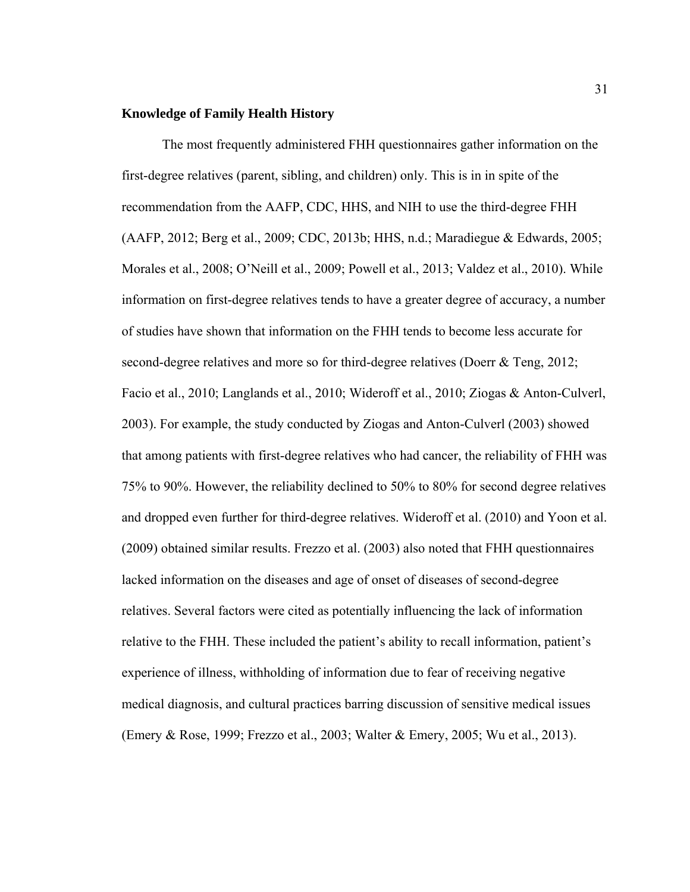**Knowledge of Family Health History**

The most frequently administered FHH questionnaires gather information on the first-degree relatives (parent, sibling, and children) only. This is in in spite of the recommendation from the AAFP, CDC, HHS, and NIH to use the third-degree FHH (AAFP, 2012; Berg et al., 2009; CDC, 2013b; HHS, n.d.; Maradiegue & Edwards, 2005; Morales et al., 2008; O'Neill et al., 2009; Powell et al., 2013; Valdez et al., 2010). While information on first-degree relatives tends to have a greater degree of accuracy, a number of studies have shown that information on the FHH tends to become less accurate for second-degree relatives and more so for third-degree relatives (Doerr & Teng, 2012; Facio et al., 2010; Langlands et al., 2010; Wideroff et al., 2010; Ziogas & Anton-Culverl, 2003). For example, the study conducted by Ziogas and Anton-Culverl (2003) showed that among patients with first-degree relatives who had cancer, the reliability of FHH was 75% to 90%. However, the reliability declined to 50% to 80% for second degree relatives and dropped even further for third-degree relatives. Wideroff et al. (2010) and Yoon et al. (2009) obtained similar results. Frezzo et al. (2003) also noted that FHH questionnaires lacked information on the diseases and age of onset of diseases of second-degree relatives. Several factors were cited as potentially influencing the lack of information relative to the FHH. These included the patient's ability to recall information, patient's experience of illness, withholding of information due to fear of receiving negative medical diagnosis, and cultural practices barring discussion of sensitive medical issues (Emery & Rose, 1999; Frezzo et al., 2003; Walter & Emery, 2005; Wu et al., 2013).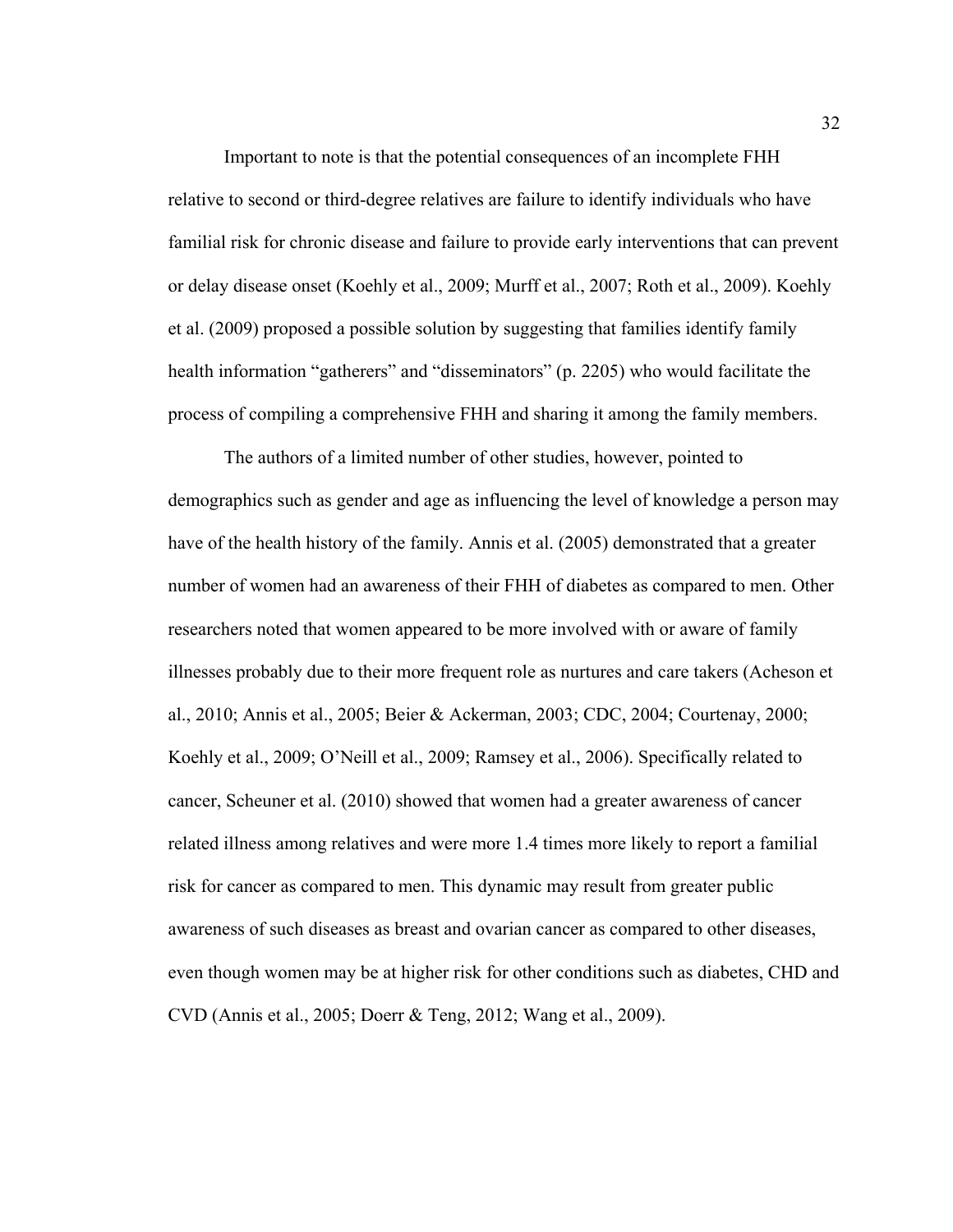Important to note is that the potential consequences of an incomplete FHH relative to second or third-degree relatives are failure to identify individuals who have familial risk for chronic disease and failure to provide early interventions that can prevent or delay disease onset (Koehly et al., 2009; Murff et al., 2007; Roth et al., 2009). Koehly et al. (2009) proposed a possible solution by suggesting that families identify family health information "gatherers" and "disseminators" (p. 2205) who would facilitate the process of compiling a comprehensive FHH and sharing it among the family members.

The authors of a limited number of other studies, however, pointed to demographics such as gender and age as influencing the level of knowledge a person may have of the health history of the family. Annis et al. (2005) demonstrated that a greater number of women had an awareness of their FHH of diabetes as compared to men. Other researchers noted that women appeared to be more involved with or aware of family illnesses probably due to their more frequent role as nurtures and care takers (Acheson et al., 2010; Annis et al., 2005; Beier & Ackerman, 2003; CDC, 2004; Courtenay, 2000; Koehly et al., 2009; O'Neill et al., 2009; Ramsey et al., 2006). Specifically related to cancer, Scheuner et al. (2010) showed that women had a greater awareness of cancer related illness among relatives and were more 1.4 times more likely to report a familial risk for cancer as compared to men. This dynamic may result from greater public awareness of such diseases as breast and ovarian cancer as compared to other diseases, even though women may be at higher risk for other conditions such as diabetes, CHD and CVD (Annis et al., 2005; Doerr & Teng, 2012; Wang et al., 2009).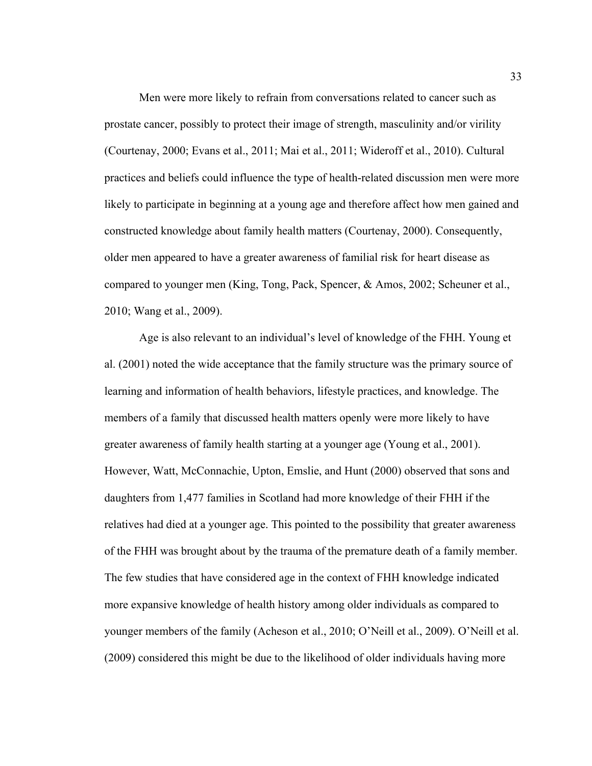Men were more likely to refrain from conversations related to cancer such as prostate cancer, possibly to protect their image of strength, masculinity and/or virility (Courtenay, 2000; Evans et al., 2011; Mai et al., 2011; Wideroff et al., 2010). Cultural practices and beliefs could influence the type of health-related discussion men were more likely to participate in beginning at a young age and therefore affect how men gained and constructed knowledge about family health matters (Courtenay, 2000). Consequently, older men appeared to have a greater awareness of familial risk for heart disease as compared to younger men (King, Tong, Pack, Spencer, & Amos, 2002; Scheuner et al., 2010; Wang et al., 2009).

Age is also relevant to an individual's level of knowledge of the FHH. Young et al. (2001) noted the wide acceptance that the family structure was the primary source of learning and information of health behaviors, lifestyle practices, and knowledge. The members of a family that discussed health matters openly were more likely to have greater awareness of family health starting at a younger age (Young et al., 2001). However, Watt, McConnachie, Upton, Emslie, and Hunt (2000) observed that sons and daughters from 1,477 families in Scotland had more knowledge of their FHH if the relatives had died at a younger age. This pointed to the possibility that greater awareness of the FHH was brought about by the trauma of the premature death of a family member. The few studies that have considered age in the context of FHH knowledge indicated more expansive knowledge of health history among older individuals as compared to younger members of the family (Acheson et al., 2010; O'Neill et al., 2009). O'Neill et al. (2009) considered this might be due to the likelihood of older individuals having more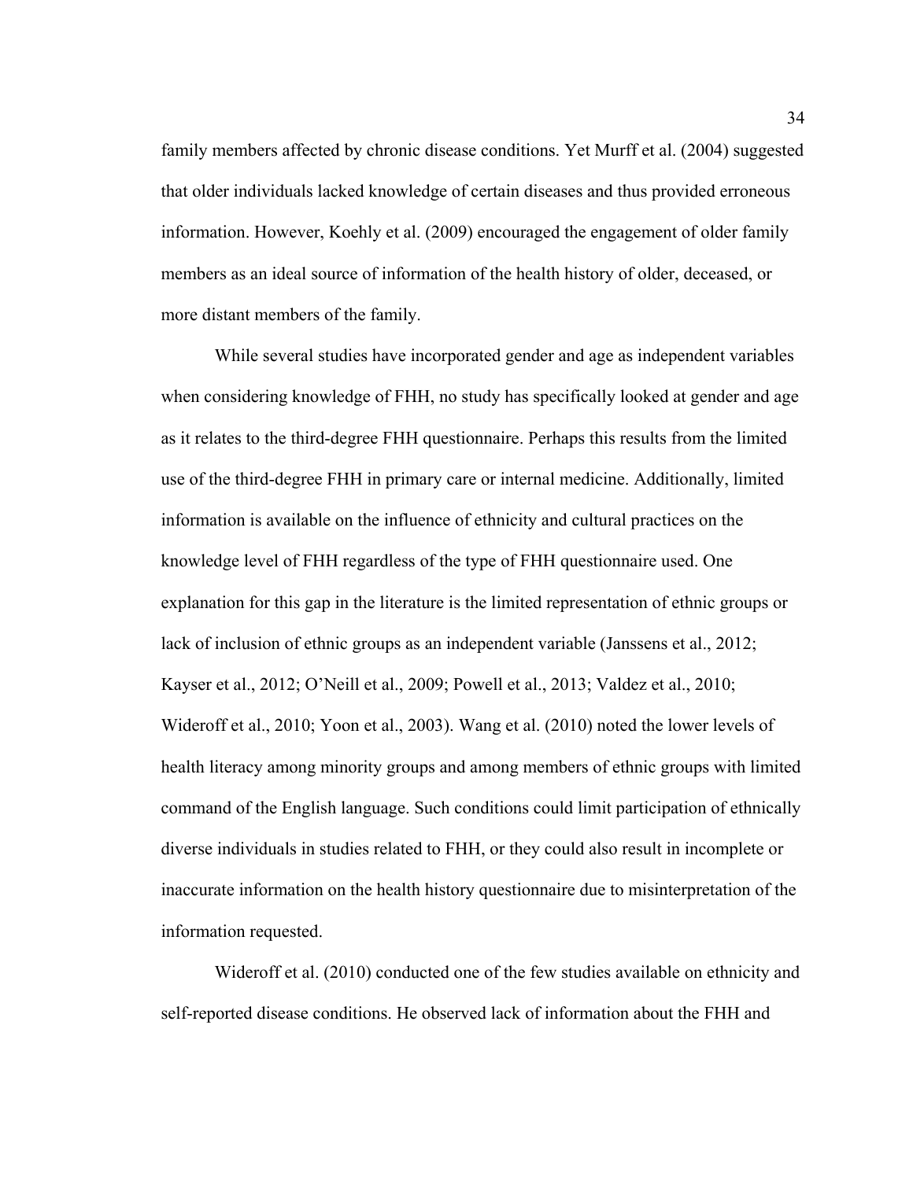family members affected by chronic disease conditions. Yet Murff et al. (2004) suggested that older individuals lacked knowledge of certain diseases and thus provided erroneous information. However, Koehly et al. (2009) encouraged the engagement of older family members as an ideal source of information of the health history of older, deceased, or more distant members of the family.

While several studies have incorporated gender and age as independent variables when considering knowledge of FHH, no study has specifically looked at gender and age as it relates to the third-degree FHH questionnaire. Perhaps this results from the limited use of the third-degree FHH in primary care or internal medicine. Additionally, limited information is available on the influence of ethnicity and cultural practices on the knowledge level of FHH regardless of the type of FHH questionnaire used. One explanation for this gap in the literature is the limited representation of ethnic groups or lack of inclusion of ethnic groups as an independent variable (Janssens et al., 2012; Kayser et al., 2012; O'Neill et al., 2009; Powell et al., 2013; Valdez et al., 2010; Wideroff et al., 2010; Yoon et al., 2003). Wang et al. (2010) noted the lower levels of health literacy among minority groups and among members of ethnic groups with limited command of the English language. Such conditions could limit participation of ethnically diverse individuals in studies related to FHH, or they could also result in incomplete or inaccurate information on the health history questionnaire due to misinterpretation of the information requested.

Wideroff et al. (2010) conducted one of the few studies available on ethnicity and self-reported disease conditions. He observed lack of information about the FHH and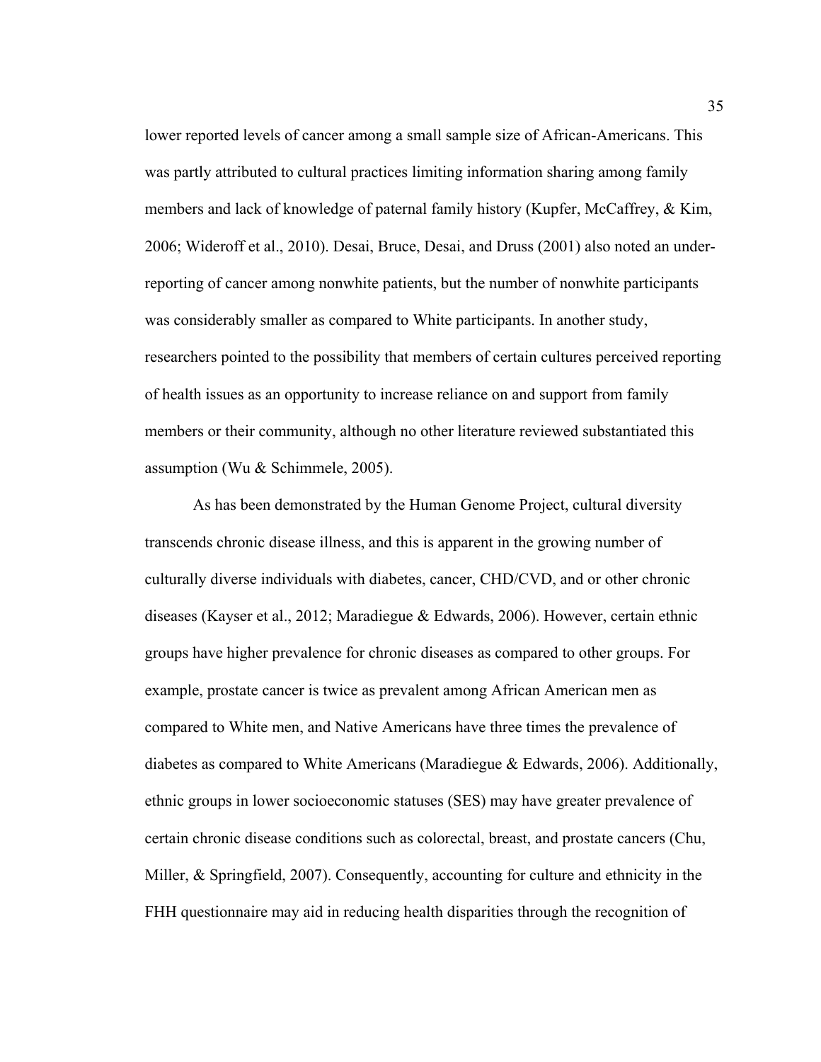lower reported levels of cancer among a small sample size of African-Americans. This was partly attributed to cultural practices limiting information sharing among family members and lack of knowledge of paternal family history (Kupfer, McCaffrey, & Kim, 2006; Wideroff et al., 2010). Desai, Bruce, Desai, and Druss (2001) also noted an under-reporting of cancer among nonwhite patients, but the number of nonwhite participants was considerably smaller as compared to White participants. In another study, researchers pointed to the possibility that members of certain cultures perceived reporting of health issues as an opportunity to increase reliance on and support from family members or their community, although no other literature reviewed substantiated this assumption (Wu & Schimmele, 2005).

As has been demonstrated by the Human Genome Project, cultural diversity transcends chronic disease illness, and this is apparent in the growing number of culturally diverse individuals with diabetes, cancer, CHD/CVD, and or other chronic diseases (Kayser et al., 2012; Maradiegue & Edwards, 2006). However, certain ethnic groups have higher prevalence for chronic diseases as compared to other groups. For example, prostate cancer is twice as prevalent among African American men as compared to White men, and Native Americans have three times the prevalence of diabetes as compared to White Americans (Maradiegue & Edwards, 2006). Additionally, ethnic groups in lower socioeconomic statuses (SES) may have greater prevalence of certain chronic disease conditions such as colorectal, breast, and prostate cancers (Chu, Miller, & Springfield, 2007). Consequently, accounting for culture and ethnicity in the FHH questionnaire may aid in reducing health disparities through the recognition of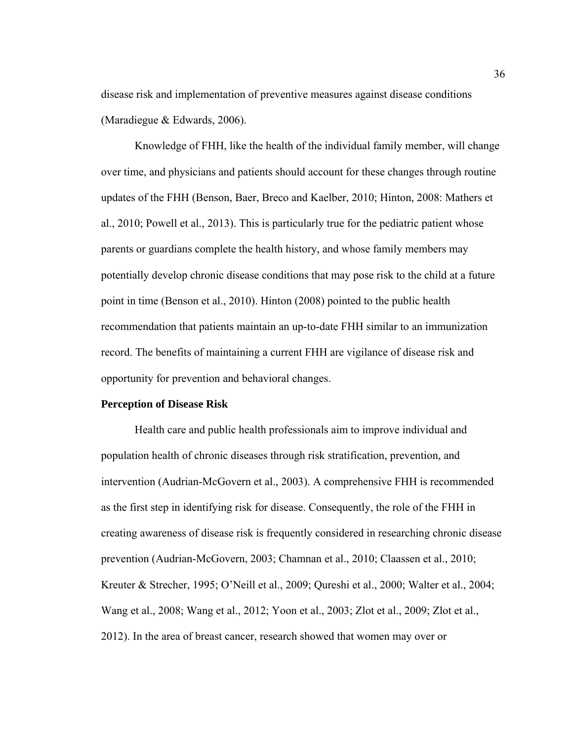disease risk and implementation of preventive measures against disease conditions (Maradiegue & Edwards, 2006).

Knowledge of FHH, like the health of the individual family member, will change over time, and physicians and patients should account for these changes through routine updates of the FHH (Benson, Baer, Breco and Kaelber, 2010; Hinton, 2008: Mathers et al., 2010; Powell et al., 2013). This is particularly true for the pediatric patient whose parents or guardians complete the health history, and whose family members may potentially develop chronic disease conditions that may pose risk to the child at a future point in time (Benson et al., 2010). Hinton (2008) pointed to the public health recommendation that patients maintain an up-to-date FHH similar to an immunization record. The benefits of maintaining a current FHH are vigilance of disease risk and opportunity for prevention and behavioral changes.

**Perception of Disease Risk**

Health care and public health professionals aim to improve individual and population health of chronic diseases through risk stratification, prevention, and intervention (Audrian-McGovern et al., 2003). A comprehensive FHH is recommended as the first step in identifying risk for disease. Consequently, the role of the FHH in creating awareness of disease risk is frequently considered in researching chronic disease prevention (Audrian-McGovern, 2003; Chamnan et al., 2010; Claassen et al., 2010; Kreuter & Strecher, 1995; O'Neill et al., 2009; Qureshi et al., 2000; Walter et al., 2004; Wang et al., 2008; Wang et al., 2012; Yoon et al., 2003; Zlot et al., 2009; Zlot et al., 2012). In the area of breast cancer, research showed that women may over or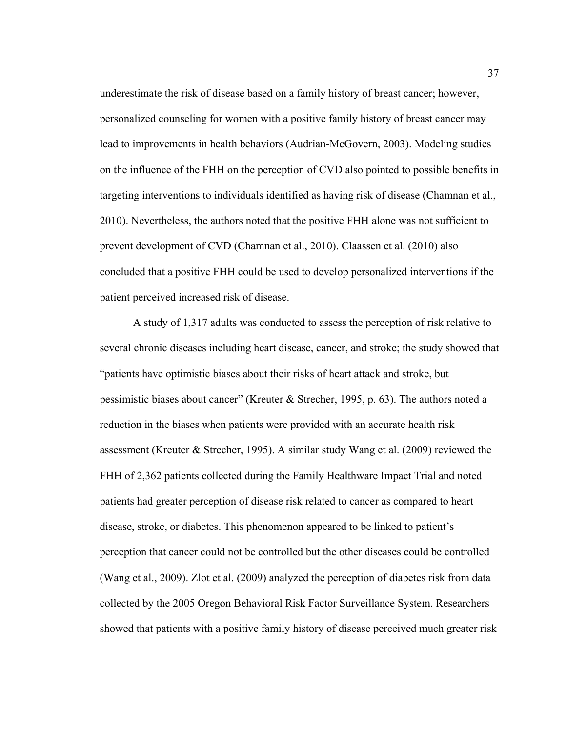underestimate the risk of disease based on a family history of breast cancer; however, personalized counseling for women with a positive family history of breast cancer may lead to improvements in health behaviors (Audrian-McGovern, 2003). Modeling studies on the influence of the FHH on the perception of CVD also pointed to possible benefits in targeting interventions to individuals identified as having risk of disease (Chamnan et al., 2010). Nevertheless, the authors noted that the positive FHH alone was not sufficient to prevent development of CVD (Chamnan et al., 2010). Claassen et al. (2010) also concluded that a positive FHH could be used to develop personalized interventions if the patient perceived increased risk of disease.

A study of 1,317 adults was conducted to assess the perception of risk relative to several chronic diseases including heart disease, cancer, and stroke; the study showed that "patients have optimistic biases about their risks of heart attack and stroke, but pessimistic biases about cancer" (Kreuter & Strecher, 1995, p. 63). The authors noted a reduction in the biases when patients were provided with an accurate health risk assessment (Kreuter & Strecher, 1995). A similar study Wang et al. (2009) reviewed the FHH of 2,362 patients collected during the Family Healthware Impact Trial and noted patients had greater perception of disease risk related to cancer as compared to heart disease, stroke, or diabetes. This phenomenon appeared to be linked to patient's perception that cancer could not be controlled but the other diseases could be controlled (Wang et al., 2009). Zlot et al. (2009) analyzed the perception of diabetes risk from data collected by the 2005 Oregon Behavioral Risk Factor Surveillance System. Researchers showed that patients with a positive family history of disease perceived much greater risk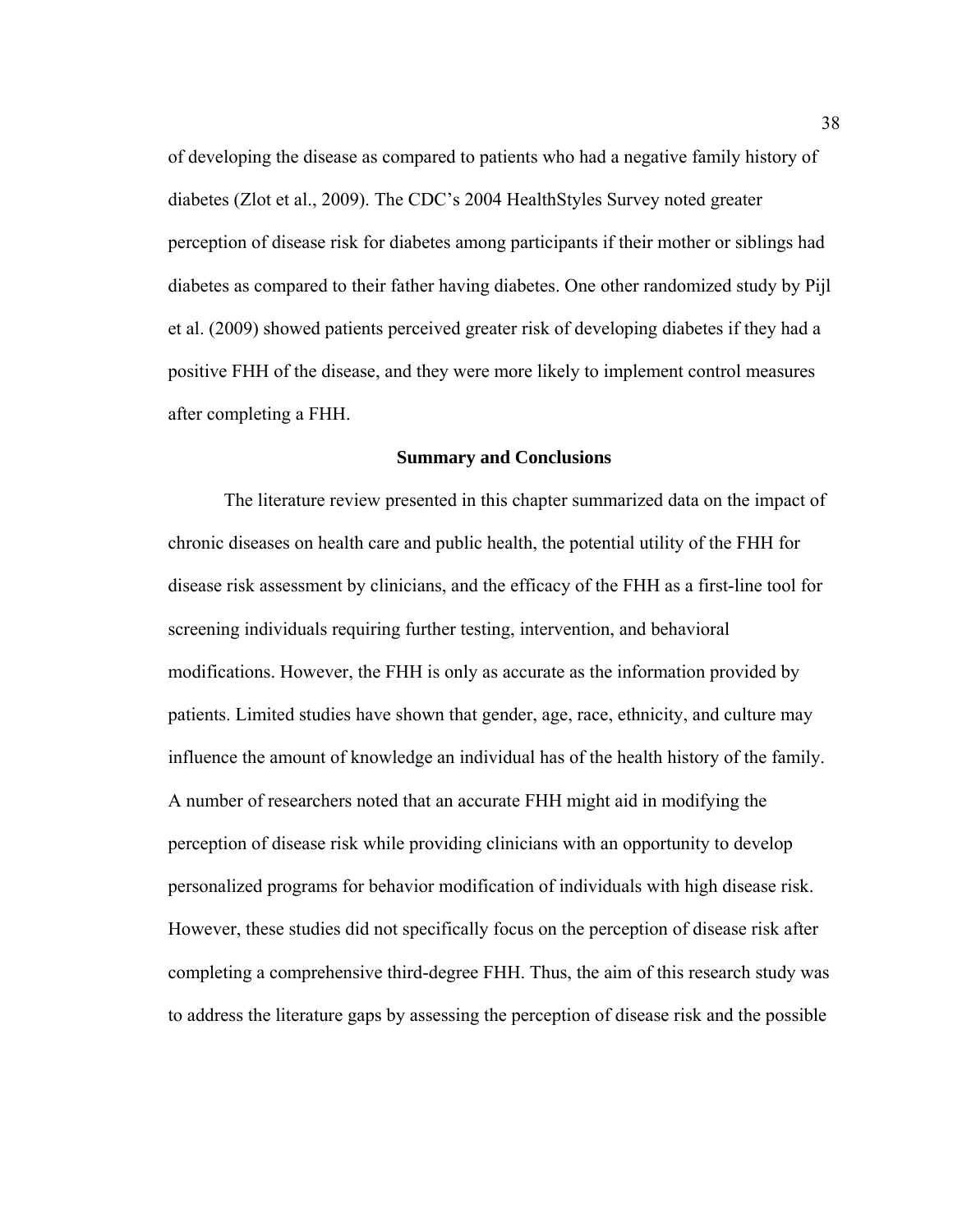of developing the disease as compared to patients who had a negative family history of diabetes (Zlot et al., 2009). The CDC's 2004 HealthStyles Survey noted greater perception of disease risk for diabetes among participants if their mother or siblings had diabetes as compared to their father having diabetes. One other randomized study by Pijl et al. (2009) showed patients perceived greater risk of developing diabetes if they had a positive FHH of the disease, and they were more likely to implement control measures after completing a FHH.

## Summary and Conclusions

The literature review presented in this chapter summarized data on the impact of chronic diseases on health care and public health, the potential utility of the FHH for disease risk assessment by clinicians, and the efficacy of the FHH as a first-line tool for screening individuals requiring further testing, intervention, and behavioral modifications. However, the FHH is only as accurate as the information provided by patients. Limited studies have shown that gender, age, race, ethnicity, and culture may influence the amount of knowledge an individual has of the health history of the family. A number of researchers noted that an accurate FHH might aid in modifying the perception of disease risk while providing clinicians with an opportunity to develop personalized programs for behavior modification of individuals with high disease risk. However, these studies did not specifically focus on the perception of disease risk after completing a comprehensive third-degree FHH. Thus, the aim of this research study was to address the literature gaps by assessing the perception of disease risk and the possible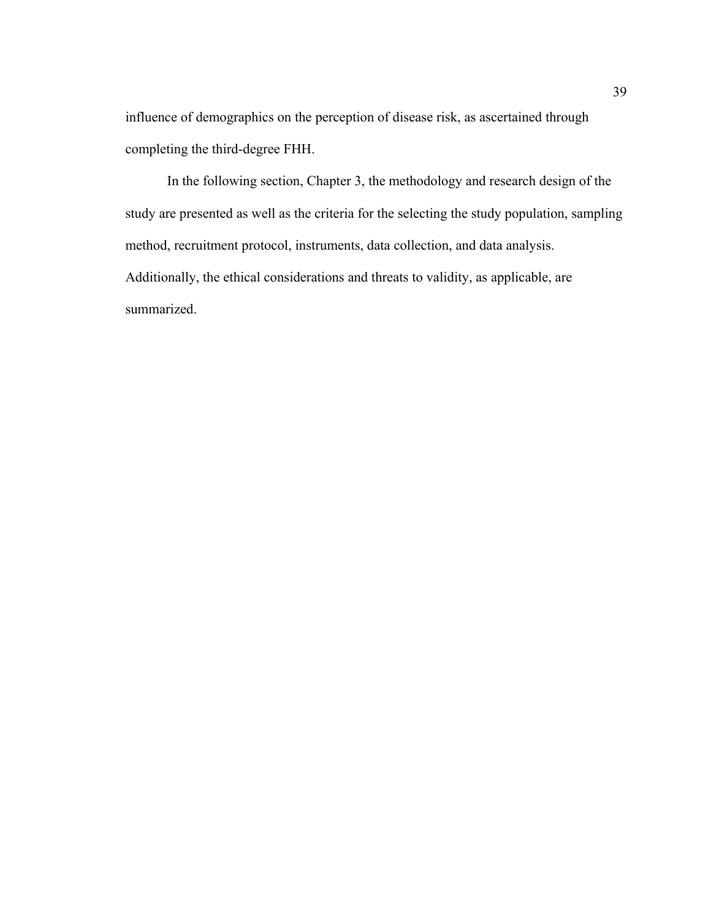influence of demographics on the perception of disease risk, as ascertained through completing the third-degree FHH.

In the following section, Chapter 3, the methodology and research design of the study are presented as well as the criteria for the selecting the study population, sampling method, recruitment protocol, instruments, data collection, and data analysis. Additionally, the ethical considerations and threats to validity, as applicable, are summarized.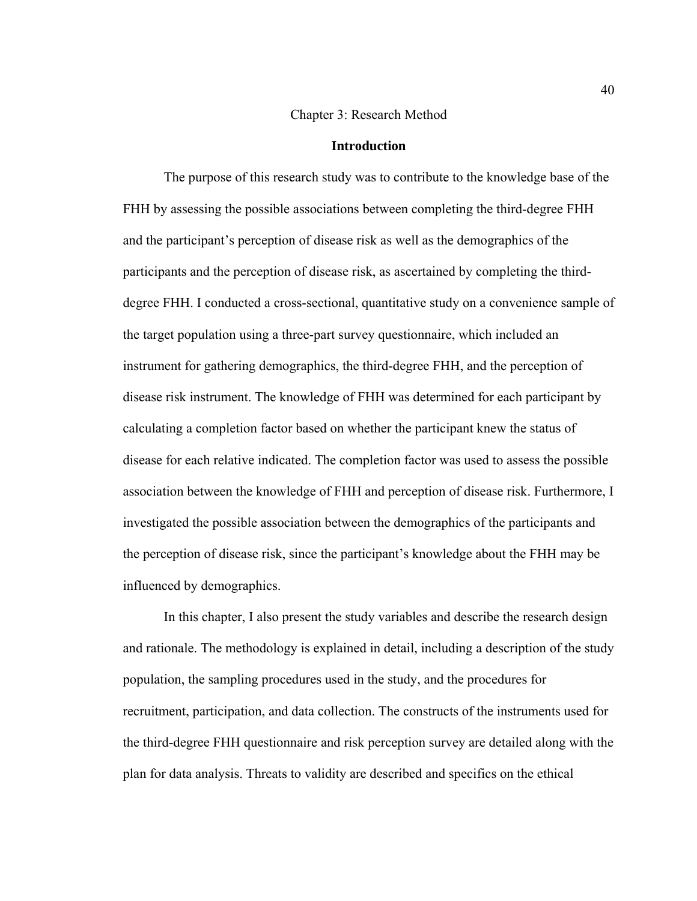# Chapter 3: Research Method

## Introduction

The purpose of this research study was to contribute to the knowledge base of the FHH by assessing the possible associations between completing the third-degree FHH and the participant's perception of disease risk as well as the demographics of the participants and the perception of disease risk, as ascertained by completing the third-degree FHH. I conducted a cross-sectional, quantitative study on a convenience sample of the target population using a three-part survey questionnaire, which included an instrument for gathering demographics, the third-degree FHH, and the perception of disease risk instrument. The knowledge of FHH was determined for each participant by calculating a completion factor based on whether the participant knew the status of disease for each relative indicated. The completion factor was used to assess the possible association between the knowledge of FHH and perception of disease risk. Furthermore, I investigated the possible association between the demographics of the participants and the perception of disease risk, since the participant's knowledge about the FHH may be influenced by demographics.

In this chapter, I also present the study variables and describe the research design and rationale. The methodology is explained in detail, including a description of the study population, the sampling procedures used in the study, and the procedures for recruitment, participation, and data collection. The constructs of the instruments used for the third-degree FHH questionnaire and risk perception survey are detailed along with the plan for data analysis. Threats to validity are described and specifics on the ethical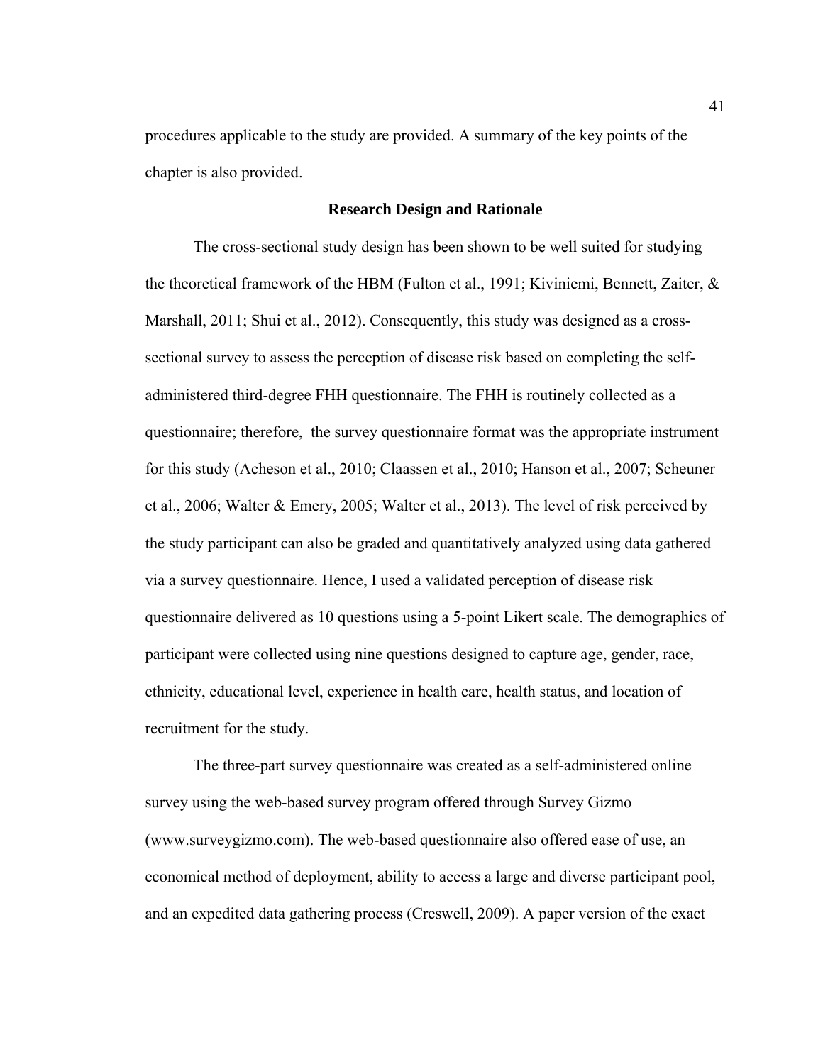procedures applicable to the study are provided. A summary of the key points of the chapter is also provided.

## Research Design and Rationale

The cross-sectional study design has been shown to be well suited for studying the theoretical framework of the HBM (Fulton et al., 1991; Kiviniemi, Bennett, Zaiter, & Marshall, 2011; Shui et al., 2012). Consequently, this study was designed as a cross-sectional survey to assess the perception of disease risk based on completing the self-administered third-degree FHH questionnaire. The FHH is routinely collected as a questionnaire; therefore, the survey questionnaire format was the appropriate instrument for this study (Acheson et al., 2010; Claassen et al., 2010; Hanson et al., 2007; Scheuner et al., 2006; Walter & Emery, 2005; Walter et al., 2013). The level of risk perceived by the study participant can also be graded and quantitatively analyzed using data gathered via a survey questionnaire. Hence, I used a validated perception of disease risk questionnaire delivered as 10 questions using a 5-point Likert scale. The demographics of participant were collected using nine questions designed to capture age, gender, race, ethnicity, educational level, experience in health care, health status, and location of recruitment for the study.

The three-part survey questionnaire was created as a self-administered online survey using the web-based survey program offered through Survey Gizmo (www.surveygizmo.com). The web-based questionnaire also offered ease of use, an economical method of deployment, ability to access a large and diverse participant pool, and an expedited data gathering process (Creswell, 2009). A paper version of the exact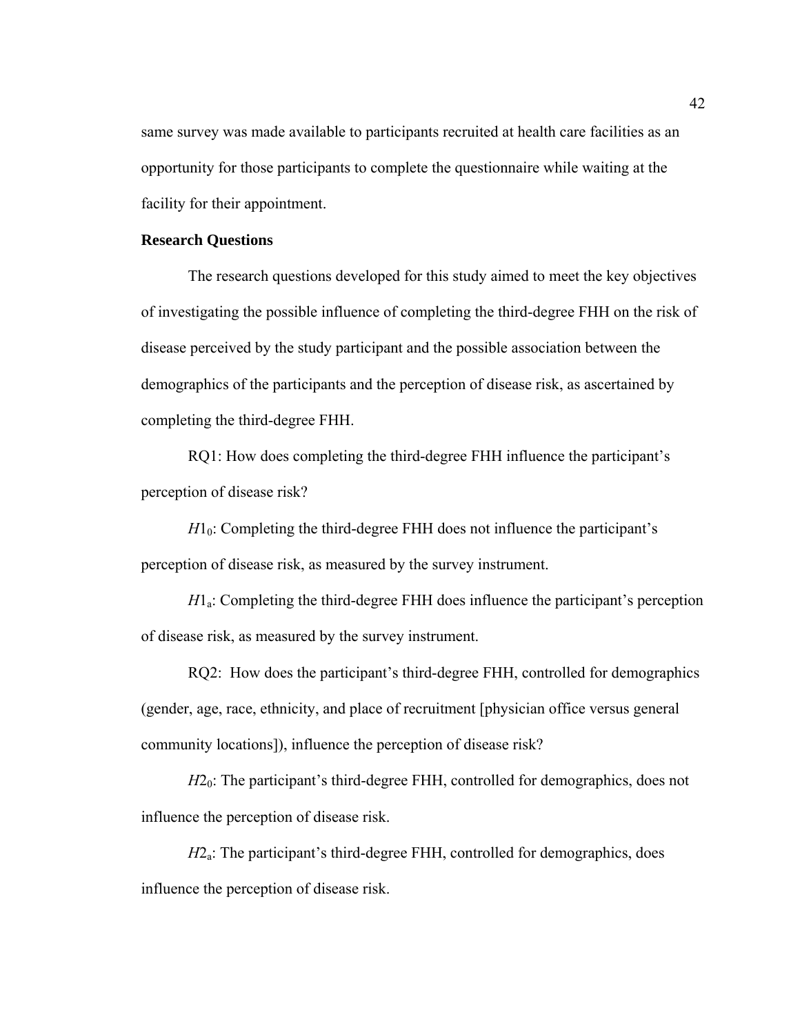same survey was made available to participants recruited at health care facilities as an opportunity for those participants to complete the questionnaire while waiting at the facility for their appointment.

**Research Questions**

The research questions developed for this study aimed to meet the key objectives of investigating the possible influence of completing the third-degree FHH on the risk of disease perceived by the study participant and the possible association between the demographics of the participants and the perception of disease risk, as ascertained by completing the third-degree FHH.

RQ1: How does completing the third-degree FHH influence the participant's perception of disease risk?

$H1_0$: Completing the third-degree FHH does not influence the participant's perception of disease risk, as measured by the survey instrument.

$H1_a$: Completing the third-degree FHH does influence the participant's perception of disease risk, as measured by the survey instrument.

RQ2: How does the participant's third-degree FHH, controlled for demographics (gender, age, race, ethnicity, and place of recruitment [physician office versus general community locations]), influence the perception of disease risk?

$H2_0$: The participant's third-degree FHH, controlled for demographics, does not influence the perception of disease risk.

$H2_a$: The participant's third-degree FHH, controlled for demographics, does influence the perception of disease risk.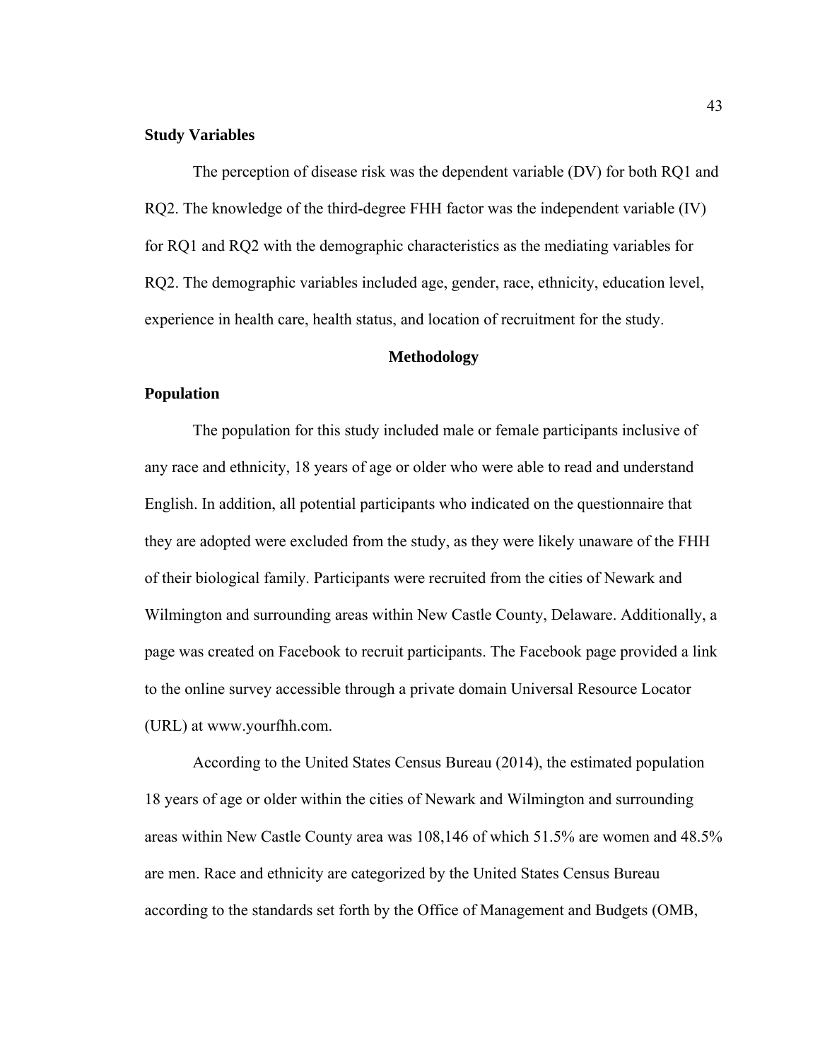### Study Variables

The perception of disease risk was the dependent variable (DV) for both RQ1 and RQ2. The knowledge of the third-degree FHH factor was the independent variable (IV) for RQ1 and RQ2 with the demographic characteristics as the mediating variables for RQ2. The demographic variables included age, gender, race, ethnicity, education level, experience in health care, health status, and location of recruitment for the study.

## Methodology

### Population

The population for this study included male or female participants inclusive of any race and ethnicity, 18 years of age or older who were able to read and understand English. In addition, all potential participants who indicated on the questionnaire that they are adopted were excluded from the study, as they were likely unaware of the FHH of their biological family. Participants were recruited from the cities of Newark and Wilmington and surrounding areas within New Castle County, Delaware. Additionally, a page was created on Facebook to recruit participants. The Facebook page provided a link to the online survey accessible through a private domain Universal Resource Locator (URL) at www.yourfhh.com.

According to the United States Census Bureau (2014), the estimated population 18 years of age or older within the cities of Newark and Wilmington and surrounding areas within New Castle County area was 108,146 of which 51.5% are women and 48.5% are men. Race and ethnicity are categorized by the United States Census Bureau according to the standards set forth by the Office of Management and Budgets (OMB,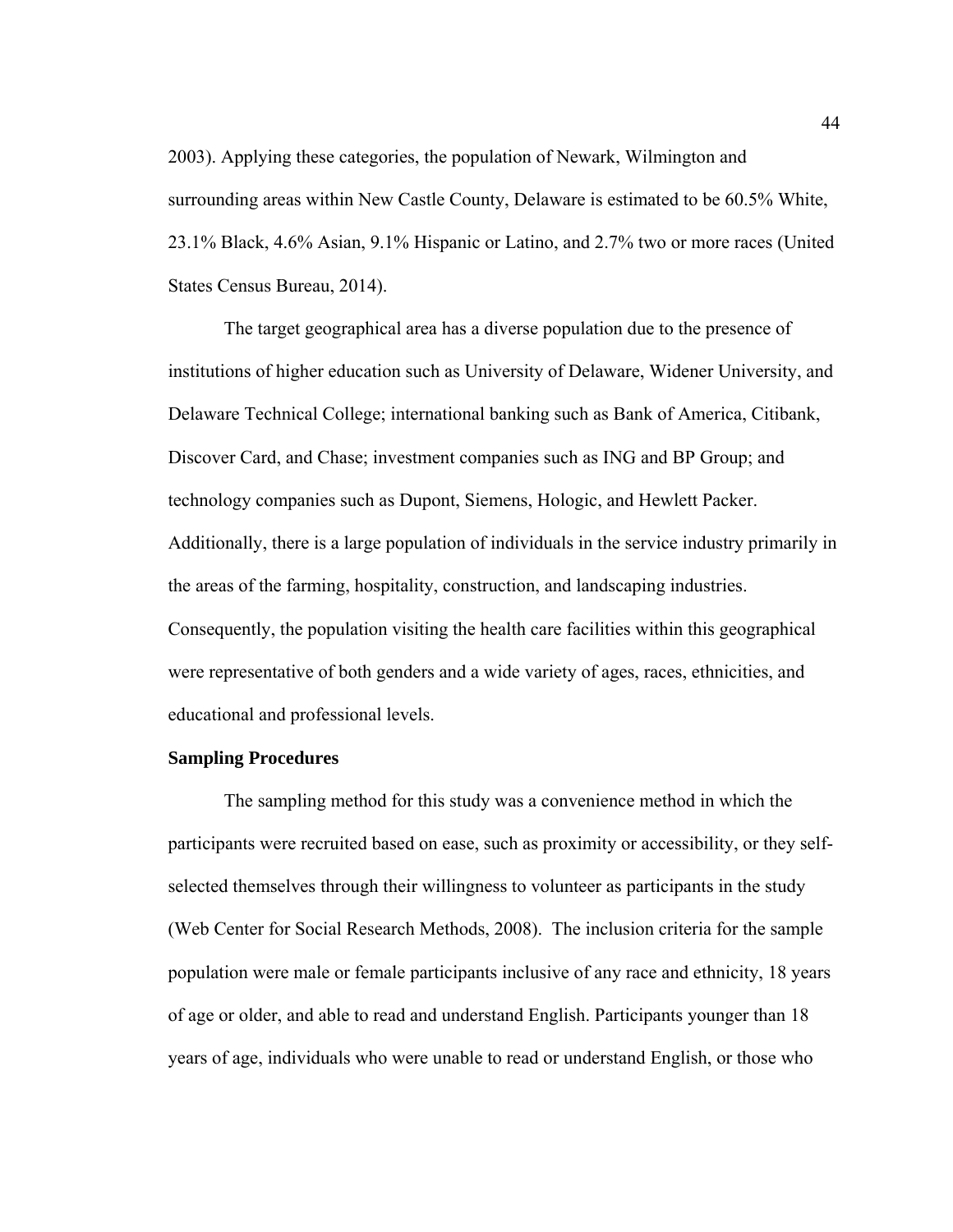2003). Applying these categories, the population of Newark, Wilmington and surrounding areas within New Castle County, Delaware is estimated to be 60.5% White, 23.1% Black, 4.6% Asian, 9.1% Hispanic or Latino, and 2.7% two or more races (United States Census Bureau, 2014).

The target geographical area has a diverse population due to the presence of institutions of higher education such as University of Delaware, Widener University, and Delaware Technical College; international banking such as Bank of America, Citibank, Discover Card, and Chase; investment companies such as ING and BP Group; and technology companies such as Dupont, Siemens, Hologic, and Hewlett Packer. Additionally, there is a large population of individuals in the service industry primarily in the areas of the farming, hospitality, construction, and landscaping industries. Consequently, the population visiting the health care facilities within this geographical were representative of both genders and a wide variety of ages, races, ethnicities, and educational and professional levels.

**Sampling Procedures**

The sampling method for this study was a convenience method in which the participants were recruited based on ease, such as proximity or accessibility, or they self-selected themselves through their willingness to volunteer as participants in the study (Web Center for Social Research Methods, 2008). The inclusion criteria for the sample population were male or female participants inclusive of any race and ethnicity, 18 years of age or older, and able to read and understand English. Participants younger than 18 years of age, individuals who were unable to read or understand English, or those who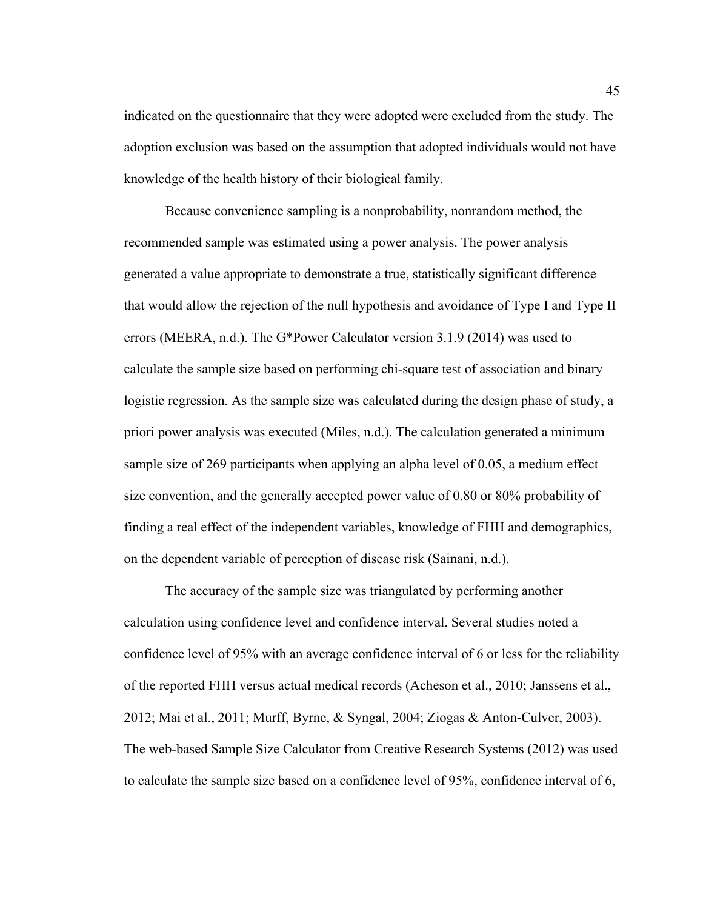indicated on the questionnaire that they were adopted were excluded from the study. The adoption exclusion was based on the assumption that adopted individuals would not have knowledge of the health history of their biological family.

Because convenience sampling is a nonprobability, nonrandom method, the recommended sample was estimated using a power analysis. The power analysis generated a value appropriate to demonstrate a true, statistically significant difference that would allow the rejection of the null hypothesis and avoidance of Type I and Type II errors (MEERA, n.d.). The G*Power Calculator version 3.1.9 (2014) was used to calculate the sample size based on performing chi-square test of association and binary logistic regression. As the sample size was calculated during the design phase of study, a priori power analysis was executed (Miles, n.d.). The calculation generated a minimum sample size of 269 participants when applying an alpha level of 0.05, a medium effect size convention, and the generally accepted power value of 0.80 or 80% probability of finding a real effect of the independent variables, knowledge of FHH and demographics, on the dependent variable of perception of disease risk (Sainani, n.d.).

The accuracy of the sample size was triangulated by performing another calculation using confidence level and confidence interval. Several studies noted a confidence level of 95% with an average confidence interval of 6 or less for the reliability of the reported FHH versus actual medical records (Acheson et al., 2010; Janssens et al., 2012; Mai et al., 2011; Murff, Byrne, & Syngal, 2004; Ziogas & Anton-Culver, 2003). The web-based Sample Size Calculator from Creative Research Systems (2012) was used to calculate the sample size based on a confidence level of 95%, confidence interval of 6,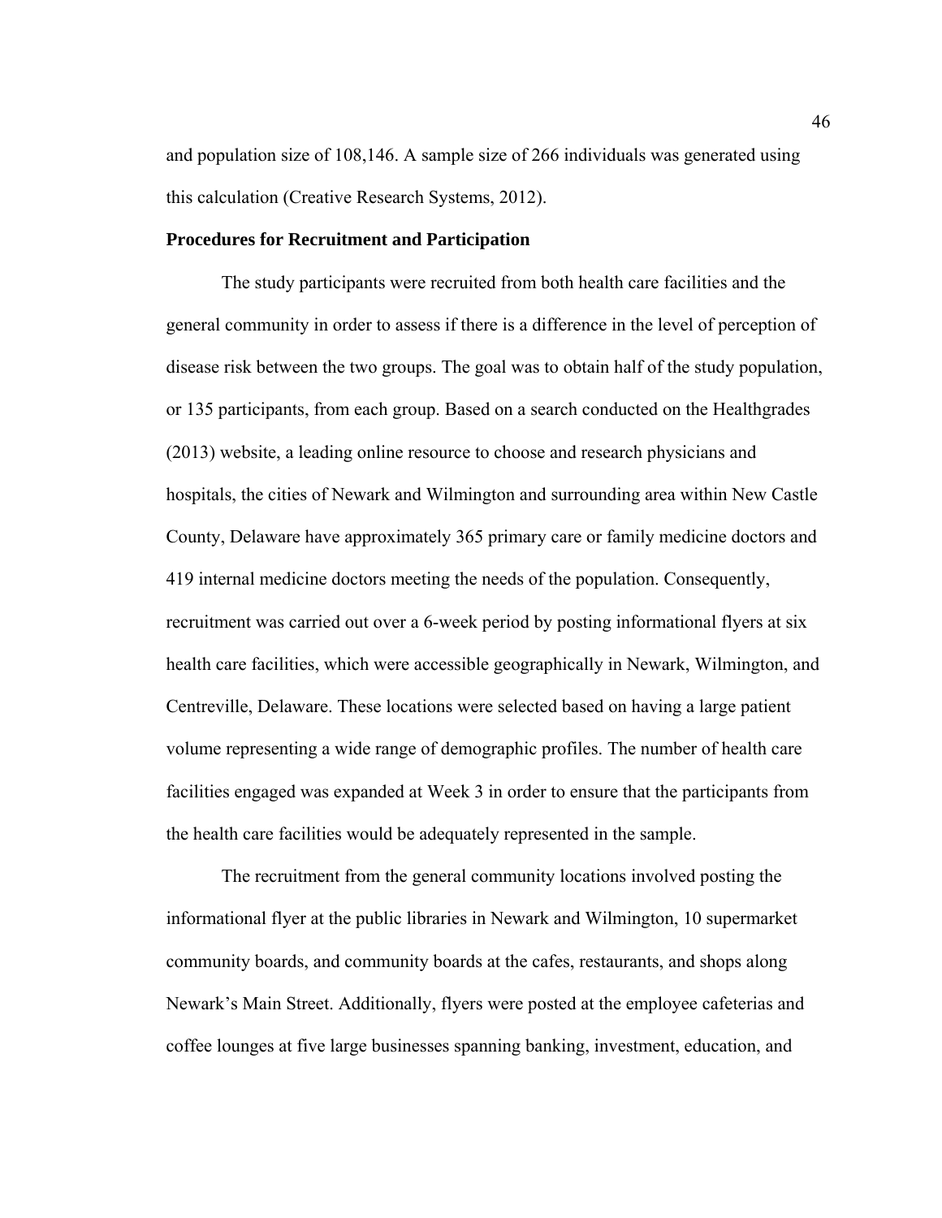and population size of 108,146. A sample size of 266 individuals was generated using this calculation (Creative Research Systems, 2012).

**Procedures for Recruitment and Participation**

The study participants were recruited from both health care facilities and the general community in order to assess if there is a difference in the level of perception of disease risk between the two groups. The goal was to obtain half of the study population, or 135 participants, from each group. Based on a search conducted on the Healthgrades (2013) website, a leading online resource to choose and research physicians and hospitals, the cities of Newark and Wilmington and surrounding area within New Castle County, Delaware have approximately 365 primary care or family medicine doctors and 419 internal medicine doctors meeting the needs of the population. Consequently, recruitment was carried out over a 6-week period by posting informational flyers at six health care facilities, which were accessible geographically in Newark, Wilmington, and Centreville, Delaware. These locations were selected based on having a large patient volume representing a wide range of demographic profiles. The number of health care facilities engaged was expanded at Week 3 in order to ensure that the participants from the health care facilities would be adequately represented in the sample.

The recruitment from the general community locations involved posting the informational flyer at the public libraries in Newark and Wilmington, 10 supermarket community boards, and community boards at the cafes, restaurants, and shops along Newark's Main Street. Additionally, flyers were posted at the employee cafeterias and coffee lounges at five large businesses spanning banking, investment, education, and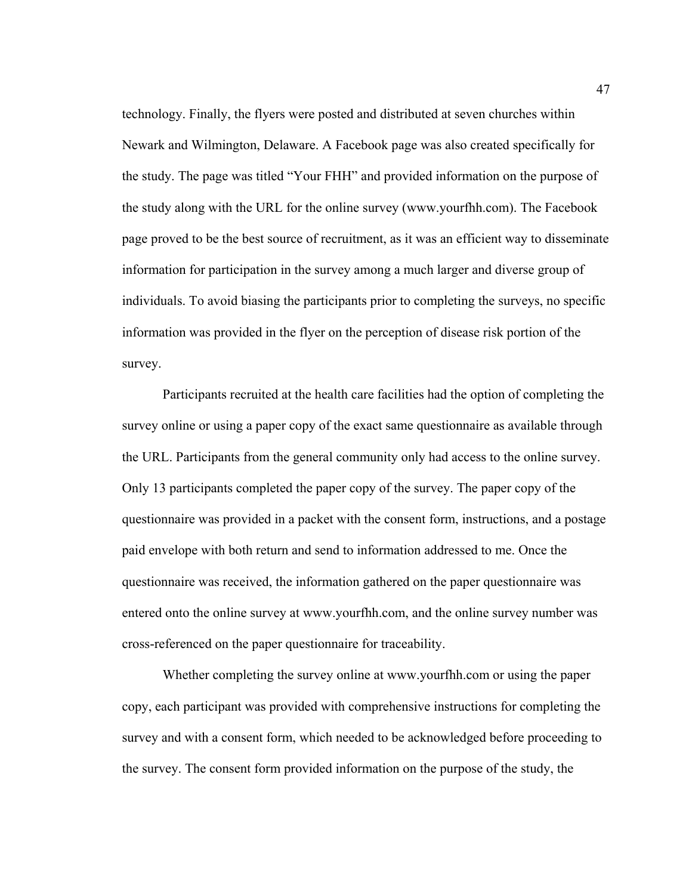technology. Finally, the flyers were posted and distributed at seven churches within Newark and Wilmington, Delaware. A Facebook page was also created specifically for the study. The page was titled "Your FHH" and provided information on the purpose of the study along with the URL for the online survey (www.yourfhh.com). The Facebook page proved to be the best source of recruitment, as it was an efficient way to disseminate information for participation in the survey among a much larger and diverse group of individuals. To avoid biasing the participants prior to completing the surveys, no specific information was provided in the flyer on the perception of disease risk portion of the survey.

Participants recruited at the health care facilities had the option of completing the survey online or using a paper copy of the exact same questionnaire as available through the URL. Participants from the general community only had access to the online survey. Only 13 participants completed the paper copy of the survey. The paper copy of the questionnaire was provided in a packet with the consent form, instructions, and a postage paid envelope with both return and send to information addressed to me. Once the questionnaire was received, the information gathered on the paper questionnaire was entered onto the online survey at www.yourfhh.com, and the online survey number was cross-referenced on the paper questionnaire for traceability.

Whether completing the survey online at www.yourfhh.com or using the paper copy, each participant was provided with comprehensive instructions for completing the survey and with a consent form, which needed to be acknowledged before proceeding to the survey. The consent form provided information on the purpose of the study, the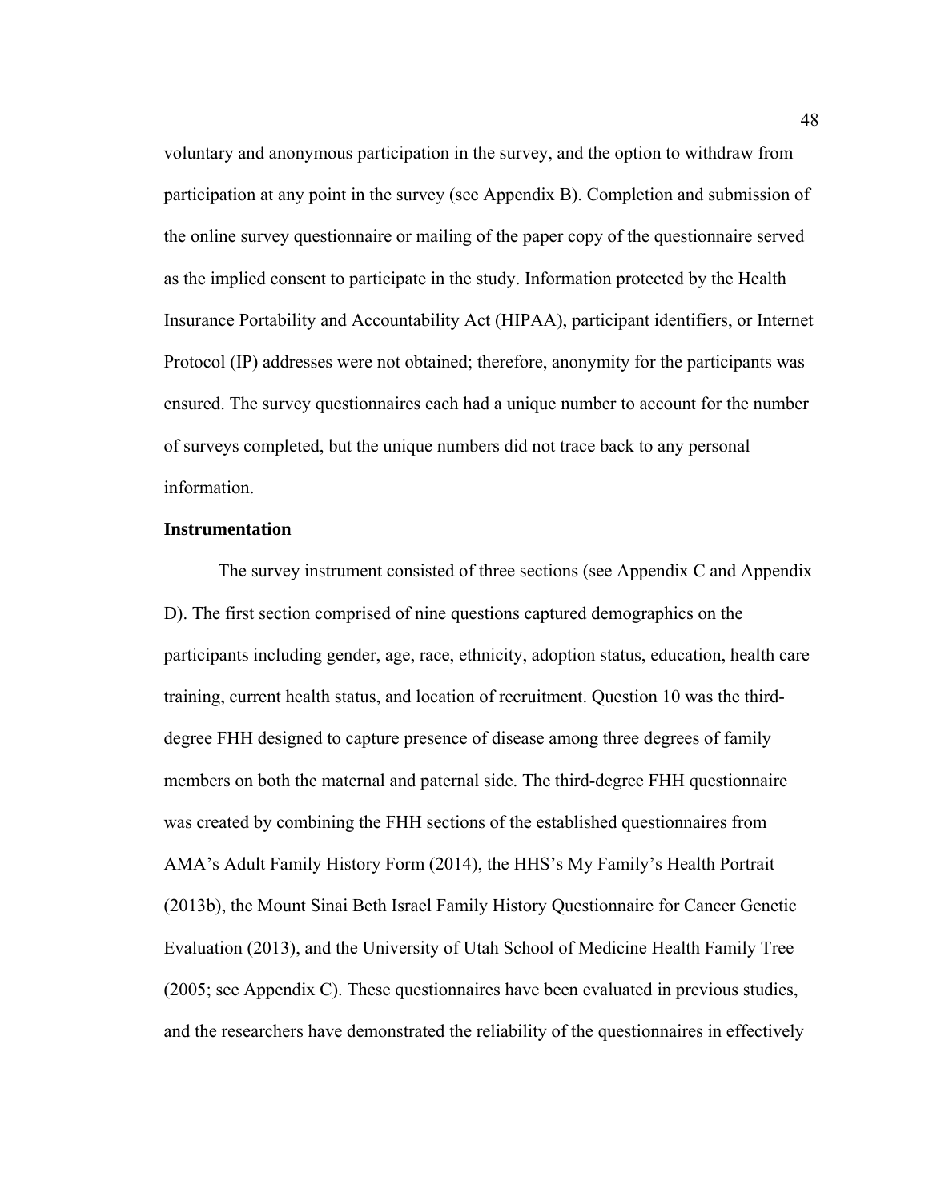voluntary and anonymous participation in the survey, and the option to withdraw from participation at any point in the survey (see Appendix B). Completion and submission of the online survey questionnaire or mailing of the paper copy of the questionnaire served as the implied consent to participate in the study. Information protected by the Health Insurance Portability and Accountability Act (HIPAA), participant identifiers, or Internet Protocol (IP) addresses were not obtained; therefore, anonymity for the participants was ensured. The survey questionnaires each had a unique number to account for the number of surveys completed, but the unique numbers did not trace back to any personal information.

**Instrumentation**

The survey instrument consisted of three sections (see Appendix C and Appendix D). The first section comprised of nine questions captured demographics on the participants including gender, age, race, ethnicity, adoption status, education, health care training, current health status, and location of recruitment. Question 10 was the third-degree FHH designed to capture presence of disease among three degrees of family members on both the maternal and paternal side. The third-degree FHH questionnaire was created by combining the FHH sections of the established questionnaires from AMA's Adult Family History Form (2014), the HHS's My Family's Health Portrait (2013b), the Mount Sinai Beth Israel Family History Questionnaire for Cancer Genetic Evaluation (2013), and the University of Utah School of Medicine Health Family Tree (2005; see Appendix C). These questionnaires have been evaluated in previous studies, and the researchers have demonstrated the reliability of the questionnaires in effectively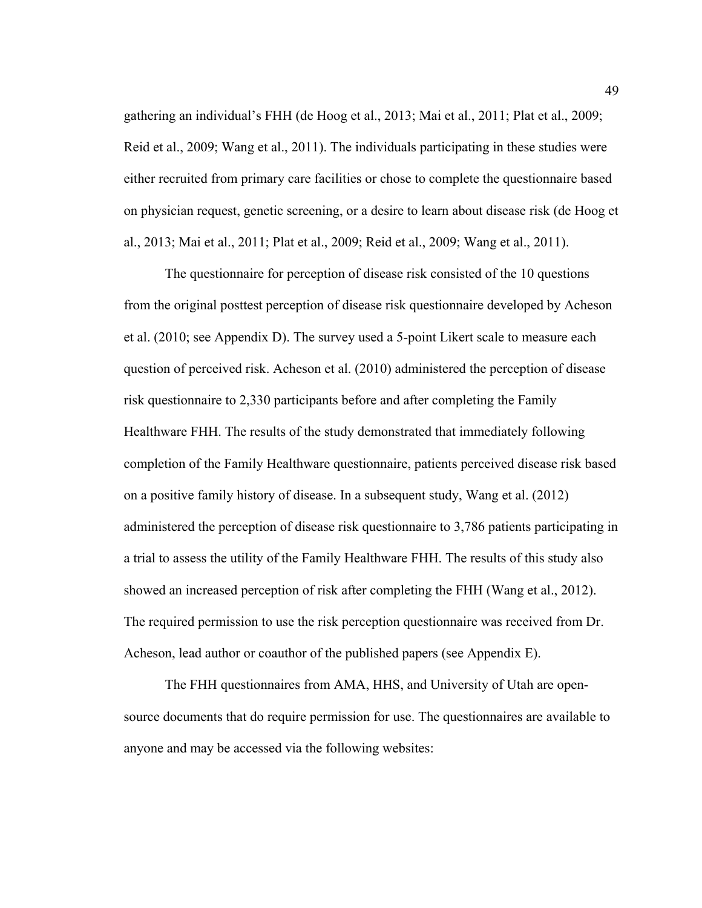gathering an individual's FHH (de Hoog et al., 2013; Mai et al., 2011; Plat et al., 2009; Reid et al., 2009; Wang et al., 2011). The individuals participating in these studies were either recruited from primary care facilities or chose to complete the questionnaire based on physician request, genetic screening, or a desire to learn about disease risk (de Hoog et al., 2013; Mai et al., 2011; Plat et al., 2009; Reid et al., 2009; Wang et al., 2011).

The questionnaire for perception of disease risk consisted of the 10 questions from the original posttest perception of disease risk questionnaire developed by Acheson et al. (2010; see Appendix D). The survey used a 5-point Likert scale to measure each question of perceived risk. Acheson et al. (2010) administered the perception of disease risk questionnaire to 2,330 participants before and after completing the Family Healthware FHH. The results of the study demonstrated that immediately following completion of the Family Healthware questionnaire, patients perceived disease risk based on a positive family history of disease. In a subsequent study, Wang et al. (2012) administered the perception of disease risk questionnaire to 3,786 patients participating in a trial to assess the utility of the Family Healthware FHH. The results of this study also showed an increased perception of risk after completing the FHH (Wang et al., 2012). The required permission to use the risk perception questionnaire was received from Dr. Acheson, lead author or coauthor of the published papers (see Appendix E).

The FHH questionnaires from AMA, HHS, and University of Utah are open-source documents that do require permission for use. The questionnaires are available to anyone and may be accessed via the following websites: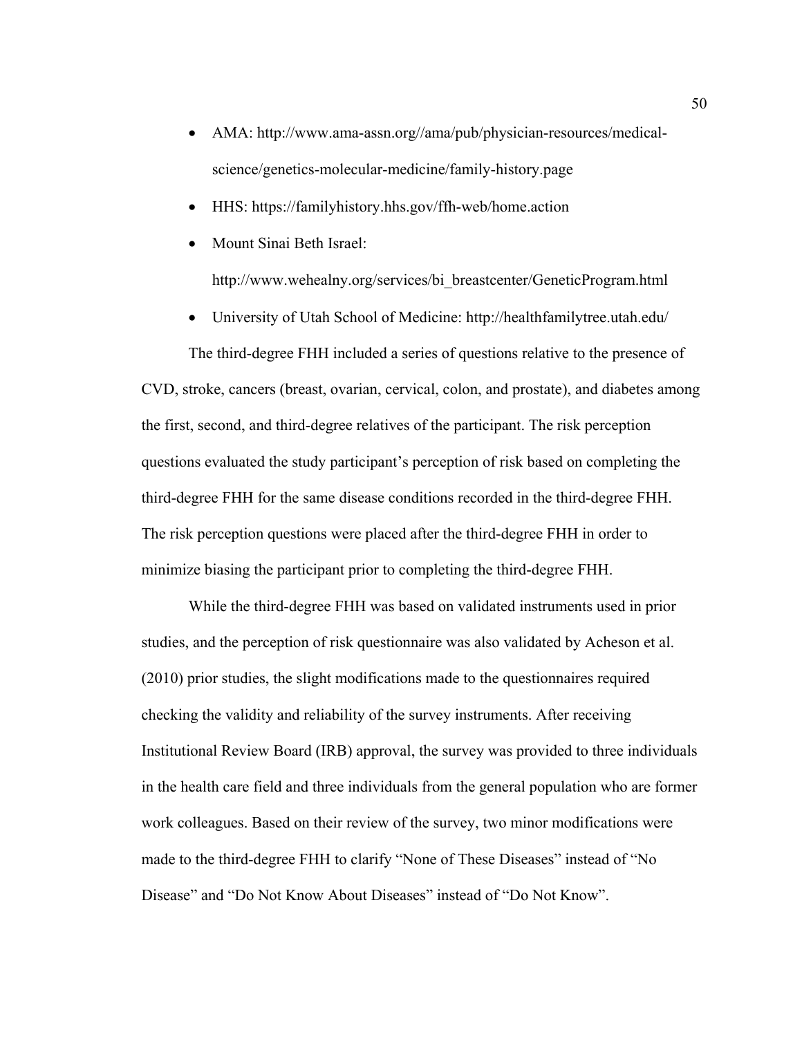- AMA: http://www.ama-assn.org//ama/pub/physician-resources/medical-science/genetics-molecular-medicine/family-history.page
- HHS: https://familyhistory.hhs.gov/ffh-web/home.action
- Mount Sinai Beth Israel: http://www.wehealny.org/services/bi_breastcenter/GeneticProgram.html
- University of Utah School of Medicine: http://healthfamilytree.utah.edu/

The third-degree FHH included a series of questions relative to the presence of CVD, stroke, cancers (breast, ovarian, cervical, colon, and prostate), and diabetes among the first, second, and third-degree relatives of the participant. The risk perception questions evaluated the study participant's perception of risk based on completing the third-degree FHH for the same disease conditions recorded in the third-degree FHH. The risk perception questions were placed after the third-degree FHH in order to minimize biasing the participant prior to completing the third-degree FHH.

While the third-degree FHH was based on validated instruments used in prior studies, and the perception of risk questionnaire was also validated by Acheson et al. (2010) prior studies, the slight modifications made to the questionnaires required checking the validity and reliability of the survey instruments. After receiving Institutional Review Board (IRB) approval, the survey was provided to three individuals in the health care field and three individuals from the general population who are former work colleagues. Based on their review of the survey, two minor modifications were made to the third-degree FHH to clarify "None of These Diseases" instead of "No Disease" and "Do Not Know About Diseases" instead of "Do Not Know".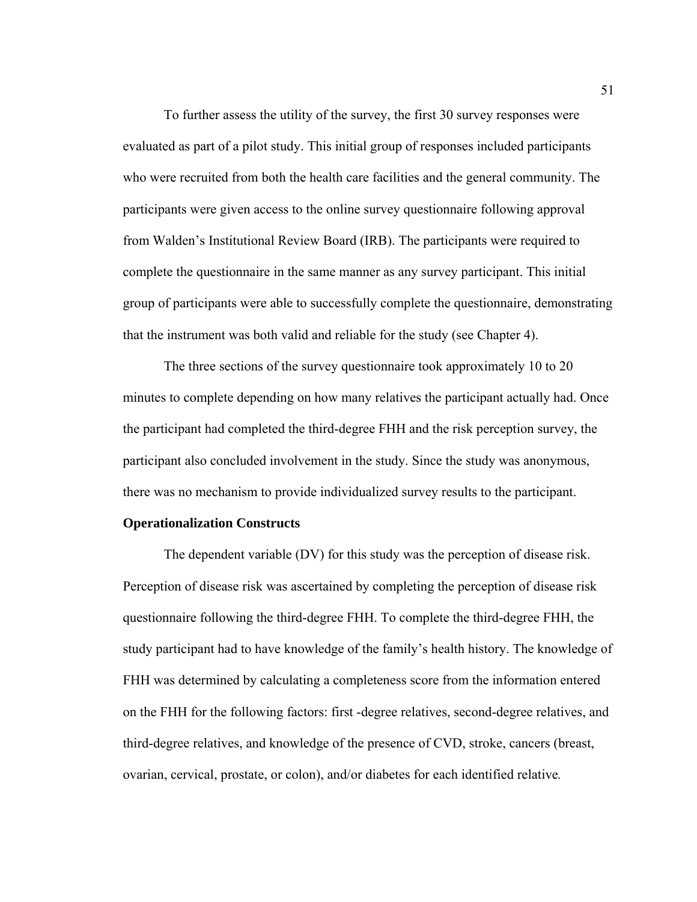To further assess the utility of the survey, the first 30 survey responses were evaluated as part of a pilot study. This initial group of responses included participants who were recruited from both the health care facilities and the general community. The participants were given access to the online survey questionnaire following approval from Walden's Institutional Review Board (IRB). The participants were required to complete the questionnaire in the same manner as any survey participant. This initial group of participants were able to successfully complete the questionnaire, demonstrating that the instrument was both valid and reliable for the study (see Chapter 4).

The three sections of the survey questionnaire took approximately 10 to 20 minutes to complete depending on how many relatives the participant actually had. Once the participant had completed the third-degree FHH and the risk perception survey, the participant also concluded involvement in the study. Since the study was anonymous, there was no mechanism to provide individualized survey results to the participant.

**Operationalization Constructs**

The dependent variable (DV) for this study was the perception of disease risk. Perception of disease risk was ascertained by completing the perception of disease risk questionnaire following the third-degree FHH. To complete the third-degree FHH, the study participant had to have knowledge of the family's health history. The knowledge of FHH was determined by calculating a completeness score from the information entered on the FHH for the following factors: first -degree relatives, second-degree relatives, and third-degree relatives, and knowledge of the presence of CVD, stroke, cancers (breast, ovarian, cervical, prostate, or colon), and/or diabetes for each identified relative.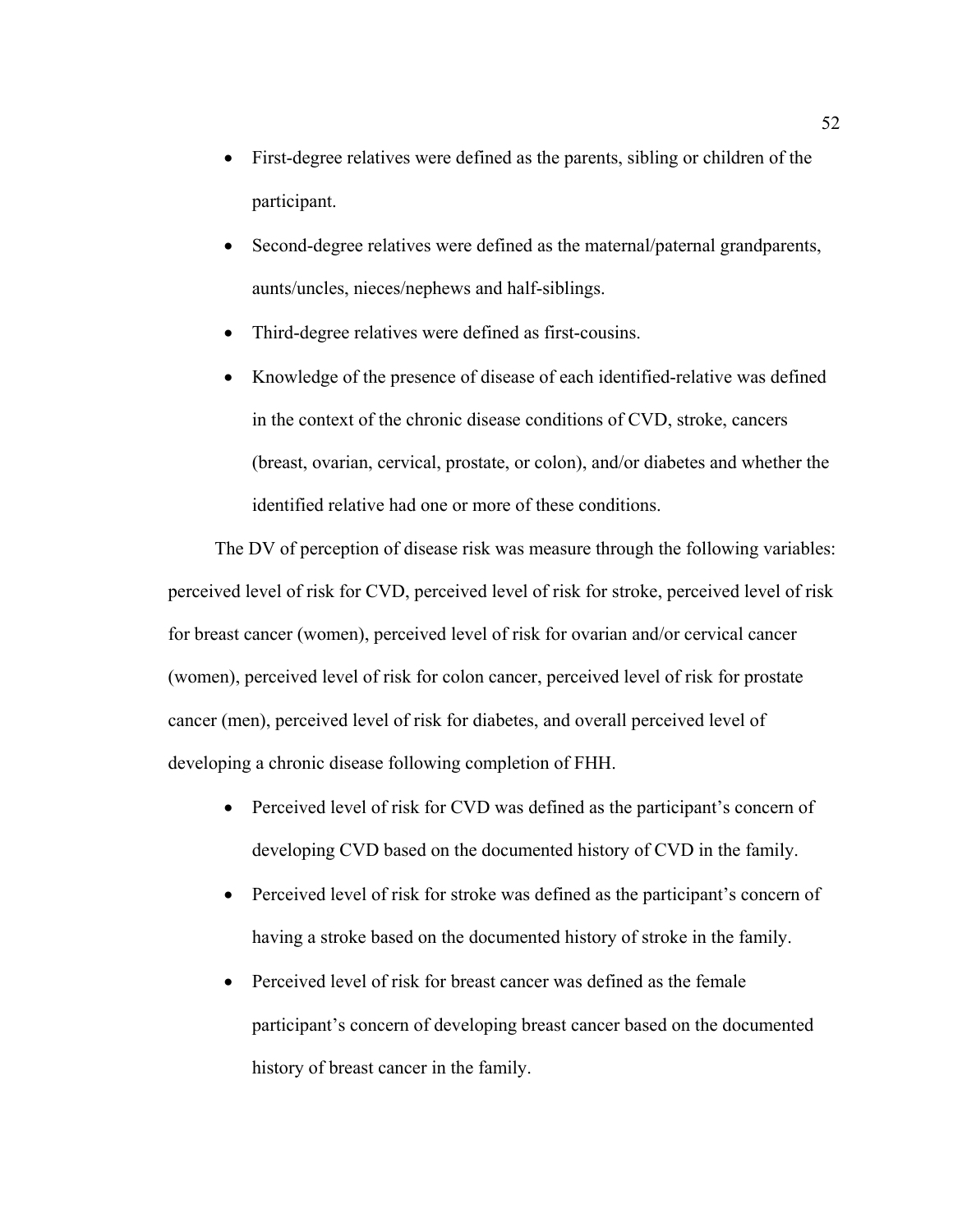- First-degree relatives were defined as the parents, sibling or children of the participant.
- Second-degree relatives were defined as the maternal/paternal grandparents, aunts/uncles, nieces/nephews and half-siblings.
- Third-degree relatives were defined as first-cousins.
- Knowledge of the presence of disease of each identified-relative was defined in the context of the chronic disease conditions of CVD, stroke, cancers (breast, ovarian, cervical, prostate, or colon), and/or diabetes and whether the identified relative had one or more of these conditions.

The DV of perception of disease risk was measure through the following variables: perceived level of risk for CVD, perceived level of risk for stroke, perceived level of risk for breast cancer (women), perceived level of risk for ovarian and/or cervical cancer (women), perceived level of risk for colon cancer, perceived level of risk for prostate cancer (men), perceived level of risk for diabetes, and overall perceived level of developing a chronic disease following completion of FHH.

- Perceived level of risk for CVD was defined as the participant's concern of developing CVD based on the documented history of CVD in the family.
- Perceived level of risk for stroke was defined as the participant's concern of having a stroke based on the documented history of stroke in the family.
- Perceived level of risk for breast cancer was defined as the female participant's concern of developing breast cancer based on the documented history of breast cancer in the family.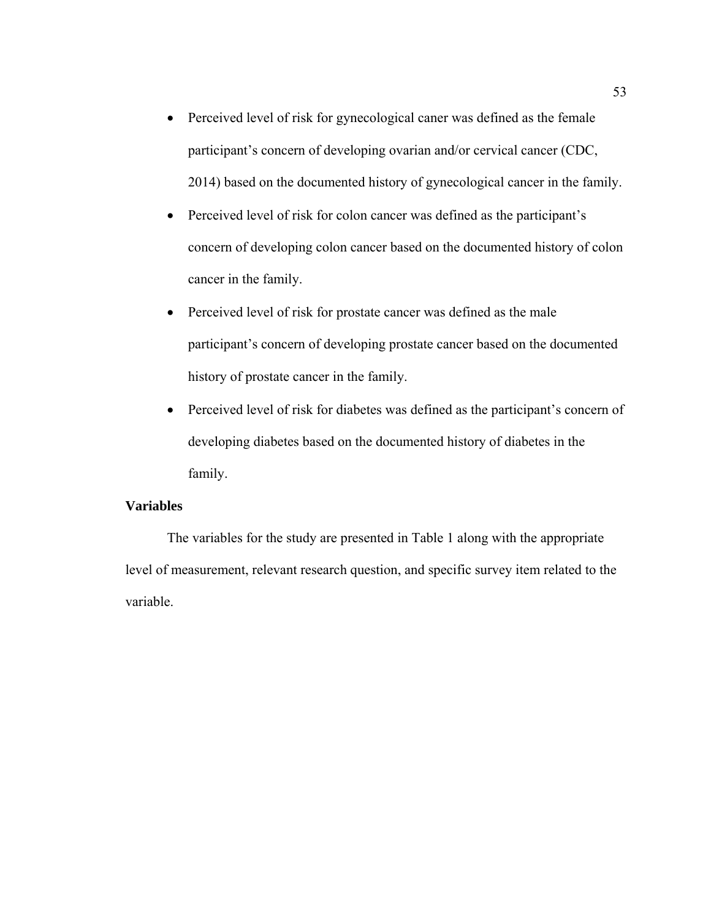- Perceived level of risk for gynecological caner was defined as the female participant's concern of developing ovarian and/or cervical cancer (CDC, 2014) based on the documented history of gynecological cancer in the family.
- Perceived level of risk for colon cancer was defined as the participant's concern of developing colon cancer based on the documented history of colon cancer in the family.
- Perceived level of risk for prostate cancer was defined as the male participant's concern of developing prostate cancer based on the documented history of prostate cancer in the family.
- Perceived level of risk for diabetes was defined as the participant's concern of developing diabetes based on the documented history of diabetes in the family.

### Variables

The variables for the study are presented in Table 1 along with the appropriate level of measurement, relevant research question, and specific survey item related to the variable.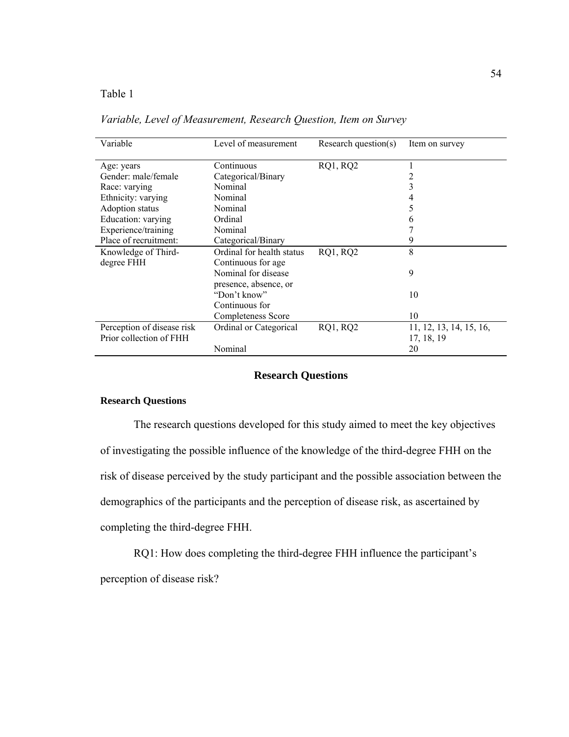Table 1

*Variable, Level of Measurement, Research Question, Item on Survey*

| Variable | Level of measurement | Research question(s) | Item on survey |
|---|---|---|---|
| Age: years | Continuous | RQ1, RQ2 | 1 |
| Gender: male/female | Categorical/Binary | | 2 |
| Race: varying | Nominal | | 3 |
| Ethnicity: varying | Nominal | | 4 |
| Adoption status | Nominal | | 5 |
| Education: varying | Ordinal | | 6 |
| Experience/training | Nominal | | 7 |
| Place of recruitment: | Categorical/Binary | | 9 |
| Knowledge of Third-degree FHH | Ordinal for health status | RQ1, RQ2 | 8 |
| | Continuous for age | | |
| | Nominal for disease presence, absence, or | | 9 |
| | "Don't know" | | 10 |
| | Continuous for Completeness Score | | 10 |
| Perception of disease risk | Ordinal or Categorical | RQ1, RQ2 | 11, 12, 13, 14, 15, 16, 17, 18, 19 |
| Prior collection of FHH | Nominal | | 20 |

## Research Questions

### Research Questions

The research questions developed for this study aimed to meet the key objectives of investigating the possible influence of the knowledge of the third-degree FHH on the risk of disease perceived by the study participant and the possible association between the demographics of the participants and the perception of disease risk, as ascertained by completing the third-degree FHH.

RQ1: How does completing the third-degree FHH influence the participant's perception of disease risk?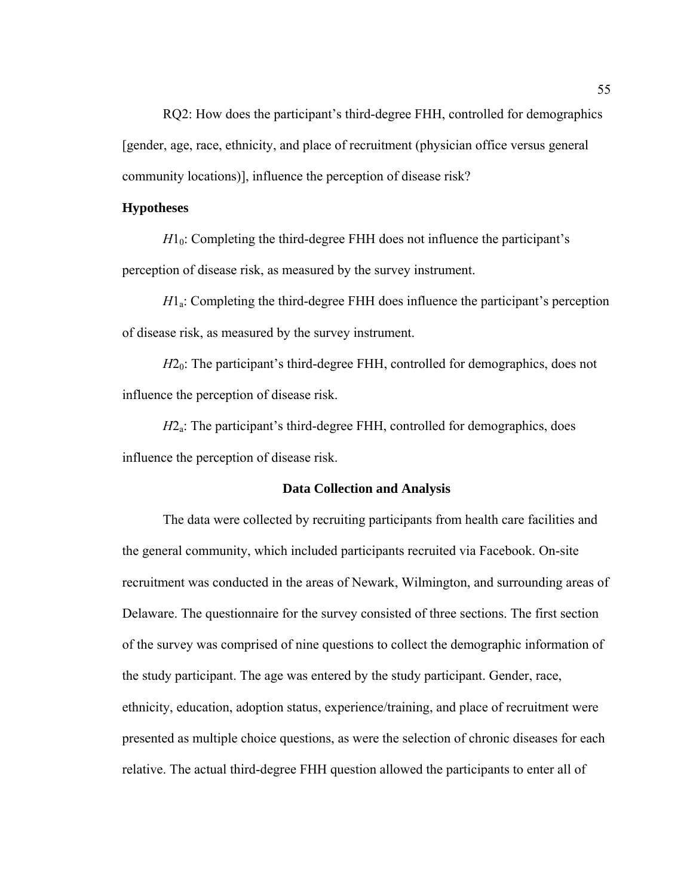RQ2: How does the participant's third-degree FHH, controlled for demographics [gender, age, race, ethnicity, and place of recruitment (physician office versus general community locations)], influence the perception of disease risk?

**Hypotheses**

$H1_0$: Completing the third-degree FHH does not influence the participant's perception of disease risk, as measured by the survey instrument.

$H1_a$: Completing the third-degree FHH does influence the participant's perception of disease risk, as measured by the survey instrument.

$H2_0$: The participant's third-degree FHH, controlled for demographics, does not influence the perception of disease risk.

$H2_a$: The participant's third-degree FHH, controlled for demographics, does influence the perception of disease risk.

## Data Collection and Analysis

The data were collected by recruiting participants from health care facilities and the general community, which included participants recruited via Facebook. On-site recruitment was conducted in the areas of Newark, Wilmington, and surrounding areas of Delaware. The questionnaire for the survey consisted of three sections. The first section of the survey was comprised of nine questions to collect the demographic information of the study participant. The age was entered by the study participant. Gender, race, ethnicity, education, adoption status, experience/training, and place of recruitment were presented as multiple choice questions, as were the selection of chronic diseases for each relative. The actual third-degree FHH question allowed the participants to enter all of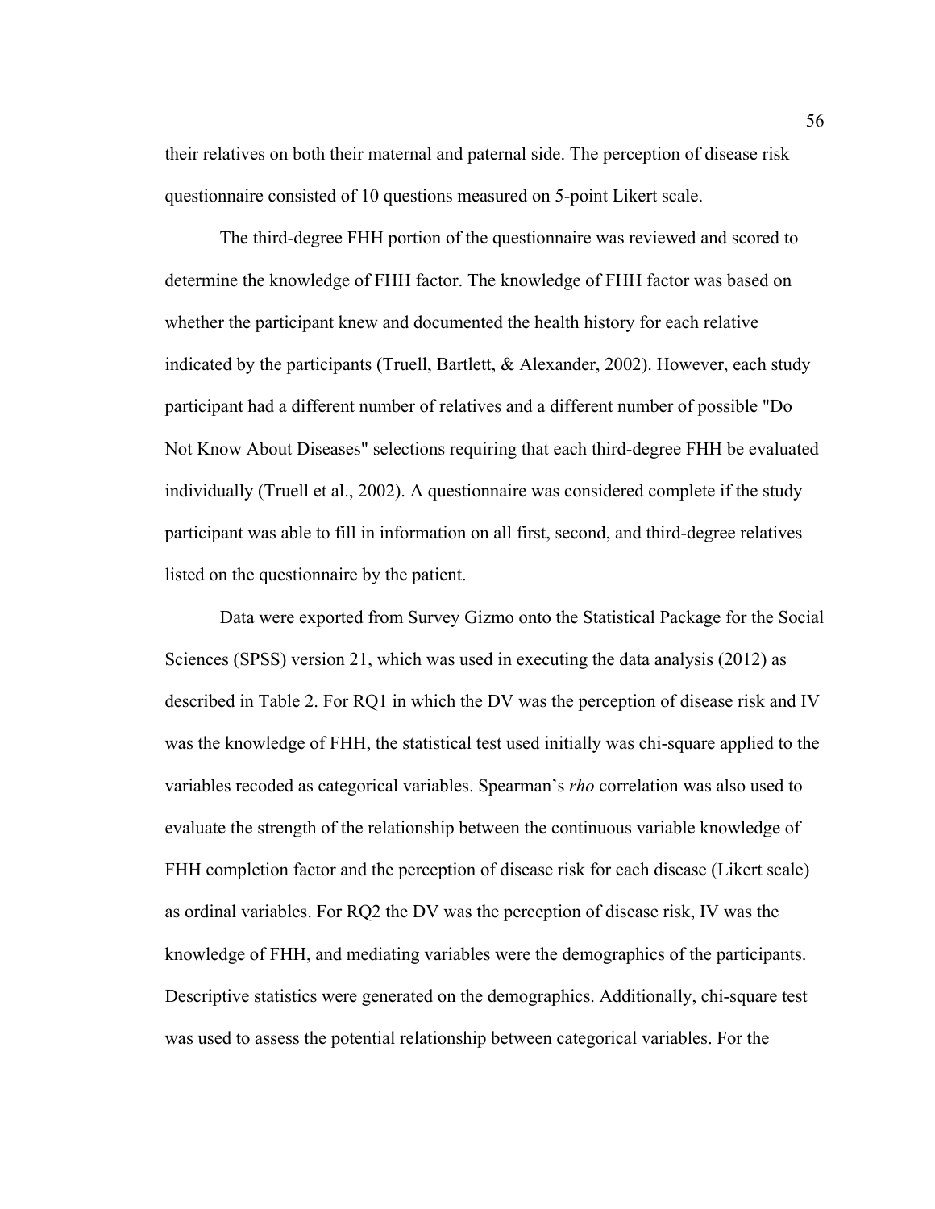their relatives on both their maternal and paternal side. The perception of disease risk questionnaire consisted of 10 questions measured on 5-point Likert scale.

The third-degree FHH portion of the questionnaire was reviewed and scored to determine the knowledge of FHH factor. The knowledge of FHH factor was based on whether the participant knew and documented the health history for each relative indicated by the participants (Truell, Bartlett, & Alexander, 2002). However, each study participant had a different number of relatives and a different number of possible "Do Not Know About Diseases" selections requiring that each third-degree FHH be evaluated individually (Truell et al., 2002). A questionnaire was considered complete if the study participant was able to fill in information on all first, second, and third-degree relatives listed on the questionnaire by the patient.

Data were exported from Survey Gizmo onto the Statistical Package for the Social Sciences (SPSS) version 21, which was used in executing the data analysis (2012) as described in Table 2. For RQ1 in which the DV was the perception of disease risk and IV was the knowledge of FHH, the statistical test used initially was chi-square applied to the variables recoded as categorical variables. Spearman's *rho* correlation was also used to evaluate the strength of the relationship between the continuous variable knowledge of FHH completion factor and the perception of disease risk for each disease (Likert scale) as ordinal variables. For RQ2 the DV was the perception of disease risk, IV was the knowledge of FHH, and mediating variables were the demographics of the participants. Descriptive statistics were generated on the demographics. Additionally, chi-square test was used to assess the potential relationship between categorical variables. For the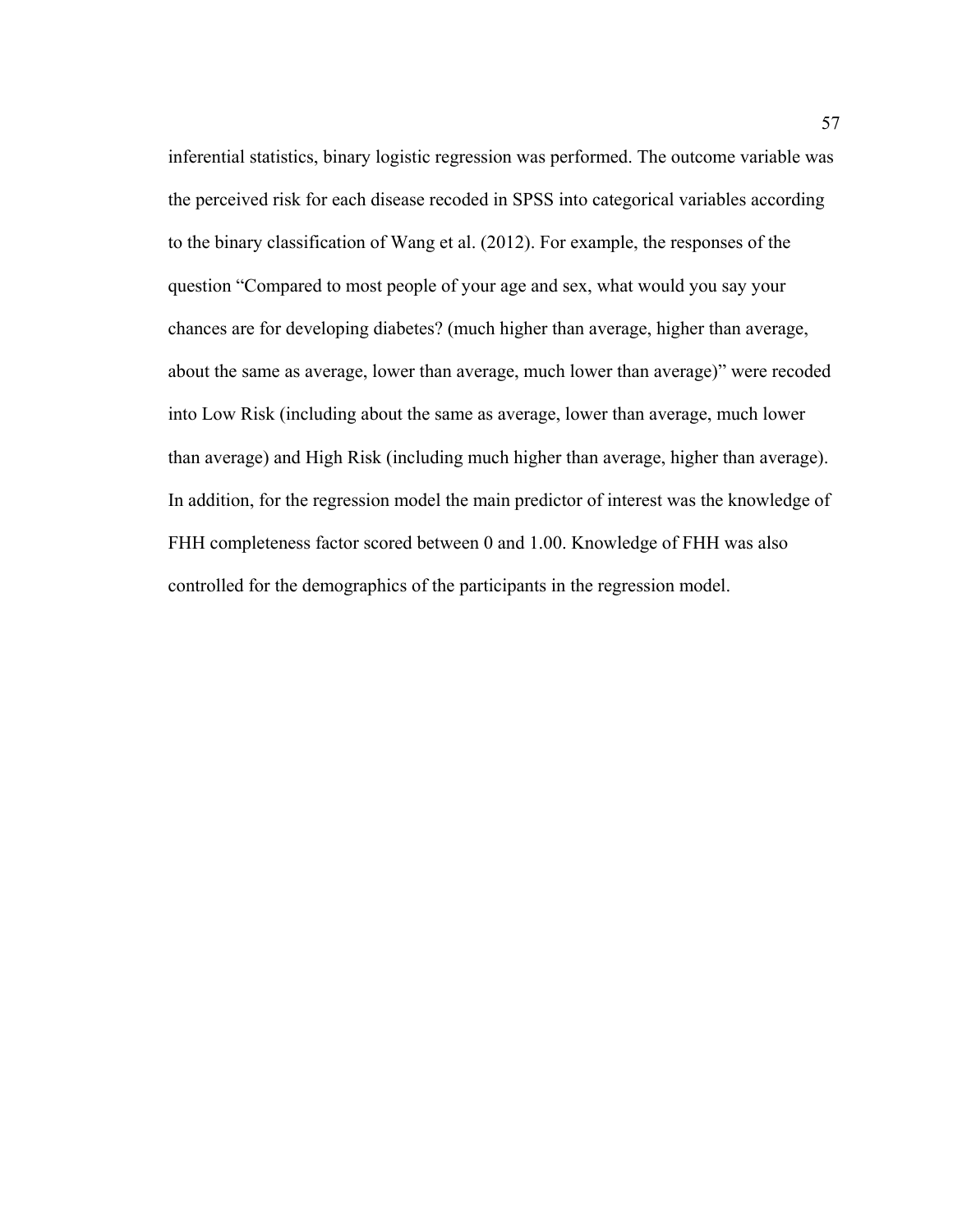inferential statistics, binary logistic regression was performed. The outcome variable was the perceived risk for each disease recoded in SPSS into categorical variables according to the binary classification of Wang et al. (2012). For example, the responses of the question "Compared to most people of your age and sex, what would you say your chances are for developing diabetes? (much higher than average, higher than average, about the same as average, lower than average, much lower than average)" were recoded into Low Risk (including about the same as average, lower than average, much lower than average) and High Risk (including much higher than average, higher than average). In addition, for the regression model the main predictor of interest was the knowledge of FHH completeness factor scored between 0 and 1.00. Knowledge of FHH was also controlled for the demographics of the participants in the regression model.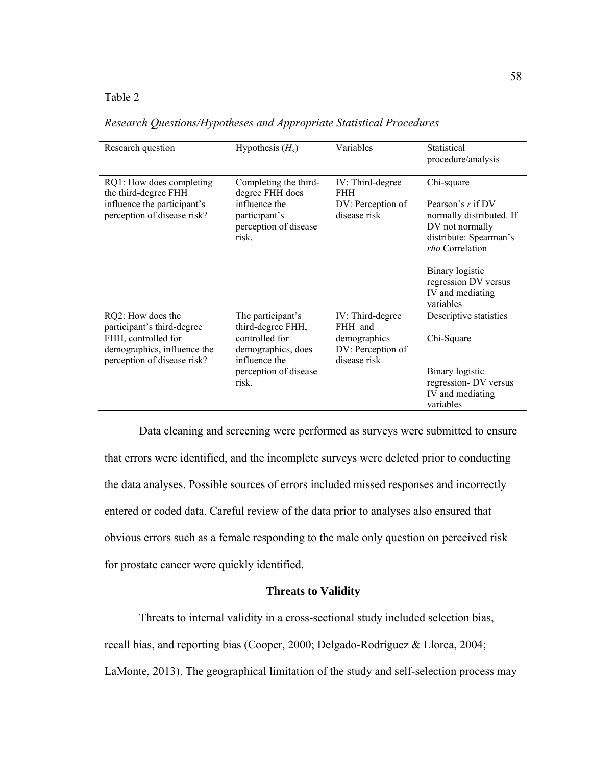Table 2

*Research Questions/Hypotheses and Appropriate Statistical Procedures*

| Research question | Hypothesis ($H_a$) | Variables | Statistical procedure/analysis |
|---|---|---|---|
| RQ1: How does completing the third-degree FHH influence the participant's perception of disease risk? | Completing the third-degree FHH does influence the participant's perception of disease risk. | IV: Third-degree FHH<br>DV: Perception of disease risk | Chi-square<br>Pearson's *r* if DV normally distributed. If DV not normally distribute: Spearman's *rho* Correlation<br>Binary logistic regression DV versus IV and mediating variables |
| RQ2: How does the participant's third-degree FHH, controlled for demographics, influence the perception of disease risk? | The participant's third-degree FHH, controlled for demographics, does influence the perception of disease risk. | IV: Third-degree FHH and demographics<br>DV: Perception of disease risk | Descriptive statistics<br>Chi-Square<br>Binary logistic regression- DV versus IV and mediating variables |

Data cleaning and screening were performed as surveys were submitted to ensure that errors were identified, and the incomplete surveys were deleted prior to conducting the data analyses. Possible sources of errors included missed responses and incorrectly entered or coded data. Careful review of the data prior to analyses also ensured that obvious errors such as a female responding to the male only question on perceived risk for prostate cancer were quickly identified.

## Threats to Validity

Threats to internal validity in a cross-sectional study included selection bias, recall bias, and reporting bias (Cooper, 2000; Delgado-Rodríguez & Llorca, 2004; LaMonte, 2013). The geographical limitation of the study and self-selection process may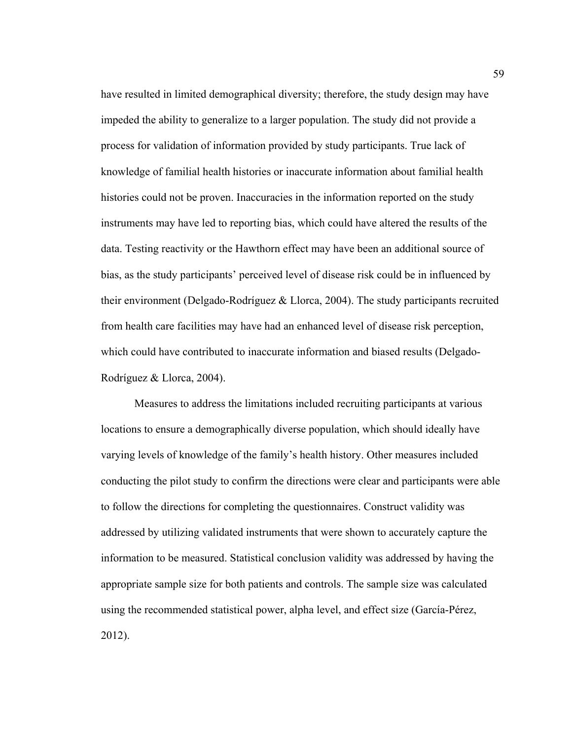have resulted in limited demographical diversity; therefore, the study design may have impeded the ability to generalize to a larger population. The study did not provide a process for validation of information provided by study participants. True lack of knowledge of familial health histories or inaccurate information about familial health histories could not be proven. Inaccuracies in the information reported on the study instruments may have led to reporting bias, which could have altered the results of the data. Testing reactivity or the Hawthorn effect may have been an additional source of bias, as the study participants' perceived level of disease risk could be in influenced by their environment (Delgado-Rodríguez & Llorca, 2004). The study participants recruited from health care facilities may have had an enhanced level of disease risk perception, which could have contributed to inaccurate information and biased results (Delgado-Rodríguez & Llorca, 2004).

Measures to address the limitations included recruiting participants at various locations to ensure a demographically diverse population, which should ideally have varying levels of knowledge of the family's health history. Other measures included conducting the pilot study to confirm the directions were clear and participants were able to follow the directions for completing the questionnaires. Construct validity was addressed by utilizing validated instruments that were shown to accurately capture the information to be measured. Statistical conclusion validity was addressed by having the appropriate sample size for both patients and controls. The sample size was calculated using the recommended statistical power, alpha level, and effect size (García-Pérez, 2012).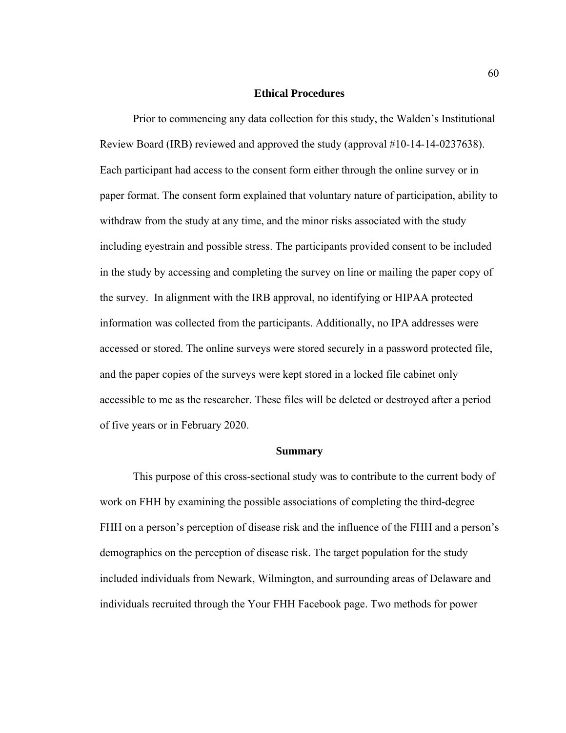## Ethical Procedures

Prior to commencing any data collection for this study, the Walden's Institutional Review Board (IRB) reviewed and approved the study (approval #10-14-14-0237638). Each participant had access to the consent form either through the online survey or in paper format. The consent form explained that voluntary nature of participation, ability to withdraw from the study at any time, and the minor risks associated with the study including eyestrain and possible stress. The participants provided consent to be included in the study by accessing and completing the survey on line or mailing the paper copy of the survey. In alignment with the IRB approval, no identifying or HIPAA protected information was collected from the participants. Additionally, no IPA addresses were accessed or stored. The online surveys were stored securely in a password protected file, and the paper copies of the surveys were kept stored in a locked file cabinet only accessible to me as the researcher. These files will be deleted or destroyed after a period of five years or in February 2020.

## Summary

This purpose of this cross-sectional study was to contribute to the current body of work on FHH by examining the possible associations of completing the third-degree FHH on a person's perception of disease risk and the influence of the FHH and a person's demographics on the perception of disease risk. The target population for the study included individuals from Newark, Wilmington, and surrounding areas of Delaware and individuals recruited through the Your FHH Facebook page. Two methods for power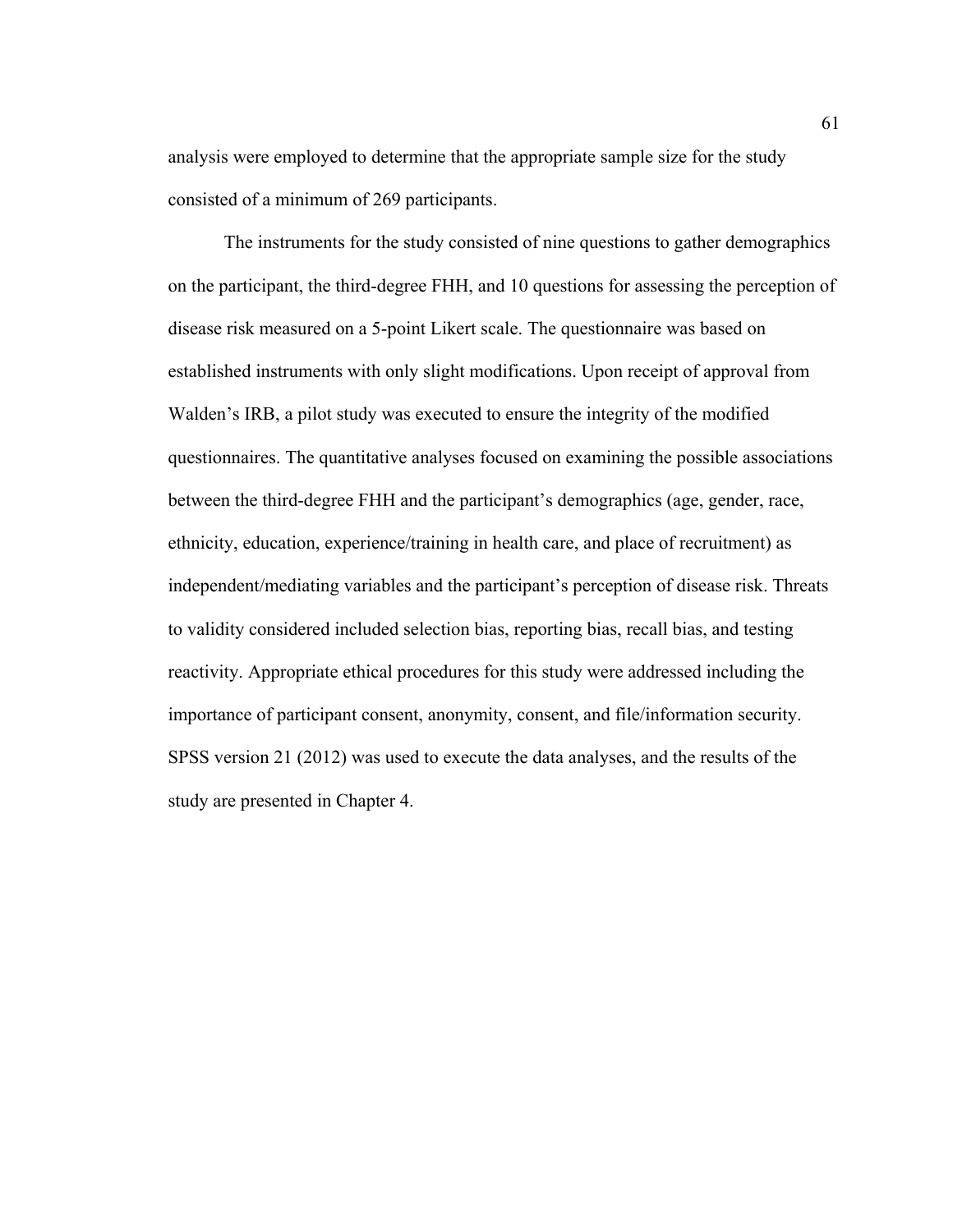analysis were employed to determine that the appropriate sample size for the study consisted of a minimum of 269 participants.

The instruments for the study consisted of nine questions to gather demographics on the participant, the third-degree FHH, and 10 questions for assessing the perception of disease risk measured on a 5-point Likert scale. The questionnaire was based on established instruments with only slight modifications. Upon receipt of approval from Walden's IRB, a pilot study was executed to ensure the integrity of the modified questionnaires. The quantitative analyses focused on examining the possible associations between the third-degree FHH and the participant's demographics (age, gender, race, ethnicity, education, experience/training in health care, and place of recruitment) as independent/mediating variables and the participant's perception of disease risk. Threats to validity considered included selection bias, reporting bias, recall bias, and testing reactivity. Appropriate ethical procedures for this study were addressed including the importance of participant consent, anonymity, consent, and file/information security. SPSS version 21 (2012) was used to execute the data analyses, and the results of the study are presented in Chapter 4.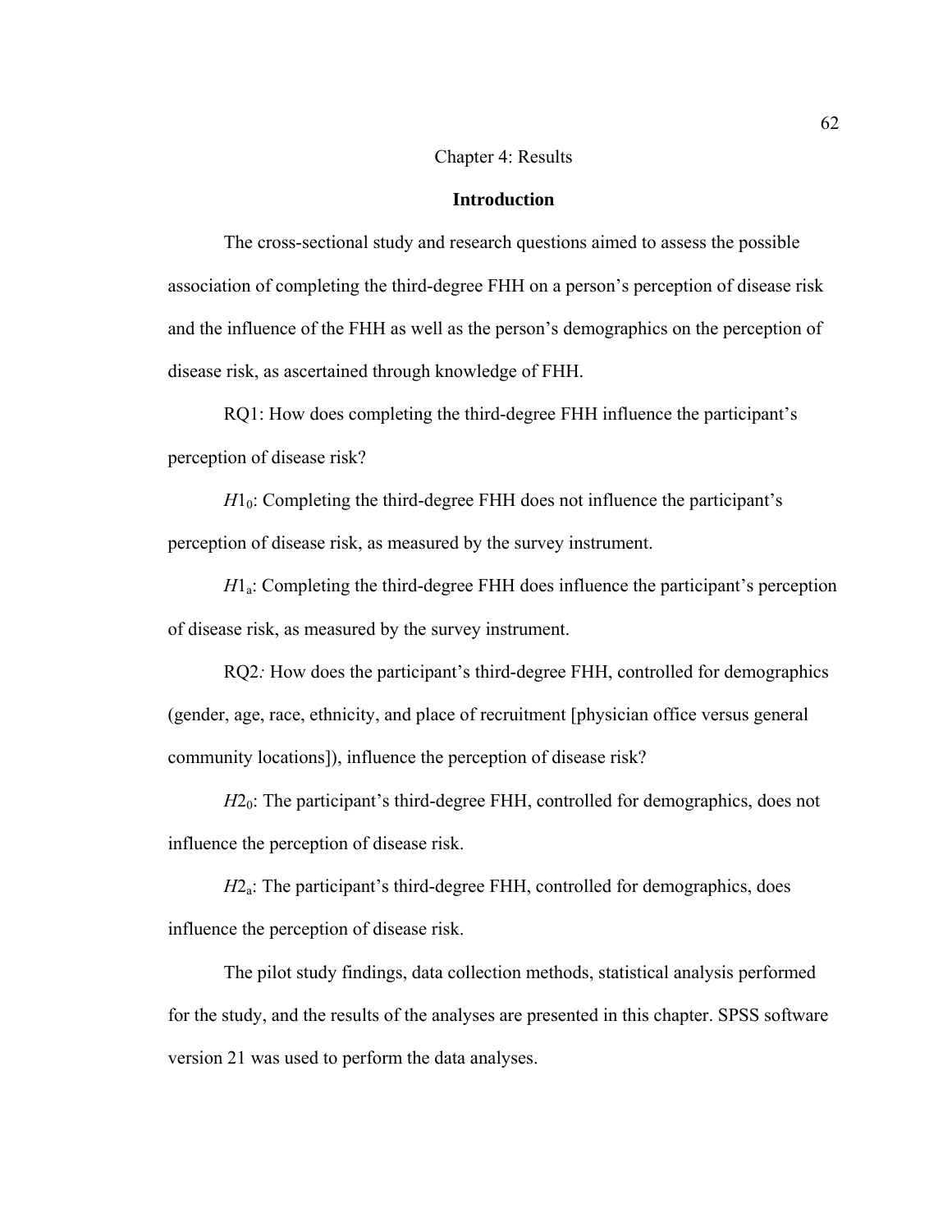# Chapter 4: Results

## Introduction

The cross-sectional study and research questions aimed to assess the possible association of completing the third-degree FHH on a person's perception of disease risk and the influence of the FHH as well as the person's demographics on the perception of disease risk, as ascertained through knowledge of FHH.

RQ1: How does completing the third-degree FHH influence the participant's perception of disease risk?

$H1_0$: Completing the third-degree FHH does not influence the participant's perception of disease risk, as measured by the survey instrument.

$H1_a$: Completing the third-degree FHH does influence the participant's perception of disease risk, as measured by the survey instrument.

RQ2*:* How does the participant's third-degree FHH, controlled for demographics (gender, age, race, ethnicity, and place of recruitment [physician office versus general community locations]), influence the perception of disease risk?

$H2_0$: The participant's third-degree FHH, controlled for demographics, does not influence the perception of disease risk.

$H2_a$: The participant's third-degree FHH, controlled for demographics, does influence the perception of disease risk.

The pilot study findings, data collection methods, statistical analysis performed for the study, and the results of the analyses are presented in this chapter. SPSS software version 21 was used to perform the data analyses.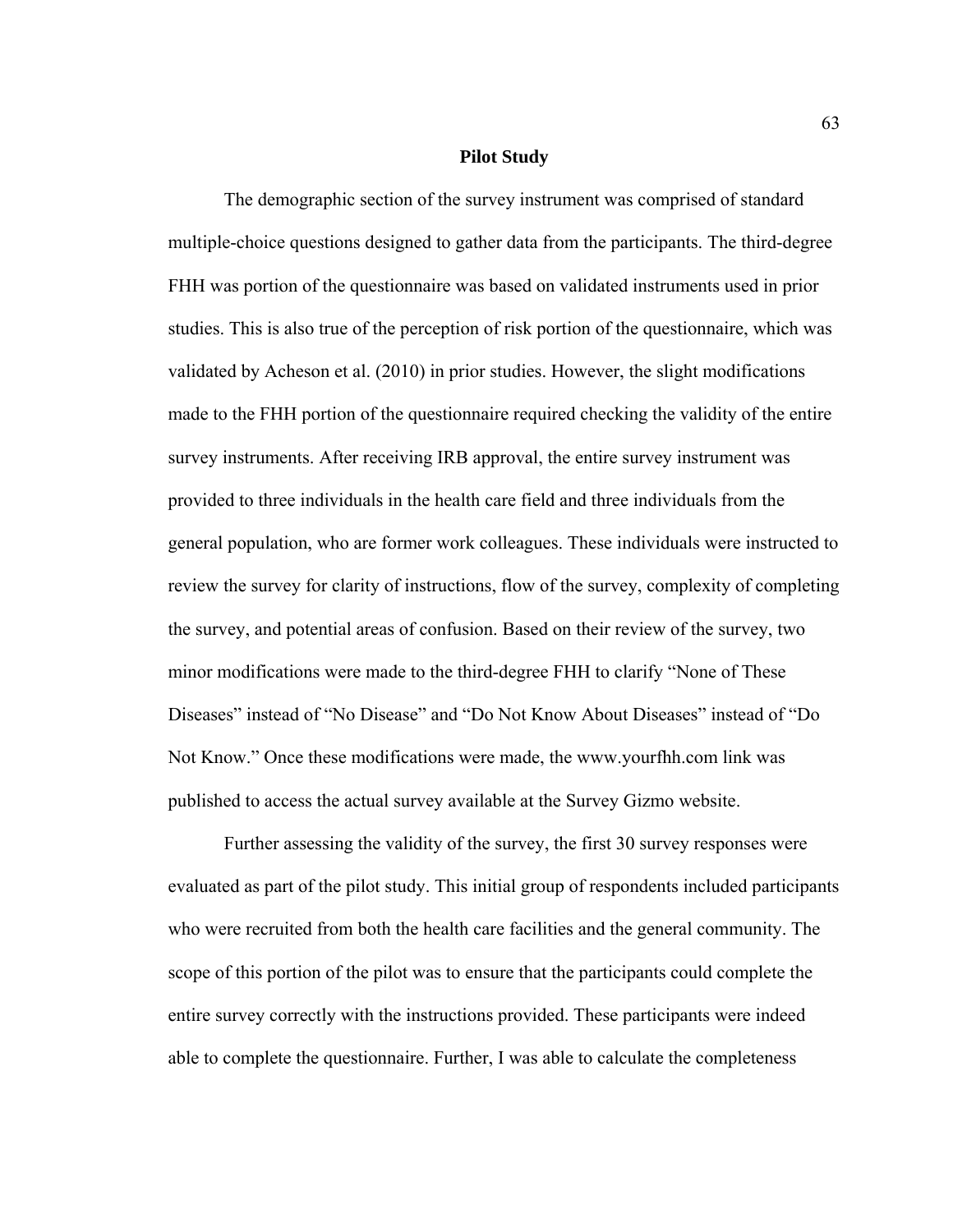## Pilot Study

The demographic section of the survey instrument was comprised of standard multiple-choice questions designed to gather data from the participants. The third-degree FHH was portion of the questionnaire was based on validated instruments used in prior studies. This is also true of the perception of risk portion of the questionnaire, which was validated by Acheson et al. (2010) in prior studies. However, the slight modifications made to the FHH portion of the questionnaire required checking the validity of the entire survey instruments. After receiving IRB approval, the entire survey instrument was provided to three individuals in the health care field and three individuals from the general population, who are former work colleagues. These individuals were instructed to review the survey for clarity of instructions, flow of the survey, complexity of completing the survey, and potential areas of confusion. Based on their review of the survey, two minor modifications were made to the third-degree FHH to clarify "None of These Diseases" instead of "No Disease" and "Do Not Know About Diseases" instead of "Do Not Know." Once these modifications were made, the www.yourfhh.com link was published to access the actual survey available at the Survey Gizmo website.

Further assessing the validity of the survey, the first 30 survey responses were evaluated as part of the pilot study. This initial group of respondents included participants who were recruited from both the health care facilities and the general community. The scope of this portion of the pilot was to ensure that the participants could complete the entire survey correctly with the instructions provided. These participants were indeed able to complete the questionnaire. Further, I was able to calculate the completeness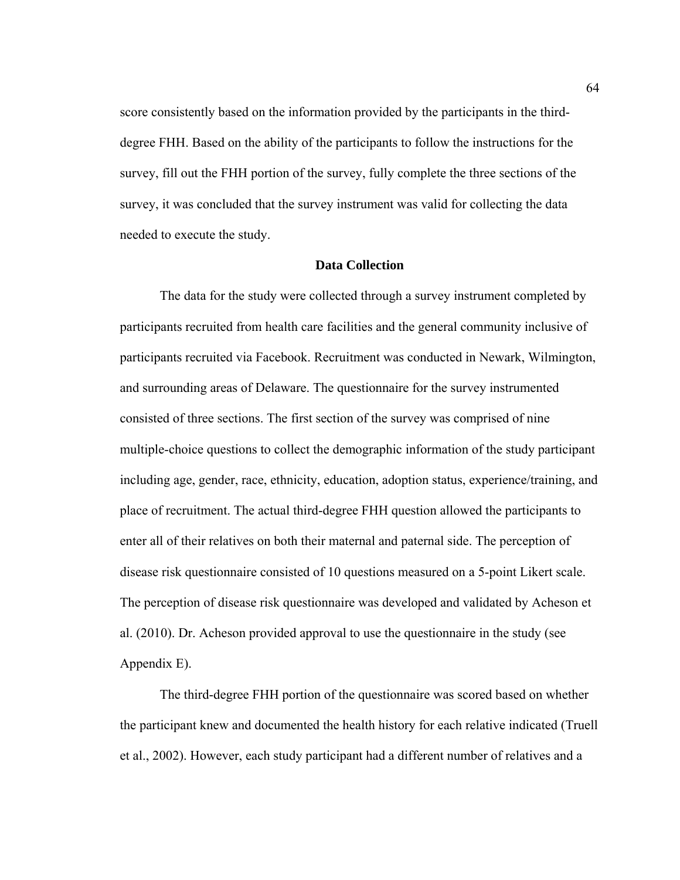score consistently based on the information provided by the participants in the third-degree FHH. Based on the ability of the participants to follow the instructions for the survey, fill out the FHH portion of the survey, fully complete the three sections of the survey, it was concluded that the survey instrument was valid for collecting the data needed to execute the study.

## Data Collection

The data for the study were collected through a survey instrument completed by participants recruited from health care facilities and the general community inclusive of participants recruited via Facebook. Recruitment was conducted in Newark, Wilmington, and surrounding areas of Delaware. The questionnaire for the survey instrumented consisted of three sections. The first section of the survey was comprised of nine multiple-choice questions to collect the demographic information of the study participant including age, gender, race, ethnicity, education, adoption status, experience/training, and place of recruitment. The actual third-degree FHH question allowed the participants to enter all of their relatives on both their maternal and paternal side. The perception of disease risk questionnaire consisted of 10 questions measured on a 5-point Likert scale. The perception of disease risk questionnaire was developed and validated by Acheson et al. (2010). Dr. Acheson provided approval to use the questionnaire in the study (see Appendix E).

The third-degree FHH portion of the questionnaire was scored based on whether the participant knew and documented the health history for each relative indicated (Truell et al., 2002). However, each study participant had a different number of relatives and a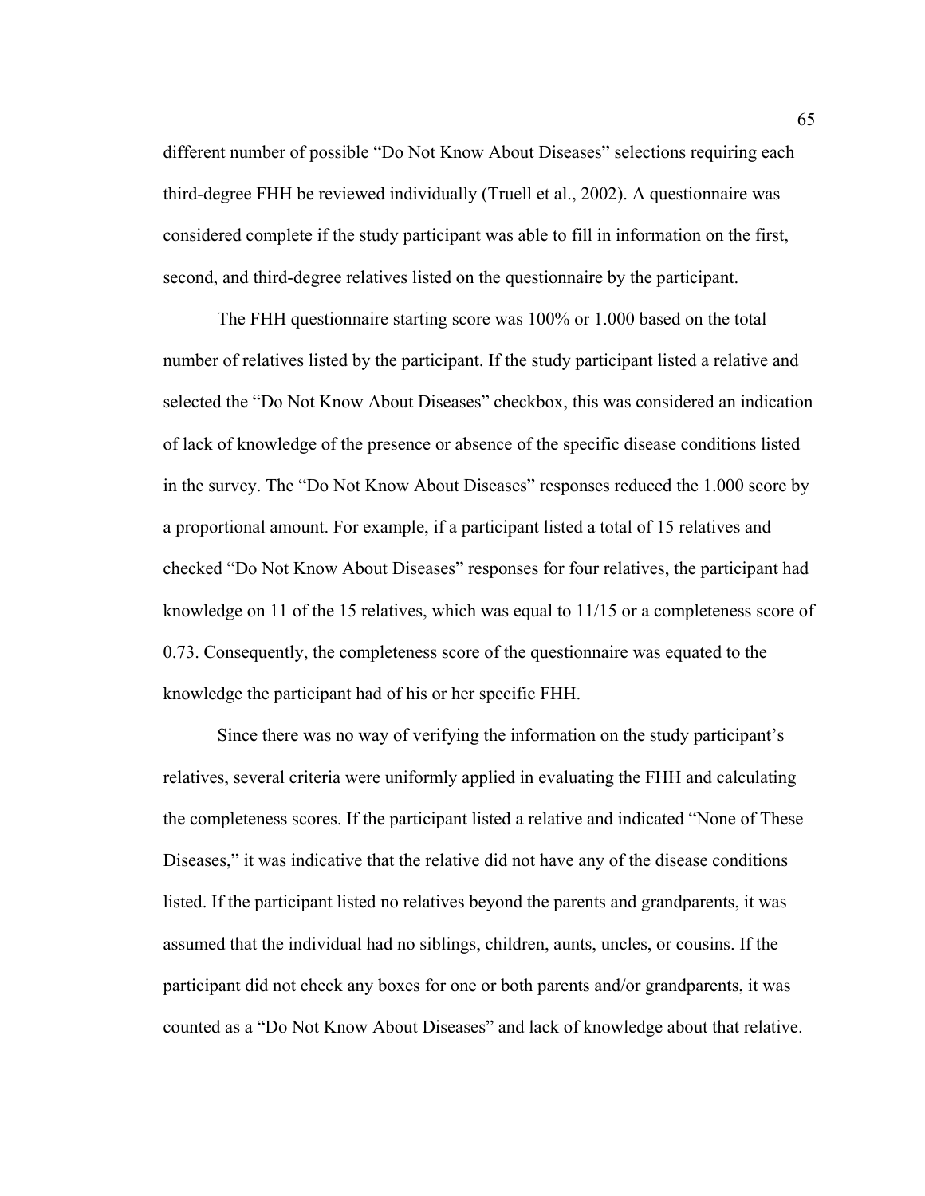different number of possible "Do Not Know About Diseases" selections requiring each third-degree FHH be reviewed individually (Truell et al., 2002). A questionnaire was considered complete if the study participant was able to fill in information on the first, second, and third-degree relatives listed on the questionnaire by the participant.

The FHH questionnaire starting score was 100% or 1.000 based on the total number of relatives listed by the participant. If the study participant listed a relative and selected the "Do Not Know About Diseases" checkbox, this was considered an indication of lack of knowledge of the presence or absence of the specific disease conditions listed in the survey. The "Do Not Know About Diseases" responses reduced the 1.000 score by a proportional amount. For example, if a participant listed a total of 15 relatives and checked "Do Not Know About Diseases" responses for four relatives, the participant had knowledge on 11 of the 15 relatives, which was equal to 11/15 or a completeness score of 0.73. Consequently, the completeness score of the questionnaire was equated to the knowledge the participant had of his or her specific FHH.

Since there was no way of verifying the information on the study participant's relatives, several criteria were uniformly applied in evaluating the FHH and calculating the completeness scores. If the participant listed a relative and indicated "None of These Diseases," it was indicative that the relative did not have any of the disease conditions listed. If the participant listed no relatives beyond the parents and grandparents, it was assumed that the individual had no siblings, children, aunts, uncles, or cousins. If the participant did not check any boxes for one or both parents and/or grandparents, it was counted as a "Do Not Know About Diseases" and lack of knowledge about that relative.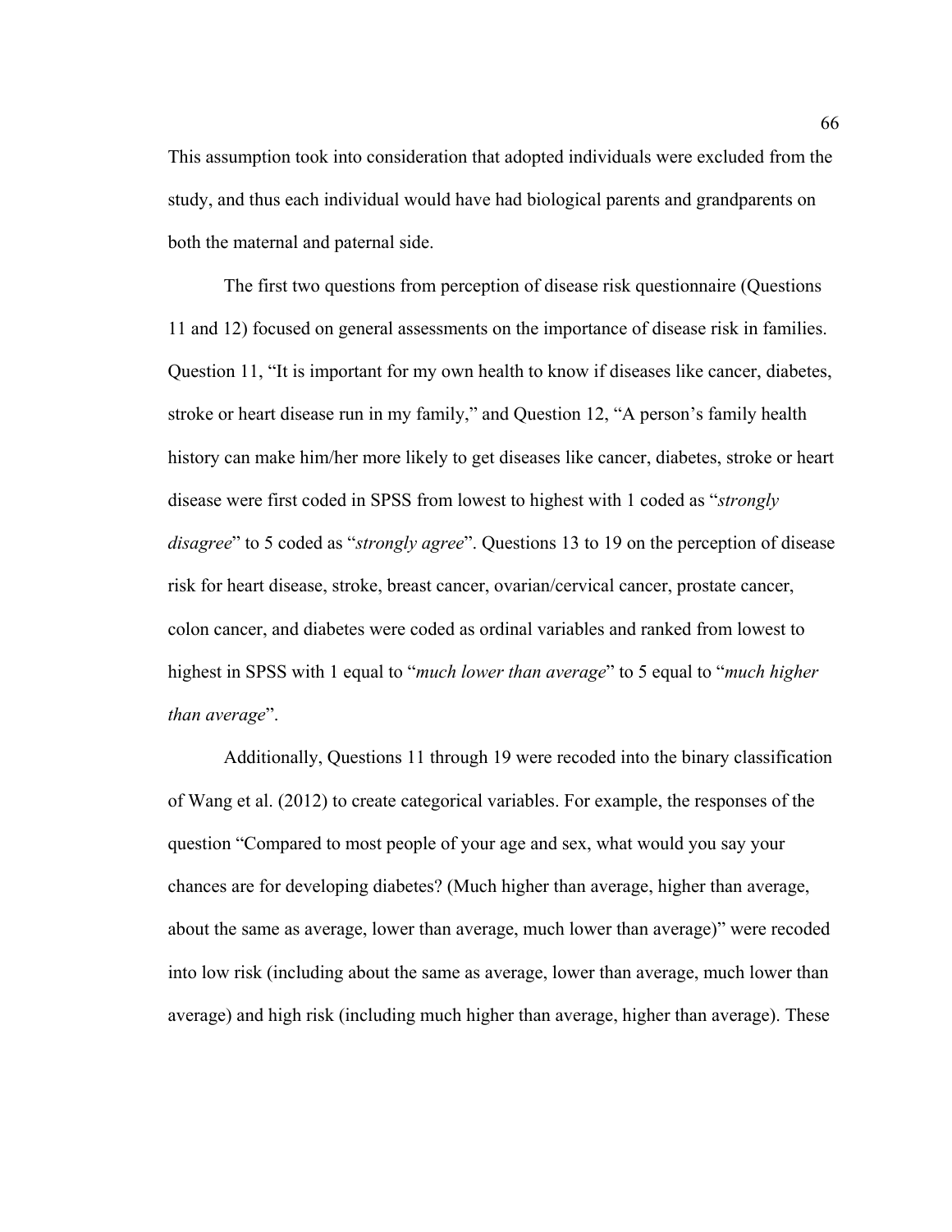This assumption took into consideration that adopted individuals were excluded from the study, and thus each individual would have had biological parents and grandparents on both the maternal and paternal side.

The first two questions from perception of disease risk questionnaire (Questions 11 and 12) focused on general assessments on the importance of disease risk in families. Question 11, "It is important for my own health to know if diseases like cancer, diabetes, stroke or heart disease run in my family," and Question 12, "A person's family health history can make him/her more likely to get diseases like cancer, diabetes, stroke or heart disease were first coded in SPSS from lowest to highest with 1 coded as "*strongly disagree*" to 5 coded as "*strongly agree*". Questions 13 to 19 on the perception of disease risk for heart disease, stroke, breast cancer, ovarian/cervical cancer, prostate cancer, colon cancer, and diabetes were coded as ordinal variables and ranked from lowest to highest in SPSS with 1 equal to "*much lower than average*" to 5 equal to "*much higher than average*".

Additionally, Questions 11 through 19 were recoded into the binary classification of Wang et al. (2012) to create categorical variables. For example, the responses of the question "Compared to most people of your age and sex, what would you say your chances are for developing diabetes? (Much higher than average, higher than average, about the same as average, lower than average, much lower than average)" were recoded into low risk (including about the same as average, lower than average, much lower than average) and high risk (including much higher than average, higher than average). These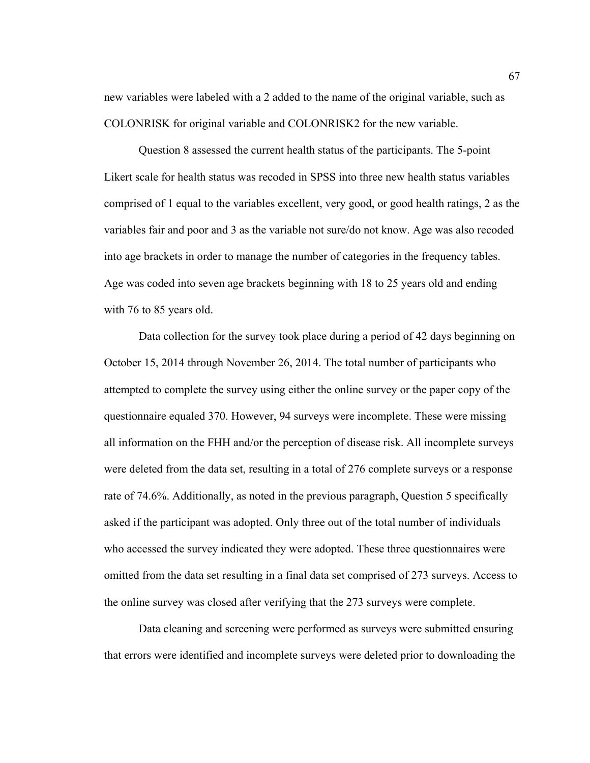new variables were labeled with a 2 added to the name of the original variable, such as COLONRISK for original variable and COLONRISK2 for the new variable.

Question 8 assessed the current health status of the participants. The 5-point Likert scale for health status was recoded in SPSS into three new health status variables comprised of 1 equal to the variables excellent, very good, or good health ratings, 2 as the variables fair and poor and 3 as the variable not sure/do not know. Age was also recoded into age brackets in order to manage the number of categories in the frequency tables. Age was coded into seven age brackets beginning with 18 to 25 years old and ending with 76 to 85 years old.

Data collection for the survey took place during a period of 42 days beginning on October 15, 2014 through November 26, 2014. The total number of participants who attempted to complete the survey using either the online survey or the paper copy of the questionnaire equaled 370. However, 94 surveys were incomplete. These were missing all information on the FHH and/or the perception of disease risk. All incomplete surveys were deleted from the data set, resulting in a total of 276 complete surveys or a response rate of 74.6%. Additionally, as noted in the previous paragraph, Question 5 specifically asked if the participant was adopted. Only three out of the total number of individuals who accessed the survey indicated they were adopted. These three questionnaires were omitted from the data set resulting in a final data set comprised of 273 surveys. Access to the online survey was closed after verifying that the 273 surveys were complete.

Data cleaning and screening were performed as surveys were submitted ensuring that errors were identified and incomplete surveys were deleted prior to downloading the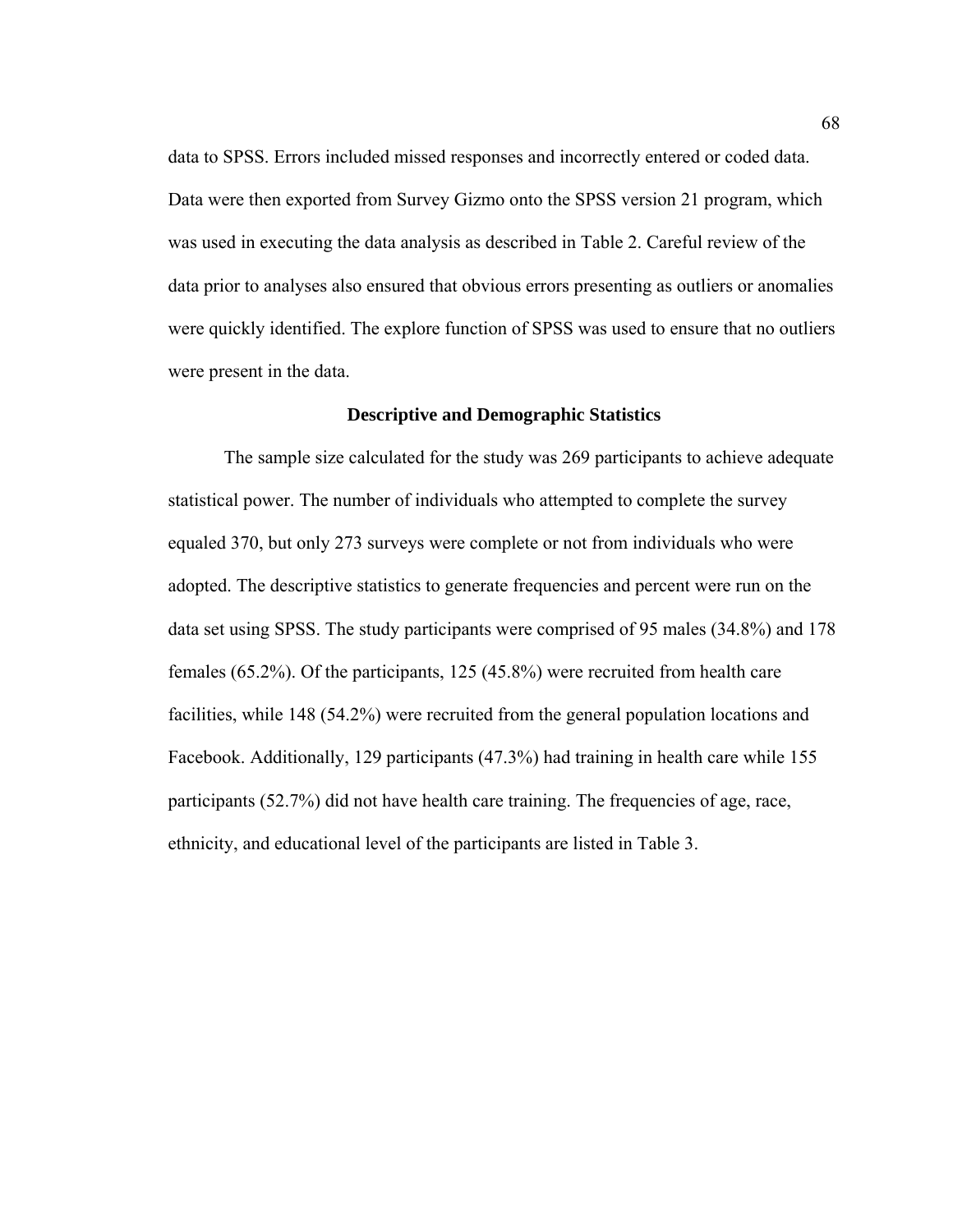data to SPSS. Errors included missed responses and incorrectly entered or coded data. Data were then exported from Survey Gizmo onto the SPSS version 21 program, which was used in executing the data analysis as described in Table 2. Careful review of the data prior to analyses also ensured that obvious errors presenting as outliers or anomalies were quickly identified. The explore function of SPSS was used to ensure that no outliers were present in the data.

## Descriptive and Demographic Statistics

The sample size calculated for the study was 269 participants to achieve adequate statistical power. The number of individuals who attempted to complete the survey equaled 370, but only 273 surveys were complete or not from individuals who were adopted. The descriptive statistics to generate frequencies and percent were run on the data set using SPSS. The study participants were comprised of 95 males (34.8%) and 178 females (65.2%). Of the participants, 125 (45.8%) were recruited from health care facilities, while 148 (54.2%) were recruited from the general population locations and Facebook. Additionally, 129 participants (47.3%) had training in health care while 155 participants (52.7%) did not have health care training. The frequencies of age, race, ethnicity, and educational level of the participants are listed in Table 3.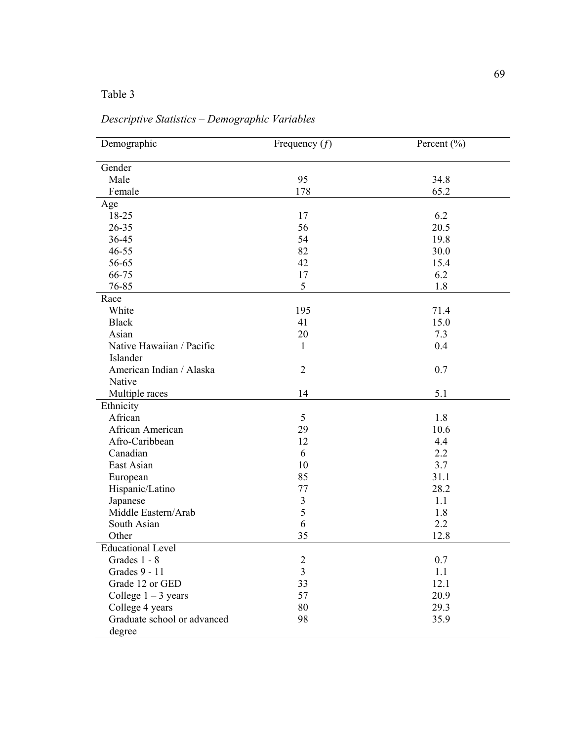Table 3

*Descriptive Statistics – Demographic Variables*

| Demographic | Frequency ($f$) | Percent (%) |
|---|---|---|
| Gender | | |
| Male | 95 | 34.8 |
| Female | 178 | 65.2 |
| Age | | |
| 18-25 | 17 | 6.2 |
| 26-35 | 56 | 20.5 |
| 36-45 | 54 | 19.8 |
| 46-55 | 82 | 30.0 |
| 56-65 | 42 | 15.4 |
| 66-75 | 17 | 6.2 |
| 76-85 | 5 | 1.8 |
| Race | | |
| White | 195 | 71.4 |
| Black | 41 | 15.0 |
| Asian | 20 | 7.3 |
| Native Hawaiian / Pacific Islander | 1 | 0.4 |
| American Indian / Alaska Native | 2 | 0.7 |
| Multiple races | 14 | 5.1 |
| Ethnicity | | |
| African | 5 | 1.8 |
| African American | 29 | 10.6 |
| Afro-Caribbean | 12 | 4.4 |
| Canadian | 6 | 2.2 |
| East Asian | 10 | 3.7 |
| European | 85 | 31.1 |
| Hispanic/Latino | 77 | 28.2 |
| Japanese | 3 | 1.1 |
| Middle Eastern/Arab | 5 | 1.8 |
| South Asian | 6 | 2.2 |
| Other | 35 | 12.8 |
| Educational Level | | |
| Grades 1 - 8 | 2 | 0.7 |
| Grades 9 - 11 | 3 | 1.1 |
| Grade 12 or GED | 33 | 12.1 |
| College 1 – 3 years | 57 | 20.9 |
| College 4 years | 80 | 29.3 |
| Graduate school or advanced degree | 98 | 35.9 |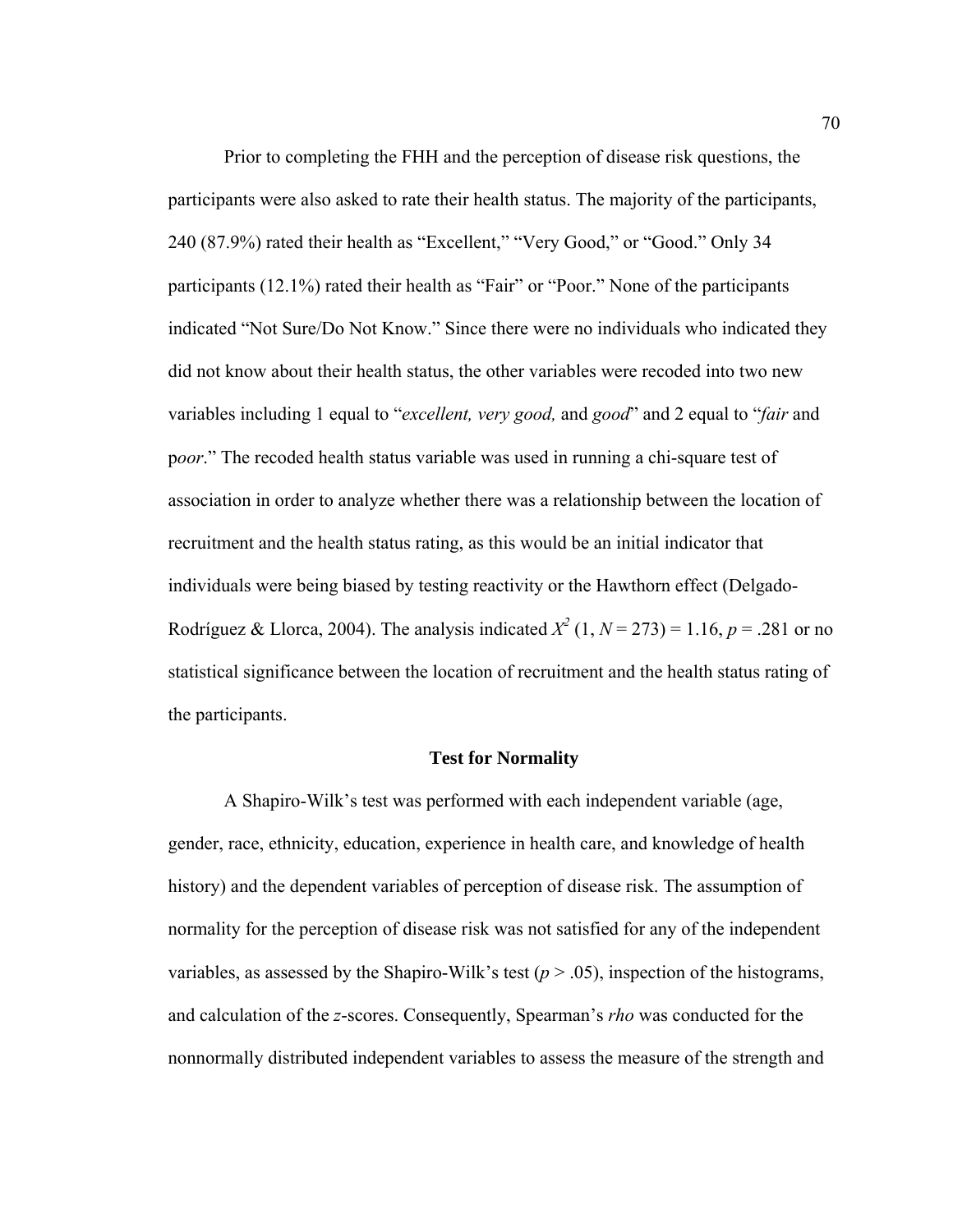Prior to completing the FHH and the perception of disease risk questions, the participants were also asked to rate their health status. The majority of the participants, 240 (87.9%) rated their health as "Excellent," "Very Good," or "Good." Only 34 participants (12.1%) rated their health as "Fair" or "Poor." None of the participants indicated "Not Sure/Do Not Know." Since there were no individuals who indicated they did not know about their health status, the other variables were recoded into two new variables including 1 equal to "*excellent, very good,* and *good*" and 2 equal to "*fair* and p*oor*." The recoded health status variable was used in running a chi-square test of association in order to analyze whether there was a relationship between the location of recruitment and the health status rating, as this would be an initial indicator that individuals were being biased by testing reactivity or the Hawthorn effect (Delgado-Rodríguez & Llorca, 2004). The analysis indicated $X^2$ (1, $N$ = 273) = 1.16, $p$ = .281 or no statistical significance between the location of recruitment and the health status rating of the participants.

## Test for Normality

A Shapiro-Wilk's test was performed with each independent variable (age, gender, race, ethnicity, education, experience in health care, and knowledge of health history) and the dependent variables of perception of disease risk. The assumption of normality for the perception of disease risk was not satisfied for any of the independent variables, as assessed by the Shapiro-Wilk's test ($p$ > .05), inspection of the histograms, and calculation of the $z$-scores. Consequently, Spearman's *rho* was conducted for the nonnormally distributed independent variables to assess the measure of the strength and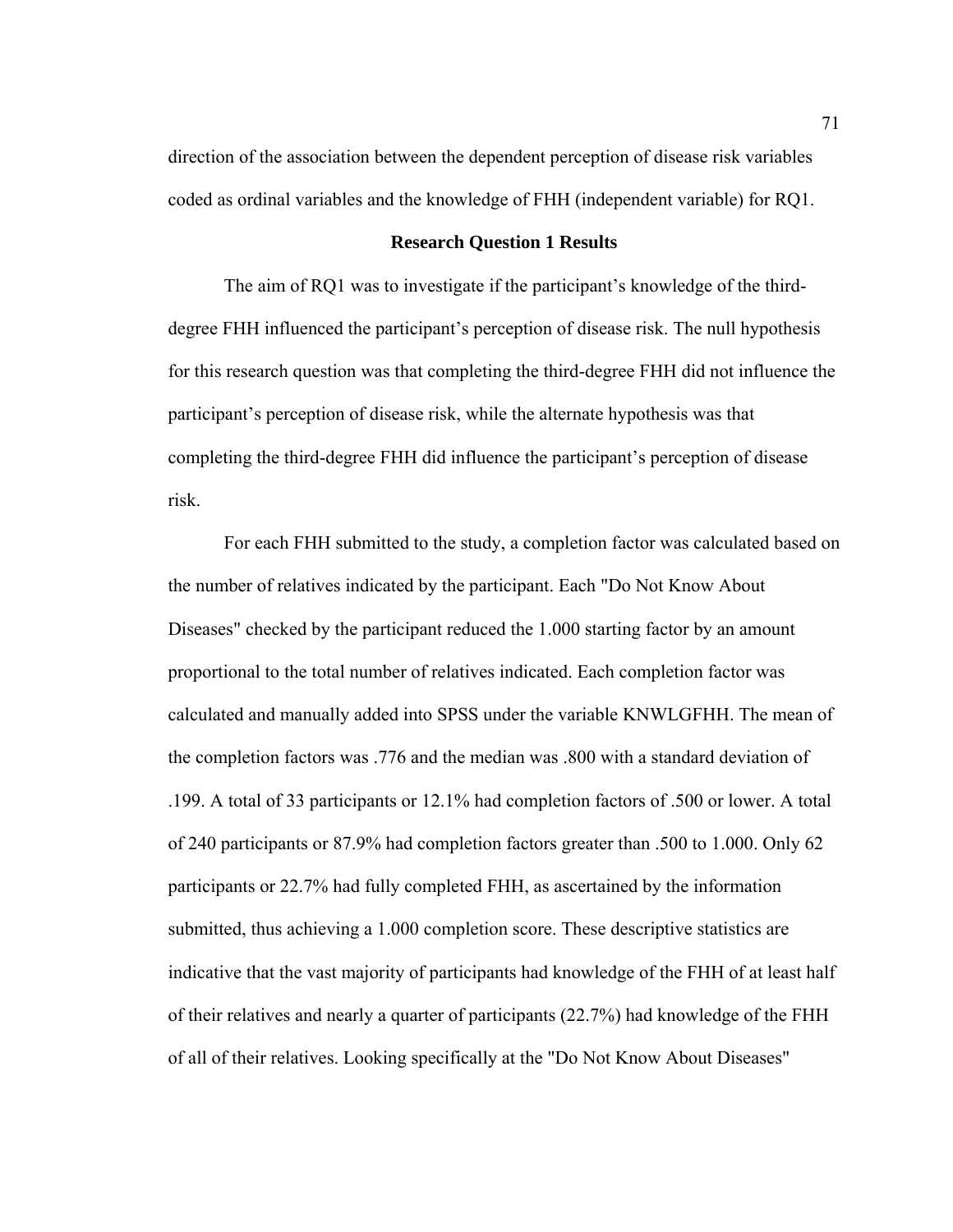direction of the association between the dependent perception of disease risk variables coded as ordinal variables and the knowledge of FHH (independent variable) for RQ1.

## Research Question 1 Results

The aim of RQ1 was to investigate if the participant's knowledge of the third-degree FHH influenced the participant's perception of disease risk. The null hypothesis for this research question was that completing the third-degree FHH did not influence the participant's perception of disease risk, while the alternate hypothesis was that completing the third-degree FHH did influence the participant's perception of disease risk.

For each FHH submitted to the study, a completion factor was calculated based on the number of relatives indicated by the participant. Each "Do Not Know About Diseases" checked by the participant reduced the 1.000 starting factor by an amount proportional to the total number of relatives indicated. Each completion factor was calculated and manually added into SPSS under the variable KNWLGFHH. The mean of the completion factors was .776 and the median was .800 with a standard deviation of .199. A total of 33 participants or 12.1% had completion factors of .500 or lower. A total of 240 participants or 87.9% had completion factors greater than .500 to 1.000. Only 62 participants or 22.7% had fully completed FHH, as ascertained by the information submitted, thus achieving a 1.000 completion score. These descriptive statistics are indicative that the vast majority of participants had knowledge of the FHH of at least half of their relatives and nearly a quarter of participants (22.7%) had knowledge of the FHH of all of their relatives. Looking specifically at the "Do Not Know About Diseases"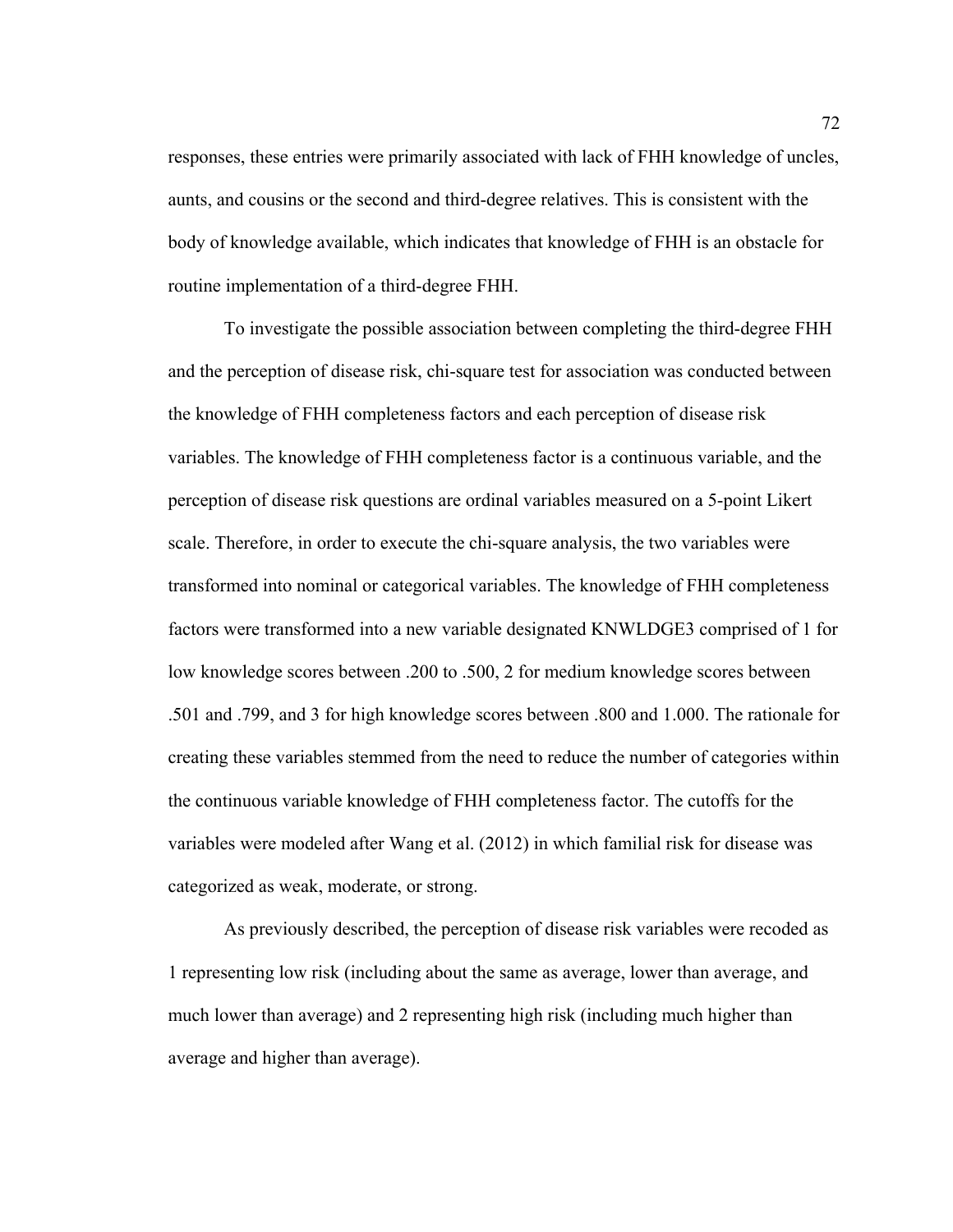responses, these entries were primarily associated with lack of FHH knowledge of uncles, aunts, and cousins or the second and third-degree relatives. This is consistent with the body of knowledge available, which indicates that knowledge of FHH is an obstacle for routine implementation of a third-degree FHH.

To investigate the possible association between completing the third-degree FHH and the perception of disease risk, chi-square test for association was conducted between the knowledge of FHH completeness factors and each perception of disease risk variables. The knowledge of FHH completeness factor is a continuous variable, and the perception of disease risk questions are ordinal variables measured on a 5-point Likert scale. Therefore, in order to execute the chi-square analysis, the two variables were transformed into nominal or categorical variables. The knowledge of FHH completeness factors were transformed into a new variable designated KNWLDGE3 comprised of 1 for low knowledge scores between .200 to .500, 2 for medium knowledge scores between .501 and .799, and 3 for high knowledge scores between .800 and 1.000. The rationale for creating these variables stemmed from the need to reduce the number of categories within the continuous variable knowledge of FHH completeness factor. The cutoffs for the variables were modeled after Wang et al. (2012) in which familial risk for disease was categorized as weak, moderate, or strong.

As previously described, the perception of disease risk variables were recoded as 1 representing low risk (including about the same as average, lower than average, and much lower than average) and 2 representing high risk (including much higher than average and higher than average).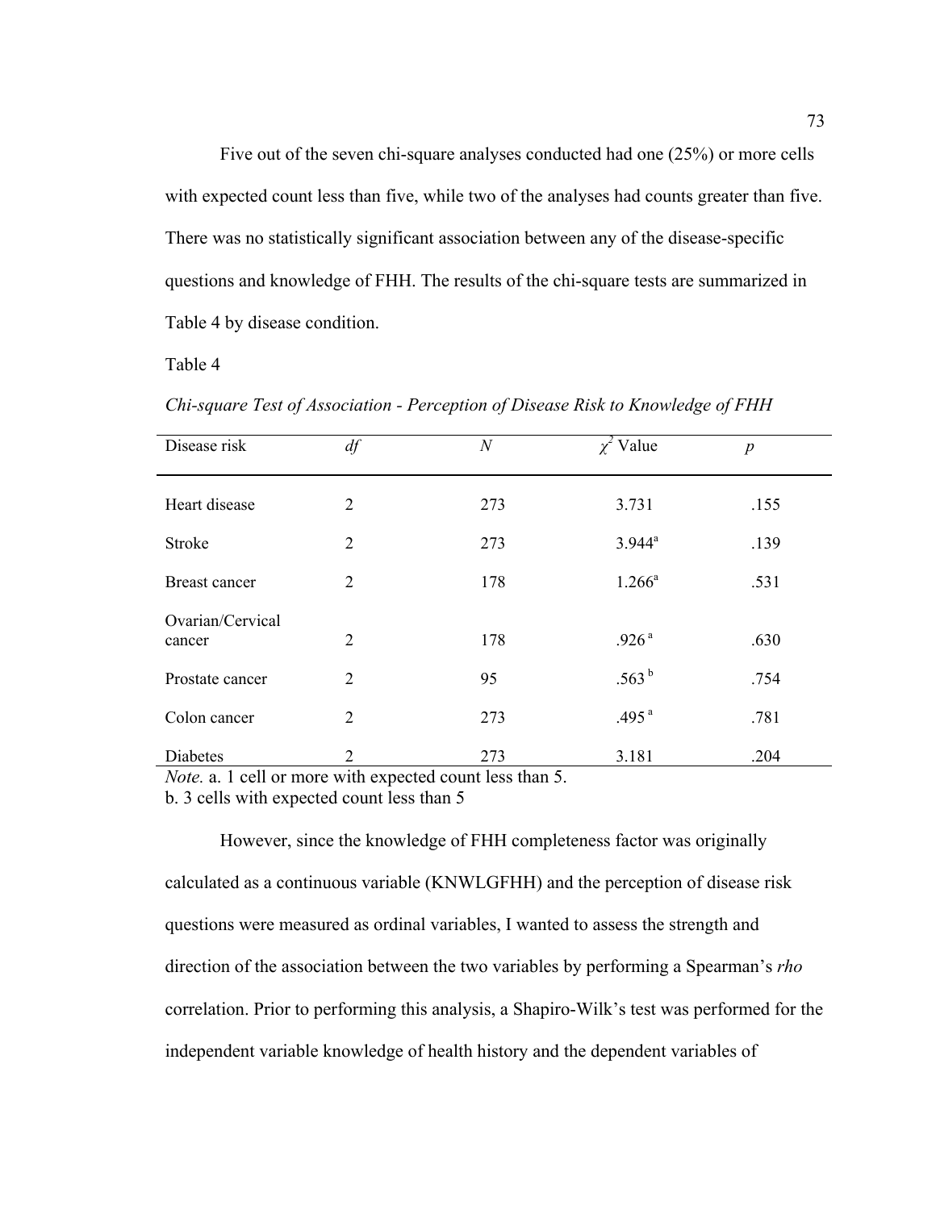Five out of the seven chi-square analyses conducted had one (25%) or more cells with expected count less than five, while two of the analyses had counts greater than five. There was no statistically significant association between any of the disease-specific questions and knowledge of FHH. The results of the chi-square tests are summarized in Table 4 by disease condition.

Table 4

*Chi-square Test of Association - Perception of Disease Risk to Knowledge of FHH*

| Disease risk | *df* | *N* | $\chi^2$ Value | *p* |
|---|---|---|---|---|
| Heart disease | 2 | 273 | 3.731 | .155 |
| Stroke | 2 | 273 | 3.944[a] | .139 |
| Breast cancer | 2 | 178 | 1.266[a] | .531 |
| Ovarian/Cervical cancer | 2 | 178 | .926[a] | .630 |
| Prostate cancer | 2 | 95 | .563[b] | .754 |
| Colon cancer | 2 | 273 | .495[a] | .781 |
| Diabetes | 2 | 273 | 3.181 | .204 |

*Note.* a. 1 cell or more with expected count less than 5.
b. 3 cells with expected count less than 5

However, since the knowledge of FHH completeness factor was originally calculated as a continuous variable (KNWLGFHH) and the perception of disease risk questions were measured as ordinal variables, I wanted to assess the strength and direction of the association between the two variables by performing a Spearman's *rho* correlation. Prior to performing this analysis, a Shapiro-Wilk's test was performed for the independent variable knowledge of health history and the dependent variables of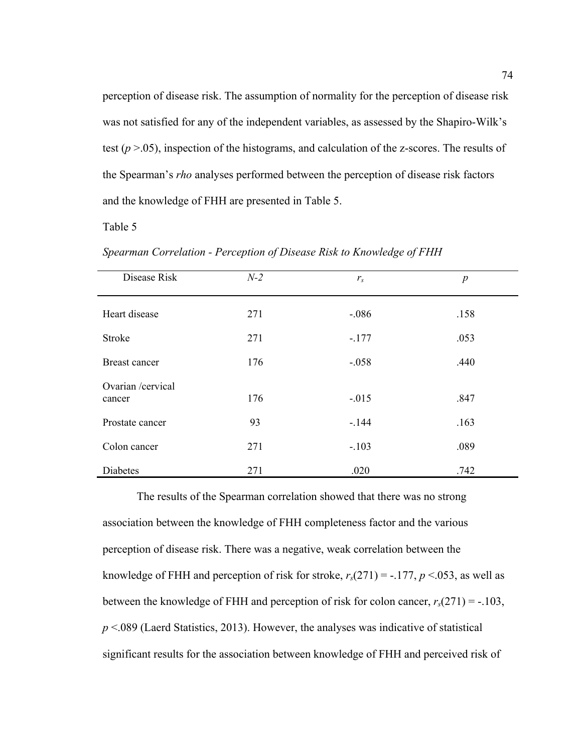perception of disease risk. The assumption of normality for the perception of disease risk was not satisfied for any of the independent variables, as assessed by the Shapiro-Wilk's test ($p$ >.05), inspection of the histograms, and calculation of the z-scores. The results of the Spearman's *rho* analyses performed between the perception of disease risk factors and the knowledge of FHH are presented in Table 5.

Table 5

*Spearman Correlation - Perception of Disease Risk to Knowledge of FHH*

| Disease Risk | *N-2* | $r_s$ | $p$ |
|---|---|---|---|
| Heart disease | 271 | -.086 | .158 |
| Stroke | 271 | -.177 | .053 |
| Breast cancer | 176 | -.058 | .440 |
| Ovarian /cervical cancer | 176 | -.015 | .847 |
| Prostate cancer | 93 | -.144 | .163 |
| Colon cancer | 271 | -.103 | .089 |
| Diabetes | 271 | .020 | .742 |

The results of the Spearman correlation showed that there was no strong association between the knowledge of FHH completeness factor and the various perception of disease risk. There was a negative, weak correlation between the knowledge of FHH and perception of risk for stroke, $r_s(271) = -.177$, $p <.053$, as well as between the knowledge of FHH and perception of risk for colon cancer, $r_s(271) = -.103$, $p <.089$ (Laerd Statistics, 2013). However, the analyses was indicative of statistical significant results for the association between knowledge of FHH and perceived risk of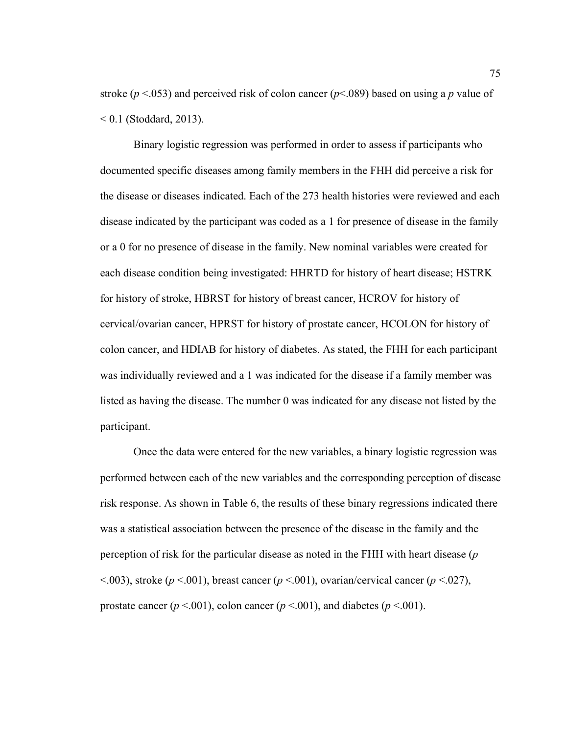stroke ($p < .053$) and perceived risk of colon cancer ($p < .089$) based on using a $p$ value of $< 0.1$ (Stoddard, 2013).

Binary logistic regression was performed in order to assess if participants who documented specific diseases among family members in the FHH did perceive a risk for the disease or diseases indicated. Each of the 273 health histories were reviewed and each disease indicated by the participant was coded as a 1 for presence of disease in the family or a 0 for no presence of disease in the family. New nominal variables were created for each disease condition being investigated: HHRTD for history of heart disease; HSTRK for history of stroke, HBRST for history of breast cancer, HCROV for history of cervical/ovarian cancer, HPRST for history of prostate cancer, HCOLON for history of colon cancer, and HDIAB for history of diabetes. As stated, the FHH for each participant was individually reviewed and a 1 was indicated for the disease if a family member was listed as having the disease. The number 0 was indicated for any disease not listed by the participant.

Once the data were entered for the new variables, a binary logistic regression was performed between each of the new variables and the corresponding perception of disease risk response. As shown in Table 6, the results of these binary regressions indicated there was a statistical association between the presence of the disease in the family and the perception of risk for the particular disease as noted in the FHH with heart disease ($p < .003$), stroke ($p < .001$), breast cancer ($p < .001$), ovarian/cervical cancer ($p < .027$), prostate cancer ($p < .001$), colon cancer ($p < .001$), and diabetes ($p < .001$).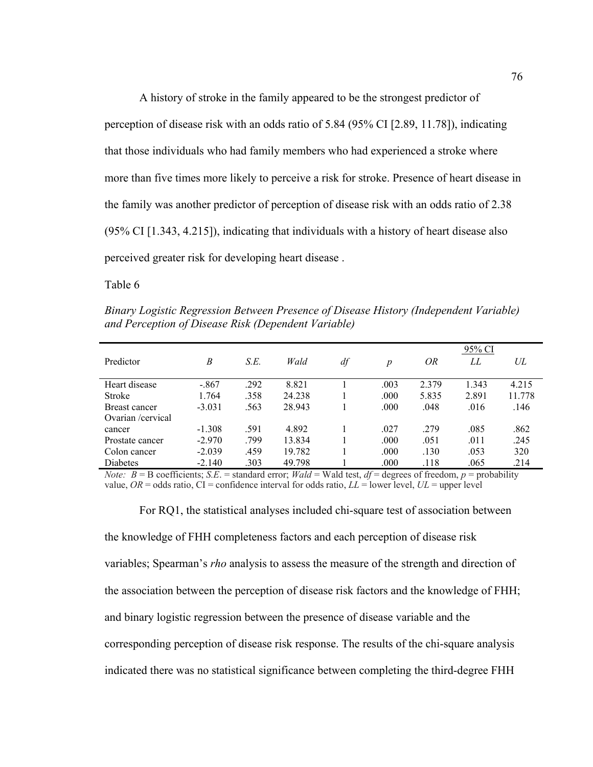A history of stroke in the family appeared to be the strongest predictor of perception of disease risk with an odds ratio of 5.84 (95% CI [2.89, 11.78]), indicating that those individuals who had family members who had experienced a stroke where more than five times more likely to perceive a risk for stroke. Presence of heart disease in the family was another predictor of perception of disease risk with an odds ratio of 2.38 (95% CI [1.343, 4.215]), indicating that individuals with a history of heart disease also perceived greater risk for developing heart disease .

Table 6

*Binary Logistic Regression Between Presence of Disease History (Independent Variable) and Perception of Disease Risk (Dependent Variable)*

| Predictor | *B* | *S.E.* | *Wald* | *df* | *p* | *OR* | 95% CI | |
|---|---|---|---|---|---|---|---|---|
| | | | | | | | *LL* | *UL* |
| Heart disease | -.867 | .292 | 8.821 | 1 | .003 | 2.379 | 1.343 | 4.215 |
| Stroke | 1.764 | .358 | 24.238 | 1 | .000 | 5.835 | 2.891 | 11.778 |
| Breast cancer | -3.031 | .563 | 28.943 | 1 | .000 | .048 | .016 | .146 |
| Ovarian /cervical cancer | -1.308 | .591 | 4.892 | 1 | .027 | .279 | .085 | .862 |
| Prostate cancer | -2.970 | .799 | 13.834 | 1 | .000 | .051 | .011 | .245 |
| Colon cancer | -2.039 | .459 | 19.782 | 1 | .000 | .130 | .053 | 320 |
| Diabetes | -2.140 | .303 | 49.798 | 1 | .000 | .118 | .065 | .214 |

*Note:* *B* = B coefficients; *S.E.* = standard error; *Wald* = Wald test, *df* = degrees of freedom, *p* = probability value, *OR* = odds ratio, CI = confidence interval for odds ratio, *LL* = lower level, *UL* = upper level

For RQ1, the statistical analyses included chi-square test of association between the knowledge of FHH completeness factors and each perception of disease risk variables; Spearman's *rho* analysis to assess the measure of the strength and direction of the association between the perception of disease risk factors and the knowledge of FHH; and binary logistic regression between the presence of disease variable and the corresponding perception of disease risk response. The results of the chi-square analysis indicated there was no statistical significance between completing the third-degree FHH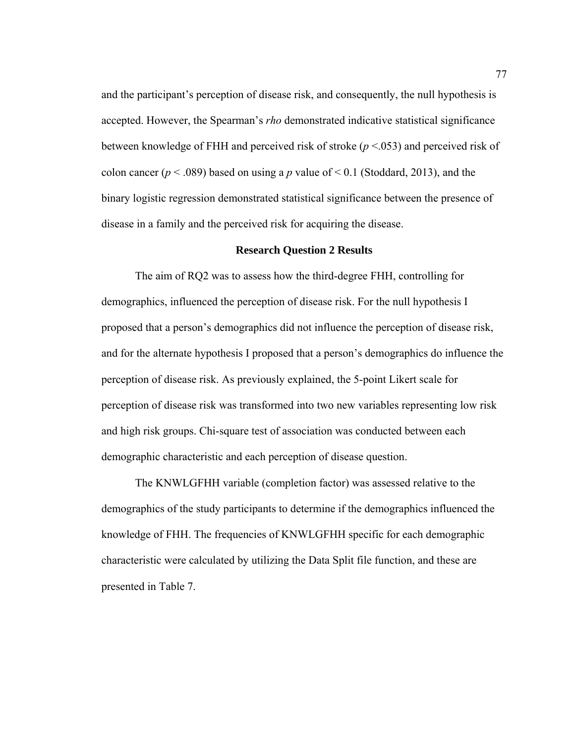and the participant's perception of disease risk, and consequently, the null hypothesis is accepted. However, the Spearman's *rho* demonstrated indicative statistical significance between knowledge of FHH and perceived risk of stroke ($p < .053$) and perceived risk of colon cancer ($p < .089$) based on using a $p$ value of $< 0.1$ (Stoddard, 2013), and the binary logistic regression demonstrated statistical significance between the presence of disease in a family and the perceived risk for acquiring the disease.

## Research Question 2 Results

The aim of RQ2 was to assess how the third-degree FHH, controlling for demographics, influenced the perception of disease risk. For the null hypothesis I proposed that a person's demographics did not influence the perception of disease risk, and for the alternate hypothesis I proposed that a person's demographics do influence the perception of disease risk. As previously explained, the 5-point Likert scale for perception of disease risk was transformed into two new variables representing low risk and high risk groups. Chi-square test of association was conducted between each demographic characteristic and each perception of disease question.

The KNWLGFHH variable (completion factor) was assessed relative to the demographics of the study participants to determine if the demographics influenced the knowledge of FHH. The frequencies of KNWLGFHH specific for each demographic characteristic were calculated by utilizing the Data Split file function, and these are presented in Table 7.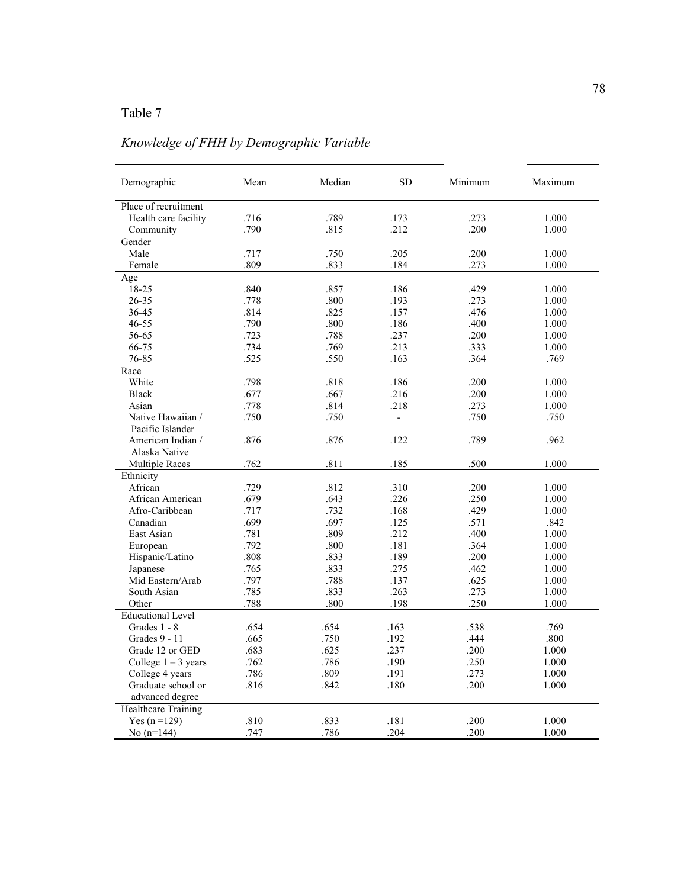Table 7

*Knowledge of FHH by Demographic Variable*

| Demographic | Mean | Median | SD | Minimum | Maximum |
|---|---|---|---|---|---|
| Place of recruitment | | | | | |
| Health care facility | .716 | .789 | .173 | .273 | 1.000 |
| Community | .790 | .815 | .212 | .200 | 1.000 |
| Gender | | | | | |
| Male | .717 | .750 | .205 | .200 | 1.000 |
| Female | .809 | .833 | .184 | .273 | 1.000 |
| Age | | | | | |
| 18-25 | .840 | .857 | .186 | .429 | 1.000 |
| 26-35 | .778 | .800 | .193 | .273 | 1.000 |
| 36-45 | .814 | .825 | .157 | .476 | 1.000 |
| 46-55 | .790 | .800 | .186 | .400 | 1.000 |
| 56-65 | .723 | .788 | .237 | .200 | 1.000 |
| 66-75 | .734 | .769 | .213 | .333 | 1.000 |
| 76-85 | .525 | .550 | .163 | .364 | .769 |
| Race | | | | | |
| White | .798 | .818 | .186 | .200 | 1.000 |
| Black | .677 | .667 | .216 | .200 | 1.000 |
| Asian | .778 | .814 | .218 | .273 | 1.000 |
| Native Hawaiian / Pacific Islander | .750 | .750 | - | .750 | .750 |
| American Indian / Alaska Native | .876 | .876 | .122 | .789 | .962 |
| Multiple Races | .762 | .811 | .185 | .500 | 1.000 |
| Ethnicity | | | | | |
| African | .729 | .812 | .310 | .200 | 1.000 |
| African American | .679 | .643 | .226 | .250 | 1.000 |
| Afro-Caribbean | .717 | .732 | .168 | .429 | 1.000 |
| Canadian | .699 | .697 | .125 | .571 | .842 |
| East Asian | .781 | .809 | .212 | .400 | 1.000 |
| European | .792 | .800 | .181 | .364 | 1.000 |
| Hispanic/Latino | .808 | .833 | .189 | .200 | 1.000 |
| Japanese | .765 | .833 | .275 | .462 | 1.000 |
| Mid Eastern/Arab | .797 | .788 | .137 | .625 | 1.000 |
| South Asian | .785 | .833 | .263 | .273 | 1.000 |
| Other | .788 | .800 | .198 | .250 | 1.000 |
| Educational Level | | | | | |
| Grades 1 - 8 | .654 | .654 | .163 | .538 | .769 |
| Grades 9 - 11 | .665 | .750 | .192 | .444 | .800 |
| Grade 12 or GED | .683 | .625 | .237 | .200 | 1.000 |
| College 1 – 3 years | .762 | .786 | .190 | .250 | 1.000 |
| College 4 years | .786 | .809 | .191 | .273 | 1.000 |
| Graduate school or advanced degree | .816 | .842 | .180 | .200 | 1.000 |
| Healthcare Training | | | | | |
| Yes (n =129) | .810 | .833 | .181 | .200 | 1.000 |
| No (n=144) | .747 | .786 | .204 | .200 | 1.000 |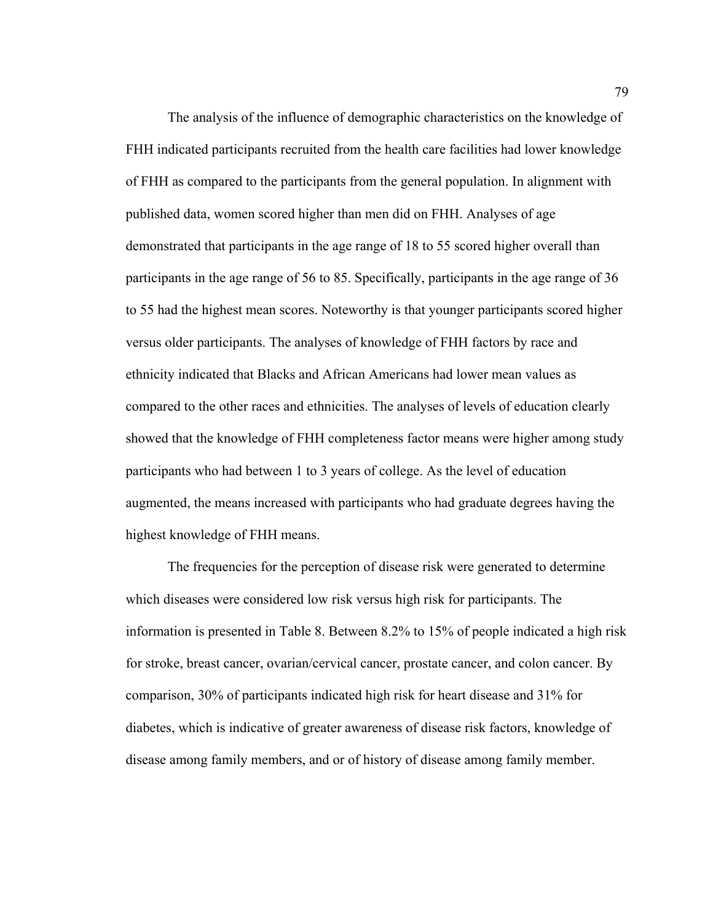The analysis of the influence of demographic characteristics on the knowledge of FHH indicated participants recruited from the health care facilities had lower knowledge of FHH as compared to the participants from the general population. In alignment with published data, women scored higher than men did on FHH. Analyses of age demonstrated that participants in the age range of 18 to 55 scored higher overall than participants in the age range of 56 to 85. Specifically, participants in the age range of 36 to 55 had the highest mean scores. Noteworthy is that younger participants scored higher versus older participants. The analyses of knowledge of FHH factors by race and ethnicity indicated that Blacks and African Americans had lower mean values as compared to the other races and ethnicities. The analyses of levels of education clearly showed that the knowledge of FHH completeness factor means were higher among study participants who had between 1 to 3 years of college. As the level of education augmented, the means increased with participants who had graduate degrees having the highest knowledge of FHH means.

The frequencies for the perception of disease risk were generated to determine which diseases were considered low risk versus high risk for participants. The information is presented in Table 8. Between 8.2% to 15% of people indicated a high risk for stroke, breast cancer, ovarian/cervical cancer, prostate cancer, and colon cancer. By comparison, 30% of participants indicated high risk for heart disease and 31% for diabetes, which is indicative of greater awareness of disease risk factors, knowledge of disease among family members, and or of history of disease among family member.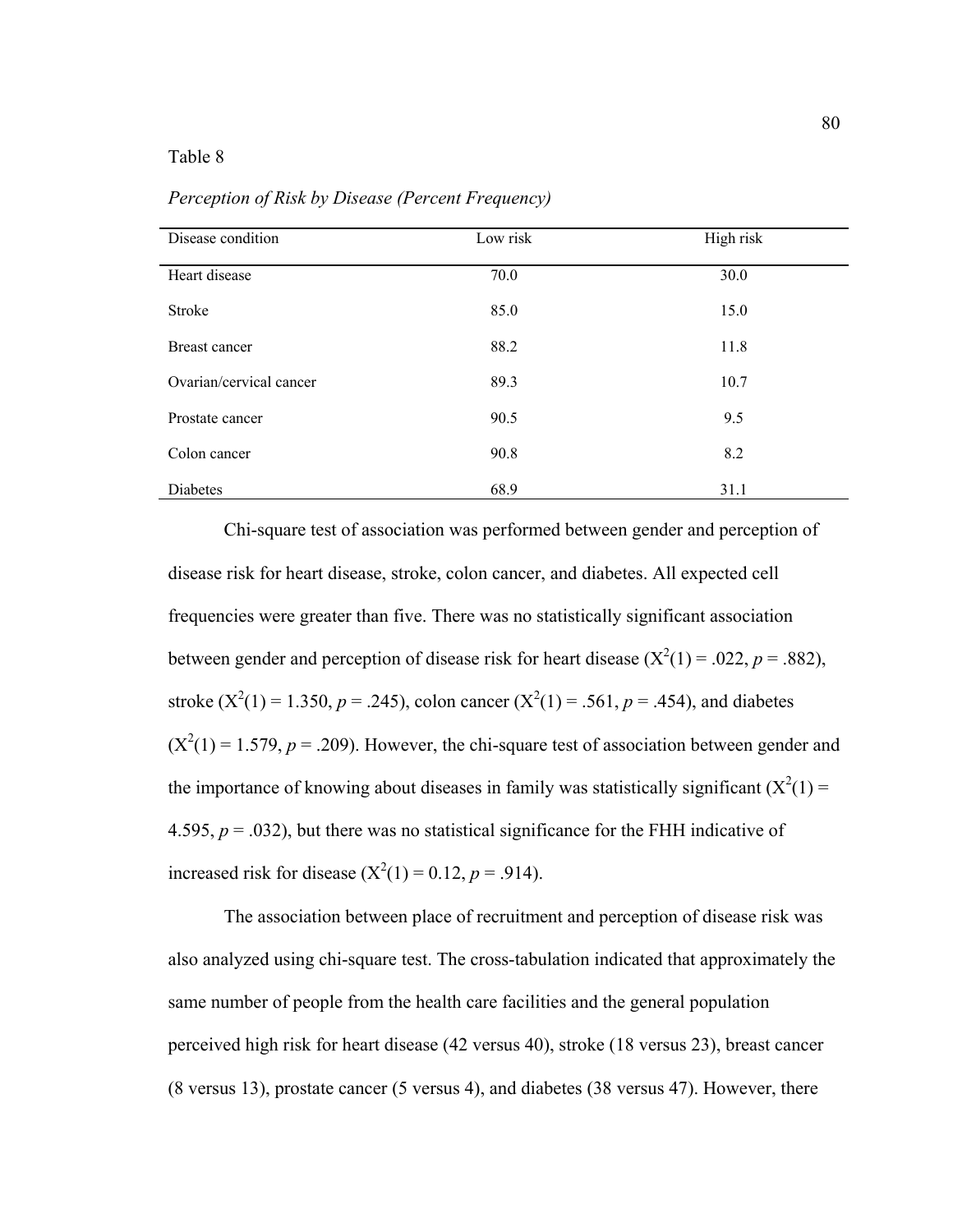Table 8

*Perception of Risk by Disease (Percent Frequency)*

| Disease condition | Low risk | High risk |
|---|---|---|
| Heart disease | 70.0 | 30.0 |
| Stroke | 85.0 | 15.0 |
| Breast cancer | 88.2 | 11.8 |
| Ovarian/cervical cancer | 89.3 | 10.7 |
| Prostate cancer | 90.5 | 9.5 |
| Colon cancer | 90.8 | 8.2 |
| Diabetes | 68.9 | 31.1 |

Chi-square test of association was performed between gender and perception of disease risk for heart disease, stroke, colon cancer, and diabetes. All expected cell frequencies were greater than five. There was no statistically significant association between gender and perception of disease risk for heart disease ($X^2(1) = .022$, $p = .882$), stroke ($X^2(1) = 1.350$, $p = .245$), colon cancer ($X^2(1) = .561$, $p = .454$), and diabetes ($X^2(1) = 1.579$, $p = .209$). However, the chi-square test of association between gender and the importance of knowing about diseases in family was statistically significant ($X^2(1) = 4.595$, $p = .032$), but there was no statistical significance for the FHH indicative of increased risk for disease ($X^2(1) = 0.12$, $p = .914$).

The association between place of recruitment and perception of disease risk was also analyzed using chi-square test. The cross-tabulation indicated that approximately the same number of people from the health care facilities and the general population perceived high risk for heart disease (42 versus 40), stroke (18 versus 23), breast cancer (8 versus 13), prostate cancer (5 versus 4), and diabetes (38 versus 47). However, there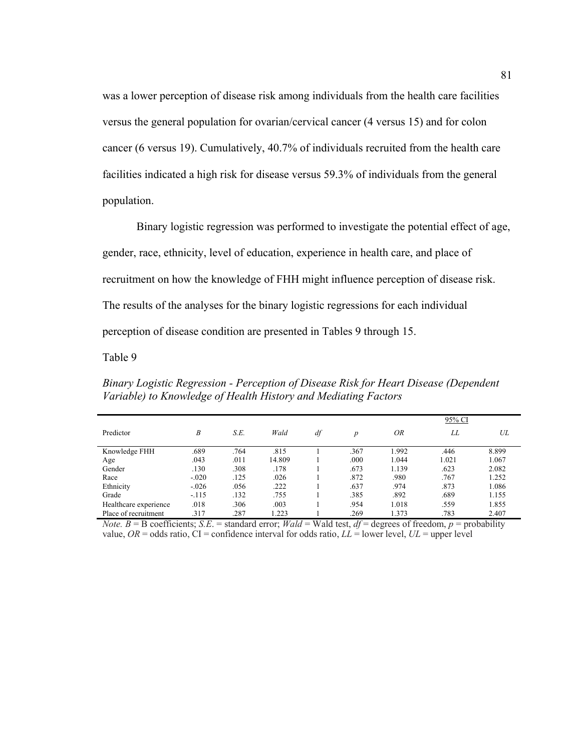was a lower perception of disease risk among individuals from the health care facilities versus the general population for ovarian/cervical cancer (4 versus 15) and for colon cancer (6 versus 19). Cumulatively, 40.7% of individuals recruited from the health care facilities indicated a high risk for disease versus 59.3% of individuals from the general population.

Binary logistic regression was performed to investigate the potential effect of age, gender, race, ethnicity, level of education, experience in health care, and place of recruitment on how the knowledge of FHH might influence perception of disease risk. The results of the analyses for the binary logistic regressions for each individual perception of disease condition are presented in Tables 9 through 15.

Table 9

*Binary Logistic Regression - Perception of Disease Risk for Heart Disease (Dependent Variable) to Knowledge of Health History and Mediating Factors*

| | | | | | | | 95% CI | |
|---|---|---|---|---|---|---|---|---|
| Predictor | *B* | *S.E.* | *Wald* | *df* | *p* | *OR* | *LL* | *UL* |
| Knowledge FHH | .689 | .764 | .815 | 1 | .367 | 1.992 | .446 | 8.899 |
| Age | .043 | .011 | 14.809 | 1 | .000 | 1.044 | 1.021 | 1.067 |
| Gender | .130 | .308 | .178 | 1 | .673 | 1.139 | .623 | 2.082 |
| Race | -.020 | .125 | .026 | 1 | .872 | .980 | .767 | 1.252 |
| Ethnicity | -.026 | .056 | .222 | 1 | .637 | .974 | .873 | 1.086 |
| Grade | -.115 | .132 | .755 | 1 | .385 | .892 | .689 | 1.155 |
| Healthcare experience | .018 | .306 | .003 | 1 | .954 | 1.018 | .559 | 1.855 |
| Place of recruitment | .317 | .287 | 1.223 | 1 | .269 | 1.373 | .783 | 2.407 |

*Note. B* = B coefficients; *S.E.* = standard error; *Wald* = Wald test, *df* = degrees of freedom, *p* = probability value, *OR* = odds ratio, CI = confidence interval for odds ratio, *LL* = lower level, *UL* = upper level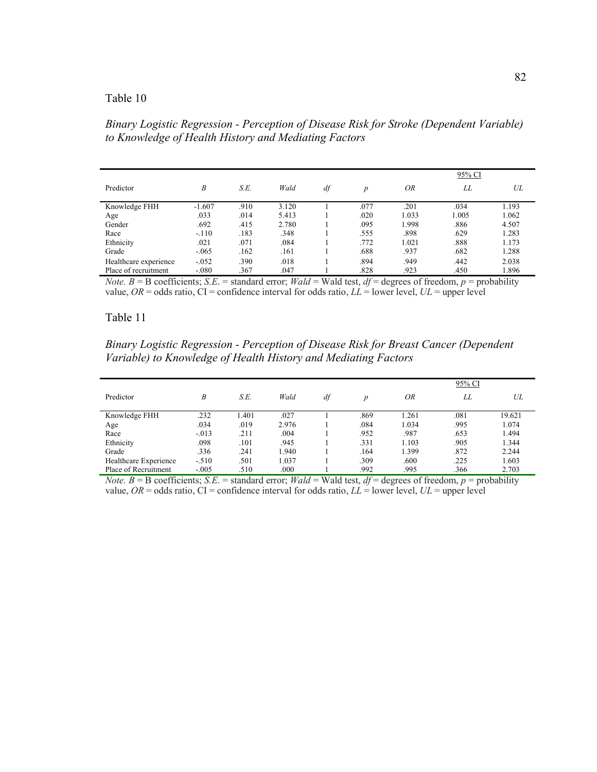Table 10

*Binary Logistic Regression - Perception of Disease Risk for Stroke (Dependent Variable) to Knowledge of Health History and Mediating Factors*

| | | | | | | | 95% CI | |
|---|---|---|---|---|---|---|---|---|
| Predictor | *B* | *S.E.* | *Wald* | *df* | *p* | *OR* | *LL* | *UL* |
| Knowledge FHH | -1.607 | .910 | 3.120 | 1 | .077 | .201 | .034 | 1.193 |
| Age | .033 | .014 | 5.413 | 1 | .020 | 1.033 | 1.005 | 1.062 |
| Gender | .692 | .415 | 2.780 | 1 | .095 | 1.998 | .886 | 4.507 |
| Race | -.110 | .183 | .348 | 1 | .555 | .898 | .629 | 1.283 |
| Ethnicity | .021 | .071 | .084 | 1 | .772 | 1.021 | .888 | 1.173 |
| Grade | -.065 | .162 | .161 | 1 | .688 | .937 | .682 | 1.288 |
| Healthcare experience | -.052 | .390 | .018 | 1 | .894 | .949 | .442 | 2.038 |
| Place of recruitment | -.080 | .367 | .047 | 1 | .828 | .923 | .450 | 1.896 |

*Note.* $B$ = B coefficients; *S.E.* = standard error; *Wald* = Wald test, *df* = degrees of freedom, $p$ = probability value, *OR* = odds ratio, CI = confidence interval for odds ratio, *LL* = lower level, *UL* = upper level

Table 11

*Binary Logistic Regression - Perception of Disease Risk for Breast Cancer (Dependent Variable) to Knowledge of Health History and Mediating Factors*

| | | | | | | | 95% CI | |
|---|---|---|---|---|---|---|---|---|
| Predictor | *B* | *S.E.* | *Wald* | *df* | *p* | *OR* | *LL* | *UL* |
| Knowledge FHH | .232 | 1.401 | .027 | 1 | .869 | 1.261 | .081 | 19.621 |
| Age | .034 | .019 | 2.976 | 1 | .084 | 1.034 | .995 | 1.074 |
| Race | -.013 | .211 | .004 | 1 | .952 | .987 | .653 | 1.494 |
| Ethnicity | .098 | .101 | .945 | 1 | .331 | 1.103 | .905 | 1.344 |
| Grade | .336 | .241 | 1.940 | 1 | .164 | 1.399 | .872 | 2.244 |
| Healthcare Experience | -.510 | .501 | 1.037 | 1 | .309 | .600 | .225 | 1.603 |
| Place of Recruitment | -.005 | .510 | .000 | 1 | .992 | .995 | .366 | 2.703 |

*Note.* $B$ = B coefficients; *S.E.* = standard error; *Wald* = Wald test, *df* = degrees of freedom, $p$ = probability value, *OR* = odds ratio, CI = confidence interval for odds ratio, *LL* = lower level, *UL* = upper level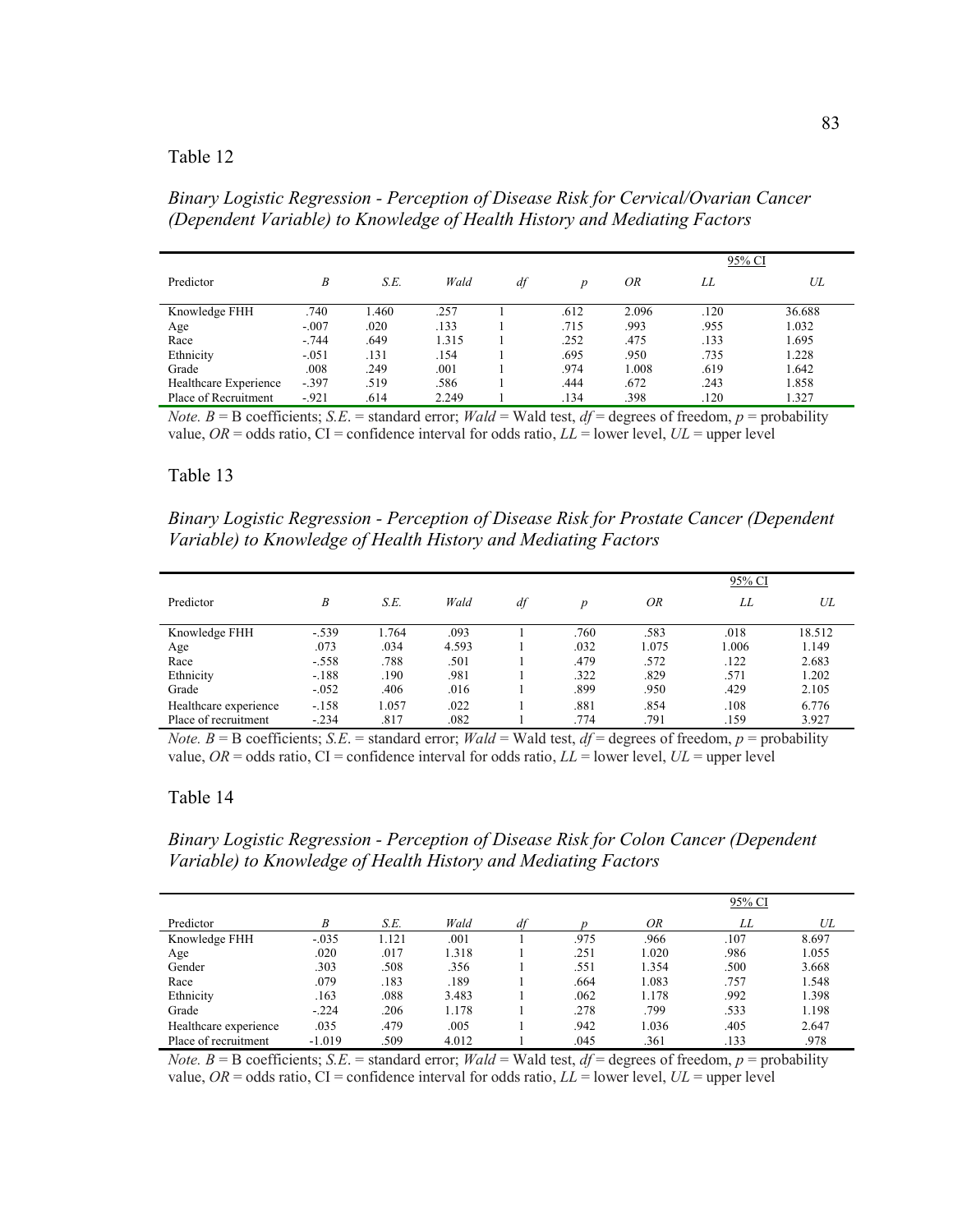Table 12

*Binary Logistic Regression - Perception of Disease Risk for Cervical/Ovarian Cancer (Dependent Variable) to Knowledge of Health History and Mediating Factors*

| | | | | | | | 95% CI | |
|---|---|---|---|---|---|---|---|---|
| Predictor | *B* | *S.E.* | *Wald* | *df* | *p* | *OR* | *LL* | *UL* |
| Knowledge FHH | .740 | 1.460 | .257 | 1 | .612 | 2.096 | .120 | 36.688 |
| Age | -.007 | .020 | .133 | 1 | .715 | .993 | .955 | 1.032 |
| Race | -.744 | .649 | 1.315 | 1 | .252 | .475 | .133 | 1.695 |
| Ethnicity | -.051 | .131 | .154 | 1 | .695 | .950 | .735 | 1.228 |
| Grade | .008 | .249 | .001 | 1 | .974 | 1.008 | .619 | 1.642 |
| Healthcare Experience | -.397 | .519 | .586 | 1 | .444 | .672 | .243 | 1.858 |
| Place of Recruitment | -.921 | .614 | 2.249 | 1 | .134 | .398 | .120 | 1.327 |

*Note.* $B$ = B coefficients; *S.E.* = standard error; *Wald* = Wald test, *df* = degrees of freedom, $p$ = probability value, *OR* = odds ratio, CI = confidence interval for odds ratio, *LL* = lower level, *UL* = upper level

Table 13

*Binary Logistic Regression - Perception of Disease Risk for Prostate Cancer (Dependent Variable) to Knowledge of Health History and Mediating Factors*

| | | | | | | | 95% CI | |
|---|---|---|---|---|---|---|---|---|
| Predictor | *B* | *S.E.* | *Wald* | *df* | *p* | *OR* | *LL* | *UL* |
| Knowledge FHH | -.539 | 1.764 | .093 | 1 | .760 | .583 | .018 | 18.512 |
| Age | .073 | .034 | 4.593 | 1 | .032 | 1.075 | 1.006 | 1.149 |
| Race | -.558 | .788 | .501 | 1 | .479 | .572 | .122 | 2.683 |
| Ethnicity | -.188 | .190 | .981 | 1 | .322 | .829 | .571 | 1.202 |
| Grade | -.052 | .406 | .016 | 1 | .899 | .950 | .429 | 2.105 |
| Healthcare experience | -.158 | 1.057 | .022 | 1 | .881 | .854 | .108 | 6.776 |
| Place of recruitment | -.234 | .817 | .082 | 1 | .774 | .791 | .159 | 3.927 |

*Note.* $B$ = B coefficients; *S.E.* = standard error; *Wald* = Wald test, *df* = degrees of freedom, $p$ = probability value, *OR* = odds ratio, CI = confidence interval for odds ratio, *LL* = lower level, *UL* = upper level

Table 14

*Binary Logistic Regression - Perception of Disease Risk for Colon Cancer (Dependent Variable) to Knowledge of Health History and Mediating Factors*

| | | | | | | | 95% CI | |
|---|---|---|---|---|---|---|---|---|
| Predictor | *B* | *S.E.* | *Wald* | *df* | *p* | *OR* | *LL* | *UL* |
| Knowledge FHH | -.035 | 1.121 | .001 | 1 | .975 | .966 | .107 | 8.697 |
| Age | .020 | .017 | 1.318 | 1 | .251 | 1.020 | .986 | 1.055 |
| Gender | .303 | .508 | .356 | 1 | .551 | 1.354 | .500 | 3.668 |
| Race | .079 | .183 | .189 | 1 | .664 | 1.083 | .757 | 1.548 |
| Ethnicity | .163 | .088 | 3.483 | 1 | .062 | 1.178 | .992 | 1.398 |
| Grade | -.224 | .206 | 1.178 | 1 | .278 | .799 | .533 | 1.198 |
| Healthcare experience | .035 | .479 | .005 | 1 | .942 | 1.036 | .405 | 2.647 |
| Place of recruitment | -1.019 | .509 | 4.012 | 1 | .045 | .361 | .133 | .978 |

*Note.* $B$ = B coefficients; *S.E.* = standard error; *Wald* = Wald test, *df* = degrees of freedom, $p$ = probability value, *OR* = odds ratio, CI = confidence interval for odds ratio, *LL* = lower level, *UL* = upper level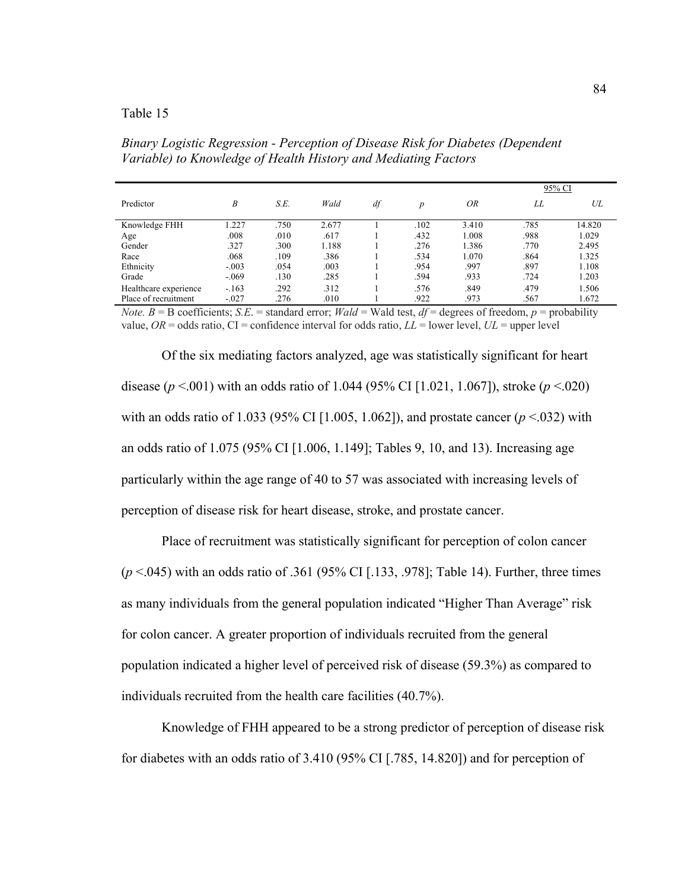Table 15

*Binary Logistic Regression - Perception of Disease Risk for Diabetes (Dependent Variable) to Knowledge of Health History and Mediating Factors*

| Predictor | *B* | *S.E.* | *Wald* | *df* | *p* | *OR* | 95% CI | |
|---|---|---|---|---|---|---|---|---|
| | | | | | | | *LL* | *UL* |
| Knowledge FHH | 1.227 | .750 | 2.677 | 1 | .102 | 3.410 | .785 | 14.820 |
| Age | .008 | .010 | .617 | 1 | .432 | 1.008 | .988 | 1.029 |
| Gender | .327 | .300 | 1.188 | 1 | .276 | 1.386 | .770 | 2.495 |
| Race | .068 | .109 | .386 | 1 | .534 | 1.070 | .864 | 1.325 |
| Ethnicity | -.003 | .054 | .003 | 1 | .954 | .997 | .897 | 1.108 |
| Grade | -.069 | .130 | .285 | 1 | .594 | .933 | .724 | 1.203 |
| Healthcare experience | -.163 | .292 | .312 | 1 | .576 | .849 | .479 | 1.506 |
| Place of recruitment | -.027 | .276 | .010 | 1 | .922 | .973 | .567 | 1.672 |

*Note. B* = B coefficients; *S.E.* = standard error; *Wald* = Wald test, *df* = degrees of freedom, *p* = probability value, *OR* = odds ratio, CI = confidence interval for odds ratio, *LL* = lower level, *UL* = upper level

Of the six mediating factors analyzed, age was statistically significant for heart disease ($p$ <.001) with an odds ratio of 1.044 (95% CI [1.021, 1.067]), stroke ($p$ <.020) with an odds ratio of 1.033 (95% CI [1.005, 1.062]), and prostate cancer ($p$ <.032) with an odds ratio of 1.075 (95% CI [1.006, 1.149]; Tables 9, 10, and 13). Increasing age particularly within the age range of 40 to 57 was associated with increasing levels of perception of disease risk for heart disease, stroke, and prostate cancer.

Place of recruitment was statistically significant for perception of colon cancer ($p$ <.045) with an odds ratio of .361 (95% CI [.133, .978]; Table 14). Further, three times as many individuals from the general population indicated "Higher Than Average" risk for colon cancer. A greater proportion of individuals recruited from the general population indicated a higher level of perceived risk of disease (59.3%) as compared to individuals recruited from the health care facilities (40.7%).

Knowledge of FHH appeared to be a strong predictor of perception of disease risk for diabetes with an odds ratio of 3.410 (95% CI [.785, 14.820]) and for perception of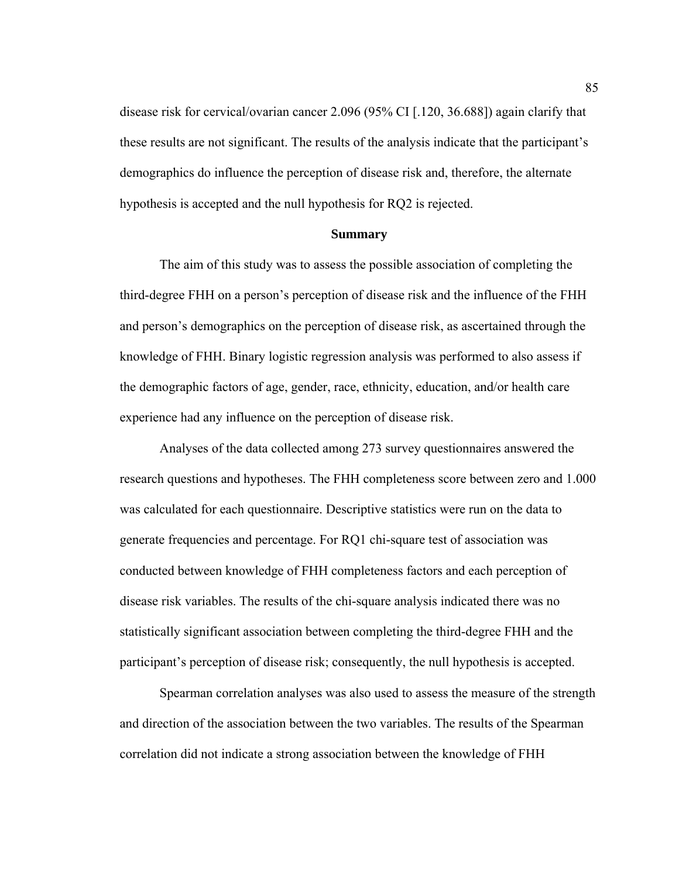disease risk for cervical/ovarian cancer 2.096 (95% CI [.120, 36.688]) again clarify that these results are not significant. The results of the analysis indicate that the participant's demographics do influence the perception of disease risk and, therefore, the alternate hypothesis is accepted and the null hypothesis for RQ2 is rejected.

## Summary

The aim of this study was to assess the possible association of completing the third-degree FHH on a person's perception of disease risk and the influence of the FHH and person's demographics on the perception of disease risk, as ascertained through the knowledge of FHH. Binary logistic regression analysis was performed to also assess if the demographic factors of age, gender, race, ethnicity, education, and/or health care experience had any influence on the perception of disease risk.

Analyses of the data collected among 273 survey questionnaires answered the research questions and hypotheses. The FHH completeness score between zero and 1.000 was calculated for each questionnaire. Descriptive statistics were run on the data to generate frequencies and percentage. For RQ1 chi-square test of association was conducted between knowledge of FHH completeness factors and each perception of disease risk variables. The results of the chi-square analysis indicated there was no statistically significant association between completing the third-degree FHH and the participant's perception of disease risk; consequently, the null hypothesis is accepted.

Spearman correlation analyses was also used to assess the measure of the strength and direction of the association between the two variables. The results of the Spearman correlation did not indicate a strong association between the knowledge of FHH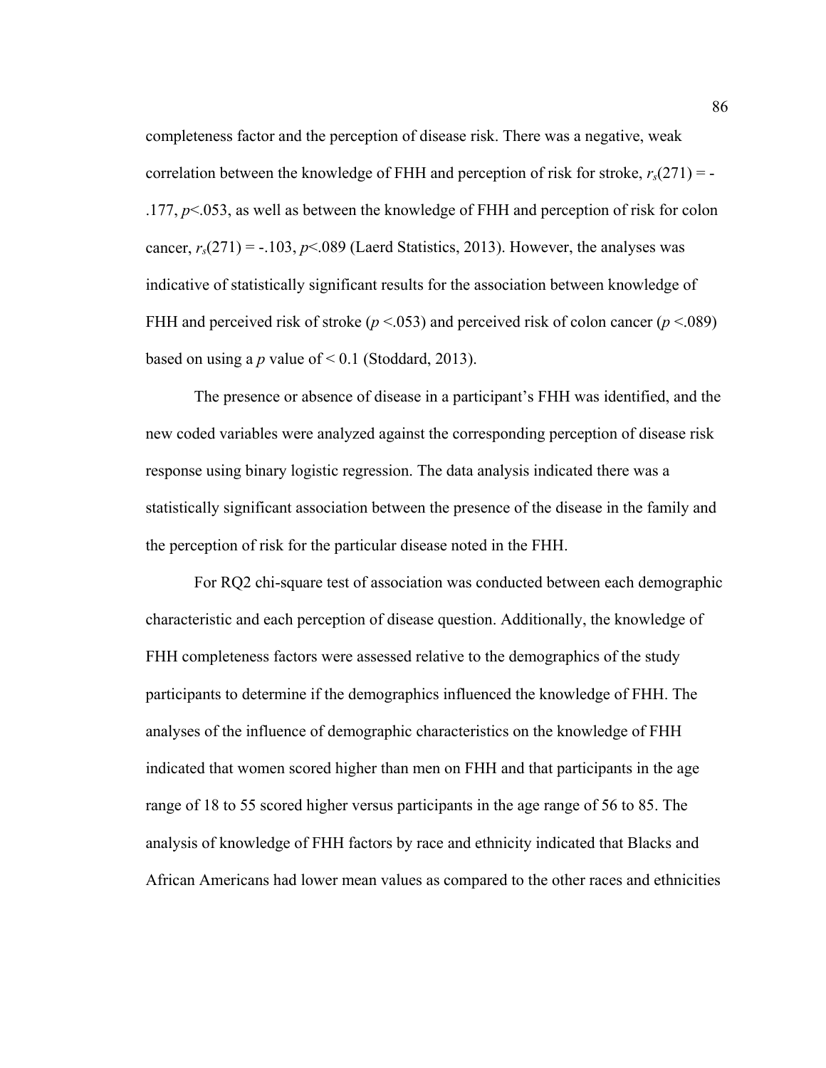completeness factor and the perception of disease risk. There was a negative, weak correlation between the knowledge of FHH and perception of risk for stroke, $r_s(271) = -.177$, $p<.053$, as well as between the knowledge of FHH and perception of risk for colon cancer, $r_s(271) = -.103$, $p<.089$ (Laerd Statistics, 2013). However, the analyses was indicative of statistically significant results for the association between knowledge of FHH and perceived risk of stroke ($p <.053$) and perceived risk of colon cancer ($p <.089$) based on using a $p$ value of $< 0.1$ (Stoddard, 2013).

The presence or absence of disease in a participant's FHH was identified, and the new coded variables were analyzed against the corresponding perception of disease risk response using binary logistic regression. The data analysis indicated there was a statistically significant association between the presence of the disease in the family and the perception of risk for the particular disease noted in the FHH.

For RQ2 chi-square test of association was conducted between each demographic characteristic and each perception of disease question. Additionally, the knowledge of FHH completeness factors were assessed relative to the demographics of the study participants to determine if the demographics influenced the knowledge of FHH. The analyses of the influence of demographic characteristics on the knowledge of FHH indicated that women scored higher than men on FHH and that participants in the age range of 18 to 55 scored higher versus participants in the age range of 56 to 85. The analysis of knowledge of FHH factors by race and ethnicity indicated that Blacks and African Americans had lower mean values as compared to the other races and ethnicities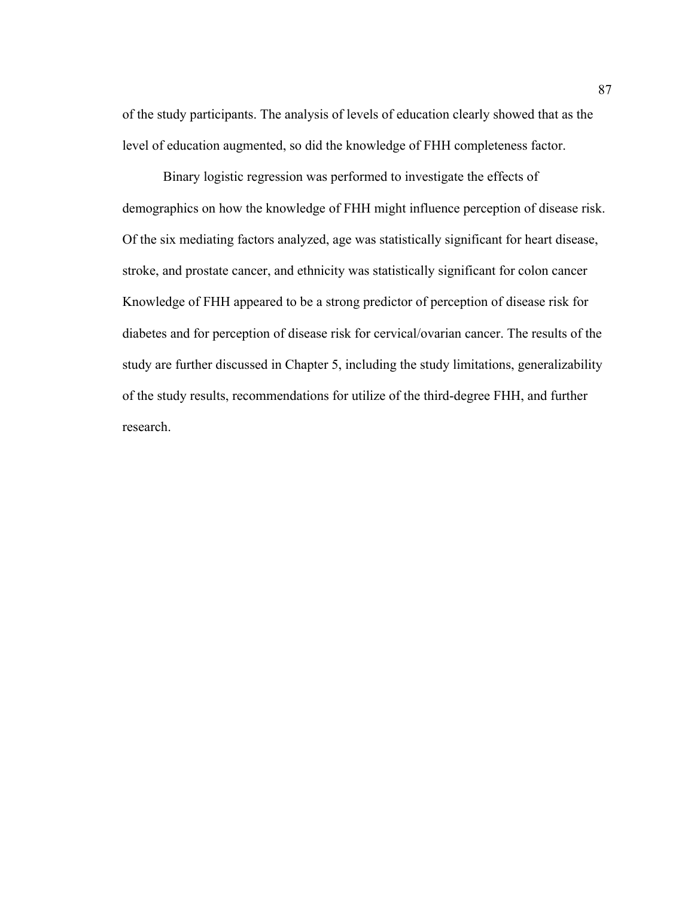of the study participants. The analysis of levels of education clearly showed that as the level of education augmented, so did the knowledge of FHH completeness factor.

Binary logistic regression was performed to investigate the effects of demographics on how the knowledge of FHH might influence perception of disease risk. Of the six mediating factors analyzed, age was statistically significant for heart disease, stroke, and prostate cancer, and ethnicity was statistically significant for colon cancer Knowledge of FHH appeared to be a strong predictor of perception of disease risk for diabetes and for perception of disease risk for cervical/ovarian cancer. The results of the study are further discussed in Chapter 5, including the study limitations, generalizability of the study results, recommendations for utilize of the third-degree FHH, and further research.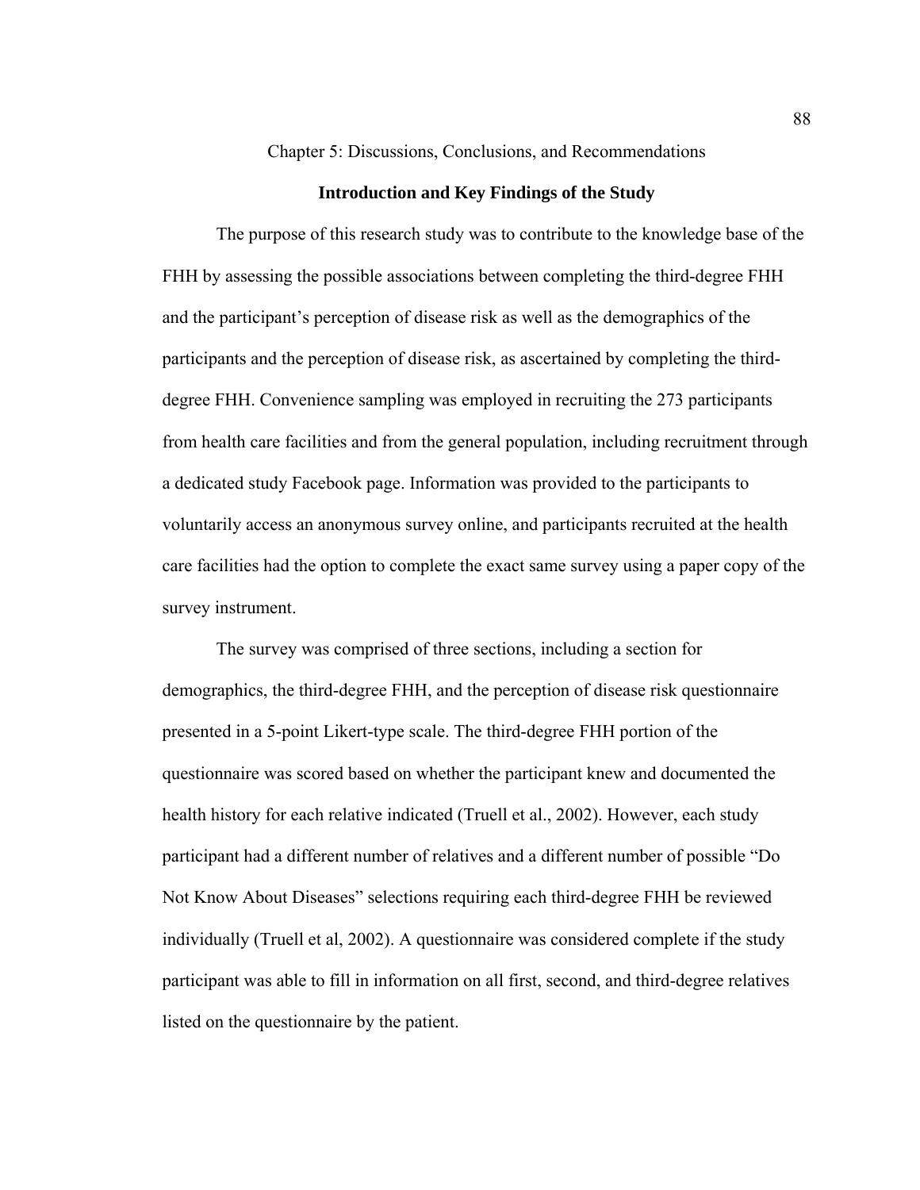# Chapter 5: Discussions, Conclusions, and Recommendations

## Introduction and Key Findings of the Study

The purpose of this research study was to contribute to the knowledge base of the FHH by assessing the possible associations between completing the third-degree FHH and the participant's perception of disease risk as well as the demographics of the participants and the perception of disease risk, as ascertained by completing the third-degree FHH. Convenience sampling was employed in recruiting the 273 participants from health care facilities and from the general population, including recruitment through a dedicated study Facebook page. Information was provided to the participants to voluntarily access an anonymous survey online, and participants recruited at the health care facilities had the option to complete the exact same survey using a paper copy of the survey instrument.

The survey was comprised of three sections, including a section for demographics, the third-degree FHH, and the perception of disease risk questionnaire presented in a 5-point Likert-type scale. The third-degree FHH portion of the questionnaire was scored based on whether the participant knew and documented the health history for each relative indicated (Truell et al., 2002). However, each study participant had a different number of relatives and a different number of possible "Do Not Know About Diseases" selections requiring each third-degree FHH be reviewed individually (Truell et al, 2002). A questionnaire was considered complete if the study participant was able to fill in information on all first, second, and third-degree relatives listed on the questionnaire by the patient.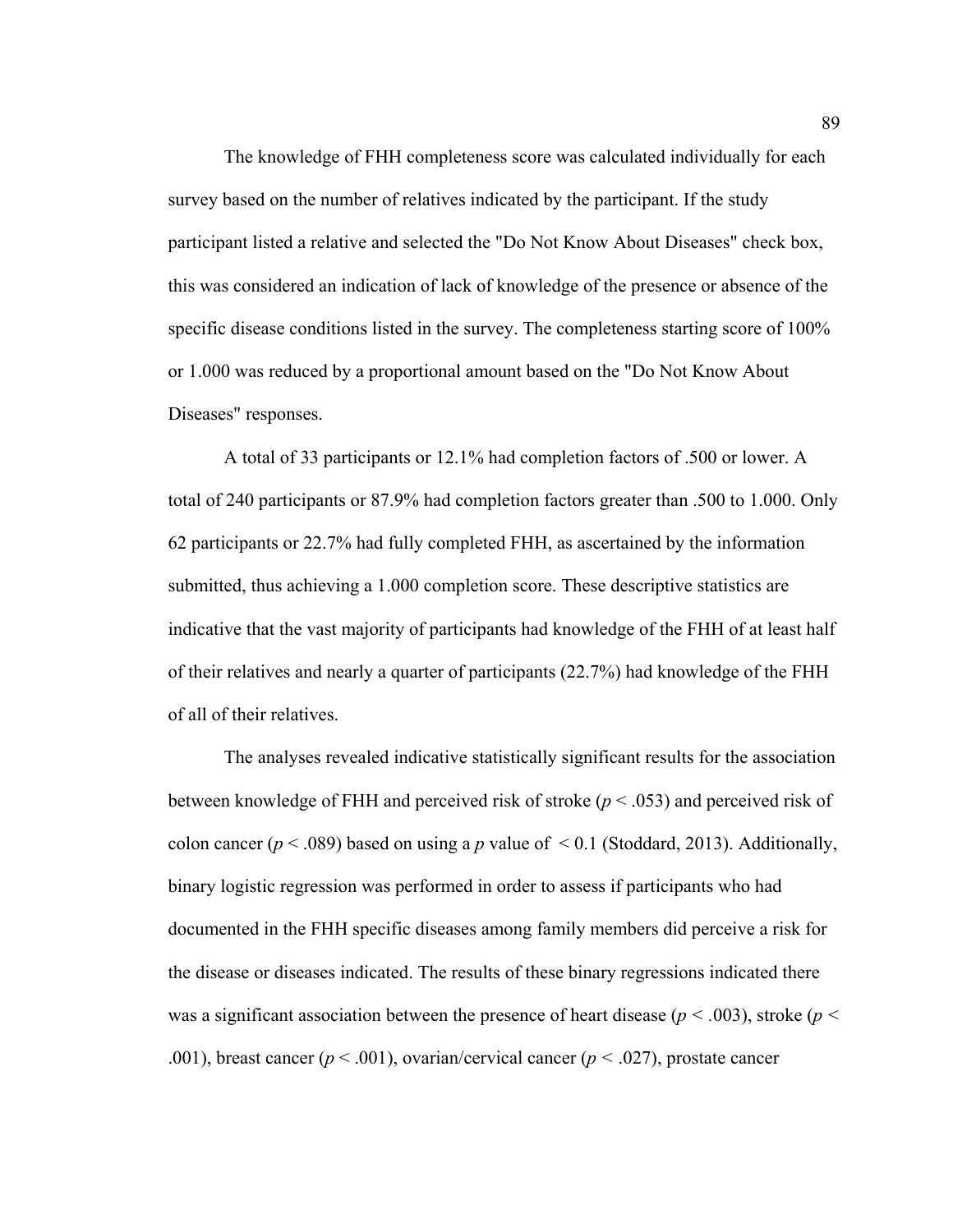The knowledge of FHH completeness score was calculated individually for each survey based on the number of relatives indicated by the participant. If the study participant listed a relative and selected the "Do Not Know About Diseases" check box, this was considered an indication of lack of knowledge of the presence or absence of the specific disease conditions listed in the survey. The completeness starting score of 100% or 1.000 was reduced by a proportional amount based on the "Do Not Know About Diseases" responses.

A total of 33 participants or 12.1% had completion factors of .500 or lower. A total of 240 participants or 87.9% had completion factors greater than .500 to 1.000. Only 62 participants or 22.7% had fully completed FHH, as ascertained by the information submitted, thus achieving a 1.000 completion score. These descriptive statistics are indicative that the vast majority of participants had knowledge of the FHH of at least half of their relatives and nearly a quarter of participants (22.7%) had knowledge of the FHH of all of their relatives.

The analyses revealed indicative statistically significant results for the association between knowledge of FHH and perceived risk of stroke ($p < .053$) and perceived risk of colon cancer ($p < .089$) based on using a $p$ value of $< 0.1$ (Stoddard, 2013). Additionally, binary logistic regression was performed in order to assess if participants who had documented in the FHH specific diseases among family members did perceive a risk for the disease or diseases indicated. The results of these binary regressions indicated there was a significant association between the presence of heart disease ($p < .003$), stroke ($p < .001$), breast cancer ($p < .001$), ovarian/cervical cancer ($p < .027$), prostate cancer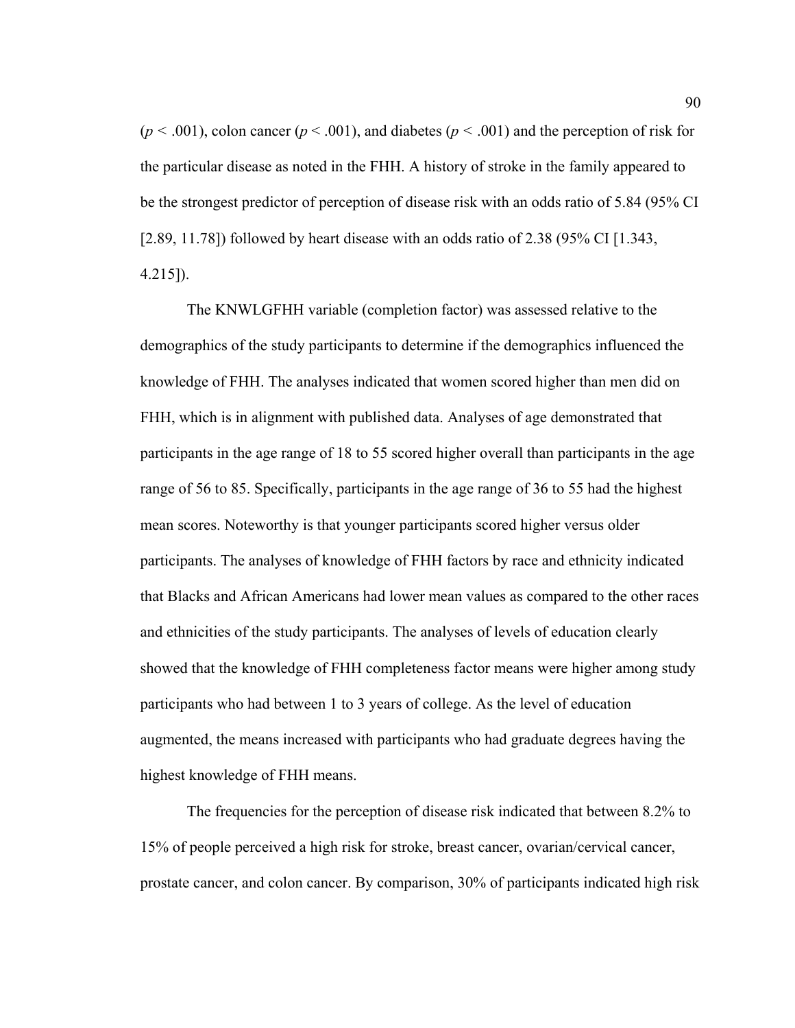($p < .001$), colon cancer ($p < .001$), and diabetes ($p < .001$) and the perception of risk for the particular disease as noted in the FHH. A history of stroke in the family appeared to be the strongest predictor of perception of disease risk with an odds ratio of 5.84 (95% CI [2.89, 11.78]) followed by heart disease with an odds ratio of 2.38 (95% CI [1.343, 4.215]).

The KNWLGFHH variable (completion factor) was assessed relative to the demographics of the study participants to determine if the demographics influenced the knowledge of FHH. The analyses indicated that women scored higher than men did on FHH, which is in alignment with published data. Analyses of age demonstrated that participants in the age range of 18 to 55 scored higher overall than participants in the age range of 56 to 85. Specifically, participants in the age range of 36 to 55 had the highest mean scores. Noteworthy is that younger participants scored higher versus older participants. The analyses of knowledge of FHH factors by race and ethnicity indicated that Blacks and African Americans had lower mean values as compared to the other races and ethnicities of the study participants. The analyses of levels of education clearly showed that the knowledge of FHH completeness factor means were higher among study participants who had between 1 to 3 years of college. As the level of education augmented, the means increased with participants who had graduate degrees having the highest knowledge of FHH means.

The frequencies for the perception of disease risk indicated that between 8.2% to 15% of people perceived a high risk for stroke, breast cancer, ovarian/cervical cancer, prostate cancer, and colon cancer. By comparison, 30% of participants indicated high risk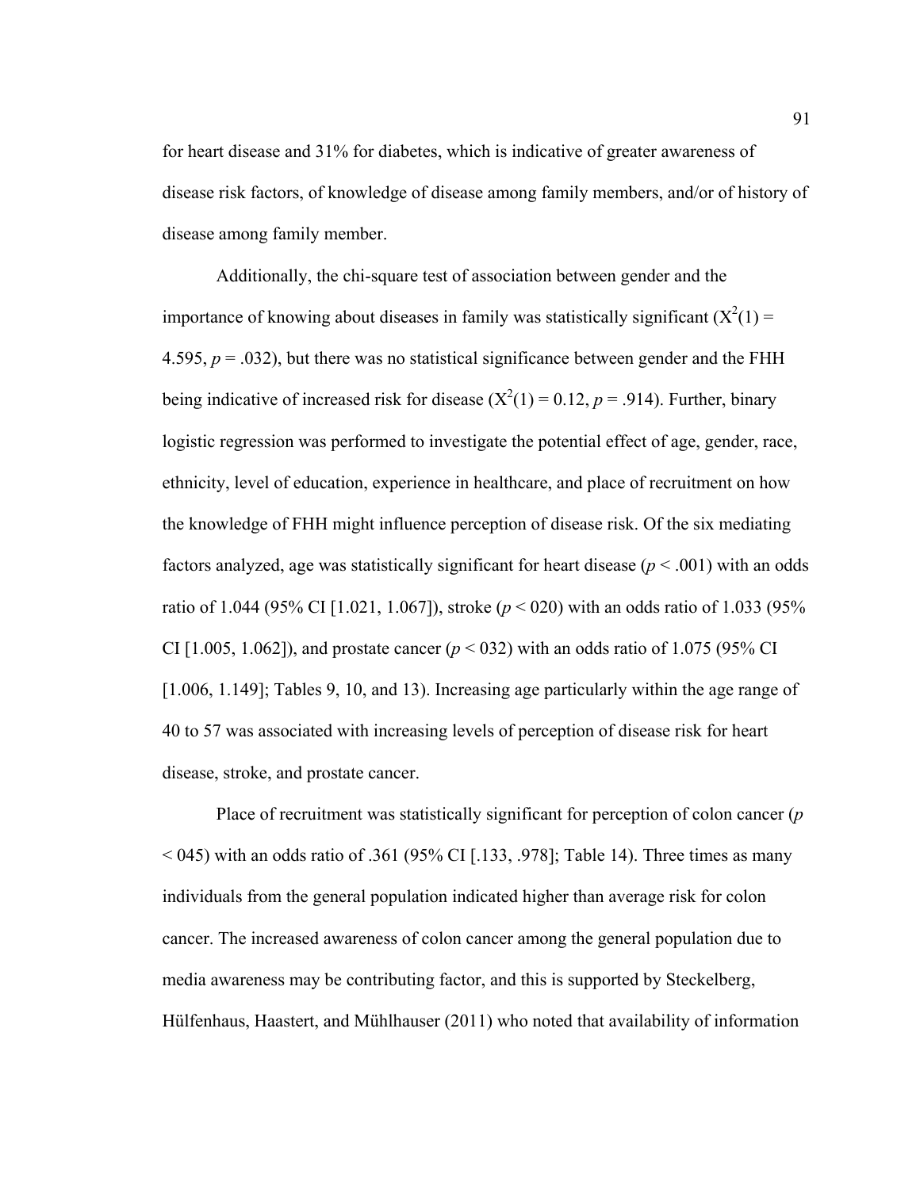for heart disease and 31% for diabetes, which is indicative of greater awareness of disease risk factors, of knowledge of disease among family members, and/or of history of disease among family member.

Additionally, the chi-square test of association between gender and the importance of knowing about diseases in family was statistically significant ($X^2(1) = 4.595$, $p = .032$), but there was no statistical significance between gender and the FHH being indicative of increased risk for disease ($X^2(1) = 0.12$, $p = .914$). Further, binary logistic regression was performed to investigate the potential effect of age, gender, race, ethnicity, level of education, experience in healthcare, and place of recruitment on how the knowledge of FHH might influence perception of disease risk. Of the six mediating factors analyzed, age was statistically significant for heart disease ($p < .001$) with an odds ratio of 1.044 (95% CI [1.021, 1.067]), stroke ($p < 020$) with an odds ratio of 1.033 (95% CI [1.005, 1.062]), and prostate cancer ($p < 032$) with an odds ratio of 1.075 (95% CI [1.006, 1.149]; Tables 9, 10, and 13). Increasing age particularly within the age range of 40 to 57 was associated with increasing levels of perception of disease risk for heart disease, stroke, and prostate cancer.

Place of recruitment was statistically significant for perception of colon cancer ($p < 045$) with an odds ratio of .361 (95% CI [.133, .978]; Table 14). Three times as many individuals from the general population indicated higher than average risk for colon cancer. The increased awareness of colon cancer among the general population due to media awareness may be contributing factor, and this is supported by Steckelberg, Hülfenhaus, Haastert, and Mühlhauser (2011) who noted that availability of information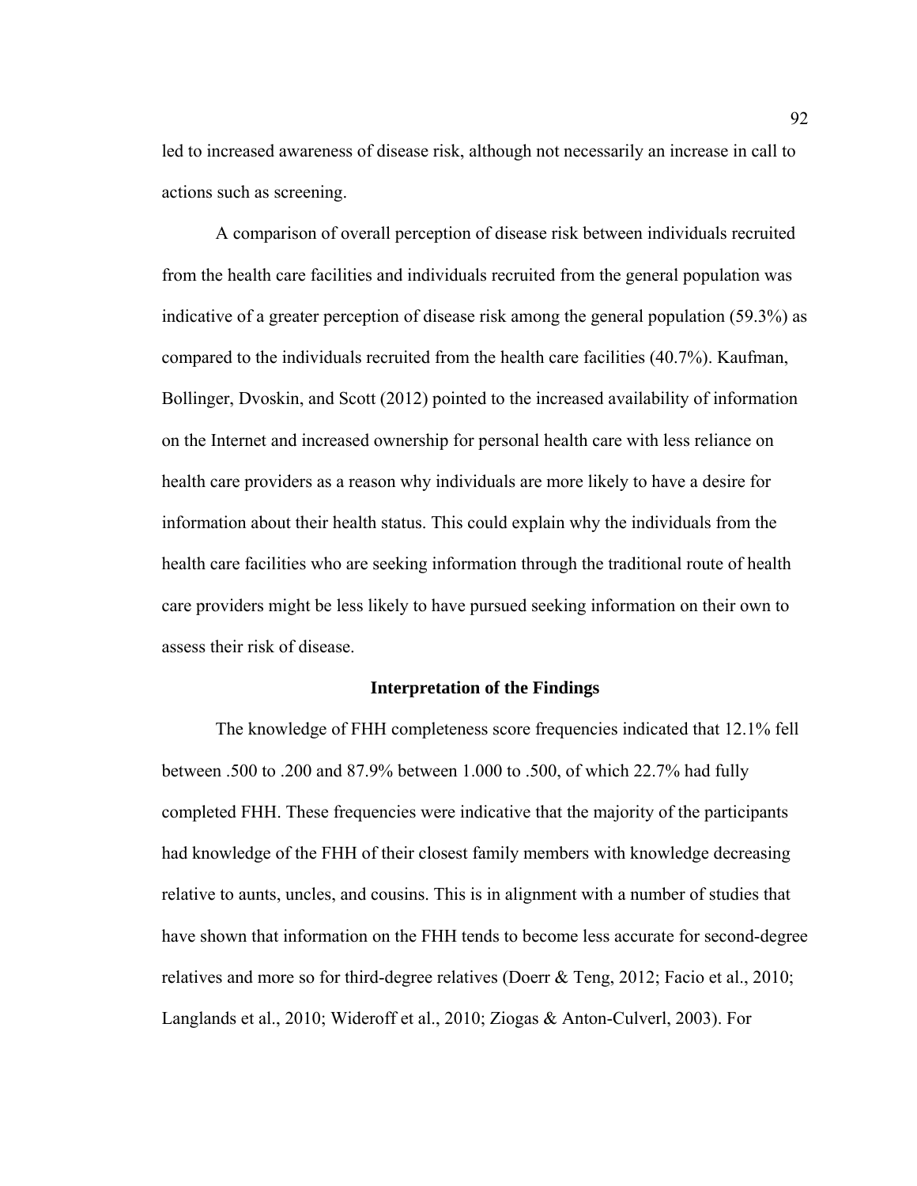led to increased awareness of disease risk, although not necessarily an increase in call to actions such as screening.

A comparison of overall perception of disease risk between individuals recruited from the health care facilities and individuals recruited from the general population was indicative of a greater perception of disease risk among the general population (59.3%) as compared to the individuals recruited from the health care facilities (40.7%). Kaufman, Bollinger, Dvoskin, and Scott (2012) pointed to the increased availability of information on the Internet and increased ownership for personal health care with less reliance on health care providers as a reason why individuals are more likely to have a desire for information about their health status. This could explain why the individuals from the health care facilities who are seeking information through the traditional route of health care providers might be less likely to have pursued seeking information on their own to assess their risk of disease.

## Interpretation of the Findings

The knowledge of FHH completeness score frequencies indicated that 12.1% fell between .500 to .200 and 87.9% between 1.000 to .500, of which 22.7% had fully completed FHH. These frequencies were indicative that the majority of the participants had knowledge of the FHH of their closest family members with knowledge decreasing relative to aunts, uncles, and cousins. This is in alignment with a number of studies that have shown that information on the FHH tends to become less accurate for second-degree relatives and more so for third-degree relatives (Doerr & Teng, 2012; Facio et al., 2010; Langlands et al., 2010; Wideroff et al., 2010; Ziogas & Anton-Culverl, 2003). For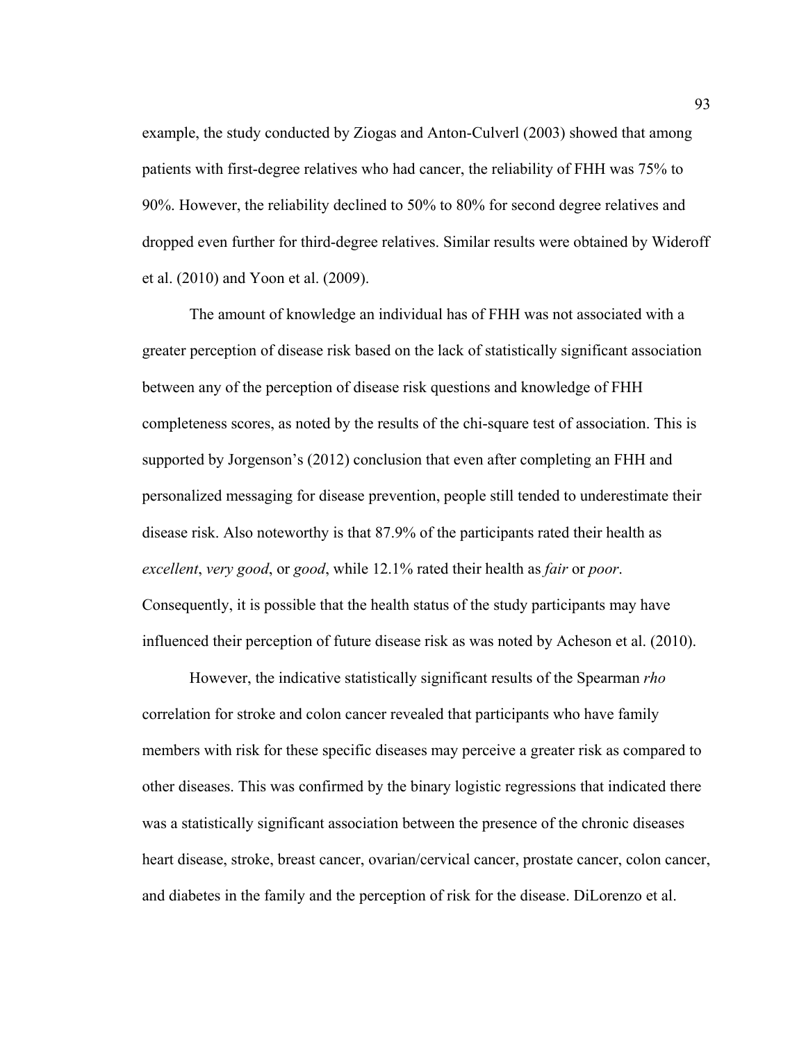example, the study conducted by Ziogas and Anton-Culverl (2003) showed that among patients with first-degree relatives who had cancer, the reliability of FHH was 75% to 90%. However, the reliability declined to 50% to 80% for second degree relatives and dropped even further for third-degree relatives. Similar results were obtained by Wideroff et al. (2010) and Yoon et al. (2009).

The amount of knowledge an individual has of FHH was not associated with a greater perception of disease risk based on the lack of statistically significant association between any of the perception of disease risk questions and knowledge of FHH completeness scores, as noted by the results of the chi-square test of association. This is supported by Jorgenson's (2012) conclusion that even after completing an FHH and personalized messaging for disease prevention, people still tended to underestimate their disease risk. Also noteworthy is that 87.9% of the participants rated their health as *excellent*, *very good*, or *good*, while 12.1% rated their health as *fair* or *poor*. Consequently, it is possible that the health status of the study participants may have influenced their perception of future disease risk as was noted by Acheson et al. (2010).

However, the indicative statistically significant results of the Spearman *rho* correlation for stroke and colon cancer revealed that participants who have family members with risk for these specific diseases may perceive a greater risk as compared to other diseases. This was confirmed by the binary logistic regressions that indicated there was a statistically significant association between the presence of the chronic diseases heart disease, stroke, breast cancer, ovarian/cervical cancer, prostate cancer, colon cancer, and diabetes in the family and the perception of risk for the disease. DiLorenzo et al.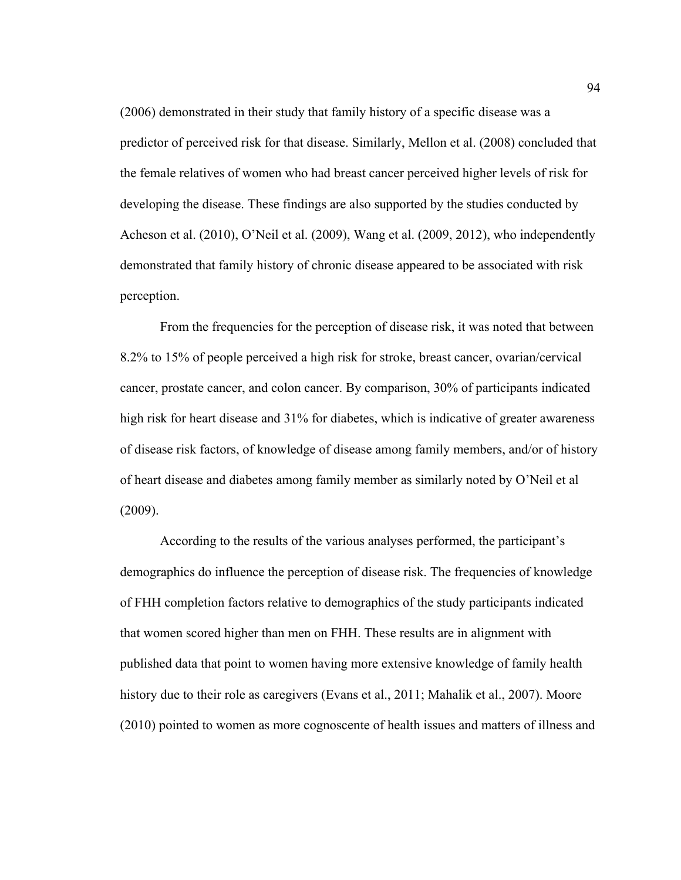(2006) demonstrated in their study that family history of a specific disease was a predictor of perceived risk for that disease. Similarly, Mellon et al. (2008) concluded that the female relatives of women who had breast cancer perceived higher levels of risk for developing the disease. These findings are also supported by the studies conducted by Acheson et al. (2010), O'Neil et al. (2009), Wang et al. (2009, 2012), who independently demonstrated that family history of chronic disease appeared to be associated with risk perception.

From the frequencies for the perception of disease risk, it was noted that between 8.2% to 15% of people perceived a high risk for stroke, breast cancer, ovarian/cervical cancer, prostate cancer, and colon cancer. By comparison, 30% of participants indicated high risk for heart disease and 31% for diabetes, which is indicative of greater awareness of disease risk factors, of knowledge of disease among family members, and/or of history of heart disease and diabetes among family member as similarly noted by O'Neil et al (2009).

According to the results of the various analyses performed, the participant's demographics do influence the perception of disease risk. The frequencies of knowledge of FHH completion factors relative to demographics of the study participants indicated that women scored higher than men on FHH. These results are in alignment with published data that point to women having more extensive knowledge of family health history due to their role as caregivers (Evans et al., 2011; Mahalik et al., 2007). Moore (2010) pointed to women as more cognoscente of health issues and matters of illness and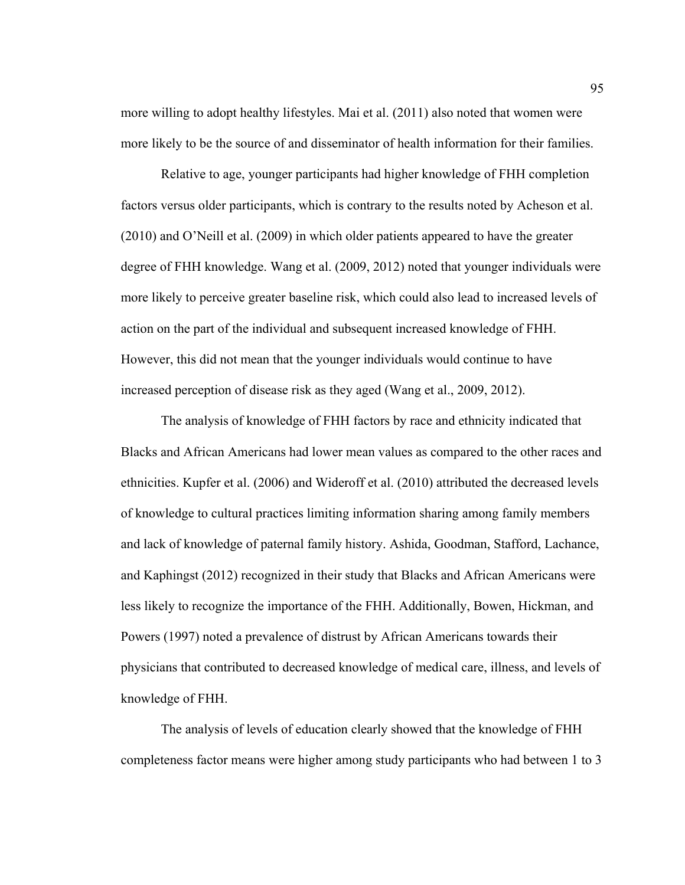more willing to adopt healthy lifestyles. Mai et al. (2011) also noted that women were more likely to be the source of and disseminator of health information for their families.

Relative to age, younger participants had higher knowledge of FHH completion factors versus older participants, which is contrary to the results noted by Acheson et al. (2010) and O'Neill et al. (2009) in which older patients appeared to have the greater degree of FHH knowledge. Wang et al. (2009, 2012) noted that younger individuals were more likely to perceive greater baseline risk, which could also lead to increased levels of action on the part of the individual and subsequent increased knowledge of FHH. However, this did not mean that the younger individuals would continue to have increased perception of disease risk as they aged (Wang et al., 2009, 2012).

The analysis of knowledge of FHH factors by race and ethnicity indicated that Blacks and African Americans had lower mean values as compared to the other races and ethnicities. Kupfer et al. (2006) and Wideroff et al. (2010) attributed the decreased levels of knowledge to cultural practices limiting information sharing among family members and lack of knowledge of paternal family history. Ashida, Goodman, Stafford, Lachance, and Kaphingst (2012) recognized in their study that Blacks and African Americans were less likely to recognize the importance of the FHH. Additionally, Bowen, Hickman, and Powers (1997) noted a prevalence of distrust by African Americans towards their physicians that contributed to decreased knowledge of medical care, illness, and levels of knowledge of FHH.

The analysis of levels of education clearly showed that the knowledge of FHH completeness factor means were higher among study participants who had between 1 to 3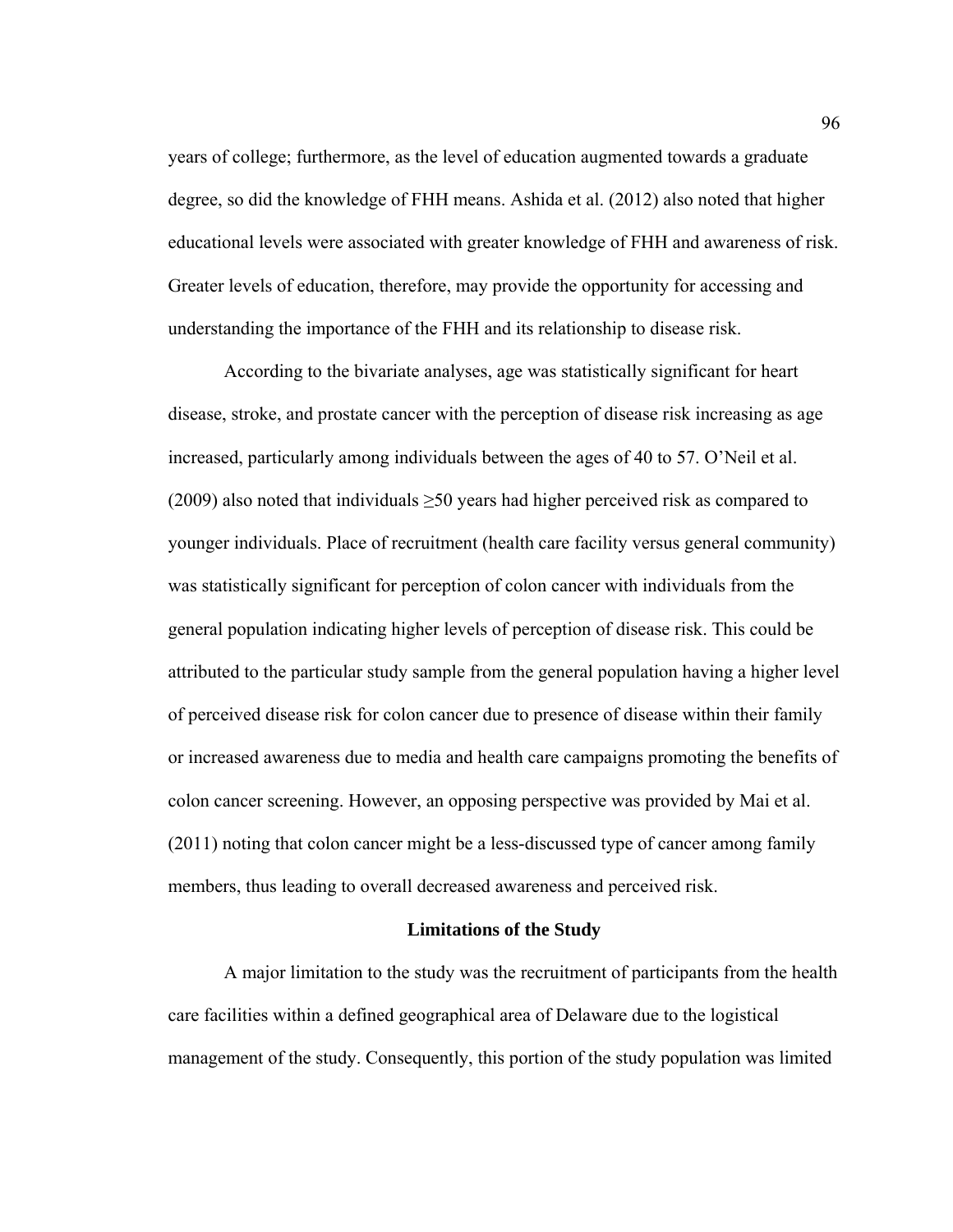years of college; furthermore, as the level of education augmented towards a graduate degree, so did the knowledge of FHH means. Ashida et al. (2012) also noted that higher educational levels were associated with greater knowledge of FHH and awareness of risk. Greater levels of education, therefore, may provide the opportunity for accessing and understanding the importance of the FHH and its relationship to disease risk.

According to the bivariate analyses, age was statistically significant for heart disease, stroke, and prostate cancer with the perception of disease risk increasing as age increased, particularly among individuals between the ages of 40 to 57. O'Neil et al. (2009) also noted that individuals $\geq$50 years had higher perceived risk as compared to younger individuals. Place of recruitment (health care facility versus general community) was statistically significant for perception of colon cancer with individuals from the general population indicating higher levels of perception of disease risk. This could be attributed to the particular study sample from the general population having a higher level of perceived disease risk for colon cancer due to presence of disease within their family or increased awareness due to media and health care campaigns promoting the benefits of colon cancer screening. However, an opposing perspective was provided by Mai et al. (2011) noting that colon cancer might be a less-discussed type of cancer among family members, thus leading to overall decreased awareness and perceived risk.

## Limitations of the Study

A major limitation to the study was the recruitment of participants from the health care facilities within a defined geographical area of Delaware due to the logistical management of the study. Consequently, this portion of the study population was limited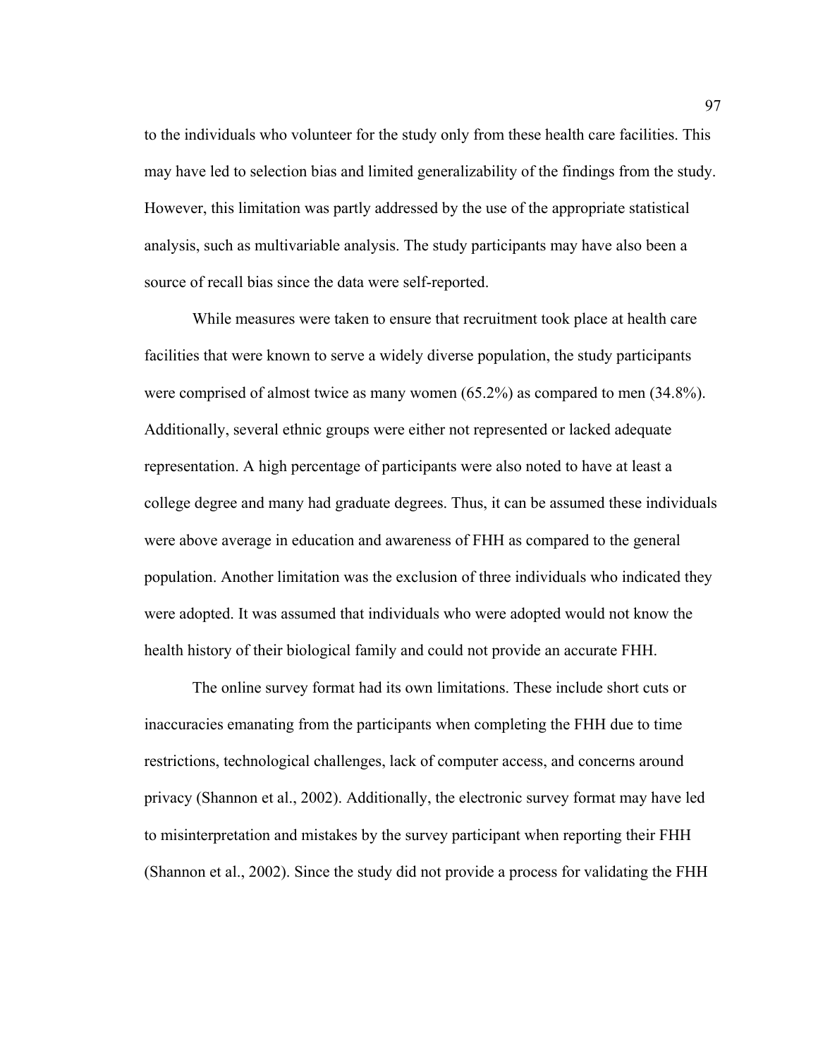to the individuals who volunteer for the study only from these health care facilities. This may have led to selection bias and limited generalizability of the findings from the study. However, this limitation was partly addressed by the use of the appropriate statistical analysis, such as multivariable analysis. The study participants may have also been a source of recall bias since the data were self-reported.

While measures were taken to ensure that recruitment took place at health care facilities that were known to serve a widely diverse population, the study participants were comprised of almost twice as many women (65.2%) as compared to men (34.8%). Additionally, several ethnic groups were either not represented or lacked adequate representation. A high percentage of participants were also noted to have at least a college degree and many had graduate degrees. Thus, it can be assumed these individuals were above average in education and awareness of FHH as compared to the general population. Another limitation was the exclusion of three individuals who indicated they were adopted. It was assumed that individuals who were adopted would not know the health history of their biological family and could not provide an accurate FHH.

The online survey format had its own limitations. These include short cuts or inaccuracies emanating from the participants when completing the FHH due to time restrictions, technological challenges, lack of computer access, and concerns around privacy (Shannon et al., 2002). Additionally, the electronic survey format may have led to misinterpretation and mistakes by the survey participant when reporting their FHH (Shannon et al., 2002). Since the study did not provide a process for validating the FHH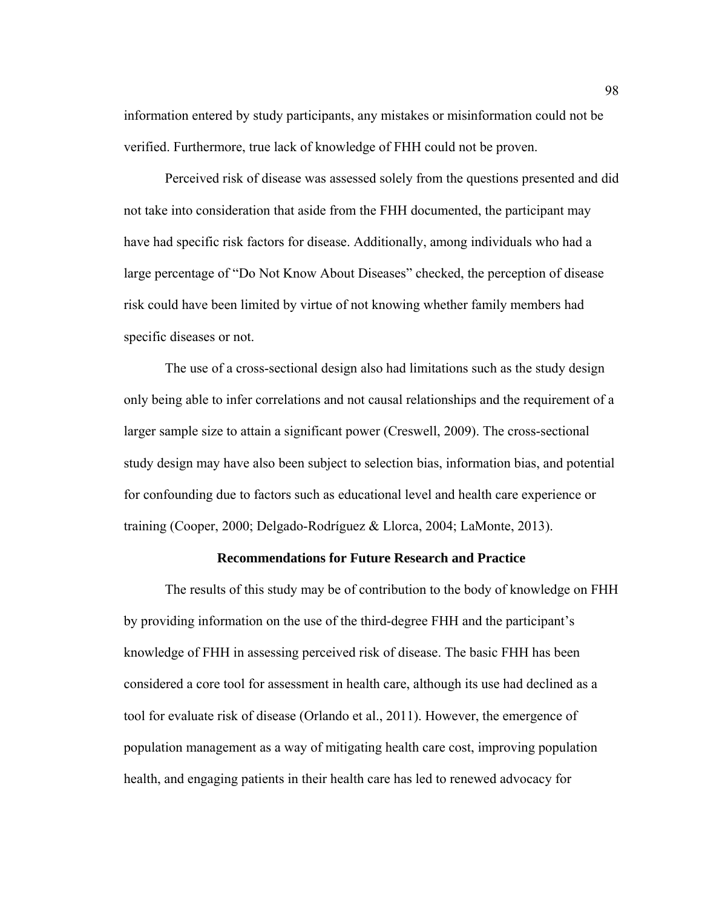information entered by study participants, any mistakes or misinformation could not be verified. Furthermore, true lack of knowledge of FHH could not be proven.

Perceived risk of disease was assessed solely from the questions presented and did not take into consideration that aside from the FHH documented, the participant may have had specific risk factors for disease. Additionally, among individuals who had a large percentage of "Do Not Know About Diseases" checked, the perception of disease risk could have been limited by virtue of not knowing whether family members had specific diseases or not.

The use of a cross-sectional design also had limitations such as the study design only being able to infer correlations and not causal relationships and the requirement of a larger sample size to attain a significant power (Creswell, 2009). The cross-sectional study design may have also been subject to selection bias, information bias, and potential for confounding due to factors such as educational level and health care experience or training (Cooper, 2000; Delgado-Rodríguez & Llorca, 2004; LaMonte, 2013).

## Recommendations for Future Research and Practice

The results of this study may be of contribution to the body of knowledge on FHH by providing information on the use of the third-degree FHH and the participant's knowledge of FHH in assessing perceived risk of disease. The basic FHH has been considered a core tool for assessment in health care, although its use had declined as a tool for evaluate risk of disease (Orlando et al., 2011). However, the emergence of population management as a way of mitigating health care cost, improving population health, and engaging patients in their health care has led to renewed advocacy for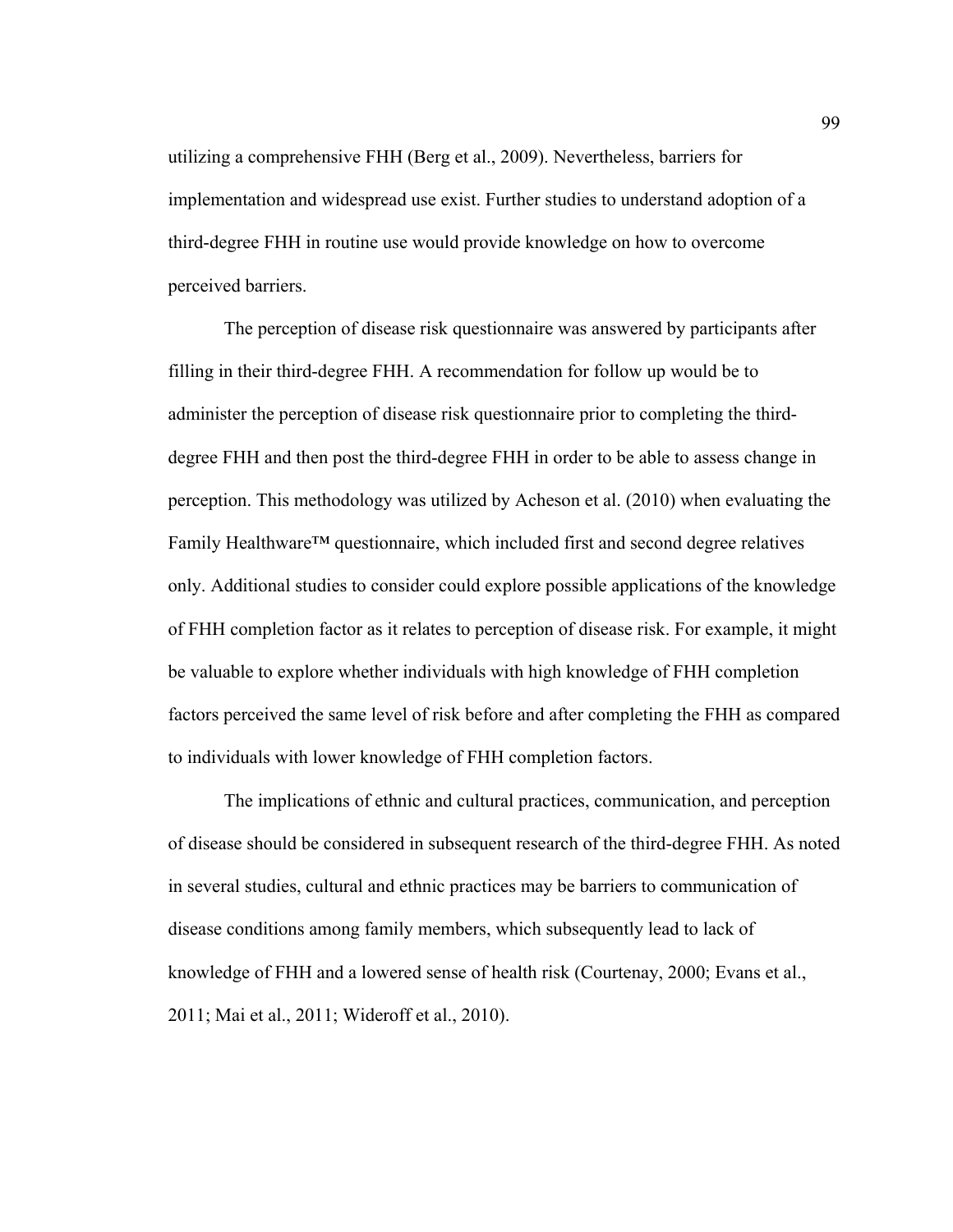utilizing a comprehensive FHH (Berg et al., 2009). Nevertheless, barriers for implementation and widespread use exist. Further studies to understand adoption of a third-degree FHH in routine use would provide knowledge on how to overcome perceived barriers.

The perception of disease risk questionnaire was answered by participants after filling in their third-degree FHH. A recommendation for follow up would be to administer the perception of disease risk questionnaire prior to completing the third-degree FHH and then post the third-degree FHH in order to be able to assess change in perception. This methodology was utilized by Acheson et al. (2010) when evaluating the Family Healthware™ questionnaire, which included first and second degree relatives only. Additional studies to consider could explore possible applications of the knowledge of FHH completion factor as it relates to perception of disease risk. For example, it might be valuable to explore whether individuals with high knowledge of FHH completion factors perceived the same level of risk before and after completing the FHH as compared to individuals with lower knowledge of FHH completion factors.

The implications of ethnic and cultural practices, communication, and perception of disease should be considered in subsequent research of the third-degree FHH. As noted in several studies, cultural and ethnic practices may be barriers to communication of disease conditions among family members, which subsequently lead to lack of knowledge of FHH and a lowered sense of health risk (Courtenay, 2000; Evans et al., 2011; Mai et al., 2011; Wideroff et al., 2010).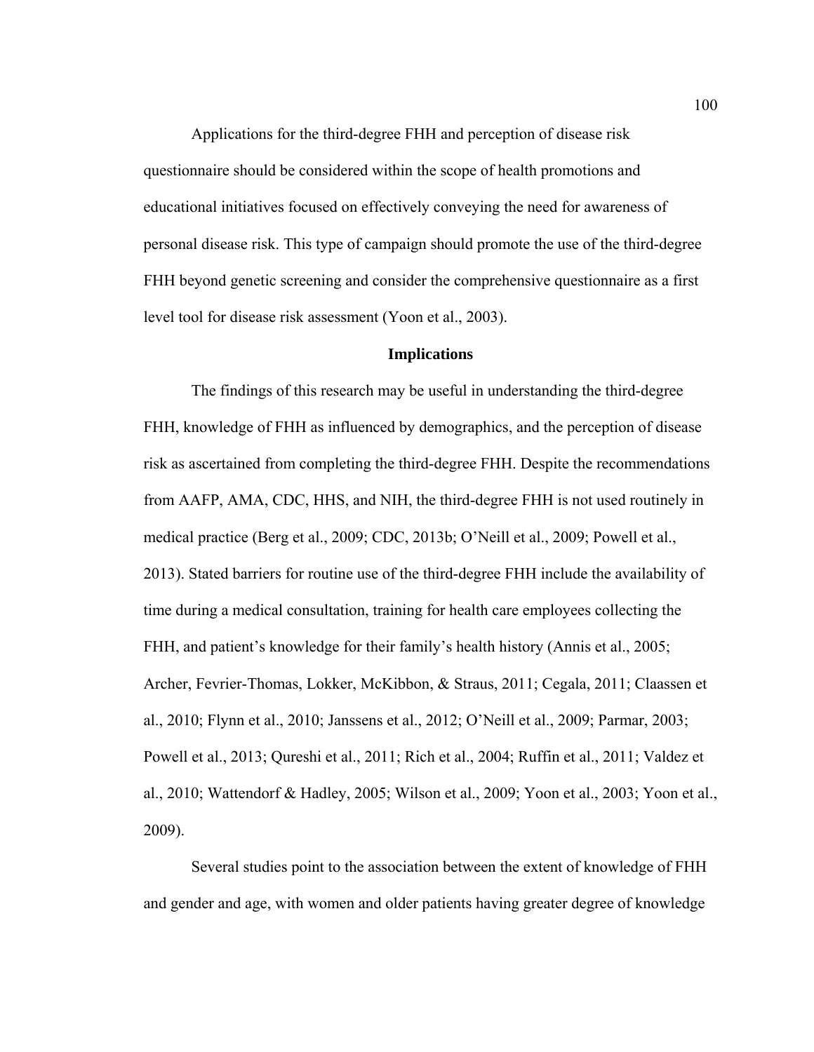Applications for the third-degree FHH and perception of disease risk questionnaire should be considered within the scope of health promotions and educational initiatives focused on effectively conveying the need for awareness of personal disease risk. This type of campaign should promote the use of the third-degree FHH beyond genetic screening and consider the comprehensive questionnaire as a first level tool for disease risk assessment (Yoon et al., 2003).

## Implications

The findings of this research may be useful in understanding the third-degree FHH, knowledge of FHH as influenced by demographics, and the perception of disease risk as ascertained from completing the third-degree FHH. Despite the recommendations from AAFP, AMA, CDC, HHS, and NIH, the third-degree FHH is not used routinely in medical practice (Berg et al., 2009; CDC, 2013b; O'Neill et al., 2009; Powell et al., 2013). Stated barriers for routine use of the third-degree FHH include the availability of time during a medical consultation, training for health care employees collecting the FHH, and patient's knowledge for their family's health history (Annis et al., 2005; Archer, Fevrier-Thomas, Lokker, McKibbon, & Straus, 2011; Cegala, 2011; Claassen et al., 2010; Flynn et al., 2010; Janssens et al., 2012; O'Neill et al., 2009; Parmar, 2003; Powell et al., 2013; Qureshi et al., 2011; Rich et al., 2004; Ruffin et al., 2011; Valdez et al., 2010; Wattendorf & Hadley, 2005; Wilson et al., 2009; Yoon et al., 2003; Yoon et al., 2009).

Several studies point to the association between the extent of knowledge of FHH and gender and age, with women and older patients having greater degree of knowledge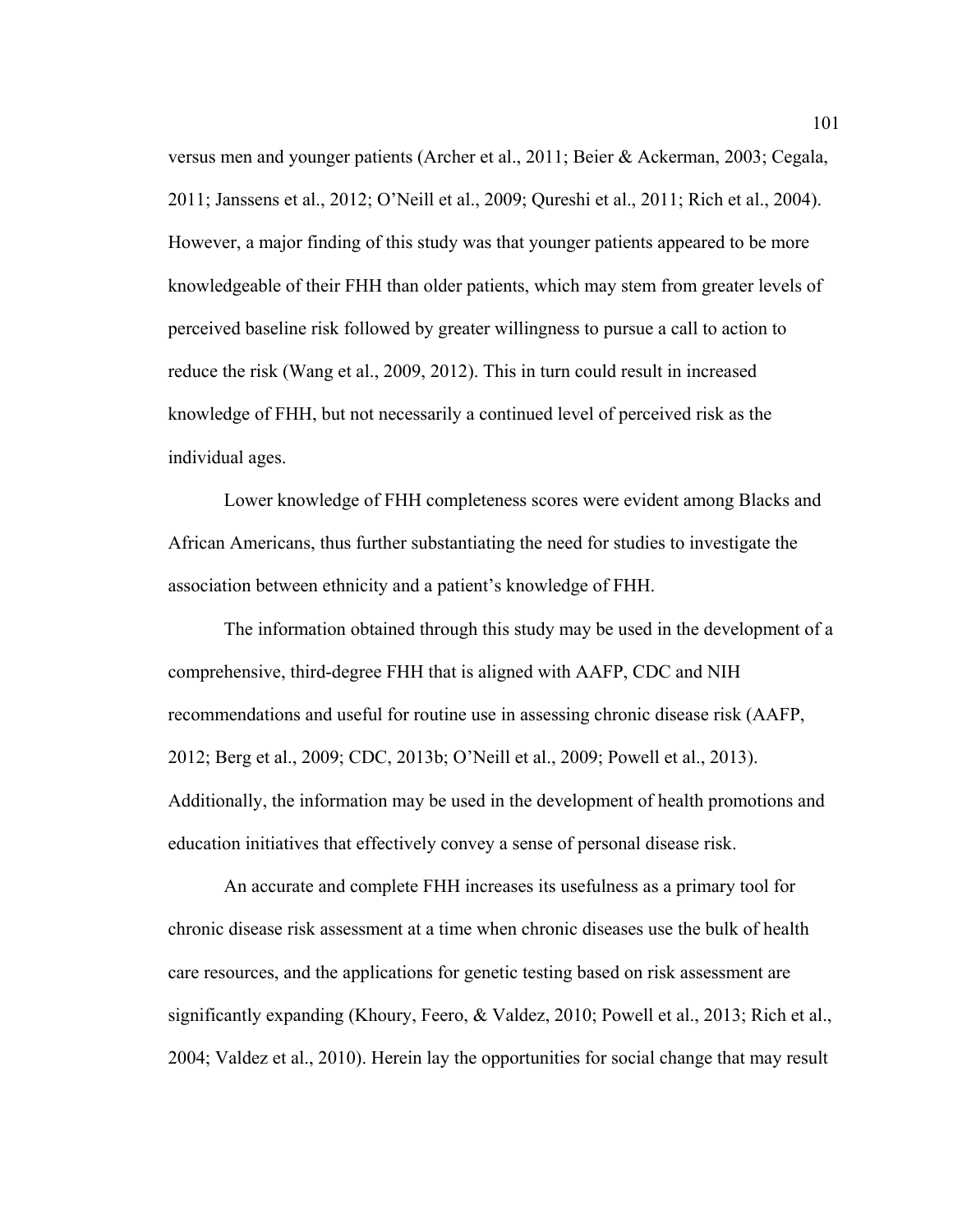versus men and younger patients (Archer et al., 2011; Beier & Ackerman, 2003; Cegala, 2011; Janssens et al., 2012; O'Neill et al., 2009; Qureshi et al., 2011; Rich et al., 2004). However, a major finding of this study was that younger patients appeared to be more knowledgeable of their FHH than older patients, which may stem from greater levels of perceived baseline risk followed by greater willingness to pursue a call to action to reduce the risk (Wang et al., 2009, 2012). This in turn could result in increased knowledge of FHH, but not necessarily a continued level of perceived risk as the individual ages.

Lower knowledge of FHH completeness scores were evident among Blacks and African Americans, thus further substantiating the need for studies to investigate the association between ethnicity and a patient's knowledge of FHH.

The information obtained through this study may be used in the development of a comprehensive, third-degree FHH that is aligned with AAFP, CDC and NIH recommendations and useful for routine use in assessing chronic disease risk (AAFP, 2012; Berg et al., 2009; CDC, 2013b; O'Neill et al., 2009; Powell et al., 2013). Additionally, the information may be used in the development of health promotions and education initiatives that effectively convey a sense of personal disease risk.

An accurate and complete FHH increases its usefulness as a primary tool for chronic disease risk assessment at a time when chronic diseases use the bulk of health care resources, and the applications for genetic testing based on risk assessment are significantly expanding (Khoury, Feero, & Valdez, 2010; Powell et al., 2013; Rich et al., 2004; Valdez et al., 2010). Herein lay the opportunities for social change that may result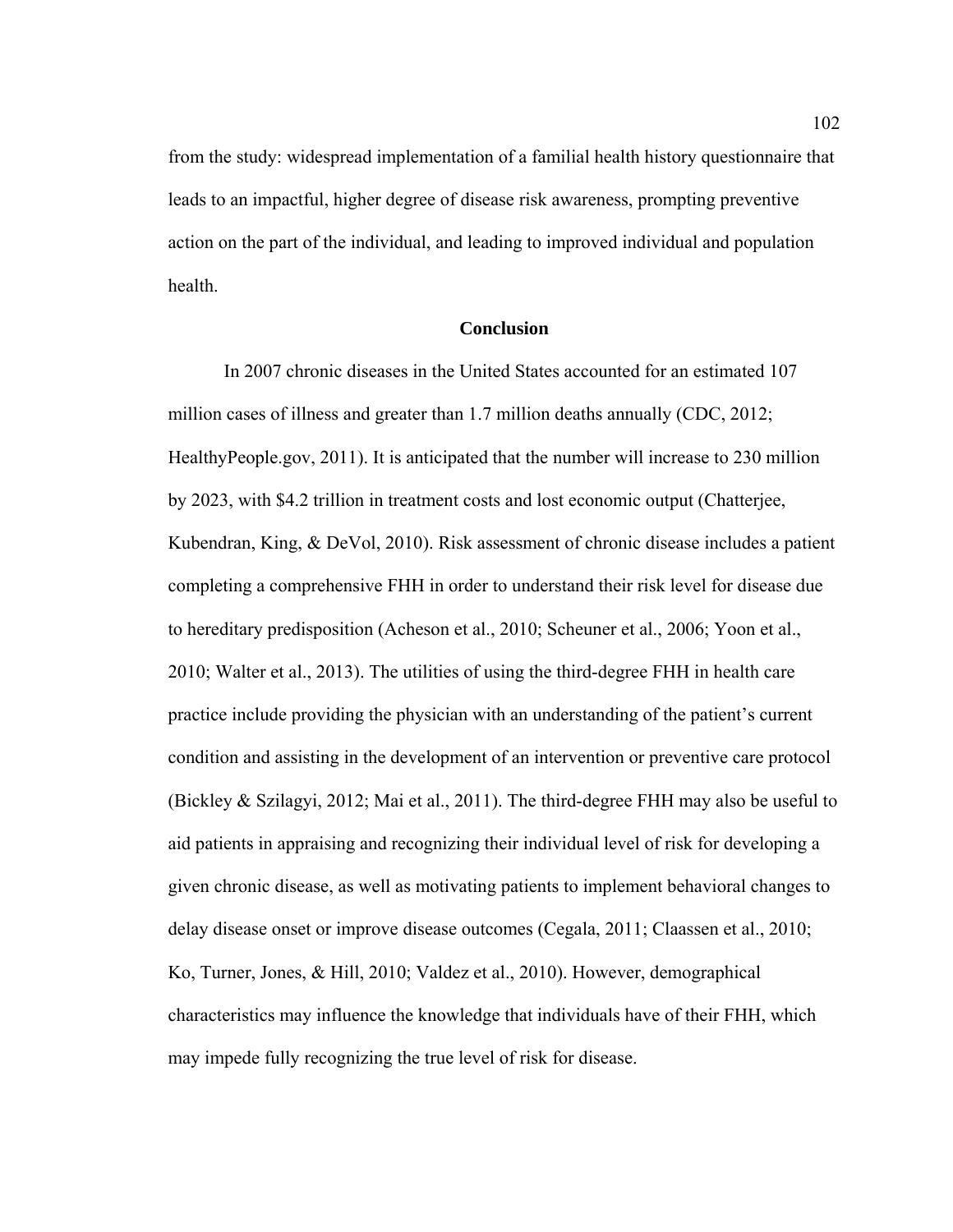from the study: widespread implementation of a familial health history questionnaire that leads to an impactful, higher degree of disease risk awareness, prompting preventive action on the part of the individual, and leading to improved individual and population health.

## Conclusion

In 2007 chronic diseases in the United States accounted for an estimated 107 million cases of illness and greater than 1.7 million deaths annually (CDC, 2012; HealthyPeople.gov, 2011). It is anticipated that the number will increase to 230 million by 2023, with $4.2 trillion in treatment costs and lost economic output (Chatterjee, Kubendran, King, & DeVol, 2010). Risk assessment of chronic disease includes a patient completing a comprehensive FHH in order to understand their risk level for disease due to hereditary predisposition (Acheson et al., 2010; Scheuner et al., 2006; Yoon et al., 2010; Walter et al., 2013). The utilities of using the third-degree FHH in health care practice include providing the physician with an understanding of the patient's current condition and assisting in the development of an intervention or preventive care protocol (Bickley & Szilagyi, 2012; Mai et al., 2011). The third-degree FHH may also be useful to aid patients in appraising and recognizing their individual level of risk for developing a given chronic disease, as well as motivating patients to implement behavioral changes to delay disease onset or improve disease outcomes (Cegala, 2011; Claassen et al., 2010; Ko, Turner, Jones, & Hill, 2010; Valdez et al., 2010). However, demographical characteristics may influence the knowledge that individuals have of their FHH, which may impede fully recognizing the true level of risk for disease.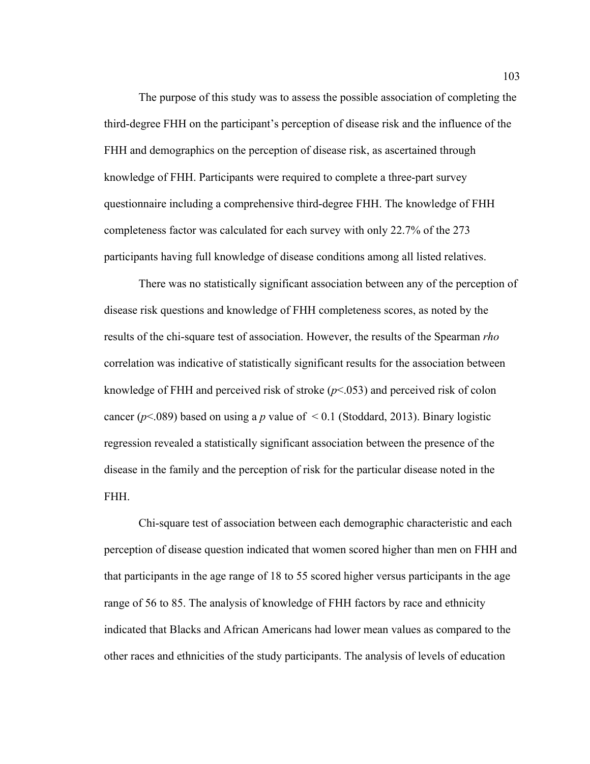The purpose of this study was to assess the possible association of completing the third-degree FHH on the participant's perception of disease risk and the influence of the FHH and demographics on the perception of disease risk, as ascertained through knowledge of FHH. Participants were required to complete a three-part survey questionnaire including a comprehensive third-degree FHH. The knowledge of FHH completeness factor was calculated for each survey with only 22.7% of the 273 participants having full knowledge of disease conditions among all listed relatives.

There was no statistically significant association between any of the perception of disease risk questions and knowledge of FHH completeness scores, as noted by the results of the chi-square test of association. However, the results of the Spearman *rho* correlation was indicative of statistically significant results for the association between knowledge of FHH and perceived risk of stroke ($p<.053$) and perceived risk of colon cancer ($p<.089$) based on using a $p$ value of $< 0.1$ (Stoddard, 2013). Binary logistic regression revealed a statistically significant association between the presence of the disease in the family and the perception of risk for the particular disease noted in the FHH.

Chi-square test of association between each demographic characteristic and each perception of disease question indicated that women scored higher than men on FHH and that participants in the age range of 18 to 55 scored higher versus participants in the age range of 56 to 85. The analysis of knowledge of FHH factors by race and ethnicity indicated that Blacks and African Americans had lower mean values as compared to the other races and ethnicities of the study participants. The analysis of levels of education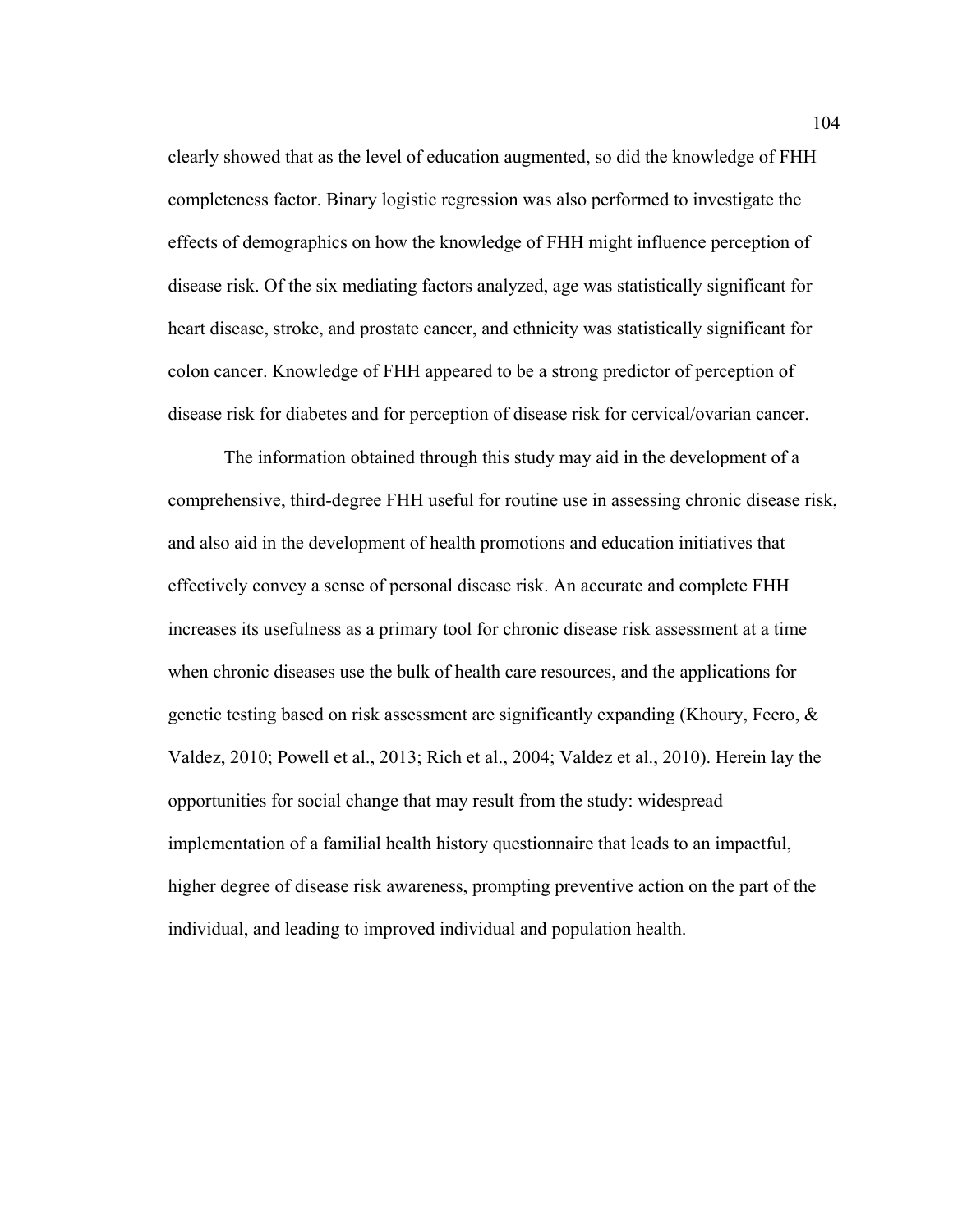clearly showed that as the level of education augmented, so did the knowledge of FHH completeness factor. Binary logistic regression was also performed to investigate the effects of demographics on how the knowledge of FHH might influence perception of disease risk. Of the six mediating factors analyzed, age was statistically significant for heart disease, stroke, and prostate cancer, and ethnicity was statistically significant for colon cancer. Knowledge of FHH appeared to be a strong predictor of perception of disease risk for diabetes and for perception of disease risk for cervical/ovarian cancer.

The information obtained through this study may aid in the development of a comprehensive, third-degree FHH useful for routine use in assessing chronic disease risk, and also aid in the development of health promotions and education initiatives that effectively convey a sense of personal disease risk. An accurate and complete FHH increases its usefulness as a primary tool for chronic disease risk assessment at a time when chronic diseases use the bulk of health care resources, and the applications for genetic testing based on risk assessment are significantly expanding (Khoury, Feero, & Valdez, 2010; Powell et al., 2013; Rich et al., 2004; Valdez et al., 2010). Herein lay the opportunities for social change that may result from the study: widespread implementation of a familial health history questionnaire that leads to an impactful, higher degree of disease risk awareness, prompting preventive action on the part of the individual, and leading to improved individual and population health.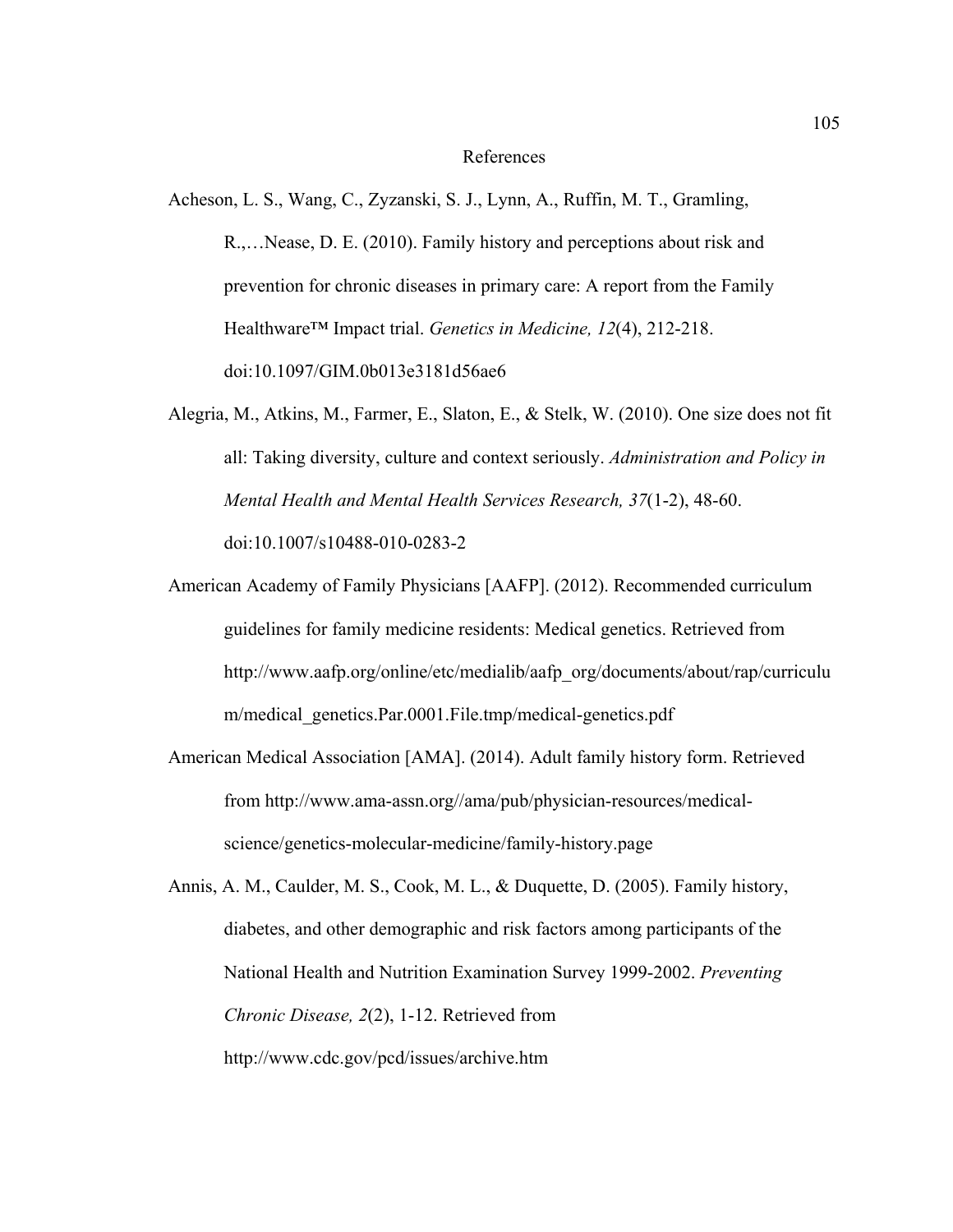# References

Acheson, L. S., Wang, C., Zyzanski, S. J., Lynn, A., Ruffin, M. T., Gramling, R.,…Nease, D. E. (2010). Family history and perceptions about risk and prevention for chronic diseases in primary care: A report from the Family Healthware™ Impact trial. *Genetics in Medicine, 12*(4), 212-218. doi:10.1097/GIM.0b013e3181d56ae6

Alegria, M., Atkins, M., Farmer, E., Slaton, E., & Stelk, W. (2010). One size does not fit all: Taking diversity, culture and context seriously. *Administration and Policy in Mental Health and Mental Health Services Research, 37*(1-2), 48-60. doi:10.1007/s10488-010-0283-2

American Academy of Family Physicians [AAFP]. (2012). Recommended curriculum guidelines for family medicine residents: Medical genetics. Retrieved from http://www.aafp.org/online/etc/medialib/aafp_org/documents/about/rap/curriculum/medical_genetics.Par.0001.File.tmp/medical-genetics.pdf

American Medical Association [AMA]. (2014). Adult family history form. Retrieved from http://www.ama-assn.org//ama/pub/physician-resources/medical-science/genetics-molecular-medicine/family-history.page

Annis, A. M., Caulder, M. S., Cook, M. L., & Duquette, D. (2005). Family history, diabetes, and other demographic and risk factors among participants of the National Health and Nutrition Examination Survey 1999-2002. *Preventing Chronic Disease, 2*(2), 1-12. Retrieved from http://www.cdc.gov/pcd/issues/archive.htm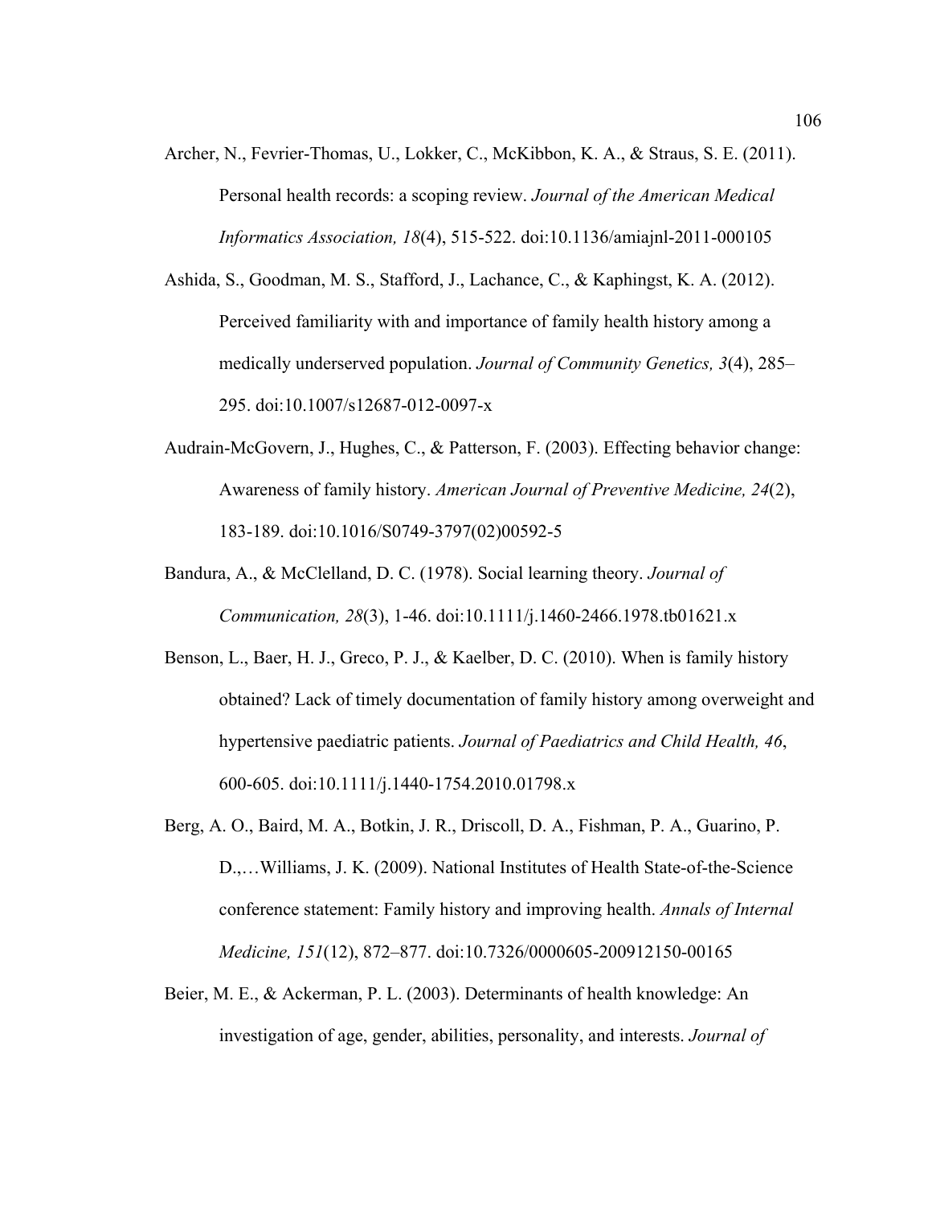Archer, N., Fevrier-Thomas, U., Lokker, C., McKibbon, K. A., & Straus, S. E. (2011). Personal health records: a scoping review. *Journal of the American Medical Informatics Association, 18*(4), 515-522. doi:10.1136/amiajnl-2011-000105

Ashida, S., Goodman, M. S., Stafford, J., Lachance, C., & Kaphingst, K. A. (2012). Perceived familiarity with and importance of family health history among a medically underserved population. *Journal of Community Genetics, 3*(4), 285–295. doi:10.1007/s12687-012-0097-x

Audrain-McGovern, J., Hughes, C., & Patterson, F. (2003). Effecting behavior change: Awareness of family history. *American Journal of Preventive Medicine, 24*(2), 183-189. doi:10.1016/S0749-3797(02)00592-5

Bandura, A., & McClelland, D. C. (1978). Social learning theory. *Journal of Communication, 28*(3), 1-46. doi:10.1111/j.1460-2466.1978.tb01621.x

Benson, L., Baer, H. J., Greco, P. J., & Kaelber, D. C. (2010). When is family history obtained? Lack of timely documentation of family history among overweight and hypertensive paediatric patients. *Journal of Paediatrics and Child Health, 46*, 600-605. doi:10.1111/j.1440-1754.2010.01798.x

Berg, A. O., Baird, M. A., Botkin, J. R., Driscoll, D. A., Fishman, P. A., Guarino, P. D.,…Williams, J. K. (2009). National Institutes of Health State-of-the-Science conference statement: Family history and improving health. *Annals of Internal Medicine, 151*(12), 872–877. doi:10.7326/0000605-200912150-00165

Beier, M. E., & Ackerman, P. L. (2003). Determinants of health knowledge: An investigation of age, gender, abilities, personality, and interests. *Journal of*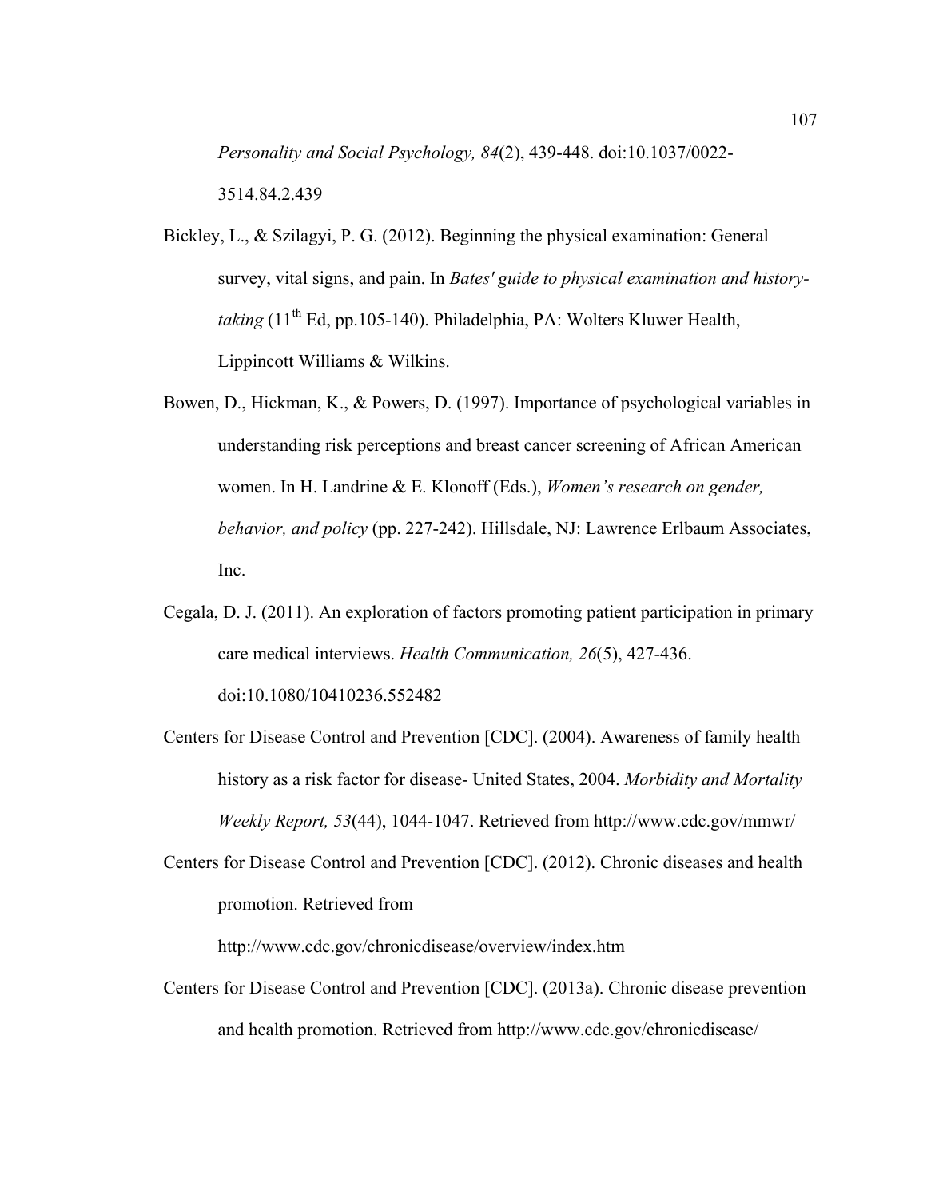*Personality and Social Psychology, 84*(2), 439-448. doi:10.1037/0022-3514.84.2.439

Bickley, L., & Szilagyi, P. G. (2012). Beginning the physical examination: General survey, vital signs, and pain. In *Bates' guide to physical examination and history-taking* (11th Ed, pp.105-140). Philadelphia, PA: Wolters Kluwer Health, Lippincott Williams & Wilkins.

Bowen, D., Hickman, K., & Powers, D. (1997). Importance of psychological variables in understanding risk perceptions and breast cancer screening of African American women. In H. Landrine & E. Klonoff (Eds.), *Women's research on gender, behavior, and policy* (pp. 227-242). Hillsdale, NJ: Lawrence Erlbaum Associates, Inc.

Cegala, D. J. (2011). An exploration of factors promoting patient participation in primary care medical interviews. *Health Communication, 26*(5), 427-436. doi:10.1080/10410236.552482

Centers for Disease Control and Prevention [CDC]. (2004). Awareness of family health history as a risk factor for disease- United States, 2004. *Morbidity and Mortality Weekly Report, 53*(44), 1044-1047. Retrieved from http://www.cdc.gov/mmwr/

Centers for Disease Control and Prevention [CDC]. (2012). Chronic diseases and health promotion. Retrieved from http://www.cdc.gov/chronicdisease/overview/index.htm

Centers for Disease Control and Prevention [CDC]. (2013a). Chronic disease prevention and health promotion. Retrieved from http://www.cdc.gov/chronicdisease/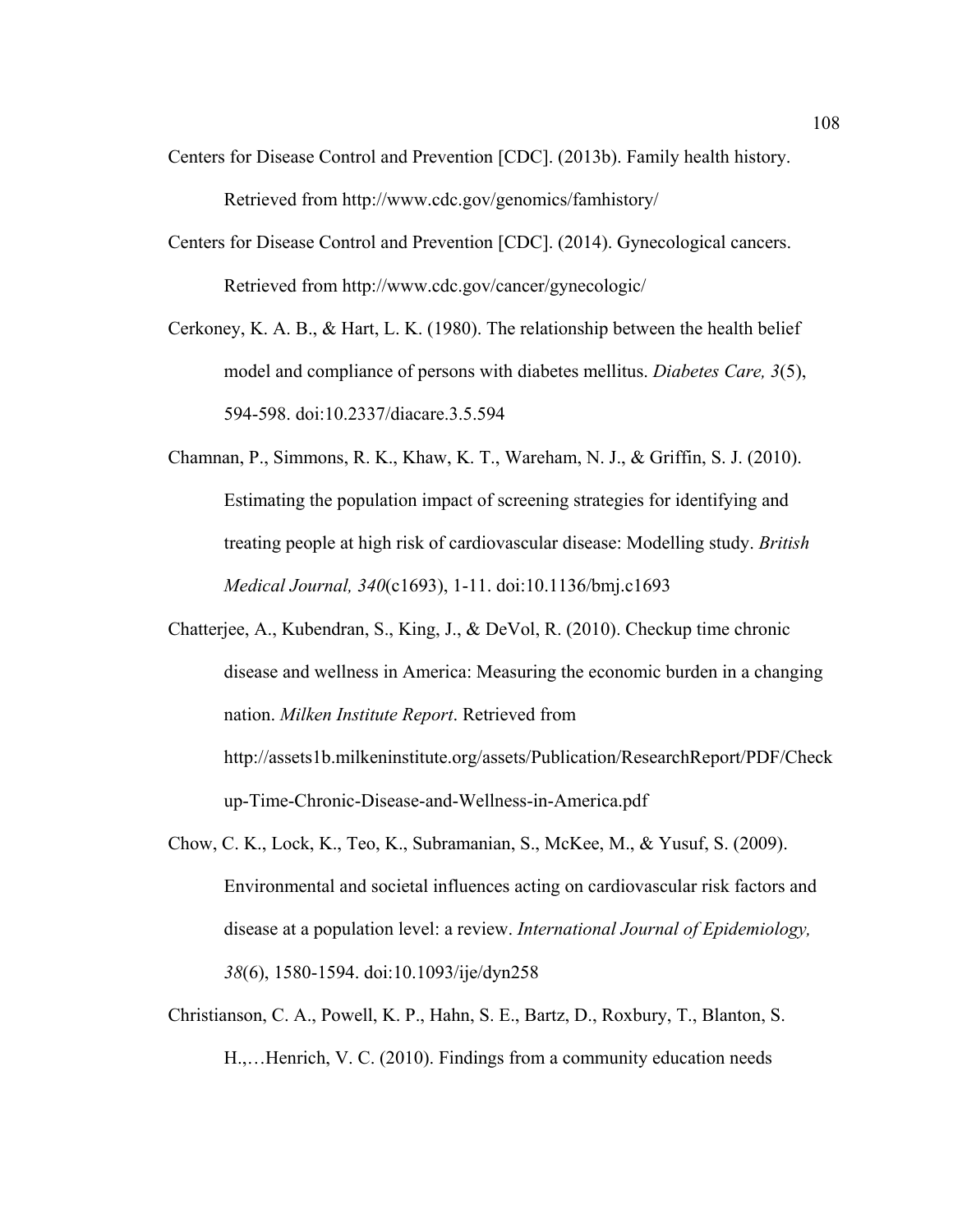Centers for Disease Control and Prevention [CDC]. (2013b). Family health history. Retrieved from http://www.cdc.gov/genomics/famhistory/

Centers for Disease Control and Prevention [CDC]. (2014). Gynecological cancers. Retrieved from http://www.cdc.gov/cancer/gynecologic/

Cerkoney, K. A. B., & Hart, L. K. (1980). The relationship between the health belief model and compliance of persons with diabetes mellitus. *Diabetes Care, 3*(5), 594-598. doi:10.2337/diacare.3.5.594

Chamnan, P., Simmons, R. K., Khaw, K. T., Wareham, N. J., & Griffin, S. J. (2010). Estimating the population impact of screening strategies for identifying and treating people at high risk of cardiovascular disease: Modelling study. *British Medical Journal, 340*(c1693), 1-11. doi:10.1136/bmj.c1693

Chatterjee, A., Kubendran, S., King, J., & DeVol, R. (2010). Checkup time chronic disease and wellness in America: Measuring the economic burden in a changing nation. *Milken Institute Report*. Retrieved from http://assets1b.milkeninstitute.org/assets/Publication/ResearchReport/PDF/Checkup-Time-Chronic-Disease-and-Wellness-in-America.pdf

Chow, C. K., Lock, K., Teo, K., Subramanian, S., McKee, M., & Yusuf, S. (2009). Environmental and societal influences acting on cardiovascular risk factors and disease at a population level: a review. *International Journal of Epidemiology, 38*(6), 1580-1594. doi:10.1093/ije/dyn258

Christianson, C. A., Powell, K. P., Hahn, S. E., Bartz, D., Roxbury, T., Blanton, S. H.,…Henrich, V. C. (2010). Findings from a community education needs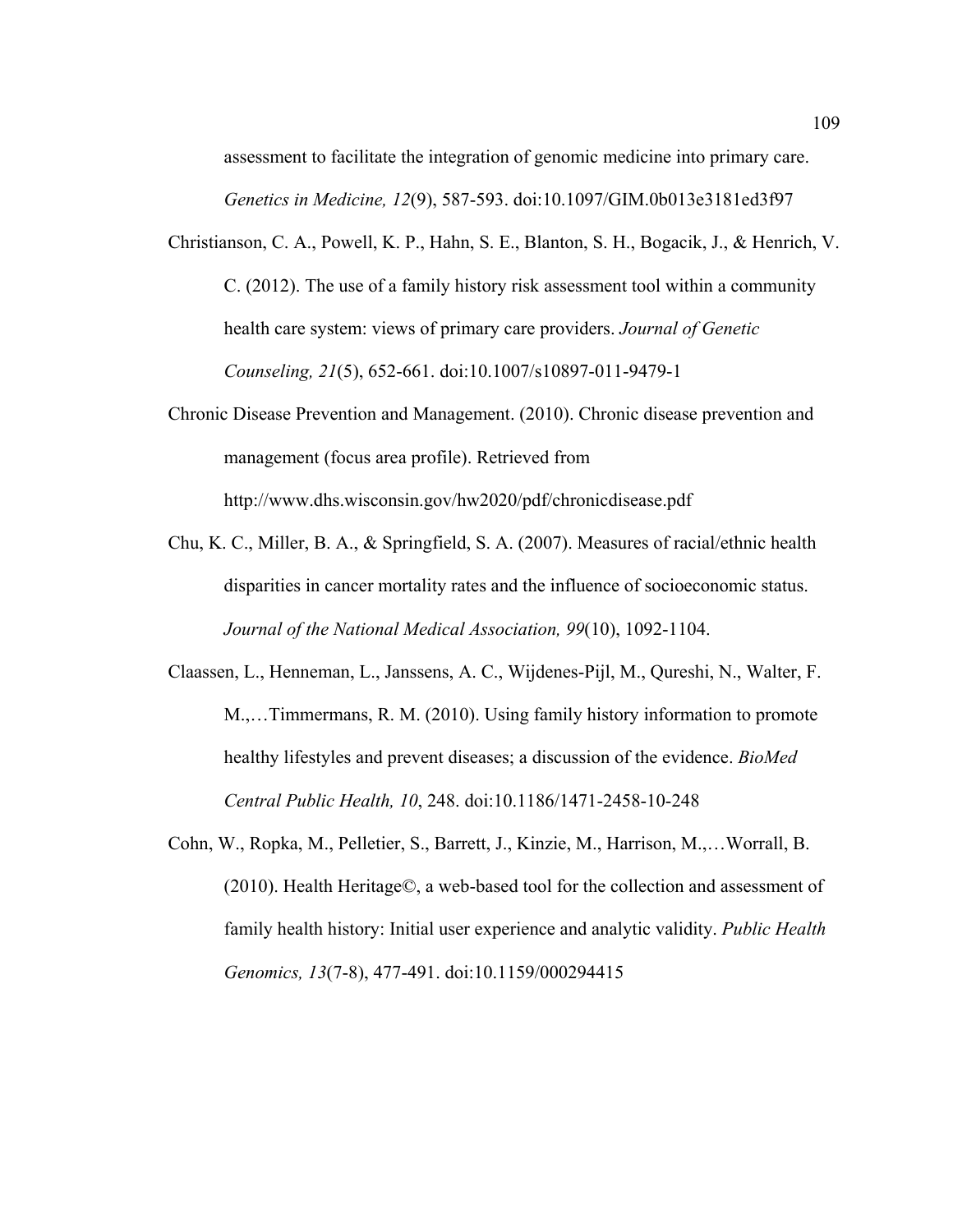assessment to facilitate the integration of genomic medicine into primary care. *Genetics in Medicine, 12*(9), 587-593. doi:10.1097/GIM.0b013e3181ed3f97

Christianson, C. A., Powell, K. P., Hahn, S. E., Blanton, S. H., Bogacik, J., & Henrich, V. C. (2012). The use of a family history risk assessment tool within a community health care system: views of primary care providers. *Journal of Genetic Counseling, 21*(5), 652-661. doi:10.1007/s10897-011-9479-1

Chronic Disease Prevention and Management. (2010). Chronic disease prevention and management (focus area profile). Retrieved from http://www.dhs.wisconsin.gov/hw2020/pdf/chronicdisease.pdf

Chu, K. C., Miller, B. A., & Springfield, S. A. (2007). Measures of racial/ethnic health disparities in cancer mortality rates and the influence of socioeconomic status. *Journal of the National Medical Association, 99*(10), 1092-1104.

Claassen, L., Henneman, L., Janssens, A. C., Wijdenes-Pijl, M., Qureshi, N., Walter, F. M.,…Timmermans, R. M. (2010). Using family history information to promote healthy lifestyles and prevent diseases; a discussion of the evidence. *BioMed Central Public Health, 10*, 248. doi:10.1186/1471-2458-10-248

Cohn, W., Ropka, M., Pelletier, S., Barrett, J., Kinzie, M., Harrison, M.,…Worrall, B. (2010). Health Heritage©, a web-based tool for the collection and assessment of family health history: Initial user experience and analytic validity. *Public Health Genomics, 13*(7-8), 477-491. doi:10.1159/000294415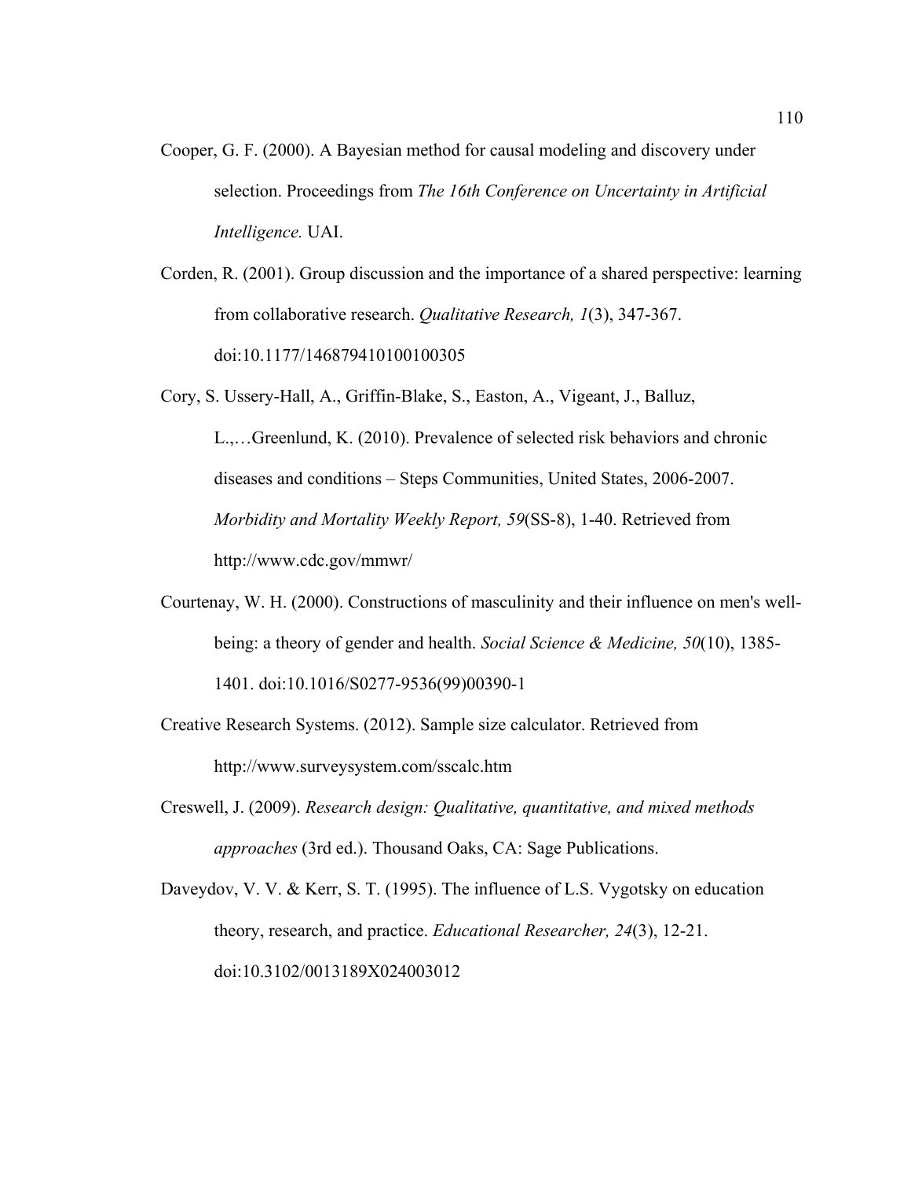Cooper, G. F. (2000). A Bayesian method for causal modeling and discovery under selection. Proceedings from *The 16th Conference on Uncertainty in Artificial Intelligence.* UAI.

Corden, R. (2001). Group discussion and the importance of a shared perspective: learning from collaborative research. *Qualitative Research, 1*(3), 347-367. doi:10.1177/146879410100100305

Cory, S. Ussery-Hall, A., Griffin-Blake, S., Easton, A., Vigeant, J., Balluz, L.,…Greenlund, K. (2010). Prevalence of selected risk behaviors and chronic diseases and conditions – Steps Communities, United States, 2006-2007. *Morbidity and Mortality Weekly Report, 59*(SS-8), 1-40. Retrieved from http://www.cdc.gov/mmwr/

Courtenay, W. H. (2000). Constructions of masculinity and their influence on men's well-being: a theory of gender and health. *Social Science & Medicine, 50*(10), 1385-1401. doi:10.1016/S0277-9536(99)00390-1

Creative Research Systems. (2012). Sample size calculator. Retrieved from http://www.surveysystem.com/sscalc.htm

Creswell, J. (2009). *Research design: Qualitative, quantitative, and mixed methods approaches* (3rd ed.). Thousand Oaks, CA: Sage Publications.

Daveydov, V. V. & Kerr, S. T. (1995). The influence of L.S. Vygotsky on education theory, research, and practice. *Educational Researcher, 24*(3), 12-21. doi:10.3102/0013189X024003012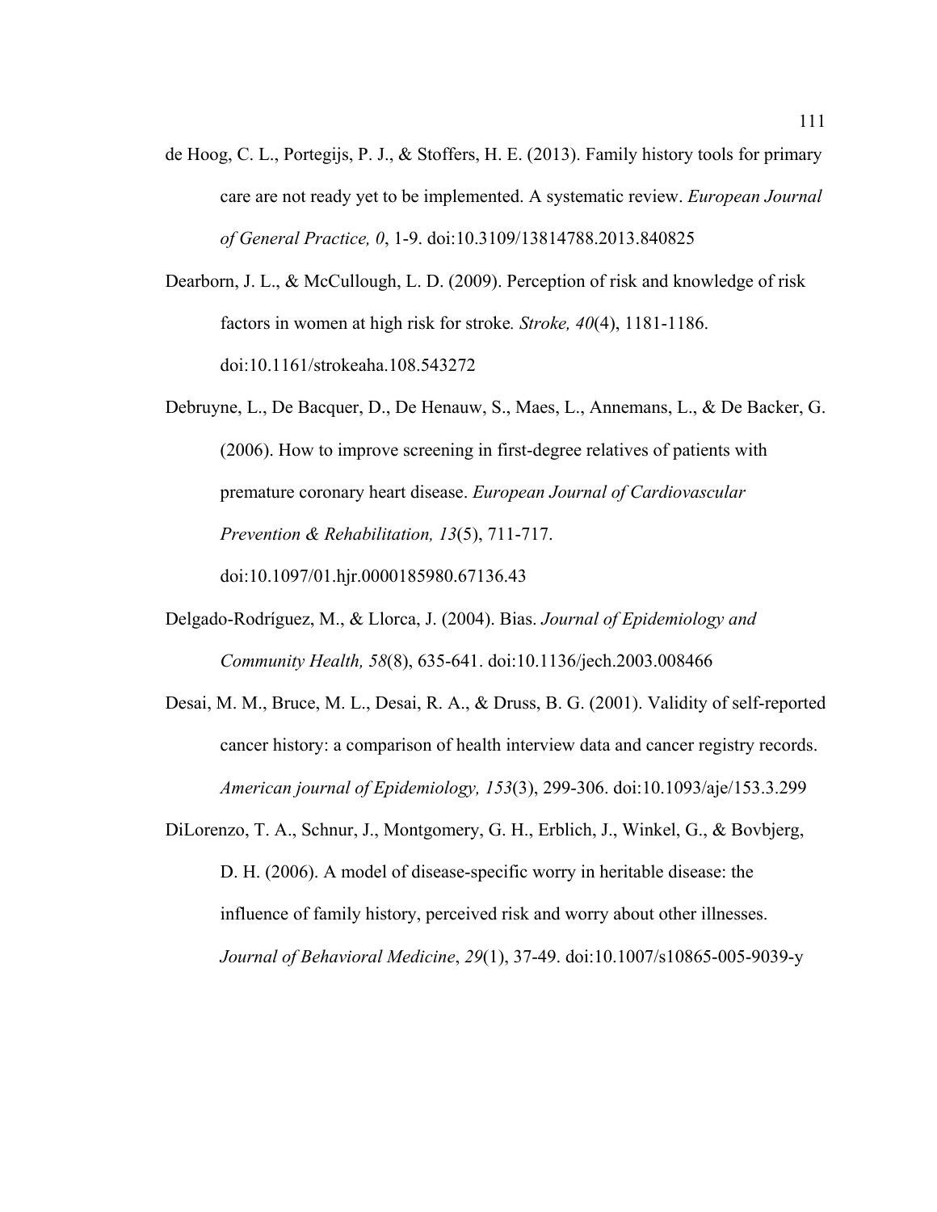de Hoog, C. L., Portegijs, P. J., & Stoffers, H. E. (2013). Family history tools for primary care are not ready yet to be implemented. A systematic review. *European Journal of General Practice, 0*, 1-9. doi:10.3109/13814788.2013.840825

Dearborn, J. L., & McCullough, L. D. (2009). Perception of risk and knowledge of risk factors in women at high risk for stroke*. Stroke, 40*(4), 1181-1186. doi:10.1161/strokeaha.108.543272

Debruyne, L., De Bacquer, D., De Henauw, S., Maes, L., Annemans, L., & De Backer, G. (2006). How to improve screening in first-degree relatives of patients with premature coronary heart disease. *European Journal of Cardiovascular Prevention & Rehabilitation, 13*(5), 711-717. doi:10.1097/01.hjr.0000185980.67136.43

Delgado-Rodríguez, M., & Llorca, J. (2004). Bias. *Journal of Epidemiology and Community Health, 58*(8), 635-641. doi:10.1136/jech.2003.008466

Desai, M. M., Bruce, M. L., Desai, R. A., & Druss, B. G. (2001). Validity of self-reported cancer history: a comparison of health interview data and cancer registry records. *American journal of Epidemiology, 153*(3), 299-306. doi:10.1093/aje/153.3.299

DiLorenzo, T. A., Schnur, J., Montgomery, G. H., Erblich, J., Winkel, G., & Bovbjerg, D. H. (2006). A model of disease-specific worry in heritable disease: the influence of family history, perceived risk and worry about other illnesses. *Journal of Behavioral Medicine*, *29*(1), 37-49. doi:10.1007/s10865-005-9039-y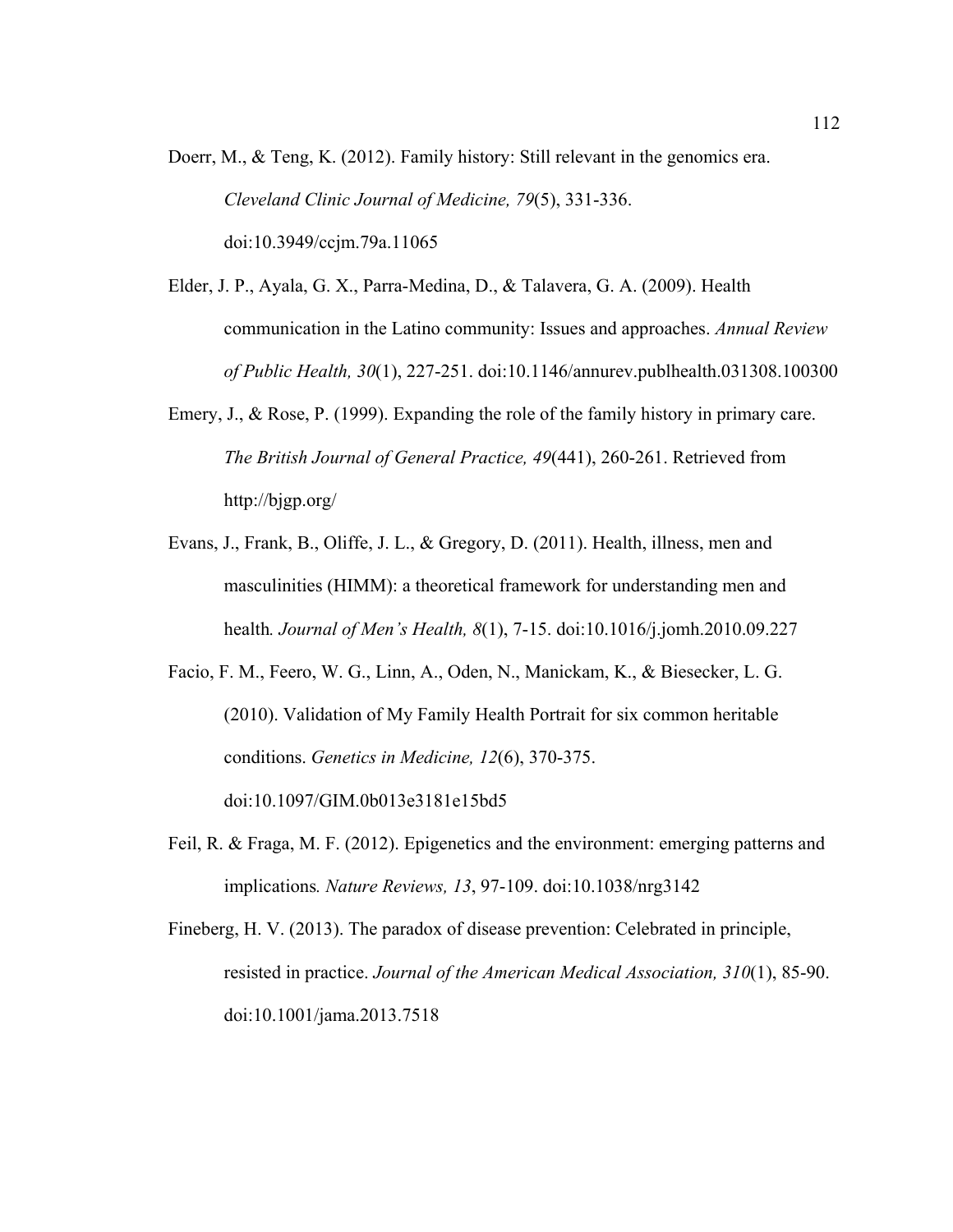Doerr, M., & Teng, K. (2012). Family history: Still relevant in the genomics era. *Cleveland Clinic Journal of Medicine, 79*(5), 331-336. doi:10.3949/ccjm.79a.11065

Elder, J. P., Ayala, G. X., Parra-Medina, D., & Talavera, G. A. (2009). Health communication in the Latino community: Issues and approaches. *Annual Review of Public Health, 30*(1), 227-251. doi:10.1146/annurev.publhealth.031308.100300

Emery, J., & Rose, P. (1999). Expanding the role of the family history in primary care. *The British Journal of General Practice, 49*(441), 260-261. Retrieved from http://bjgp.org/

Evans, J., Frank, B., Oliffe, J. L., & Gregory, D. (2011). Health, illness, men and masculinities (HIMM): a theoretical framework for understanding men and health*. Journal of Men's Health, 8*(1), 7-15. doi:10.1016/j.jomh.2010.09.227

Facio, F. M., Feero, W. G., Linn, A., Oden, N., Manickam, K., & Biesecker, L. G. (2010). Validation of My Family Health Portrait for six common heritable conditions. *Genetics in Medicine, 12*(6), 370-375. doi:10.1097/GIM.0b013e3181e15bd5

Feil, R. & Fraga, M. F. (2012). Epigenetics and the environment: emerging patterns and implications*. Nature Reviews, 13*, 97-109. doi:10.1038/nrg3142

Fineberg, H. V. (2013). The paradox of disease prevention: Celebrated in principle, resisted in practice. *Journal of the American Medical Association, 310*(1), 85-90. doi:10.1001/jama.2013.7518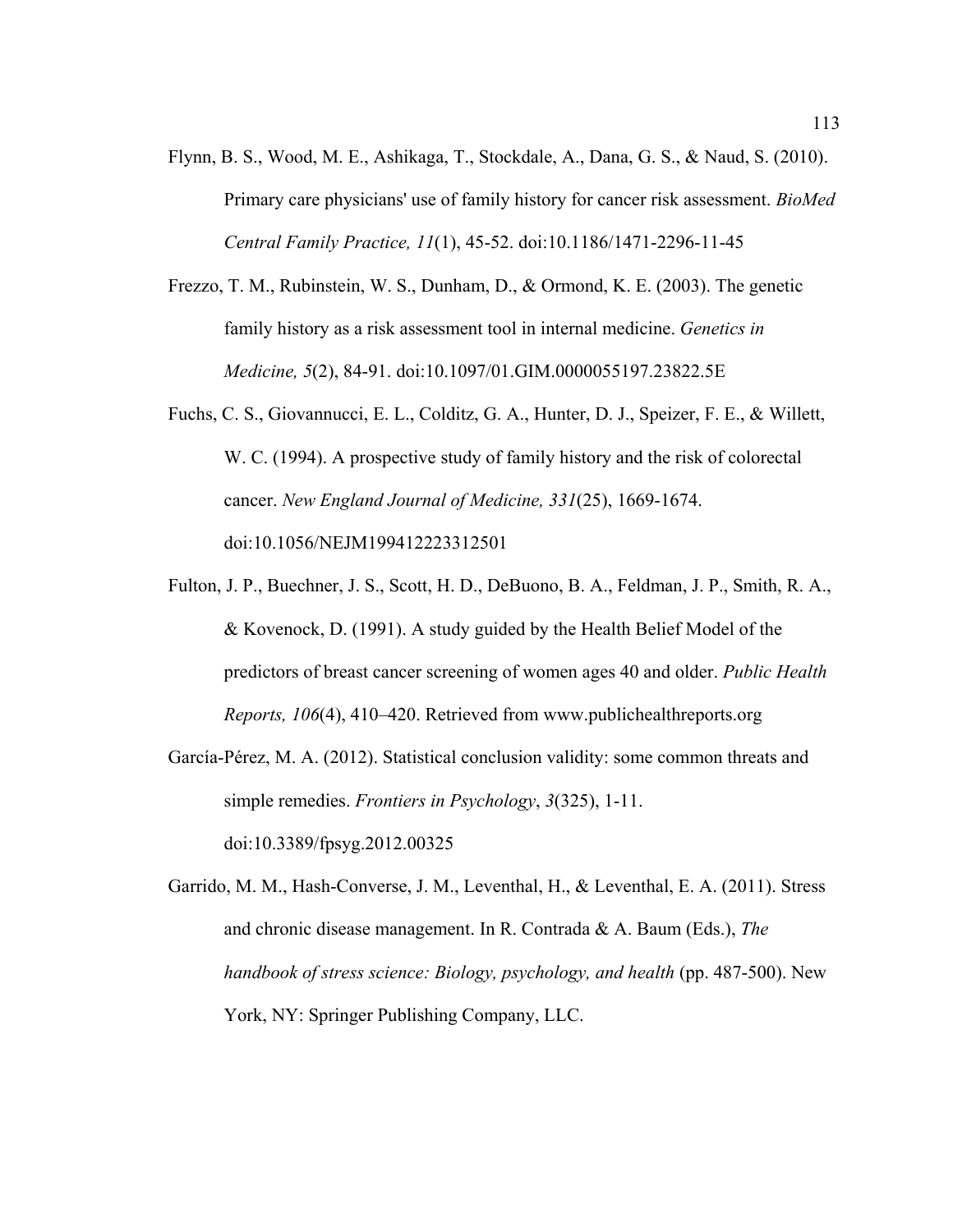Flynn, B. S., Wood, M. E., Ashikaga, T., Stockdale, A., Dana, G. S., & Naud, S. (2010). Primary care physicians' use of family history for cancer risk assessment. *BioMed Central Family Practice, 11*(1), 45-52. doi:10.1186/1471-2296-11-45

Frezzo, T. M., Rubinstein, W. S., Dunham, D., & Ormond, K. E. (2003). The genetic family history as a risk assessment tool in internal medicine. *Genetics in Medicine, 5*(2), 84-91. doi:10.1097/01.GIM.0000055197.23822.5E

Fuchs, C. S., Giovannucci, E. L., Colditz, G. A., Hunter, D. J., Speizer, F. E., & Willett, W. C. (1994). A prospective study of family history and the risk of colorectal cancer. *New England Journal of Medicine, 331*(25), 1669-1674. doi:10.1056/NEJM199412223312501

Fulton, J. P., Buechner, J. S., Scott, H. D., DeBuono, B. A., Feldman, J. P., Smith, R. A., & Kovenock, D. (1991). A study guided by the Health Belief Model of the predictors of breast cancer screening of women ages 40 and older. *Public Health Reports, 106*(4), 410–420. Retrieved from www.publichealthreports.org

García-Pérez, M. A. (2012). Statistical conclusion validity: some common threats and simple remedies. *Frontiers in Psychology*, *3*(325), 1-11. doi:10.3389/fpsyg.2012.00325

Garrido, M. M., Hash-Converse, J. M., Leventhal, H., & Leventhal, E. A. (2011). Stress and chronic disease management. In R. Contrada & A. Baum (Eds.), *The handbook of stress science: Biology, psychology, and health* (pp. 487-500). New York, NY: Springer Publishing Company, LLC.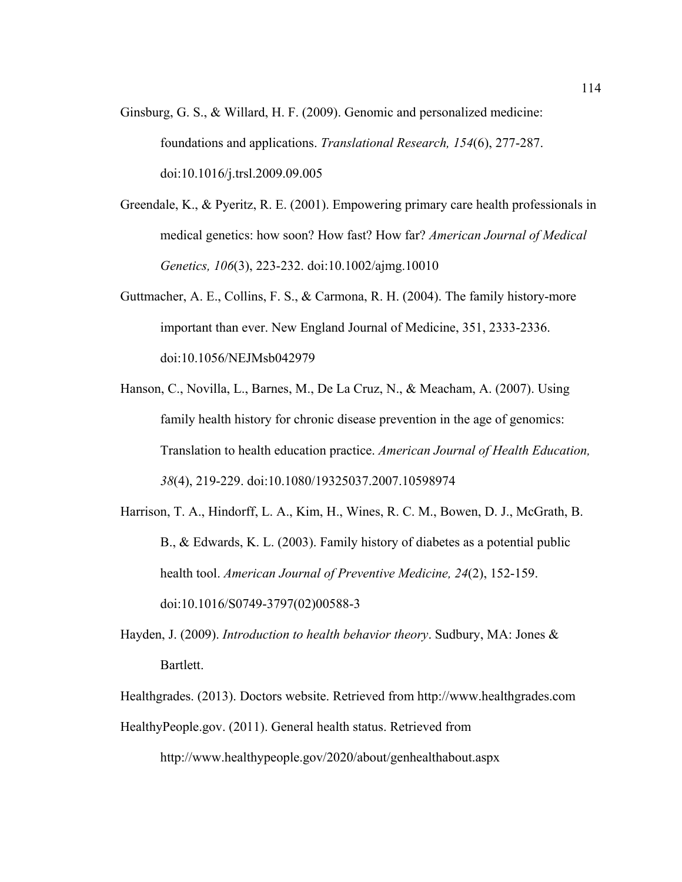Ginsburg, G. S., & Willard, H. F. (2009). Genomic and personalized medicine: foundations and applications. *Translational Research, 154*(6), 277-287. doi:10.1016/j.trsl.2009.09.005

Greendale, K., & Pyeritz, R. E. (2001). Empowering primary care health professionals in medical genetics: how soon? How fast? How far? *American Journal of Medical Genetics, 106*(3), 223-232. doi:10.1002/ajmg.10010

Guttmacher, A. E., Collins, F. S., & Carmona, R. H. (2004). The family history-more important than ever. New England Journal of Medicine, 351, 2333-2336. doi:10.1056/NEJMsb042979

Hanson, C., Novilla, L., Barnes, M., De La Cruz, N., & Meacham, A. (2007). Using family health history for chronic disease prevention in the age of genomics: Translation to health education practice. *American Journal of Health Education, 38*(4), 219-229. doi:10.1080/19325037.2007.10598974

Harrison, T. A., Hindorff, L. A., Kim, H., Wines, R. C. M., Bowen, D. J., McGrath, B. B., & Edwards, K. L. (2003). Family history of diabetes as a potential public health tool. *American Journal of Preventive Medicine, 24*(2), 152-159. doi:10.1016/S0749-3797(02)00588-3

Hayden, J. (2009). *Introduction to health behavior theory*. Sudbury, MA: Jones & Bartlett.

Healthgrades. (2013). Doctors website. Retrieved from http://www.healthgrades.com

HealthyPeople.gov. (2011). General health status. Retrieved from http://www.healthypeople.gov/2020/about/genhealthabout.aspx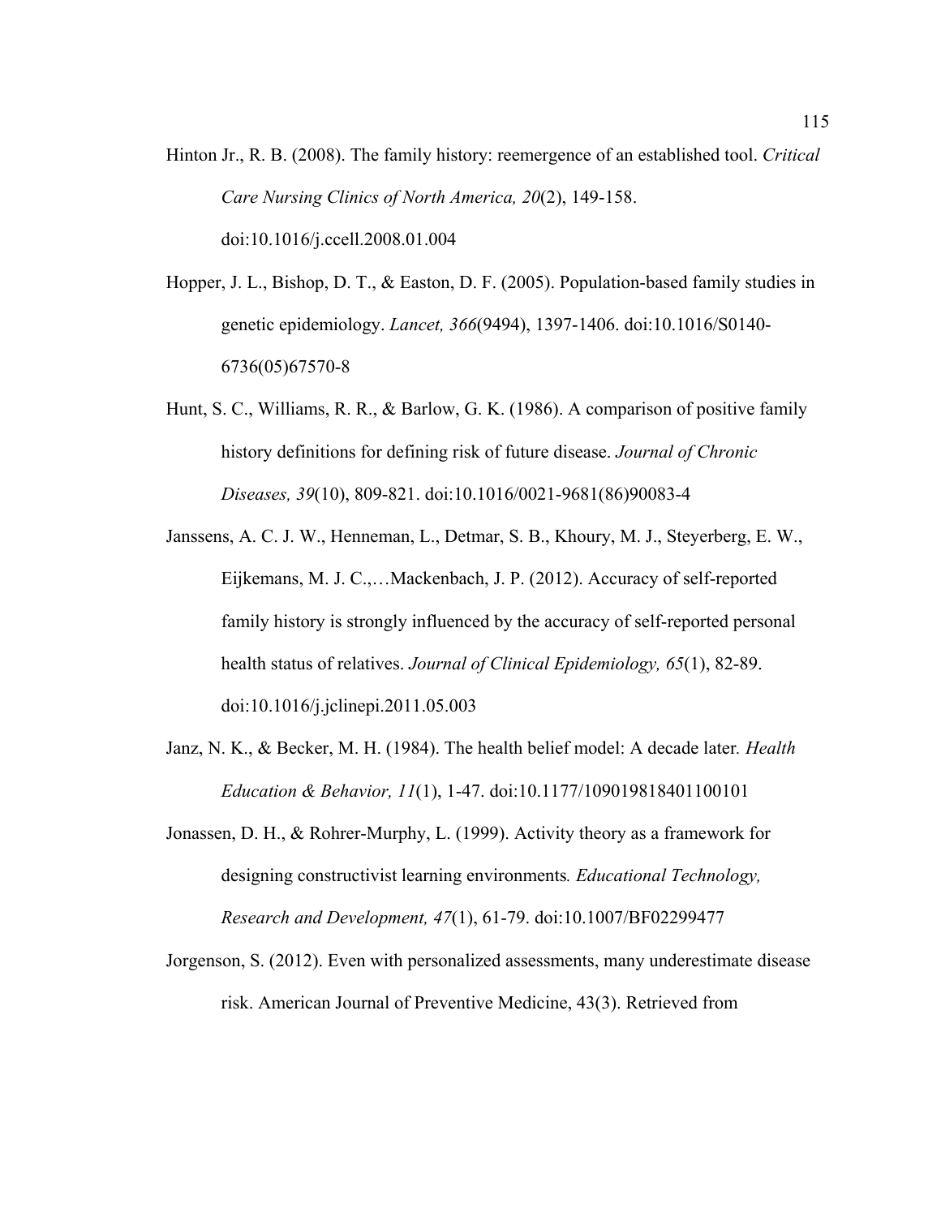Hinton Jr., R. B. (2008). The family history: reemergence of an established tool. *Critical Care Nursing Clinics of North America, 20*(2), 149-158. doi:10.1016/j.ccell.2008.01.004

Hopper, J. L., Bishop, D. T., & Easton, D. F. (2005). Population-based family studies in genetic epidemiology. *Lancet, 366*(9494), 1397-1406. doi:10.1016/S0140-6736(05)67570-8

Hunt, S. C., Williams, R. R., & Barlow, G. K. (1986). A comparison of positive family history definitions for defining risk of future disease. *Journal of Chronic Diseases, 39*(10), 809-821. doi:10.1016/0021-9681(86)90083-4

Janssens, A. C. J. W., Henneman, L., Detmar, S. B., Khoury, M. J., Steyerberg, E. W., Eijkemans, M. J. C.,…Mackenbach, J. P. (2012). Accuracy of self-reported family history is strongly influenced by the accuracy of self-reported personal health status of relatives. *Journal of Clinical Epidemiology, 65*(1), 82-89. doi:10.1016/j.jclinepi.2011.05.003

Janz, N. K., & Becker, M. H. (1984). The health belief model: A decade later. *Health Education & Behavior, 11*(1), 1-47. doi:10.1177/109019818401100101

Jonassen, D. H., & Rohrer-Murphy, L. (1999). Activity theory as a framework for designing constructivist learning environments*. Educational Technology, Research and Development, 47*(1), 61-79. doi:10.1007/BF02299477

Jorgenson, S. (2012). Even with personalized assessments, many underestimate disease risk. American Journal of Preventive Medicine, 43(3). Retrieved from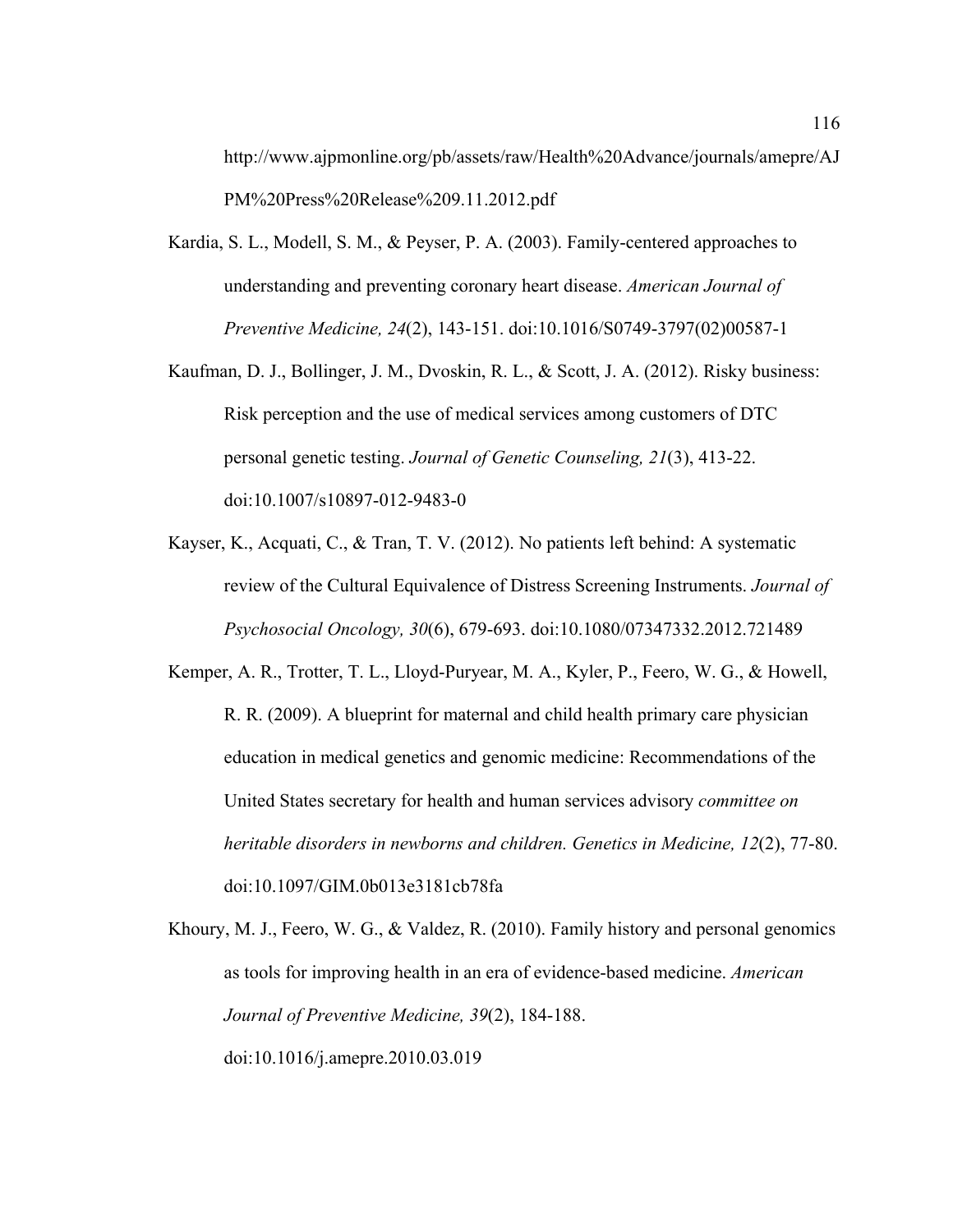http://www.ajpmonline.org/pb/assets/raw/Health%20Advance/journals/amepre/AJPM%20Press%20Release%209.11.2012.pdf

Kardia, S. L., Modell, S. M., & Peyser, P. A. (2003). Family-centered approaches to understanding and preventing coronary heart disease. *American Journal of Preventive Medicine, 24*(2), 143-151. doi:10.1016/S0749-3797(02)00587-1

Kaufman, D. J., Bollinger, J. M., Dvoskin, R. L., & Scott, J. A. (2012). Risky business: Risk perception and the use of medical services among customers of DTC personal genetic testing. *Journal of Genetic Counseling, 21*(3), 413-22. doi:10.1007/s10897-012-9483-0

Kayser, K., Acquati, C., & Tran, T. V. (2012). No patients left behind: A systematic review of the Cultural Equivalence of Distress Screening Instruments. *Journal of Psychosocial Oncology, 30*(6), 679-693. doi:10.1080/07347332.2012.721489

Kemper, A. R., Trotter, T. L., Lloyd-Puryear, M. A., Kyler, P., Feero, W. G., & Howell, R. R. (2009). A blueprint for maternal and child health primary care physician education in medical genetics and genomic medicine: Recommendations of the United States secretary for health and human services advisory *committee on heritable disorders in newborns and children. Genetics in Medicine, 12*(2), 77-80. doi:10.1097/GIM.0b013e3181cb78fa

Khoury, M. J., Feero, W. G., & Valdez, R. (2010). Family history and personal genomics as tools for improving health in an era of evidence-based medicine. *American Journal of Preventive Medicine, 39*(2), 184-188. doi:10.1016/j.amepre.2010.03.019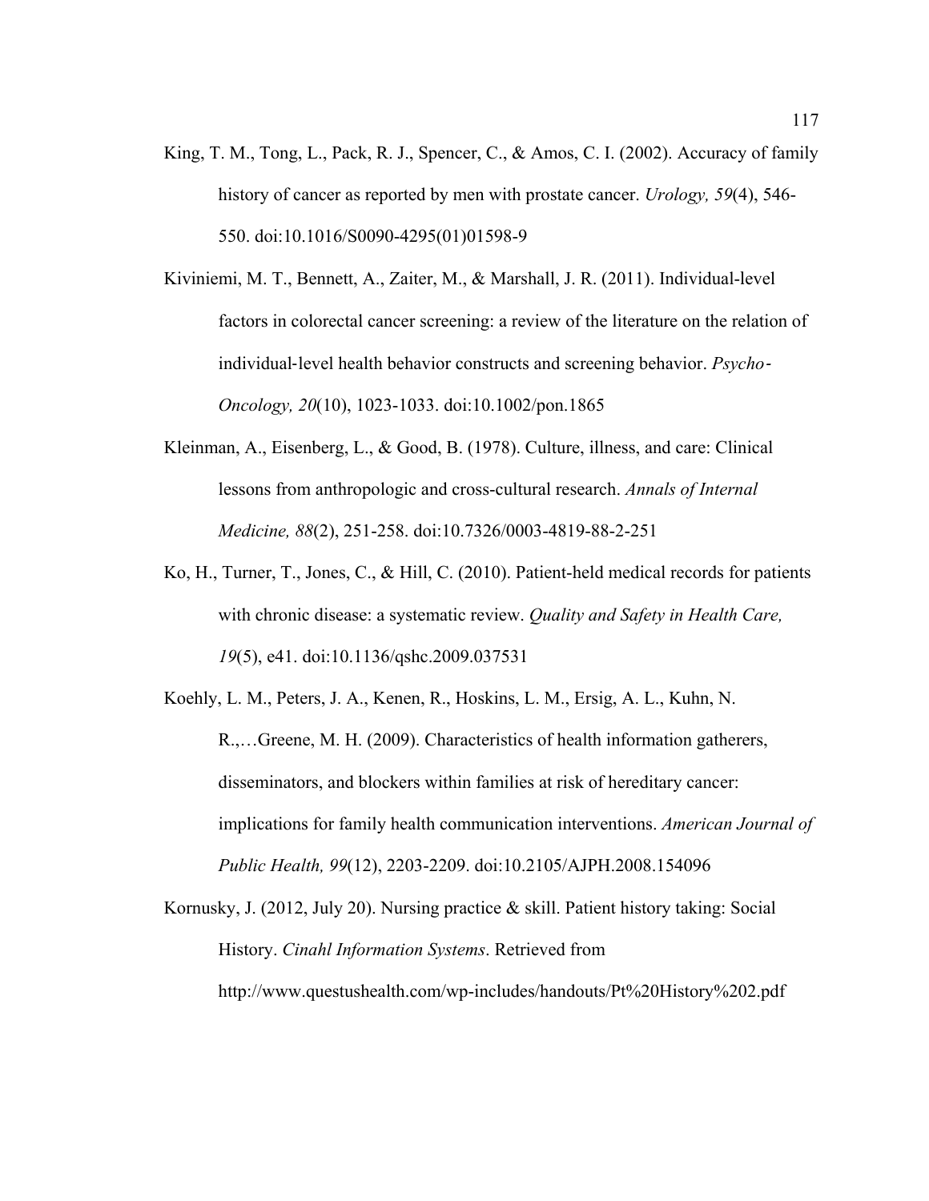King, T. M., Tong, L., Pack, R. J., Spencer, C., & Amos, C. I. (2002). Accuracy of family history of cancer as reported by men with prostate cancer. *Urology, 59*(4), 546-550. doi:10.1016/S0090-4295(01)01598-9

Kiviniemi, M. T., Bennett, A., Zaiter, M., & Marshall, J. R. (2011). Individual-level factors in colorectal cancer screening: a review of the literature on the relation of individual-level health behavior constructs and screening behavior. *Psycho-Oncology, 20*(10), 1023-1033. doi:10.1002/pon.1865

Kleinman, A., Eisenberg, L., & Good, B. (1978). Culture, illness, and care: Clinical lessons from anthropologic and cross-cultural research. *Annals of Internal Medicine, 88*(2), 251-258. doi:10.7326/0003-4819-88-2-251

Ko, H., Turner, T., Jones, C., & Hill, C. (2010). Patient-held medical records for patients with chronic disease: a systematic review. *Quality and Safety in Health Care, 19*(5), e41. doi:10.1136/qshc.2009.037531

Koehly, L. M., Peters, J. A., Kenen, R., Hoskins, L. M., Ersig, A. L., Kuhn, N. R.,…Greene, M. H. (2009). Characteristics of health information gatherers, disseminators, and blockers within families at risk of hereditary cancer: implications for family health communication interventions. *American Journal of Public Health, 99*(12), 2203-2209. doi:10.2105/AJPH.2008.154096

Kornusky, J. (2012, July 20). Nursing practice & skill. Patient history taking: Social History. *Cinahl Information Systems*. Retrieved from http://www.questushealth.com/wp-includes/handouts/Pt%20History%202.pdf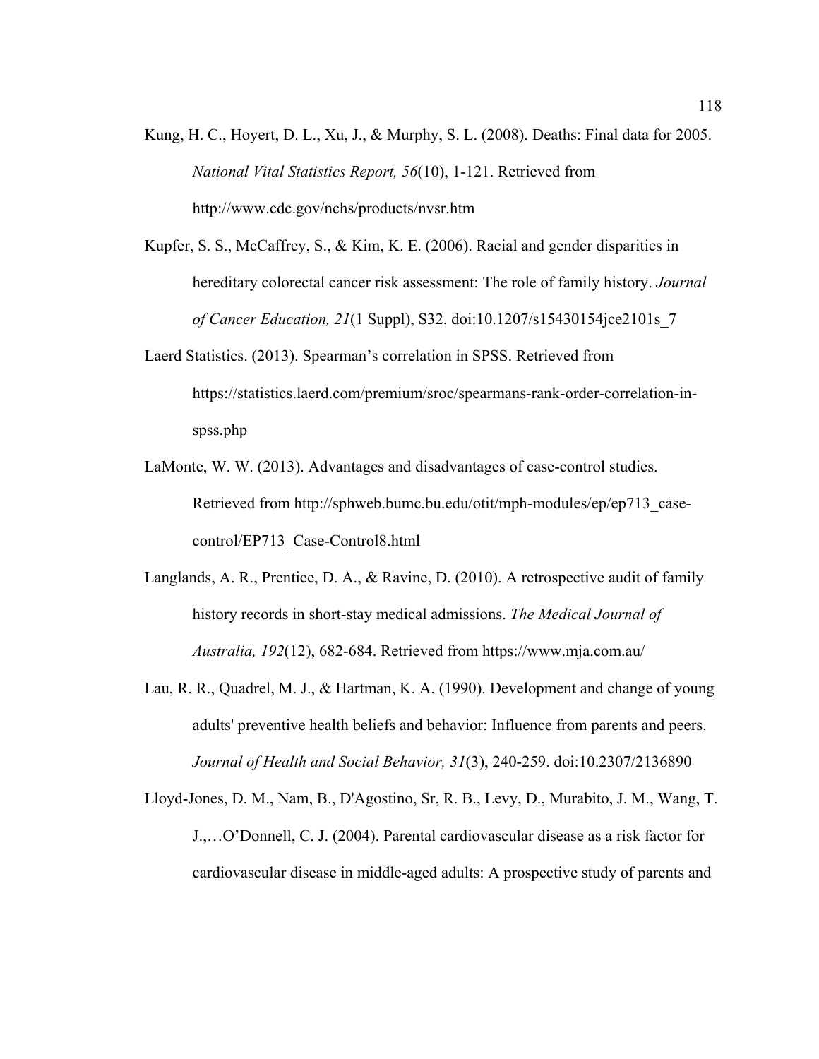Kung, H. C., Hoyert, D. L., Xu, J., & Murphy, S. L. (2008). Deaths: Final data for 2005. *National Vital Statistics Report, 56*(10), 1-121. Retrieved from http://www.cdc.gov/nchs/products/nvsr.htm

Kupfer, S. S., McCaffrey, S., & Kim, K. E. (2006). Racial and gender disparities in hereditary colorectal cancer risk assessment: The role of family history. *Journal of Cancer Education, 21*(1 Suppl), S32. doi:10.1207/s15430154jce2101s_7

Laerd Statistics. (2013). Spearman's correlation in SPSS. Retrieved from https://statistics.laerd.com/premium/sroc/spearmans-rank-order-correlation-in-spss.php

LaMonte, W. W. (2013). Advantages and disadvantages of case-control studies. Retrieved from http://sphweb.bumc.bu.edu/otit/mph-modules/ep/ep713_case-control/EP713_Case-Control8.html

Langlands, A. R., Prentice, D. A., & Ravine, D. (2010). A retrospective audit of family history records in short-stay medical admissions. *The Medical Journal of Australia, 192*(12), 682-684. Retrieved from https://www.mja.com.au/

Lau, R. R., Quadrel, M. J., & Hartman, K. A. (1990). Development and change of young adults' preventive health beliefs and behavior: Influence from parents and peers. *Journal of Health and Social Behavior, 31*(3), 240-259. doi:10.2307/2136890

Lloyd-Jones, D. M., Nam, B., D'Agostino, Sr, R. B., Levy, D., Murabito, J. M., Wang, T. J.,…O'Donnell, C. J. (2004). Parental cardiovascular disease as a risk factor for cardiovascular disease in middle-aged adults: A prospective study of parents and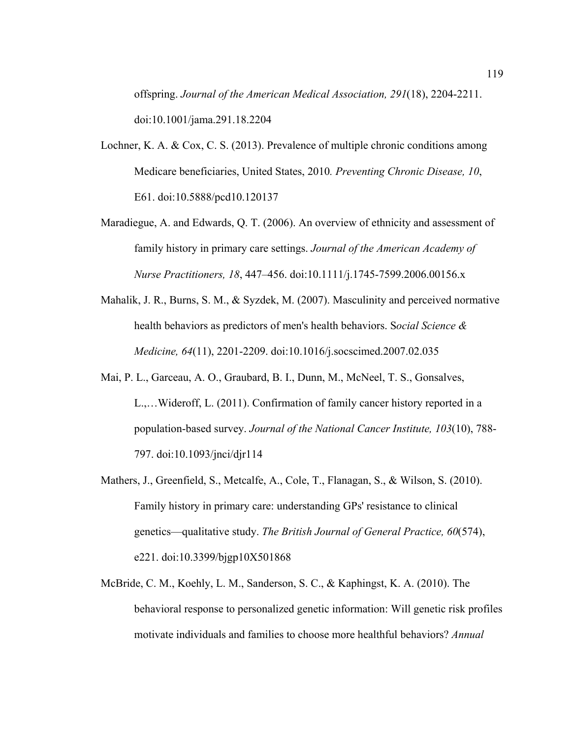offspring. *Journal of the American Medical Association, 291*(18), 2204-2211. doi:10.1001/jama.291.18.2204

Lochner, K. A. & Cox, C. S. (2013). Prevalence of multiple chronic conditions among Medicare beneficiaries, United States, 2010*. Preventing Chronic Disease, 10*, E61. doi:10.5888/pcd10.120137

Maradiegue, A. and Edwards, Q. T. (2006). An overview of ethnicity and assessment of family history in primary care settings. *Journal of the American Academy of Nurse Practitioners, 18*, 447–456. doi:10.1111/j.1745-7599.2006.00156.x

Mahalik, J. R., Burns, S. M., & Syzdek, M. (2007). Masculinity and perceived normative health behaviors as predictors of men's health behaviors. S*ocial Science & Medicine, 64*(11), 2201-2209. doi:10.1016/j.socscimed.2007.02.035

Mai, P. L., Garceau, A. O., Graubard, B. I., Dunn, M., McNeel, T. S., Gonsalves, L.,…Wideroff, L. (2011). Confirmation of family cancer history reported in a population-based survey. *Journal of the National Cancer Institute, 103*(10), 788-797. doi:10.1093/jnci/djr114

Mathers, J., Greenfield, S., Metcalfe, A., Cole, T., Flanagan, S., & Wilson, S. (2010). Family history in primary care: understanding GPs' resistance to clinical genetics—qualitative study. *The British Journal of General Practice, 60*(574), e221. doi:10.3399/bjgp10X501868

McBride, C. M., Koehly, L. M., Sanderson, S. C., & Kaphingst, K. A. (2010). The behavioral response to personalized genetic information: Will genetic risk profiles motivate individuals and families to choose more healthful behaviors? *Annual*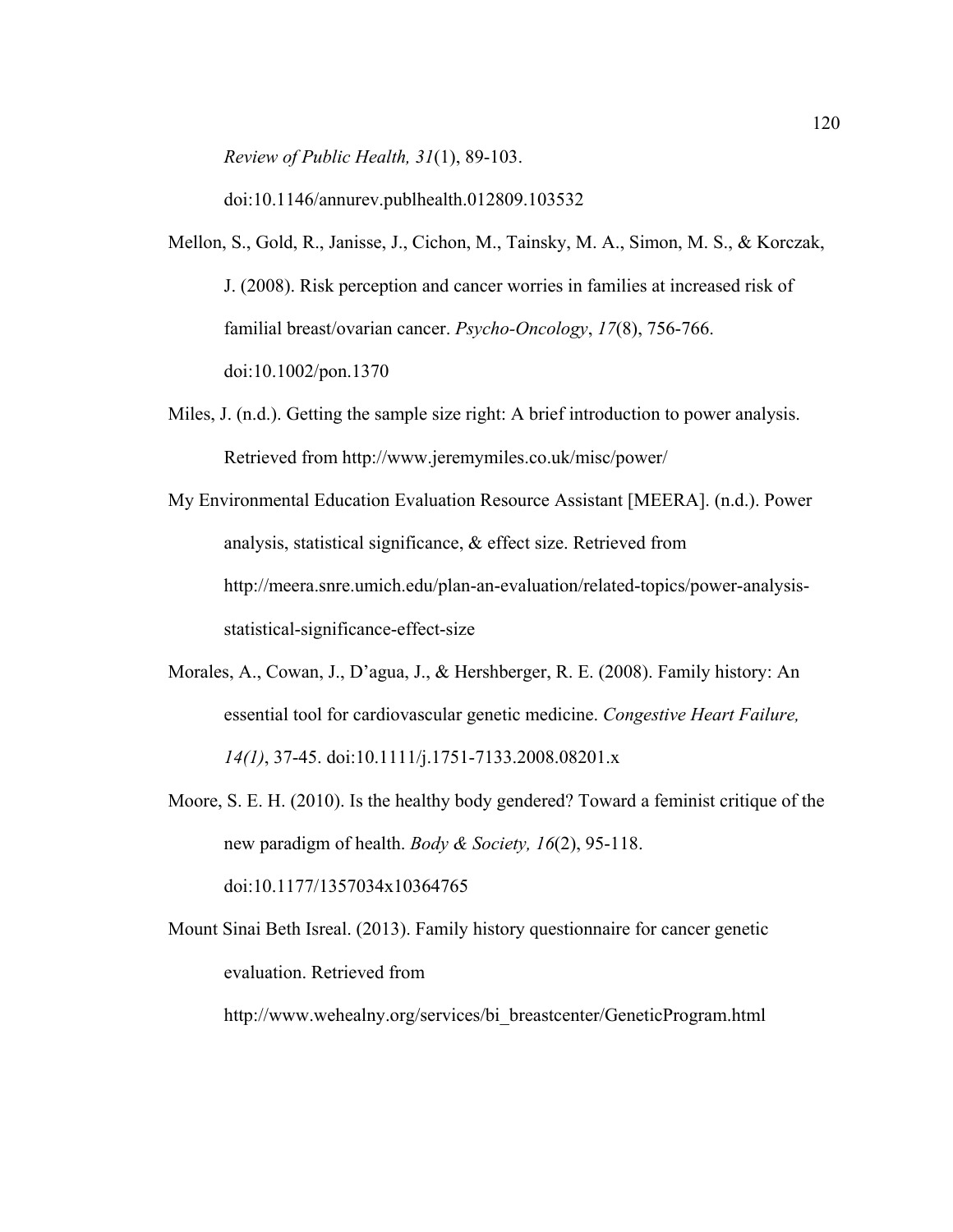*Review of Public Health, 31*(1), 89-103. doi:10.1146/annurev.publhealth.012809.103532

Mellon, S., Gold, R., Janisse, J., Cichon, M., Tainsky, M. A., Simon, M. S., & Korczak, J. (2008). Risk perception and cancer worries in families at increased risk of familial breast/ovarian cancer. *Psycho-Oncology*, *17*(8), 756-766. doi:10.1002/pon.1370

Miles, J. (n.d.). Getting the sample size right: A brief introduction to power analysis. Retrieved from http://www.jeremymiles.co.uk/misc/power/

My Environmental Education Evaluation Resource Assistant [MEERA]. (n.d.). Power analysis, statistical significance, & effect size. Retrieved from http://meera.snre.umich.edu/plan-an-evaluation/related-topics/power-analysis-statistical-significance-effect-size

Morales, A., Cowan, J., D'agua, J., & Hershberger, R. E. (2008). Family history: An essential tool for cardiovascular genetic medicine. *Congestive Heart Failure, 14(1)*, 37-45. doi:10.1111/j.1751-7133.2008.08201.x

Moore, S. E. H. (2010). Is the healthy body gendered? Toward a feminist critique of the new paradigm of health. *Body & Society, 16*(2), 95-118. doi:10.1177/1357034x10364765

Mount Sinai Beth Isreal. (2013). Family history questionnaire for cancer genetic evaluation. Retrieved from http://www.wehealny.org/services/bi_breastcenter/GeneticProgram.html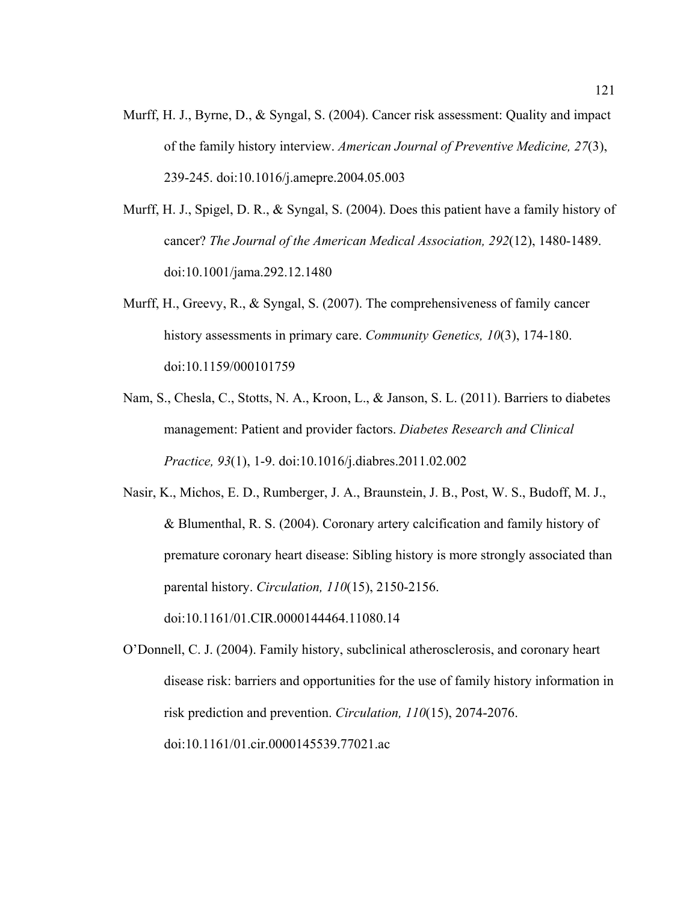Murff, H. J., Byrne, D., & Syngal, S. (2004). Cancer risk assessment: Quality and impact of the family history interview. *American Journal of Preventive Medicine, 27*(3), 239-245. doi:10.1016/j.amepre.2004.05.003

Murff, H. J., Spigel, D. R., & Syngal, S. (2004). Does this patient have a family history of cancer? *The Journal of the American Medical Association, 292*(12), 1480-1489. doi:10.1001/jama.292.12.1480

Murff, H., Greevy, R., & Syngal, S. (2007). The comprehensiveness of family cancer history assessments in primary care. *Community Genetics, 10*(3), 174-180. doi:10.1159/000101759

Nam, S., Chesla, C., Stotts, N. A., Kroon, L., & Janson, S. L. (2011). Barriers to diabetes management: Patient and provider factors. *Diabetes Research and Clinical Practice, 93*(1), 1-9. doi:10.1016/j.diabres.2011.02.002

Nasir, K., Michos, E. D., Rumberger, J. A., Braunstein, J. B., Post, W. S., Budoff, M. J., & Blumenthal, R. S. (2004). Coronary artery calcification and family history of premature coronary heart disease: Sibling history is more strongly associated than parental history. *Circulation, 110*(15), 2150-2156. doi:10.1161/01.CIR.0000144464.11080.14

O'Donnell, C. J. (2004). Family history, subclinical atherosclerosis, and coronary heart disease risk: barriers and opportunities for the use of family history information in risk prediction and prevention. *Circulation, 110*(15), 2074-2076. doi:10.1161/01.cir.0000145539.77021.ac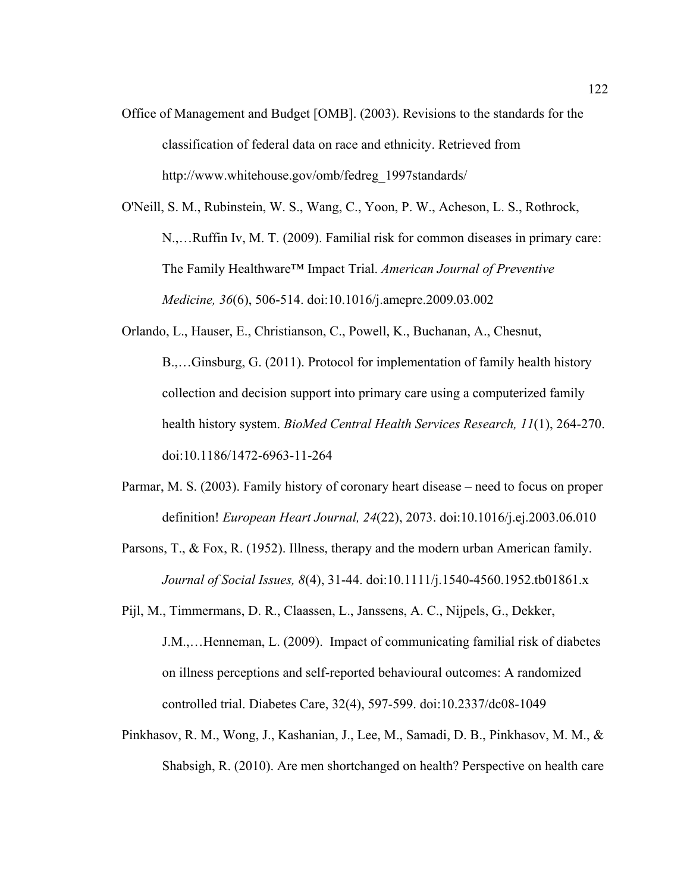Office of Management and Budget [OMB]. (2003). Revisions to the standards for the classification of federal data on race and ethnicity. Retrieved from http://www.whitehouse.gov/omb/fedreg_1997standards/

O'Neill, S. M., Rubinstein, W. S., Wang, C., Yoon, P. W., Acheson, L. S., Rothrock, N.,…Ruffin Iv, M. T. (2009). Familial risk for common diseases in primary care: The Family Healthware™ Impact Trial. *American Journal of Preventive Medicine, 36*(6), 506-514. doi:10.1016/j.amepre.2009.03.002

Orlando, L., Hauser, E., Christianson, C., Powell, K., Buchanan, A., Chesnut, B.,…Ginsburg, G. (2011). Protocol for implementation of family health history collection and decision support into primary care using a computerized family health history system. *BioMed Central Health Services Research, 11*(1), 264-270. doi:10.1186/1472-6963-11-264

Parmar, M. S. (2003). Family history of coronary heart disease – need to focus on proper definition! *European Heart Journal, 24*(22), 2073. doi:10.1016/j.ej.2003.06.010

Parsons, T., & Fox, R. (1952). Illness, therapy and the modern urban American family. *Journal of Social Issues, 8*(4), 31-44. doi:10.1111/j.1540-4560.1952.tb01861.x

Pijl, M., Timmermans, D. R., Claassen, L., Janssens, A. C., Nijpels, G., Dekker, J.M.,…Henneman, L. (2009). Impact of communicating familial risk of diabetes on illness perceptions and self-reported behavioural outcomes: A randomized controlled trial. Diabetes Care, 32(4), 597-599. doi:10.2337/dc08-1049

Pinkhasov, R. M., Wong, J., Kashanian, J., Lee, M., Samadi, D. B., Pinkhasov, M. M., & Shabsigh, R. (2010). Are men shortchanged on health? Perspective on health care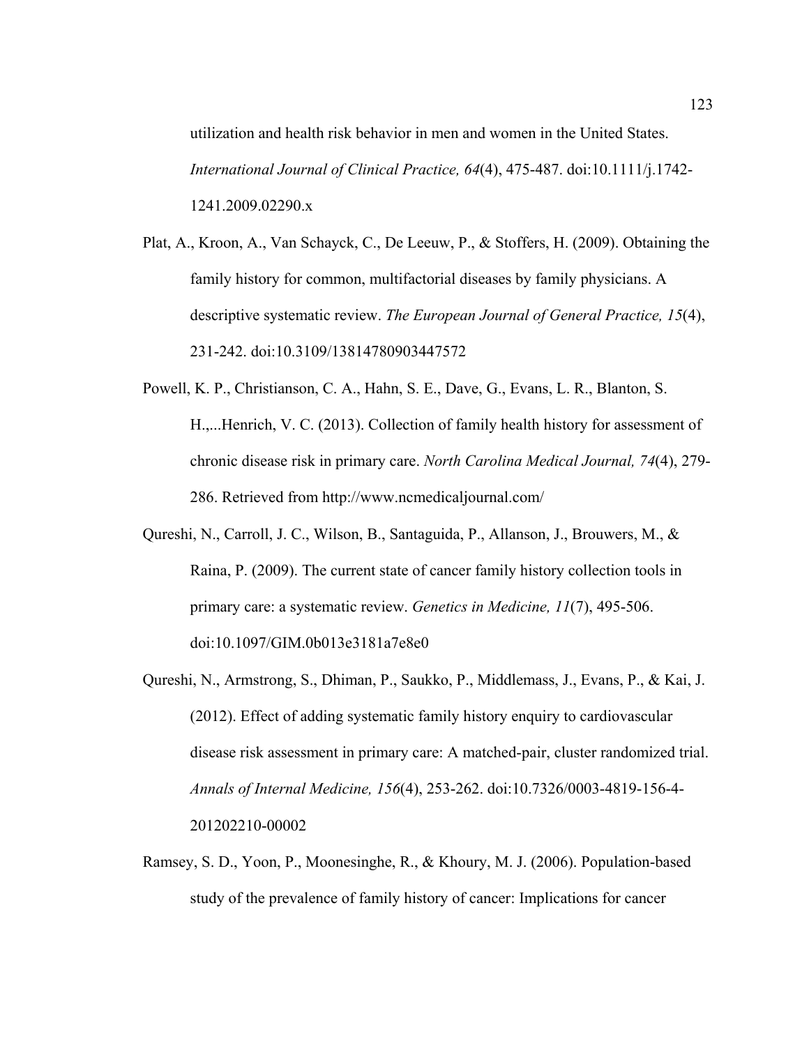utilization and health risk behavior in men and women in the United States. *International Journal of Clinical Practice, 64*(4), 475-487. doi:10.1111/j.1742-1241.2009.02290.x

Plat, A., Kroon, A., Van Schayck, C., De Leeuw, P., & Stoffers, H. (2009). Obtaining the family history for common, multifactorial diseases by family physicians. A descriptive systematic review. *The European Journal of General Practice, 15*(4), 231-242. doi:10.3109/13814780903447572

Powell, K. P., Christianson, C. A., Hahn, S. E., Dave, G., Evans, L. R., Blanton, S. H.,...Henrich, V. C. (2013). Collection of family health history for assessment of chronic disease risk in primary care. *North Carolina Medical Journal, 74*(4), 279-286. Retrieved from http://www.ncmedicaljournal.com/

Qureshi, N., Carroll, J. C., Wilson, B., Santaguida, P., Allanson, J., Brouwers, M., & Raina, P. (2009). The current state of cancer family history collection tools in primary care: a systematic review. *Genetics in Medicine, 11*(7), 495-506. doi:10.1097/GIM.0b013e3181a7e8e0

Qureshi, N., Armstrong, S., Dhiman, P., Saukko, P., Middlemass, J., Evans, P., & Kai, J. (2012). Effect of adding systematic family history enquiry to cardiovascular disease risk assessment in primary care: A matched-pair, cluster randomized trial. *Annals of Internal Medicine, 156*(4), 253-262. doi:10.7326/0003-4819-156-4-201202210-00002

Ramsey, S. D., Yoon, P., Moonesinghe, R., & Khoury, M. J. (2006). Population-based study of the prevalence of family history of cancer: Implications for cancer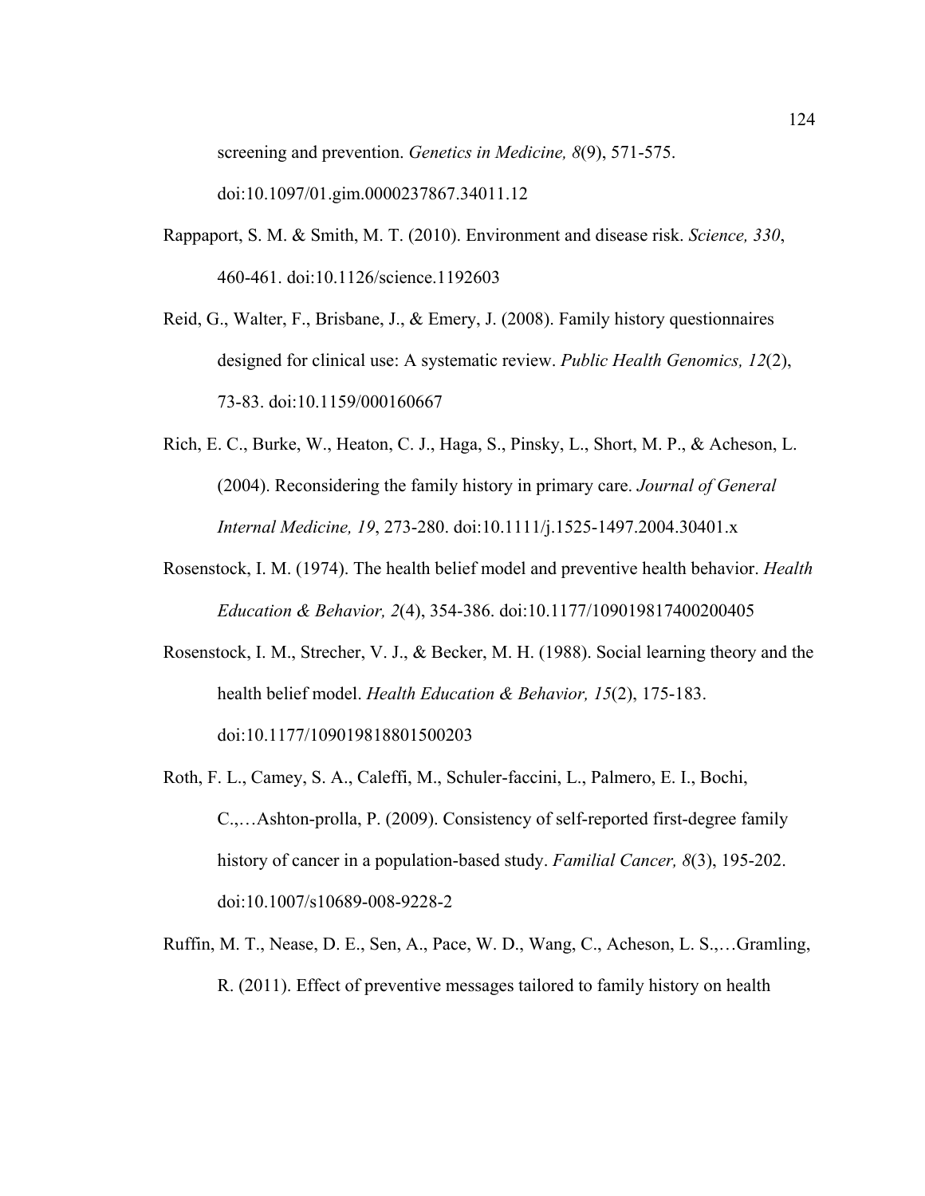screening and prevention. *Genetics in Medicine, 8*(9), 571-575. doi:10.1097/01.gim.0000237867.34011.12

Rappaport, S. M. & Smith, M. T. (2010). Environment and disease risk. *Science, 330*, 460-461. doi:10.1126/science.1192603

Reid, G., Walter, F., Brisbane, J., & Emery, J. (2008). Family history questionnaires designed for clinical use: A systematic review. *Public Health Genomics, 12*(2), 73-83. doi:10.1159/000160667

Rich, E. C., Burke, W., Heaton, C. J., Haga, S., Pinsky, L., Short, M. P., & Acheson, L. (2004). Reconsidering the family history in primary care. *Journal of General Internal Medicine, 19*, 273-280. doi:10.1111/j.1525-1497.2004.30401.x

Rosenstock, I. M. (1974). The health belief model and preventive health behavior. *Health Education & Behavior, 2*(4), 354-386. doi:10.1177/109019817400200405

Rosenstock, I. M., Strecher, V. J., & Becker, M. H. (1988). Social learning theory and the health belief model. *Health Education & Behavior, 15*(2), 175-183. doi:10.1177/109019818801500203

Roth, F. L., Camey, S. A., Caleffi, M., Schuler-faccini, L., Palmero, E. I., Bochi, C.,…Ashton-prolla, P. (2009). Consistency of self-reported first-degree family history of cancer in a population-based study. *Familial Cancer, 8*(3), 195-202. doi:10.1007/s10689-008-9228-2

Ruffin, M. T., Nease, D. E., Sen, A., Pace, W. D., Wang, C., Acheson, L. S.,…Gramling, R. (2011). Effect of preventive messages tailored to family history on health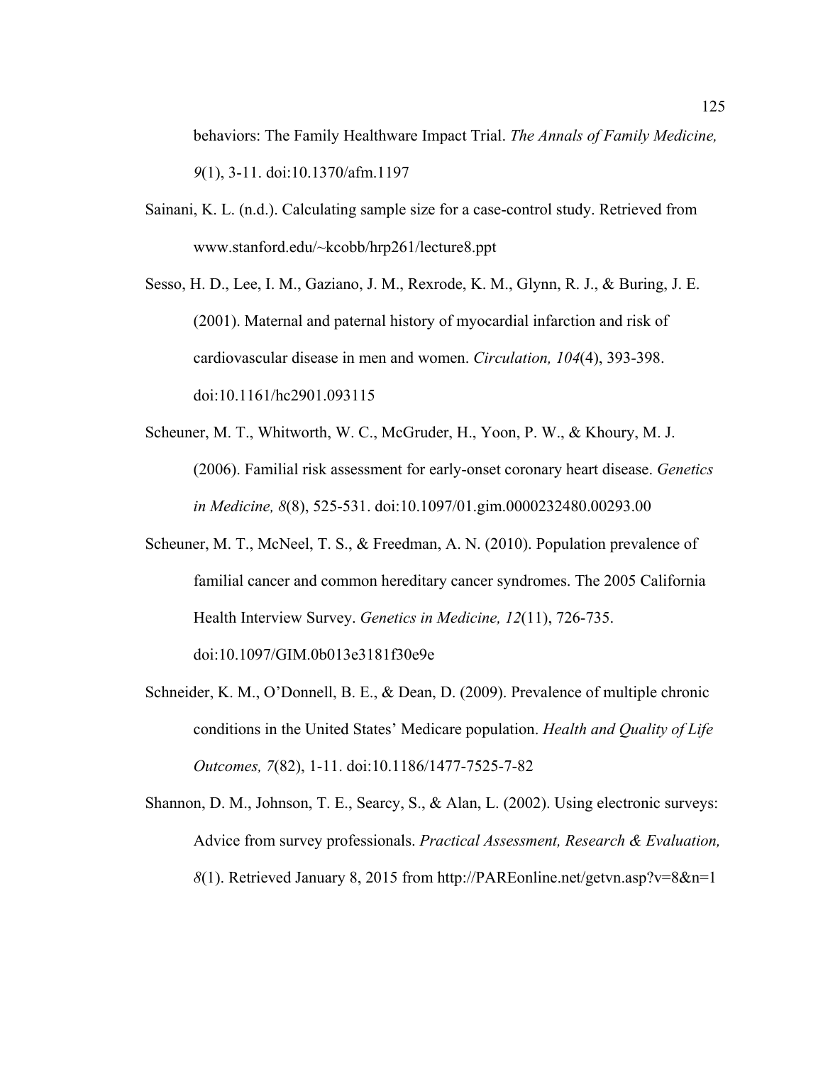behaviors: The Family Healthware Impact Trial. *The Annals of Family Medicine, 9*(1), 3-11. doi:10.1370/afm.1197

Sainani, K. L. (n.d.). Calculating sample size for a case-control study. Retrieved from www.stanford.edu/~kcobb/hrp261/lecture8.ppt

Sesso, H. D., Lee, I. M., Gaziano, J. M., Rexrode, K. M., Glynn, R. J., & Buring, J. E. (2001). Maternal and paternal history of myocardial infarction and risk of cardiovascular disease in men and women. *Circulation, 104*(4), 393-398. doi:10.1161/hc2901.093115

Scheuner, M. T., Whitworth, W. C., McGruder, H., Yoon, P. W., & Khoury, M. J. (2006). Familial risk assessment for early-onset coronary heart disease. *Genetics in Medicine, 8*(8), 525-531. doi:10.1097/01.gim.0000232480.00293.00

Scheuner, M. T., McNeel, T. S., & Freedman, A. N. (2010). Population prevalence of familial cancer and common hereditary cancer syndromes. The 2005 California Health Interview Survey. *Genetics in Medicine, 12*(11), 726-735. doi:10.1097/GIM.0b013e3181f30e9e

Schneider, K. M., O'Donnell, B. E., & Dean, D. (2009). Prevalence of multiple chronic conditions in the United States' Medicare population. *Health and Quality of Life Outcomes, 7*(82), 1-11. doi:10.1186/1477-7525-7-82

Shannon, D. M., Johnson, T. E., Searcy, S., & Alan, L. (2002). Using electronic surveys: Advice from survey professionals. *Practical Assessment, Research & Evaluation, 8*(1). Retrieved January 8, 2015 from http://PAREonline.net/getvn.asp?v=8&n=1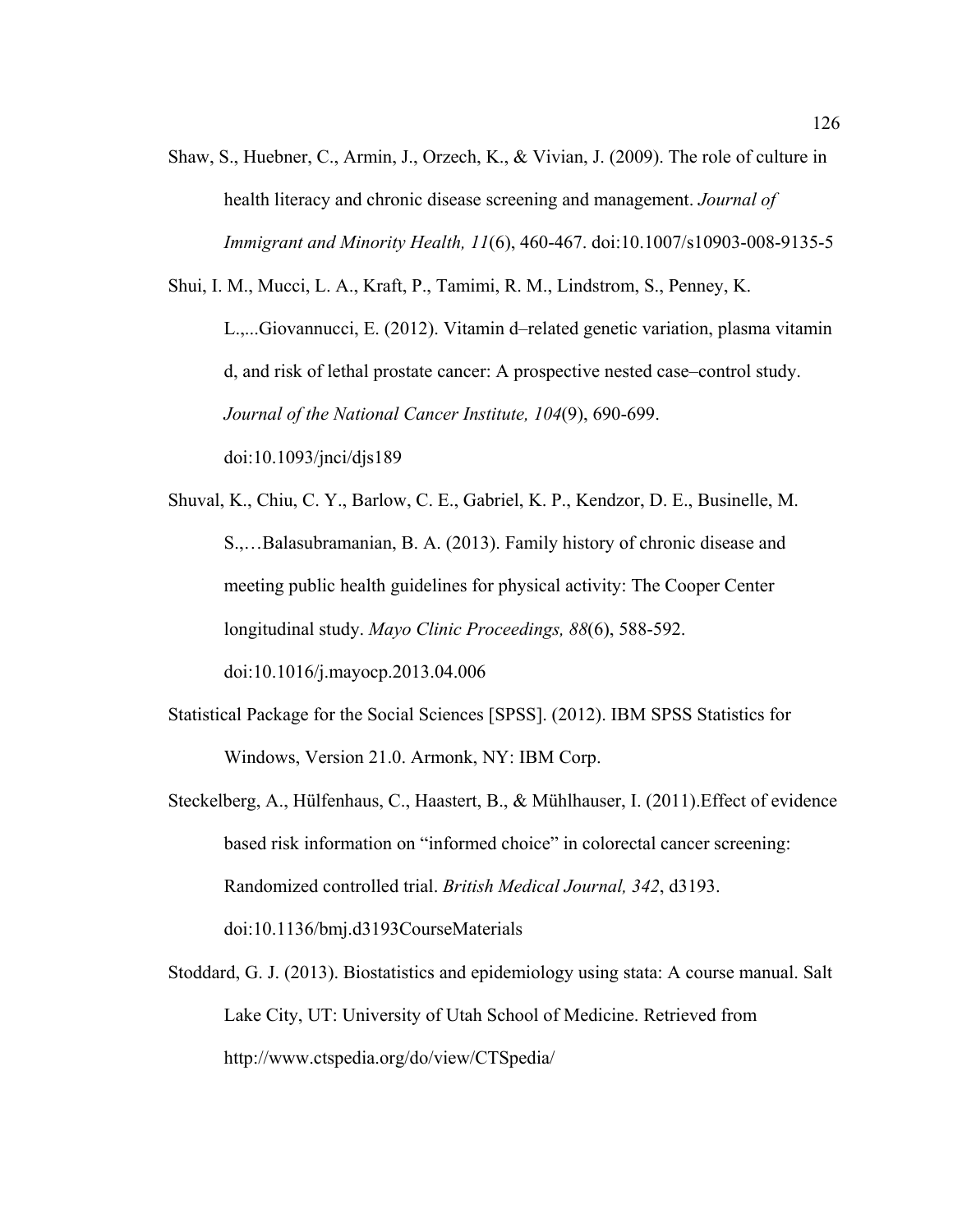Shaw, S., Huebner, C., Armin, J., Orzech, K., & Vivian, J. (2009). The role of culture in health literacy and chronic disease screening and management. *Journal of Immigrant and Minority Health, 11*(6), 460-467. doi:10.1007/s10903-008-9135-5

Shui, I. M., Mucci, L. A., Kraft, P., Tamimi, R. M., Lindstrom, S., Penney, K. L.,...Giovannucci, E. (2012). Vitamin d–related genetic variation, plasma vitamin d, and risk of lethal prostate cancer: A prospective nested case–control study. *Journal of the National Cancer Institute, 104*(9), 690-699. doi:10.1093/jnci/djs189

Shuval, K., Chiu, C. Y., Barlow, C. E., Gabriel, K. P., Kendzor, D. E., Businelle, M. S.,…Balasubramanian, B. A. (2013). Family history of chronic disease and meeting public health guidelines for physical activity: The Cooper Center longitudinal study. *Mayo Clinic Proceedings, 88*(6), 588-592. doi:10.1016/j.mayocp.2013.04.006

Statistical Package for the Social Sciences [SPSS]. (2012). IBM SPSS Statistics for Windows, Version 21.0. Armonk, NY: IBM Corp.

Steckelberg, A., Hülfenhaus, C., Haastert, B., & Mühlhauser, I. (2011).Effect of evidence based risk information on "informed choice" in colorectal cancer screening: Randomized controlled trial. *British Medical Journal, 342*, d3193. doi:10.1136/bmj.d3193CourseMaterials

Stoddard, G. J. (2013). Biostatistics and epidemiology using stata: A course manual. Salt Lake City, UT: University of Utah School of Medicine. Retrieved from http://www.ctspedia.org/do/view/CTSpedia/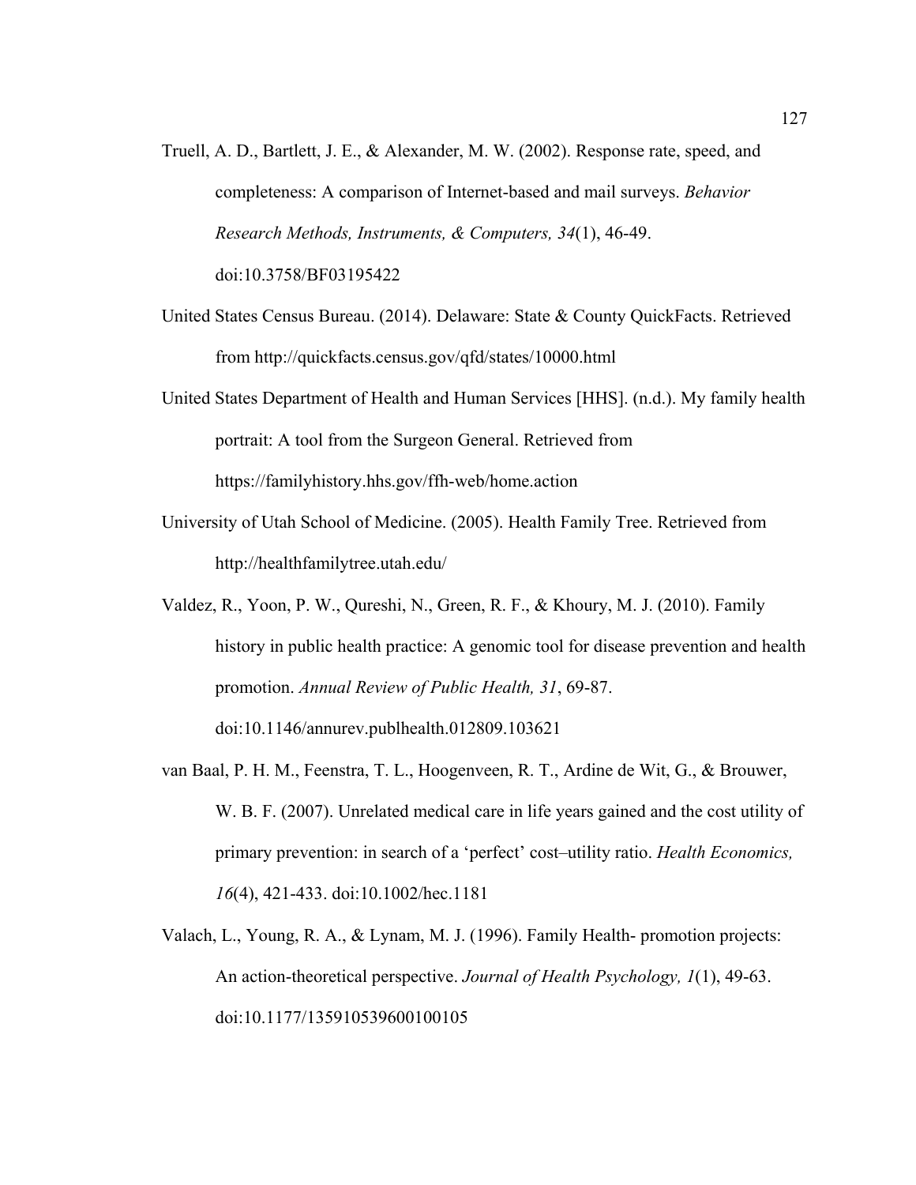Truell, A. D., Bartlett, J. E., & Alexander, M. W. (2002). Response rate, speed, and completeness: A comparison of Internet-based and mail surveys. *Behavior Research Methods, Instruments, & Computers, 34*(1), 46-49. doi:10.3758/BF03195422

United States Census Bureau. (2014). Delaware: State & County QuickFacts. Retrieved from http://quickfacts.census.gov/qfd/states/10000.html

United States Department of Health and Human Services [HHS]. (n.d.). My family health portrait: A tool from the Surgeon General. Retrieved from https://familyhistory.hhs.gov/ffh-web/home.action

University of Utah School of Medicine. (2005). Health Family Tree. Retrieved from http://healthfamilytree.utah.edu/

Valdez, R., Yoon, P. W., Qureshi, N., Green, R. F., & Khoury, M. J. (2010). Family history in public health practice: A genomic tool for disease prevention and health promotion. *Annual Review of Public Health, 31*, 69-87. doi:10.1146/annurev.publhealth.012809.103621

van Baal, P. H. M., Feenstra, T. L., Hoogenveen, R. T., Ardine de Wit, G., & Brouwer, W. B. F. (2007). Unrelated medical care in life years gained and the cost utility of primary prevention: in search of a 'perfect' cost–utility ratio. *Health Economics, 16*(4), 421-433. doi:10.1002/hec.1181

Valach, L., Young, R. A., & Lynam, M. J. (1996). Family Health- promotion projects: An action-theoretical perspective. *Journal of Health Psychology, 1*(1), 49-63. doi:10.1177/135910539600100105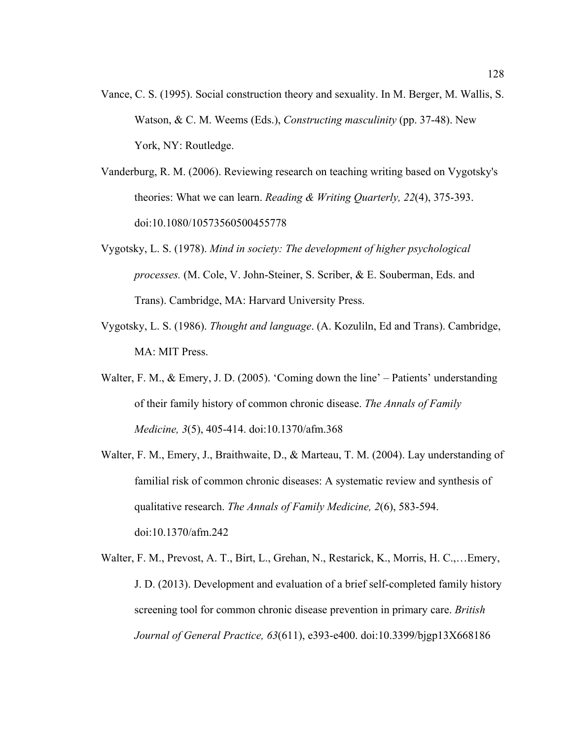Vance, C. S. (1995). Social construction theory and sexuality. In M. Berger, M. Wallis, S. Watson, & C. M. Weems (Eds.), *Constructing masculinity* (pp. 37-48). New York, NY: Routledge.

Vanderburg, R. M. (2006). Reviewing research on teaching writing based on Vygotsky's theories: What we can learn. *Reading & Writing Quarterly, 22*(4), 375-393. doi:10.1080/10573560500455778

Vygotsky, L. S. (1978). *Mind in society: The development of higher psychological processes.* (M. Cole, V. John-Steiner, S. Scriber, & E. Souberman, Eds. and Trans). Cambridge, MA: Harvard University Press.

Vygotsky, L. S. (1986). *Thought and language*. (A. Kozulilin, Ed and Trans). Cambridge, MA: MIT Press.

Walter, F. M., & Emery, J. D. (2005). 'Coming down the line' – Patients' understanding of their family history of common chronic disease. *The Annals of Family Medicine, 3*(5), 405-414. doi:10.1370/afm.368

Walter, F. M., Emery, J., Braithwaite, D., & Marteau, T. M. (2004). Lay understanding of familial risk of common chronic diseases: A systematic review and synthesis of qualitative research. *The Annals of Family Medicine, 2*(6), 583-594. doi:10.1370/afm.242

Walter, F. M., Prevost, A. T., Birt, L., Grehan, N., Restarick, K., Morris, H. C.,…Emery, J. D. (2013). Development and evaluation of a brief self-completed family history screening tool for common chronic disease prevention in primary care. *British Journal of General Practice, 63*(611), e393-e400. doi:10.3399/bjgp13X668186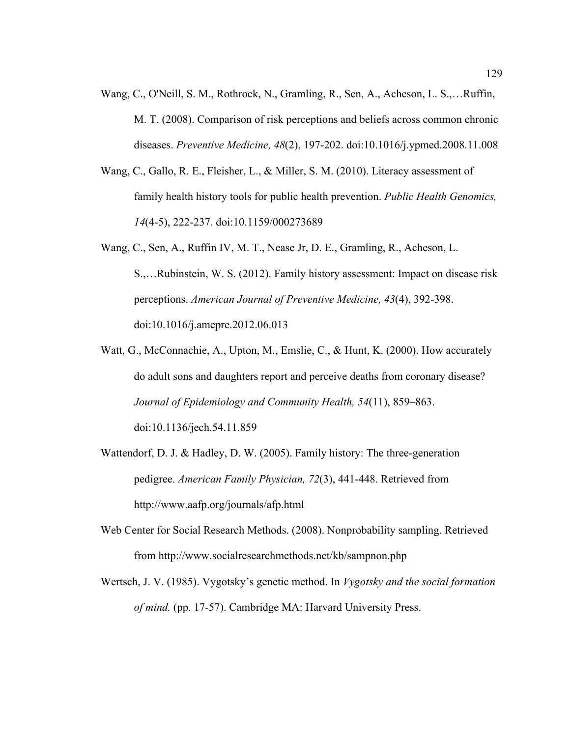Wang, C., O'Neill, S. M., Rothrock, N., Gramling, R., Sen, A., Acheson, L. S.,…Ruffin, M. T. (2008). Comparison of risk perceptions and beliefs across common chronic diseases. *Preventive Medicine, 48*(2), 197-202. doi:10.1016/j.ypmed.2008.11.008

Wang, C., Gallo, R. E., Fleisher, L., & Miller, S. M. (2010). Literacy assessment of family health history tools for public health prevention. *Public Health Genomics, 14*(4-5), 222-237. doi:10.1159/000273689

Wang, C., Sen, A., Ruffin IV, M. T., Nease Jr, D. E., Gramling, R., Acheson, L. S.,…Rubinstein, W. S. (2012). Family history assessment: Impact on disease risk perceptions. *American Journal of Preventive Medicine, 43*(4), 392-398. doi:10.1016/j.amepre.2012.06.013

Watt, G., McConnachie, A., Upton, M., Emslie, C., & Hunt, K. (2000). How accurately do adult sons and daughters report and perceive deaths from coronary disease? *Journal of Epidemiology and Community Health, 54*(11), 859–863. doi:10.1136/jech.54.11.859

Wattendorf, D. J. & Hadley, D. W. (2005). Family history: The three-generation pedigree. *American Family Physician, 72*(3), 441-448. Retrieved from http://www.aafp.org/journals/afp.html

Web Center for Social Research Methods. (2008). Nonprobability sampling. Retrieved from http://www.socialresearchmethods.net/kb/sampnon.php

Wertsch, J. V. (1985). Vygotsky's genetic method. In *Vygotsky and the social formation of mind.* (pp. 17-57). Cambridge MA: Harvard University Press.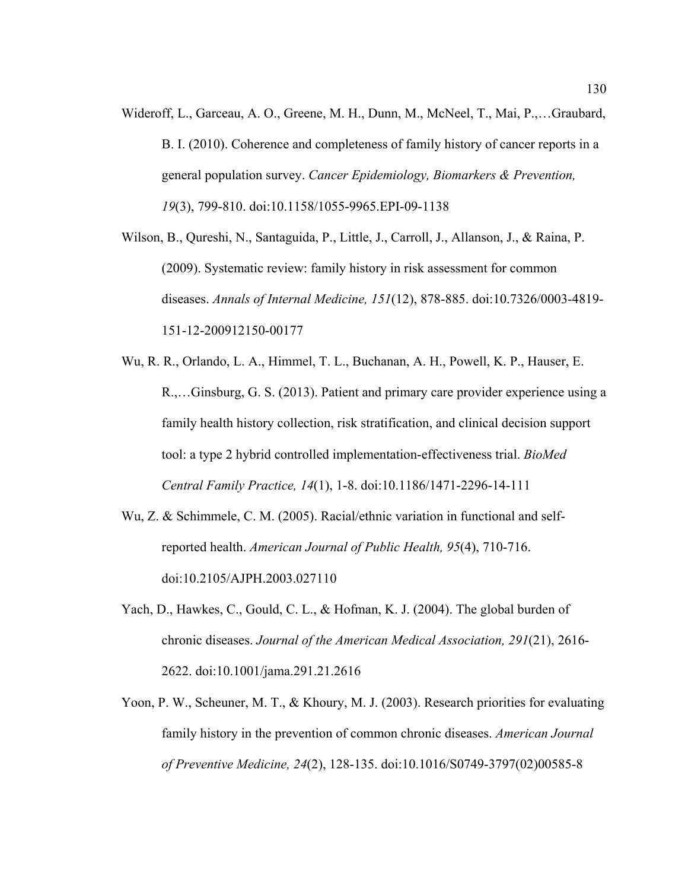Wideroff, L., Garceau, A. O., Greene, M. H., Dunn, M., McNeel, T., Mai, P.,…Graubard, B. I. (2010). Coherence and completeness of family history of cancer reports in a general population survey. *Cancer Epidemiology, Biomarkers & Prevention, 19*(3), 799-810. doi:10.1158/1055-9965.EPI-09-1138

Wilson, B., Qureshi, N., Santaguida, P., Little, J., Carroll, J., Allanson, J., & Raina, P. (2009). Systematic review: family history in risk assessment for common diseases. *Annals of Internal Medicine, 151*(12), 878-885. doi:10.7326/0003-4819-151-12-200912150-00177

Wu, R. R., Orlando, L. A., Himmel, T. L., Buchanan, A. H., Powell, K. P., Hauser, E. R.,…Ginsburg, G. S. (2013). Patient and primary care provider experience using a family health history collection, risk stratification, and clinical decision support tool: a type 2 hybrid controlled implementation-effectiveness trial. *BioMed Central Family Practice, 14*(1), 1-8. doi:10.1186/1471-2296-14-111

Wu, Z. & Schimmele, C. M. (2005). Racial/ethnic variation in functional and self-reported health. *American Journal of Public Health, 95*(4), 710-716. doi:10.2105/AJPH.2003.027110

Yach, D., Hawkes, C., Gould, C. L., & Hofman, K. J. (2004). The global burden of chronic diseases. *Journal of the American Medical Association, 291*(21), 2616-2622. doi:10.1001/jama.291.21.2616

Yoon, P. W., Scheuner, M. T., & Khoury, M. J. (2003). Research priorities for evaluating family history in the prevention of common chronic diseases. *American Journal of Preventive Medicine, 24*(2), 128-135. doi:10.1016/S0749-3797(02)00585-8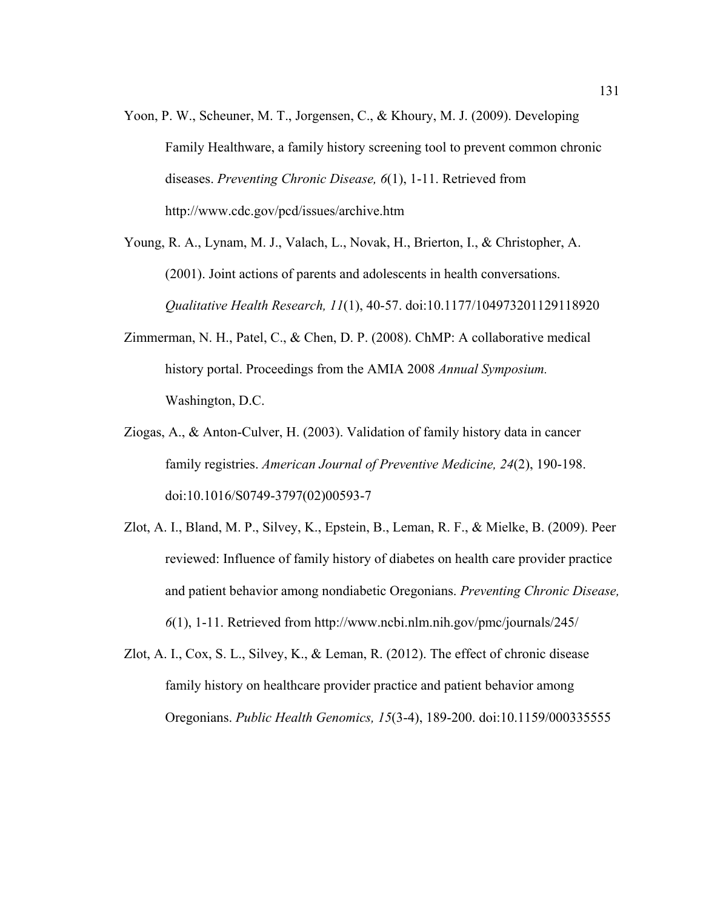Yoon, P. W., Scheuner, M. T., Jorgensen, C., & Khoury, M. J. (2009). Developing Family Healthware, a family history screening tool to prevent common chronic diseases. *Preventing Chronic Disease, 6*(1), 1-11. Retrieved from http://www.cdc.gov/pcd/issues/archive.htm

Young, R. A., Lynam, M. J., Valach, L., Novak, H., Brierton, I., & Christopher, A. (2001). Joint actions of parents and adolescents in health conversations. *Qualitative Health Research, 11*(1), 40-57. doi:10.1177/104973201129118920

Zimmerman, N. H., Patel, C., & Chen, D. P. (2008). ChMP: A collaborative medical history portal. Proceedings from the AMIA 2008 *Annual Symposium.* Washington, D.C.

Ziogas, A., & Anton-Culver, H. (2003). Validation of family history data in cancer family registries. *American Journal of Preventive Medicine, 24*(2), 190-198. doi:10.1016/S0749-3797(02)00593-7

Zlot, A. I., Bland, M. P., Silvey, K., Epstein, B., Leman, R. F., & Mielke, B. (2009). Peer reviewed: Influence of family history of diabetes on health care provider practice and patient behavior among nondiabetic Oregonians. *Preventing Chronic Disease, 6*(1), 1-11. Retrieved from http://www.ncbi.nlm.nih.gov/pmc/journals/245/

Zlot, A. I., Cox, S. L., Silvey, K., & Leman, R. (2012). The effect of chronic disease family history on healthcare provider practice and patient behavior among Oregonians. *Public Health Genomics, 15*(3-4), 189-200. doi:10.1159/000335555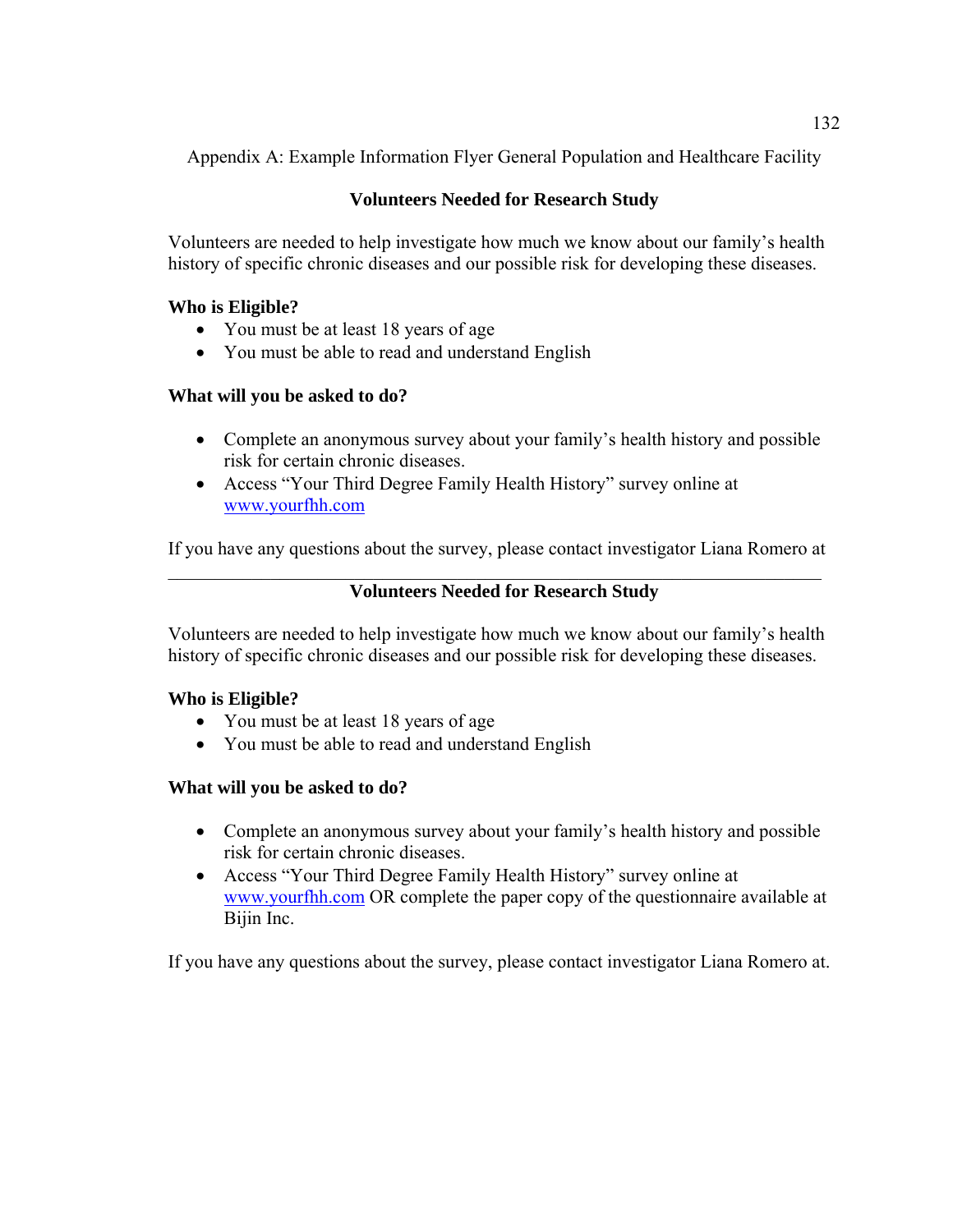Appendix A: Example Information Flyer General Population and Healthcare Facility

## Volunteers Needed for Research Study

Volunteers are needed to help investigate how much we know about our family's health history of specific chronic diseases and our possible risk for developing these diseases.

**Who is Eligible?**

- You must be at least 18 years of age
- You must be able to read and understand English

**What will you be asked to do?**

- Complete an anonymous survey about your family's health history and possible risk for certain chronic diseases.
- Access "Your Third Degree Family Health History" survey online at www.yourfhh.com

If you have any questions about the survey, please contact investigator Liana Romero at

---

## Volunteers Needed for Research Study

Volunteers are needed to help investigate how much we know about our family's health history of specific chronic diseases and our possible risk for developing these diseases.

**Who is Eligible?**

- You must be at least 18 years of age
- You must be able to read and understand English

**What will you be asked to do?**

- Complete an anonymous survey about your family's health history and possible risk for certain chronic diseases.
- Access "Your Third Degree Family Health History" survey online at www.yourfhh.com OR complete the paper copy of the questionnaire available at Bijin Inc.

If you have any questions about the survey, please contact investigator Liana Romero at.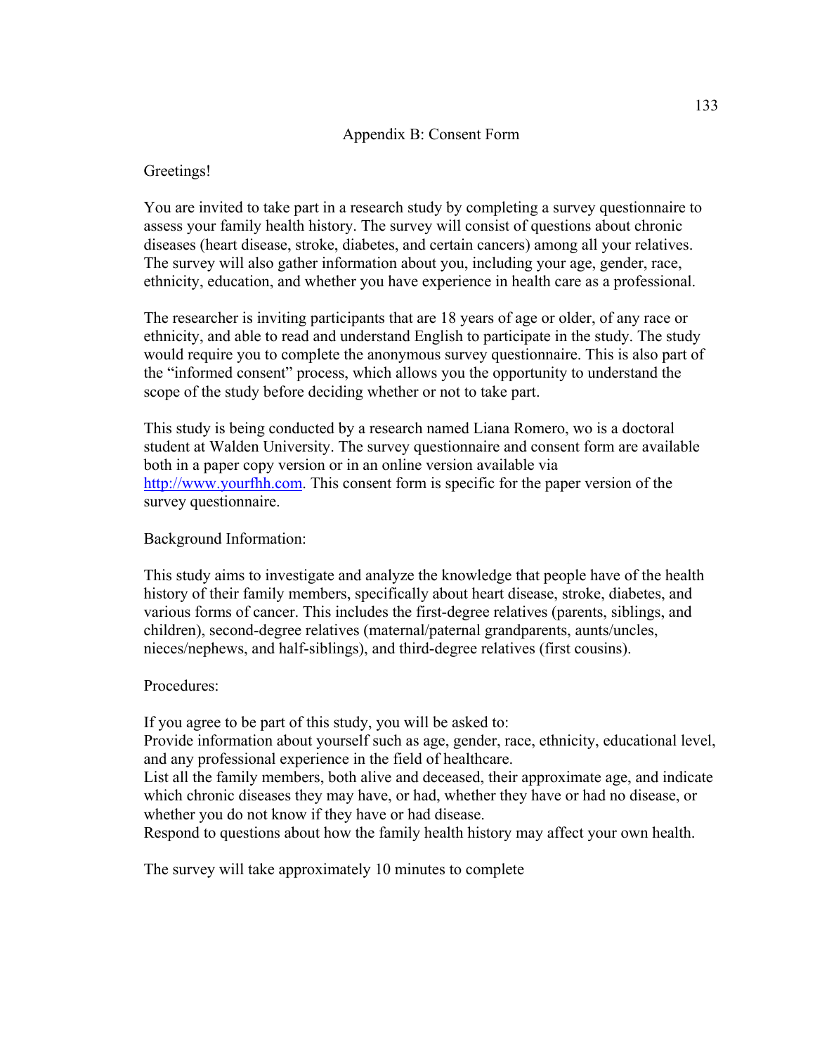## Appendix B: Consent Form

Greetings!

You are invited to take part in a research study by completing a survey questionnaire to assess your family health history. The survey will consist of questions about chronic diseases (heart disease, stroke, diabetes, and certain cancers) among all your relatives. The survey will also gather information about you, including your age, gender, race, ethnicity, education, and whether you have experience in health care as a professional.

The researcher is inviting participants that are 18 years of age or older, of any race or ethnicity, and able to read and understand English to participate in the study. The study would require you to complete the anonymous survey questionnaire. This is also part of the "informed consent" process, which allows you the opportunity to understand the scope of the study before deciding whether or not to take part.

This study is being conducted by a research named Liana Romero, wo is a doctoral student at Walden University. The survey questionnaire and consent form are available both in a paper copy version or in an online version available via http://www.yourfhh.com. This consent form is specific for the paper version of the survey questionnaire.

Background Information:

This study aims to investigate and analyze the knowledge that people have of the health history of their family members, specifically about heart disease, stroke, diabetes, and various forms of cancer. This includes the first-degree relatives (parents, siblings, and children), second-degree relatives (maternal/paternal grandparents, aunts/uncles, nieces/nephews, and half-siblings), and third-degree relatives (first cousins).

Procedures:

If you agree to be part of this study, you will be asked to:
Provide information about yourself such as age, gender, race, ethnicity, educational level, and any professional experience in the field of healthcare.
List all the family members, both alive and deceased, their approximate age, and indicate which chronic diseases they may have, or had, whether they have or had no disease, or whether you do not know if they have or had disease.
Respond to questions about how the family health history may affect your own health.

The survey will take approximately 10 minutes to complete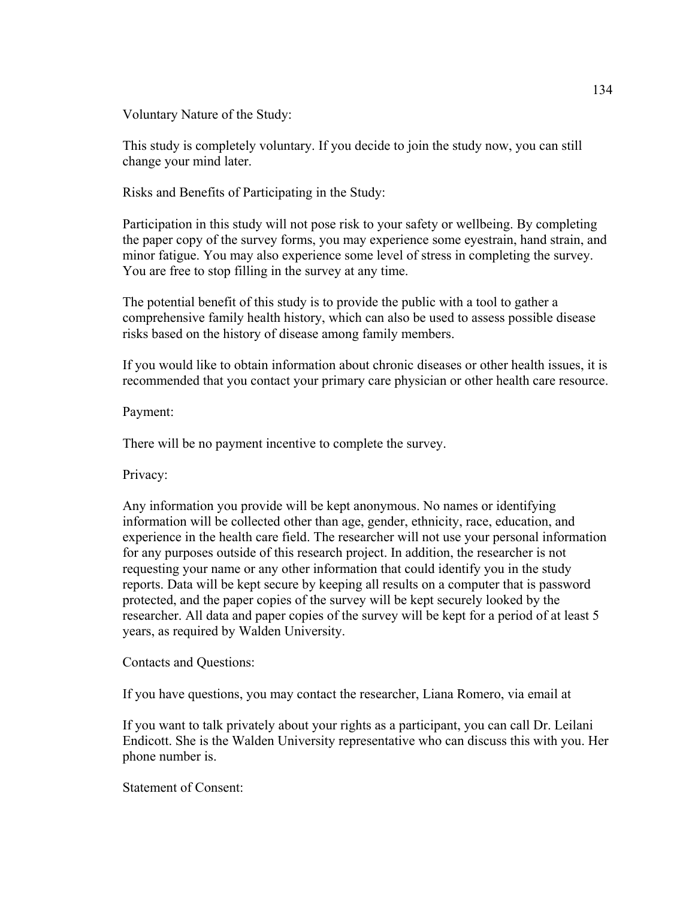Voluntary Nature of the Study:

This study is completely voluntary. If you decide to join the study now, you can still change your mind later.

Risks and Benefits of Participating in the Study:

Participation in this study will not pose risk to your safety or wellbeing. By completing the paper copy of the survey forms, you may experience some eyestrain, hand strain, and minor fatigue. You may also experience some level of stress in completing the survey. You are free to stop filling in the survey at any time.

The potential benefit of this study is to provide the public with a tool to gather a comprehensive family health history, which can also be used to assess possible disease risks based on the history of disease among family members.

If you would like to obtain information about chronic diseases or other health issues, it is recommended that you contact your primary care physician or other health care resource.

Payment:

There will be no payment incentive to complete the survey.

Privacy:

Any information you provide will be kept anonymous. No names or identifying information will be collected other than age, gender, ethnicity, race, education, and experience in the health care field. The researcher will not use your personal information for any purposes outside of this research project. In addition, the researcher is not requesting your name or any other information that could identify you in the study reports. Data will be kept secure by keeping all results on a computer that is password protected, and the paper copies of the survey will be kept securely looked by the researcher. All data and paper copies of the survey will be kept for a period of at least 5 years, as required by Walden University.

Contacts and Questions:

If you have questions, you may contact the researcher, Liana Romero, via email at

If you want to talk privately about your rights as a participant, you can call Dr. Leilani Endicott. She is the Walden University representative who can discuss this with you. Her phone number is.

Statement of Consent: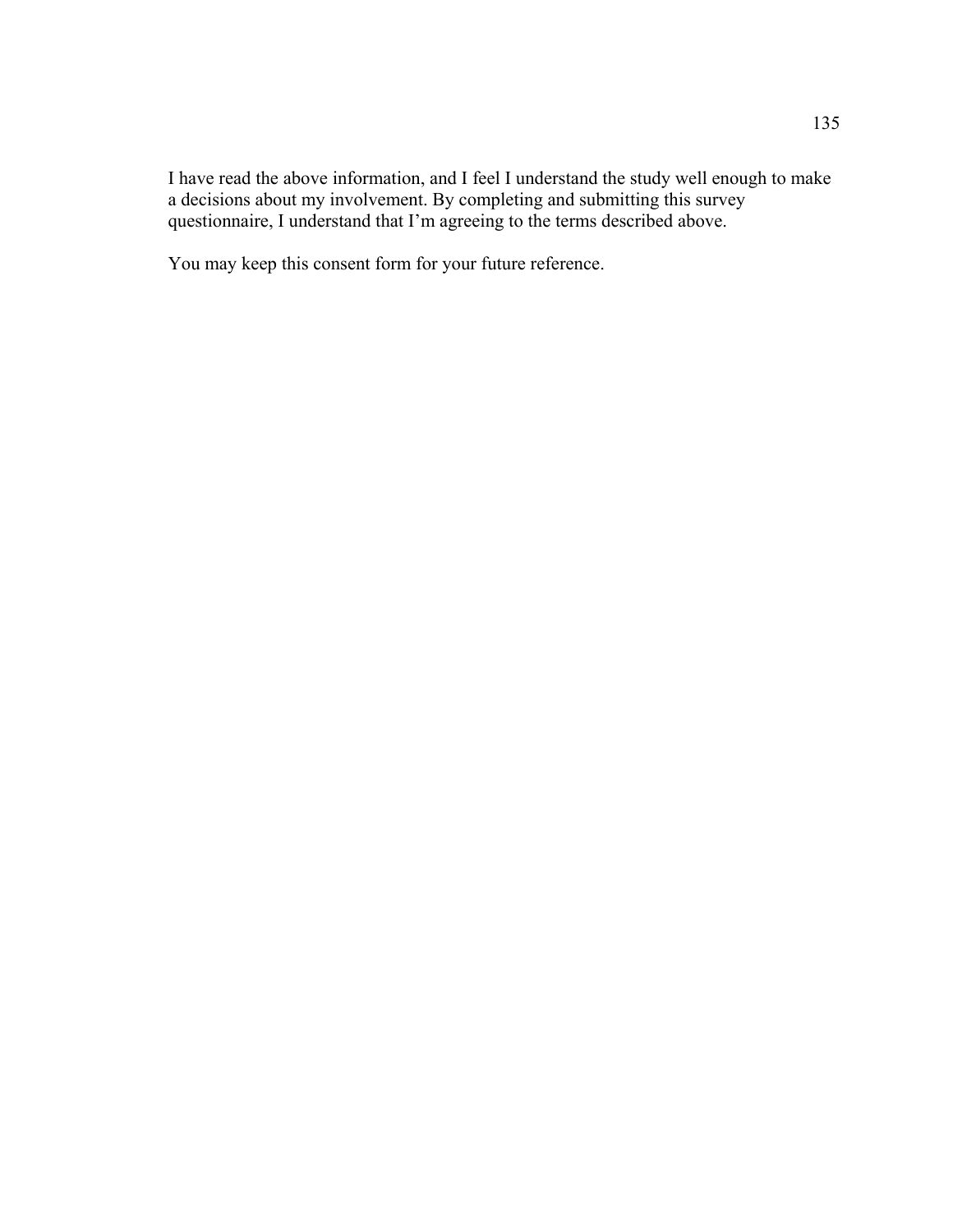I have read the above information, and I feel I understand the study well enough to make a decisions about my involvement. By completing and submitting this survey questionnaire, I understand that I'm agreeing to the terms described above.

You may keep this consent form for your future reference.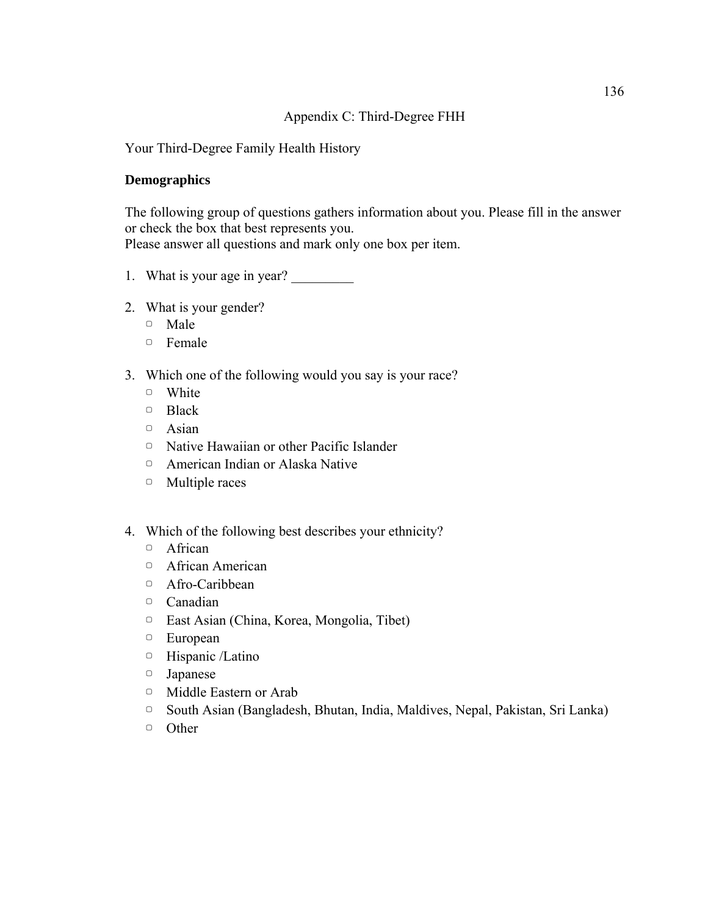Appendix C: Third-Degree FHH

Your Third-Degree Family Health History

**Demographics**

The following group of questions gathers information about you. Please fill in the answer or check the box that best represents you.
Please answer all questions and mark only one box per item.

1. What is your age in year? _________

2. What is your gender?
   - ▢ Male
   - ▢ Female

3. Which one of the following would you say is your race?
   - ▢ White
   - ▢ Black
   - ▢ Asian
   - ▢ Native Hawaiian or other Pacific Islander
   - ▢ American Indian or Alaska Native
   - ▢ Multiple races

4. Which of the following best describes your ethnicity?
   - ▢ African
   - ▢ African American
   - ▢ Afro-Caribbean
   - ▢ Canadian
   - ▢ East Asian (China, Korea, Mongolia, Tibet)
   - ▢ European
   - ▢ Hispanic /Latino
   - ▢ Japanese
   - ▢ Middle Eastern or Arab
   - ▢ South Asian (Bangladesh, Bhutan, India, Maldives, Nepal, Pakistan, Sri Lanka)
   - ▢ Other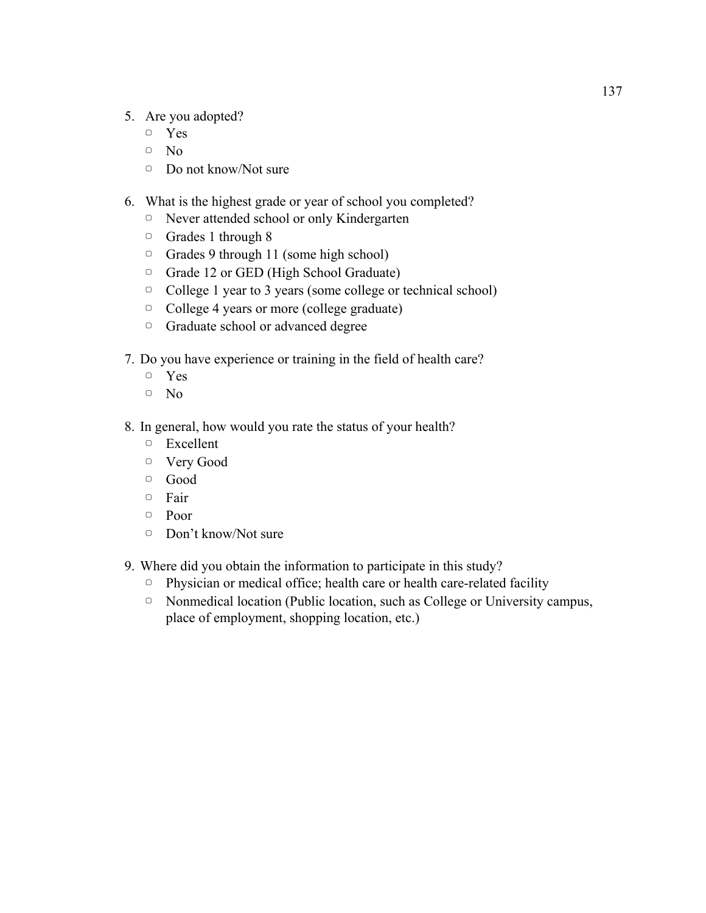5. Are you adopted?
   - ▢ Yes
   - ▢ No
   - ▢ Do not know/Not sure

6. What is the highest grade or year of school you completed?
   - ▢ Never attended school or only Kindergarten
   - ▢ Grades 1 through 8
   - ▢ Grades 9 through 11 (some high school)
   - ▢ Grade 12 or GED (High School Graduate)
   - ▢ College 1 year to 3 years (some college or technical school)
   - ▢ College 4 years or more (college graduate)
   - ▢ Graduate school or advanced degree

7. Do you have experience or training in the field of health care?
   - ▢ Yes
   - ▢ No

8. In general, how would you rate the status of your health?
   - ▢ Excellent
   - ▢ Very Good
   - ▢ Good
   - ▢ Fair
   - ▢ Poor
   - ▢ Don't know/Not sure

9. Where did you obtain the information to participate in this study?
   - ▢ Physician or medical office; health care or health care-related facility
   - ▢ Nonmedical location (Public location, such as College or University campus, place of employment, shopping location, etc.)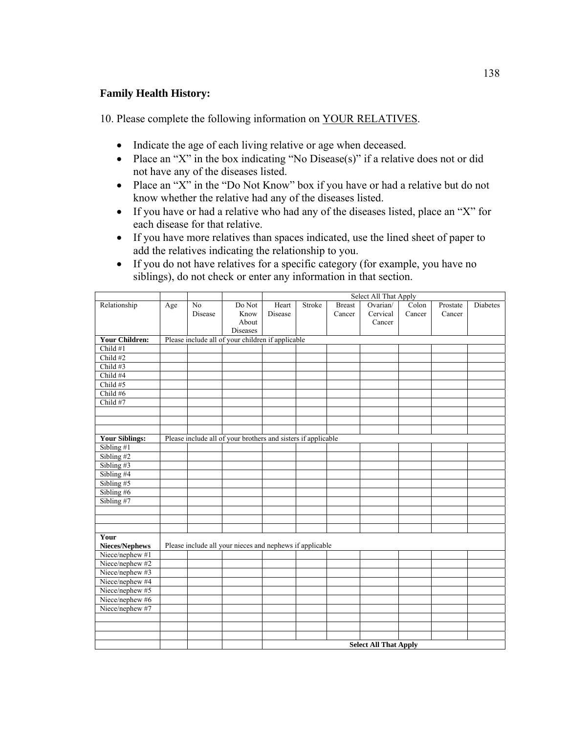**Family Health History:**

10. Please complete the following information on <u>YOUR RELATIVES</u>.

- Indicate the age of each living relative or age when deceased.
- Place an "X" in the box indicating "No Disease(s)" if a relative does not or did not have any of the diseases listed.
- Place an "X" in the "Do Not Know" box if you have or had a relative but do not know whether the relative had any of the diseases listed.
- If you have or had a relative who had any of the diseases listed, place an "X" for each disease for that relative.
- If you have more relatives than spaces indicated, use the lined sheet of paper to add the relatives indicating the relationship to you.
- If you do not have relatives for a specific category (for example, you have no siblings), do not check or enter any information in that section.

| | | | | Select All That Apply | | | | | | | |
|---|---|---|---|---|---|---|---|---|---|---|---|
| Relationship | Age | No Disease | Do Not Know About Diseases | Heart Disease | Stroke | Breast Cancer | Ovarian/ Cervical Cancer | Colon Cancer | Prostate Cancer | Diabetes |
| **Your Children:** | Please include all of your children if applicable | | | | | | | | | |
| Child #1 | | | | | | | | | | |
| Child #2 | | | | | | | | | | |
| Child #3 | | | | | | | | | | |
| Child #4 | | | | | | | | | | |
| Child #5 | | | | | | | | | | |
| Child #6 | | | | | | | | | | |
| Child #7 | | | | | | | | | | |
| | | | | | | | | | | |
| | | | | | | | | | | |
| | | | | | | | | | | |
| **Your Siblings:** | Please include all of your brothers and sisters if applicable | | | | | | | | | |
| Sibling #1 | | | | | | | | | | |
| Sibling #2 | | | | | | | | | | |
| Sibling #3 | | | | | | | | | | |
| Sibling #4 | | | | | | | | | | |
| Sibling #5 | | | | | | | | | | |
| Sibling #6 | | | | | | | | | | |
| Sibling #7 | | | | | | | | | | |
| | | | | | | | | | | |
| | | | | | | | | | | |
| | | | | | | | | | | |
| **Your Nieces/Nephews** | Please include all your nieces and nephews if applicable | | | | | | | | | |
| Niece/nephew #1 | | | | | | | | | | |
| Niece/nephew #2 | | | | | | | | | | |
| Niece/nephew #3 | | | | | | | | | | |
| Niece/nephew #4 | | | | | | | | | | |
| Niece/nephew #5 | | | | | | | | | | |
| Niece/nephew #6 | | | | | | | | | | |
| Niece/nephew #7 | | | | | | | | | | |
| | | | | | | | | | | |
| | | | | | | | | | | |
| | | | | | | | | | | |
| | | | | **Select All That Apply** | | | | | | |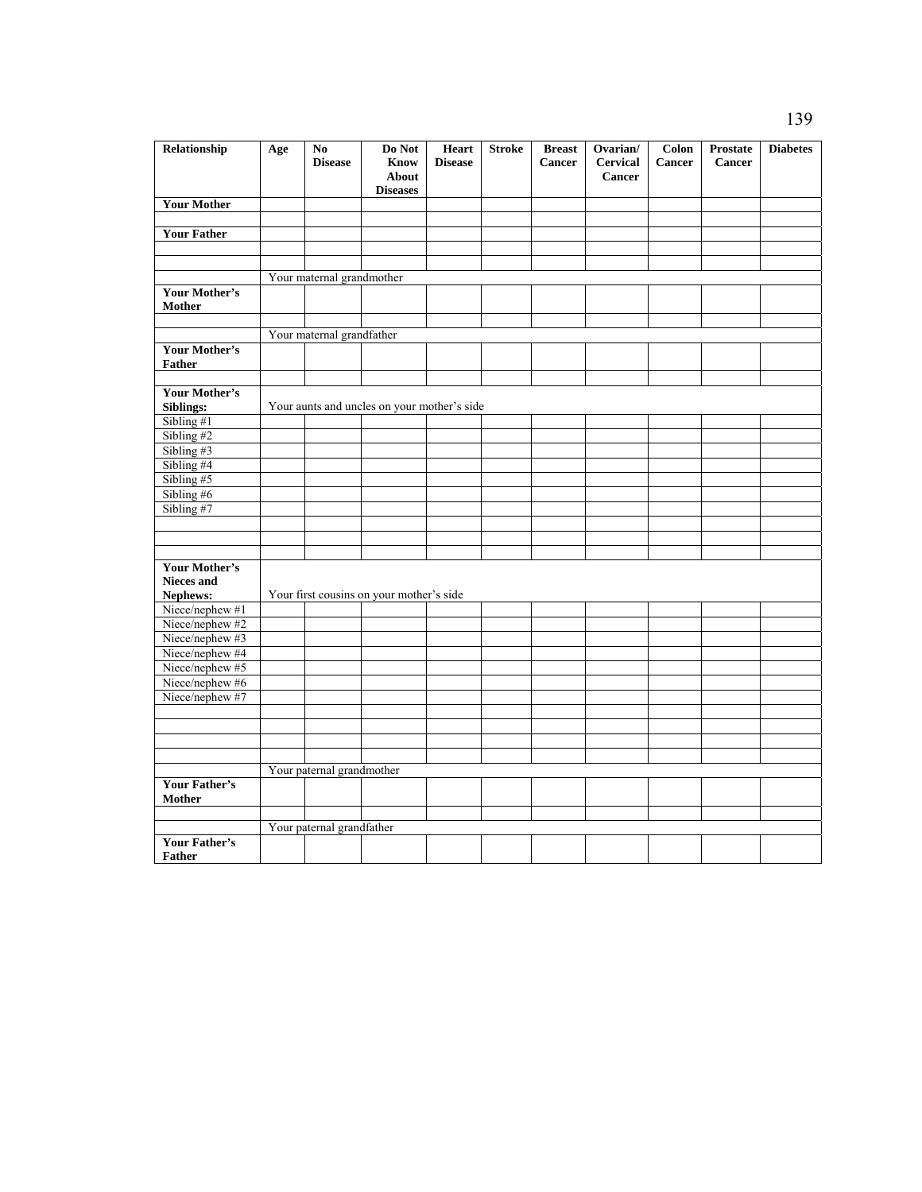| Relationship | Age | No Disease | Do Not Know About Diseases | Heart Disease | Stroke | Breast Cancer | Ovarian/ Cervical Cancer | Colon Cancer | Prostate Cancer | Diabetes |
|---|---|---|---|---|---|---|---|---|---|---|
| **Your Mother** | | | | | | | | | | |
| | | | | | | | | | | |
| **Your Father** | | | | | | | | | | |
| | | | | | | | | | | |
| | | | | | | | | | | |
| | Your maternal grandmother | | | | | | | | | |
| **Your Mother's Mother** | | | | | | | | | | |
| | | | | | | | | | | |
| | Your maternal grandfather | | | | | | | | | |
| **Your Mother's Father** | | | | | | | | | | |
| | | | | | | | | | | |
| **Your Mother's Siblings:** | Your aunts and uncles on your mother's side | | | | | | | | | |
| Sibling #1 | | | | | | | | | | |
| Sibling #2 | | | | | | | | | | |
| Sibling #3 | | | | | | | | | | |
| Sibling #4 | | | | | | | | | | |
| Sibling #5 | | | | | | | | | | |
| Sibling #6 | | | | | | | | | | |
| Sibling #7 | | | | | | | | | | |
| | | | | | | | | | | |
| | | | | | | | | | | |
| | | | | | | | | | | |
| **Your Mother's Nieces and Nephews:** | Your first cousins on your mother's side | | | | | | | | | |
| Niece/nephew #1 | | | | | | | | | | |
| Niece/nephew #2 | | | | | | | | | | |
| Niece/nephew #3 | | | | | | | | | | |
| Niece/nephew #4 | | | | | | | | | | |
| Niece/nephew #5 | | | | | | | | | | |
| Niece/nephew #6 | | | | | | | | | | |
| Niece/nephew #7 | | | | | | | | | | |
| | | | | | | | | | | |
| | | | | | | | | | | |
| | | | | | | | | | | |
| | | | | | | | | | | |
| | Your paternal grandmother | | | | | | | | | |
| **Your Father's Mother** | | | | | | | | | | |
| | | | | | | | | | | |
| | Your paternal grandfather | | | | | | | | | |
| **Your Father's Father** | | | | | | | | | | |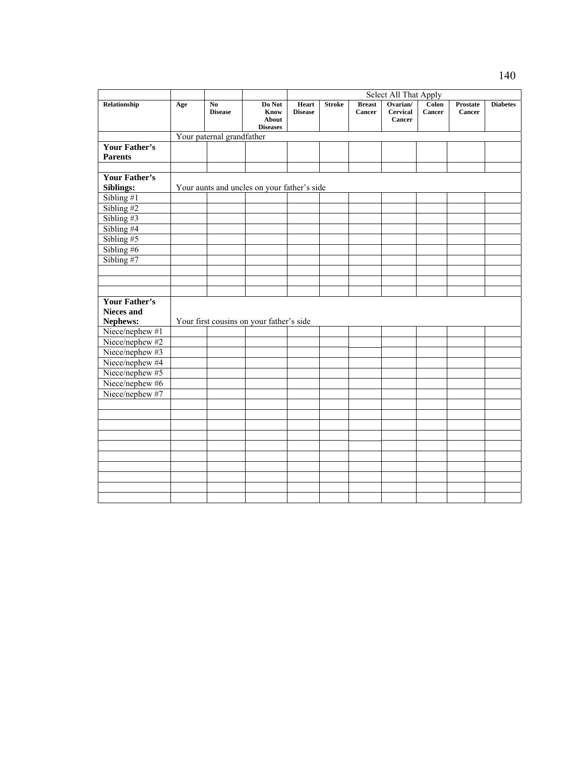| | | | | Select All That Apply | | | | | | |
|---|---|---|---|---|---|---|---|---|---|---|
| **Relationship** | **Age** | **No Disease** | **Do Not Know About Diseases** | **Heart Disease** | **Stroke** | **Breast Cancer** | **Ovarian/ Cervical Cancer** | **Colon Cancer** | **Prostate Cancer** | **Diabetes** |
| | Your paternal grandfather | | | | | | | | | |
| **Your Father's Parents** | | | | | | | | | | |
| | | | | | | | | | | |
| **Your Father's Siblings:** | Your aunts and uncles on your father's side | | | | | | | | | |
| Sibling #1 | | | | | | | | | | |
| Sibling #2 | | | | | | | | | | |
| Sibling #3 | | | | | | | | | | |
| Sibling #4 | | | | | | | | | | |
| Sibling #5 | | | | | | | | | | |
| Sibling #6 | | | | | | | | | | |
| Sibling #7 | | | | | | | | | | |
| | | | | | | | | | | |
| | | | | | | | | | | |
| | | | | | | | | | | |
| **Your Father's Nieces and Nephews:** | Your first cousins on your father's side | | | | | | | | | |
| Niece/nephew #1 | | | | | | | | | | |
| Niece/nephew #2 | | | | | | | | | | |
| Niece/nephew #3 | | | | | | | | | | |
| Niece/nephew #4 | | | | | | | | | | |
| Niece/nephew #5 | | | | | | | | | | |
| Niece/nephew #6 | | | | | | | | | | |
| Niece/nephew #7 | | | | | | | | | | |
| | | | | | | | | | | |
| | | | | | | | | | | |
| | | | | | | | | | | |
| | | | | | | | | | | |
| | | | | | | | | | | |
| | | | | | | | | | | |
| | | | | | | | | | | |
| | | | | | | | | | | |
| | | | | | | | | | | |
| | | | | | | | | | | |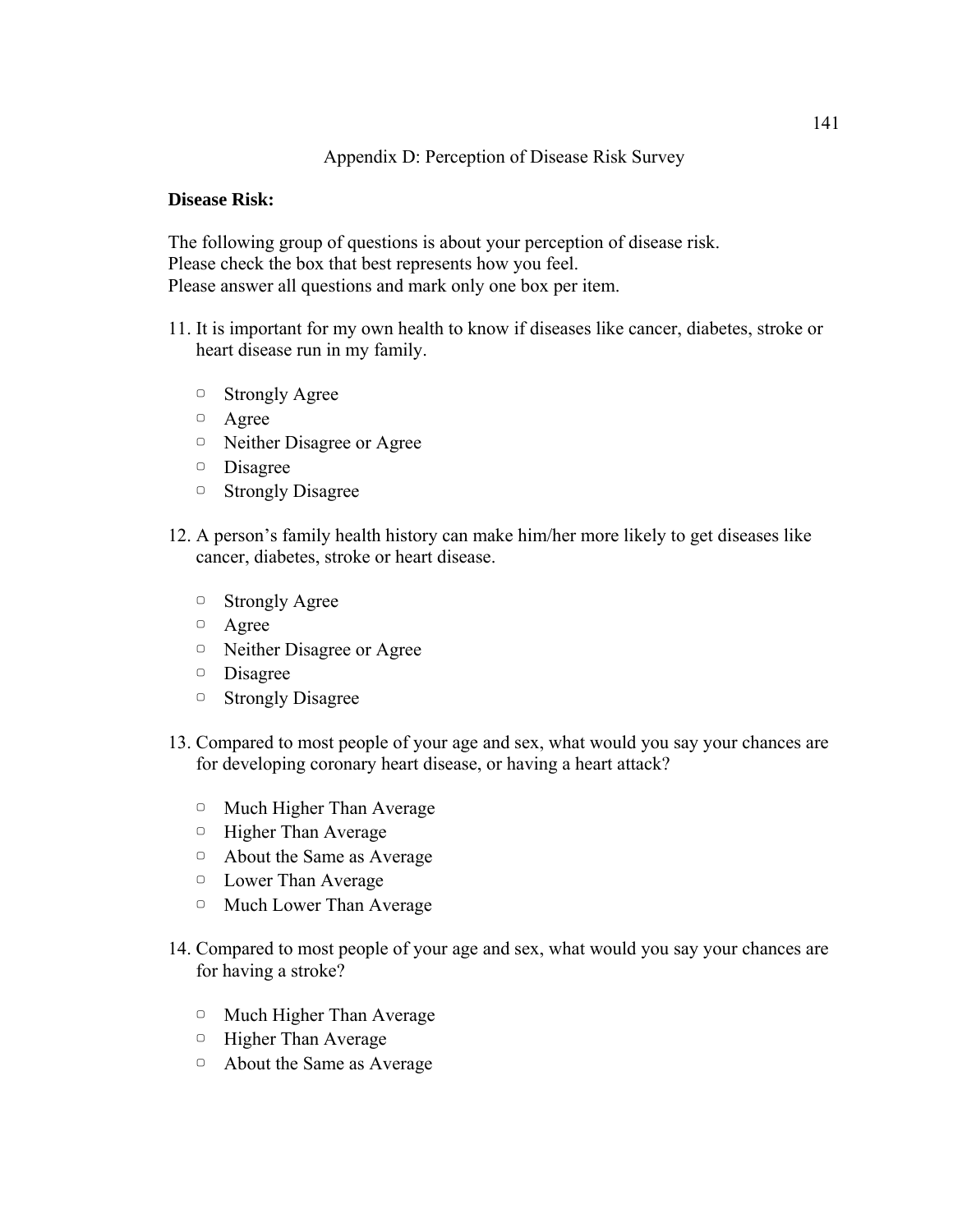## Appendix D: Perception of Disease Risk Survey

**Disease Risk:**

The following group of questions is about your perception of disease risk.
Please check the box that best represents how you feel.
Please answer all questions and mark only one box per item.

11. It is important for my own health to know if diseases like cancer, diabetes, stroke or heart disease run in my family.

    - ▢ Strongly Agree
    - ▢ Agree
    - ▢ Neither Disagree or Agree
    - ▢ Disagree
    - ▢ Strongly Disagree

12. A person's family health history can make him/her more likely to get diseases like cancer, diabetes, stroke or heart disease.

    - ▢ Strongly Agree
    - ▢ Agree
    - ▢ Neither Disagree or Agree
    - ▢ Disagree
    - ▢ Strongly Disagree

13. Compared to most people of your age and sex, what would you say your chances are for developing coronary heart disease, or having a heart attack?

    - ▢ Much Higher Than Average
    - ▢ Higher Than Average
    - ▢ About the Same as Average
    - ▢ Lower Than Average
    - ▢ Much Lower Than Average

14. Compared to most people of your age and sex, what would you say your chances are for having a stroke?

    - ▢ Much Higher Than Average
    - ▢ Higher Than Average
    - ▢ About the Same as Average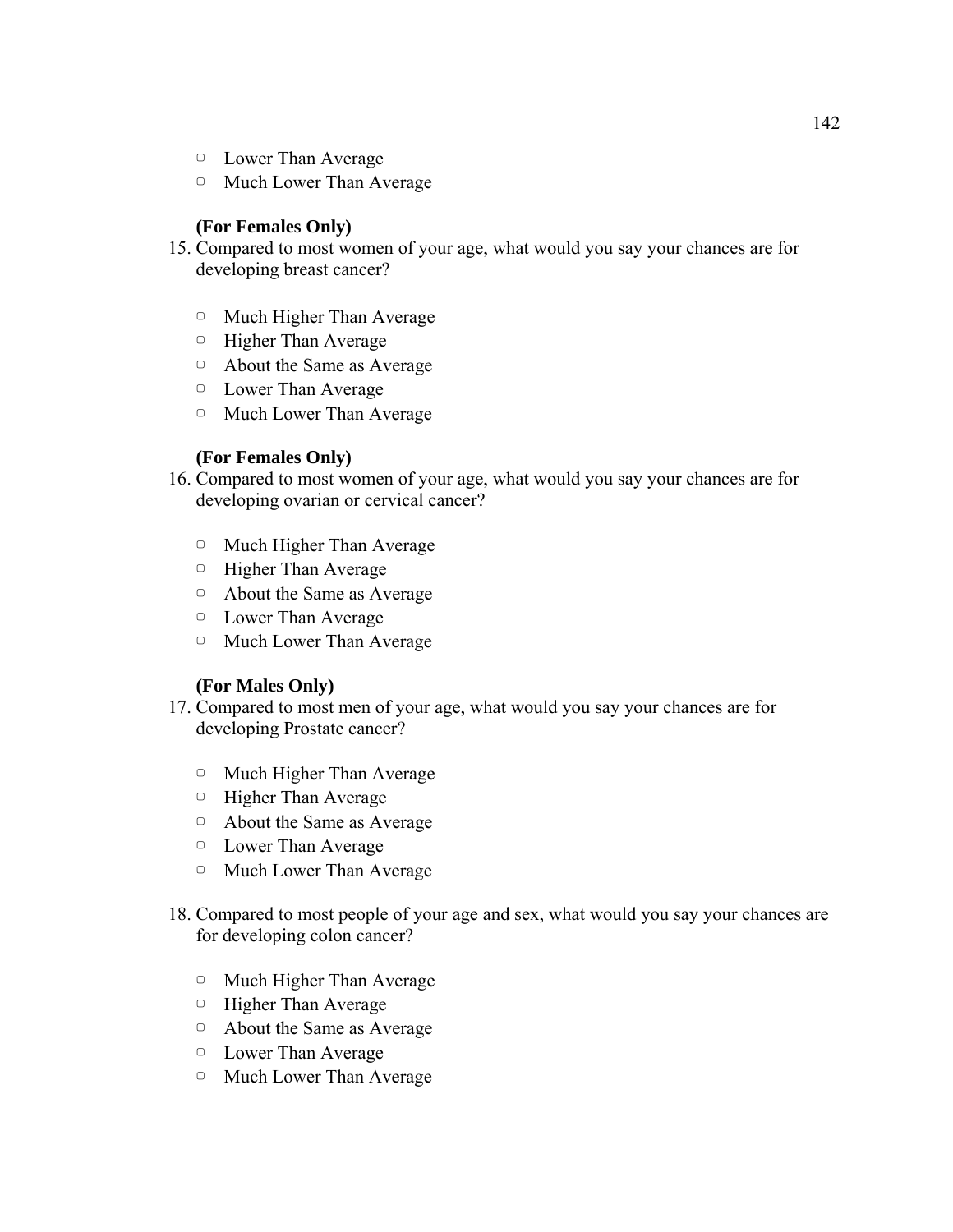- Lower Than Average
- Much Lower Than Average

**(For Females Only)**

15. Compared to most women of your age, what would you say your chances are for developing breast cancer?

    - Much Higher Than Average
    - Higher Than Average
    - About the Same as Average
    - Lower Than Average
    - Much Lower Than Average

**(For Females Only)**

16. Compared to most women of your age, what would you say your chances are for developing ovarian or cervical cancer?

    - Much Higher Than Average
    - Higher Than Average
    - About the Same as Average
    - Lower Than Average
    - Much Lower Than Average

**(For Males Only)**

17. Compared to most men of your age, what would you say your chances are for developing Prostate cancer?

    - Much Higher Than Average
    - Higher Than Average
    - About the Same as Average
    - Lower Than Average
    - Much Lower Than Average

18. Compared to most people of your age and sex, what would you say your chances are for developing colon cancer?

    - Much Higher Than Average
    - Higher Than Average
    - About the Same as Average
    - Lower Than Average
    - Much Lower Than Average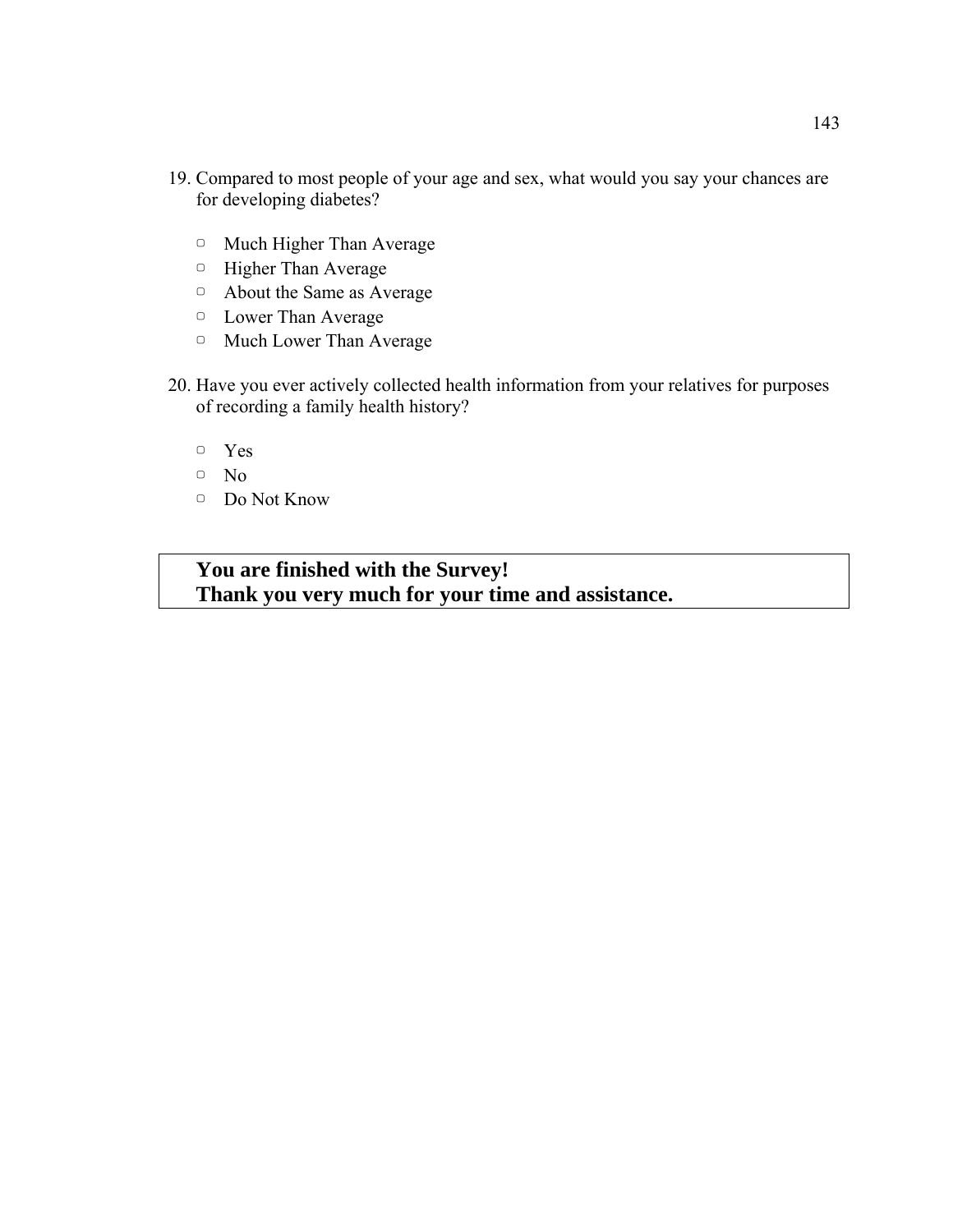19. Compared to most people of your age and sex, what would you say your chances are for developing diabetes?

    - ▢ Much Higher Than Average
    - ▢ Higher Than Average
    - ▢ About the Same as Average
    - ▢ Lower Than Average
    - ▢ Much Lower Than Average

20. Have you ever actively collected health information from your relatives for purposes of recording a family health history?

    - ▢ Yes
    - ▢ No
    - ▢ Do Not Know

**You are finished with the Survey!**
**Thank you very much for your time and assistance.**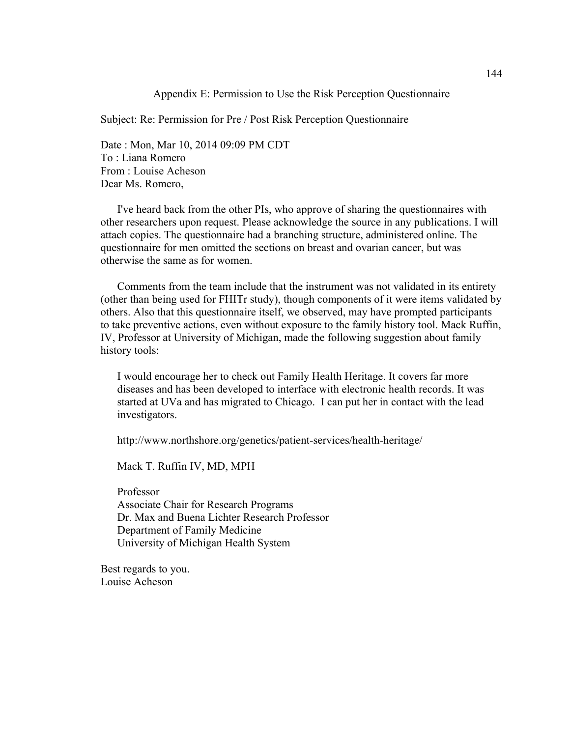# Appendix E: Permission to Use the Risk Perception Questionnaire

Subject: Re: Permission for Pre / Post Risk Perception Questionnaire

Date : Mon, Mar 10, 2014 09:09 PM CDT
To : Liana Romero
From : Louise Acheson
Dear Ms. Romero,

I've heard back from the other PIs, who approve of sharing the questionnaires with other researchers upon request. Please acknowledge the source in any publications. I will attach copies. The questionnaire had a branching structure, administered online. The questionnaire for men omitted the sections on breast and ovarian cancer, but was otherwise the same as for women.

Comments from the team include that the instrument was not validated in its entirety (other than being used for FHITr study), though components of it were items validated by others. Also that this questionnaire itself, we observed, may have prompted participants to take preventive actions, even without exposure to the family history tool. Mack Ruffin, IV, Professor at University of Michigan, made the following suggestion about family history tools:

> I would encourage her to check out Family Health Heritage. It covers far more diseases and has been developed to interface with electronic health records. It was started at UVa and has migrated to Chicago. I can put her in contact with the lead investigators.
>
> http://www.northshore.org/genetics/patient-services/health-heritage/
>
> Mack T. Ruffin IV, MD, MPH
>
> Professor
> Associate Chair for Research Programs
> Dr. Max and Buena Lichter Research Professor
> Department of Family Medicine
> University of Michigan Health System

Best regards to you.
Louise Acheson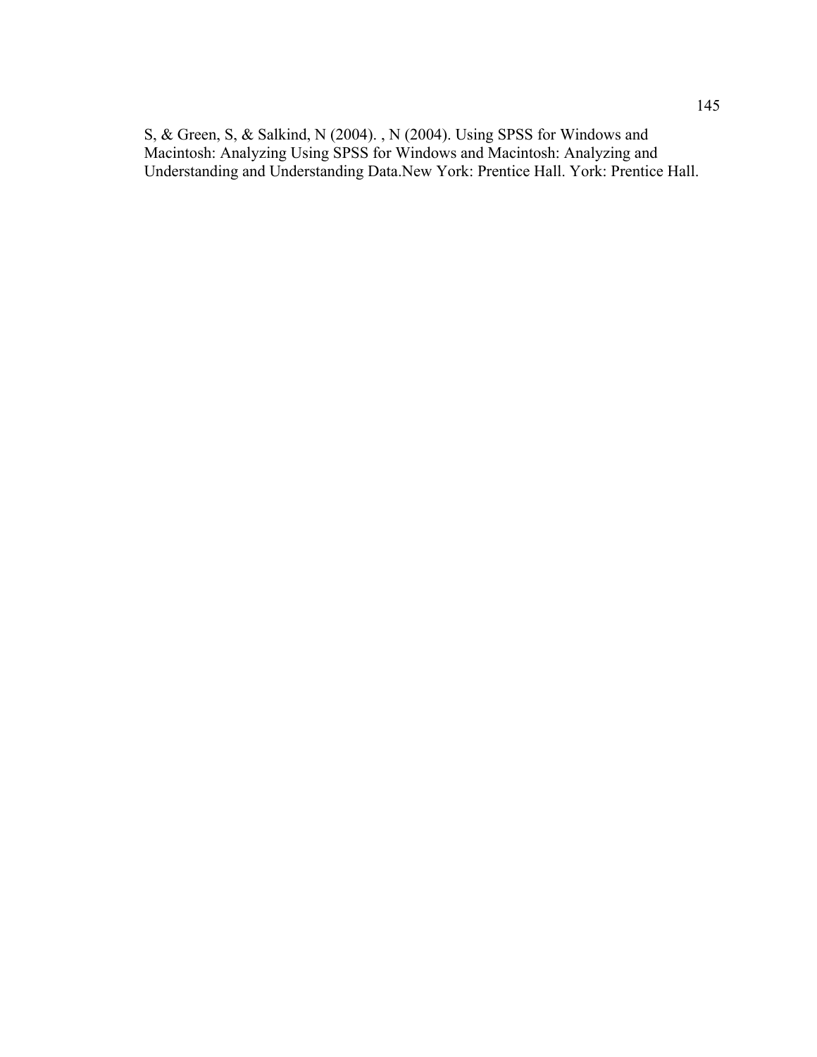S, & Green, S, & Salkind, N (2004). , N (2004). Using SPSS for Windows and Macintosh: Analyzing Using SPSS for Windows and Macintosh: Analyzing and Understanding and Understanding Data.New York: Prentice Hall. York: Prentice Hall.